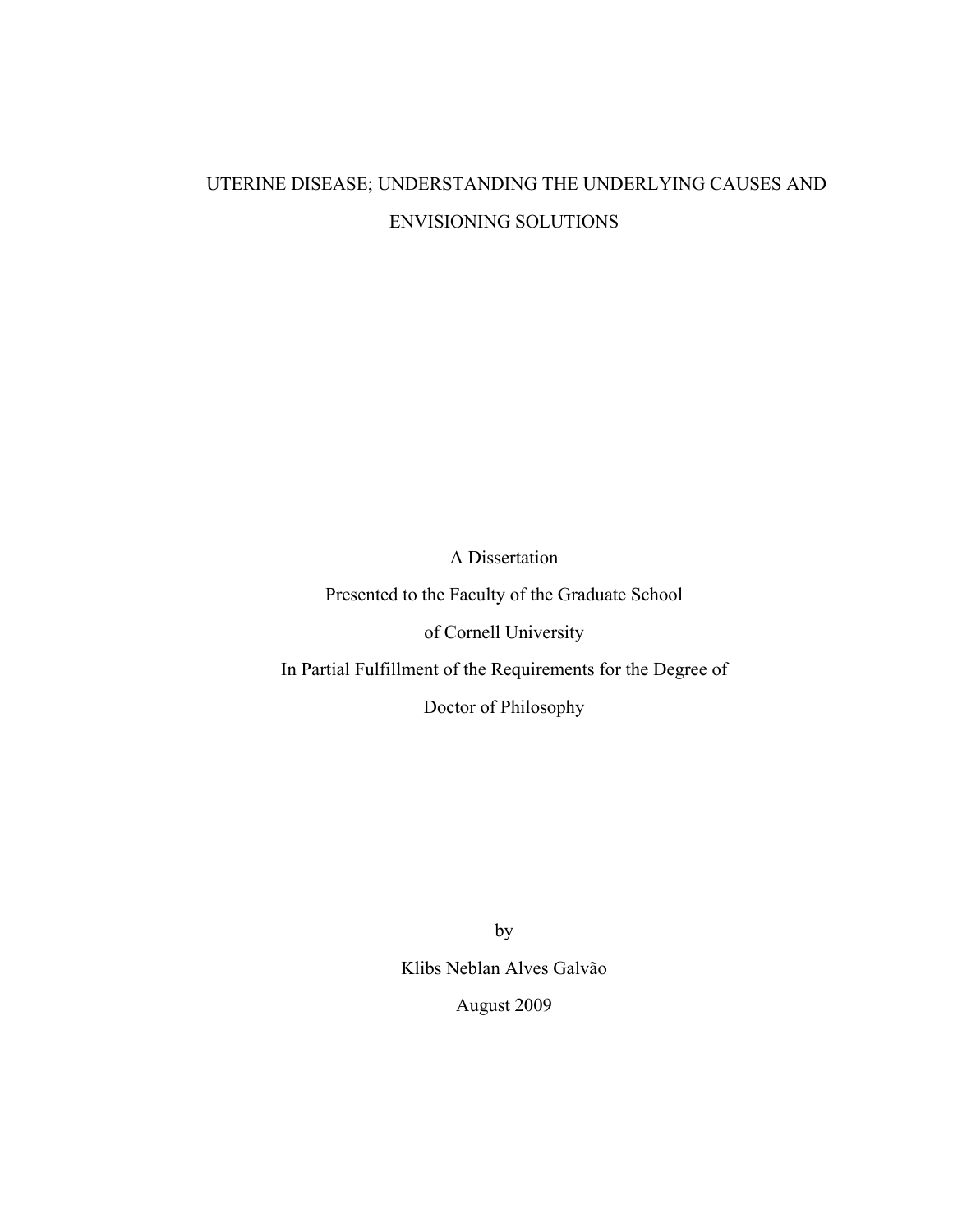# UTERINE DISEASE; UNDERSTANDING THE UNDERLYING CAUSES AND ENVISIONING SOLUTIONS

A Dissertation

Presented to the Faculty of the Graduate School

of Cornell University

In Partial Fulfillment of the Requirements for the Degree of

Doctor of Philosophy

by

Klibs Neblan Alves Galvão

August 2009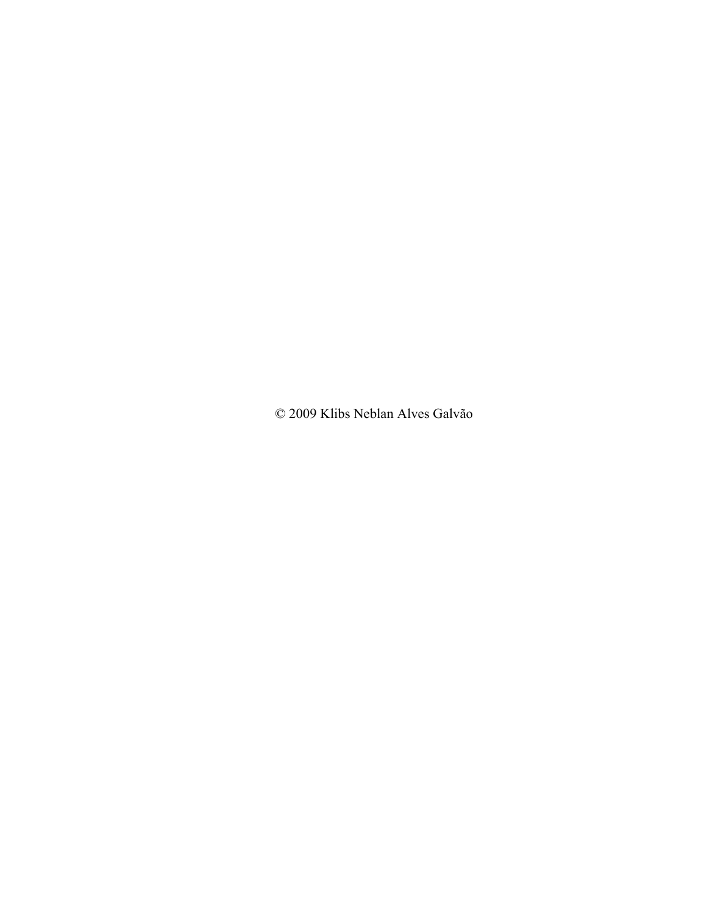© 2009 Klibs Neblan Alves Galvão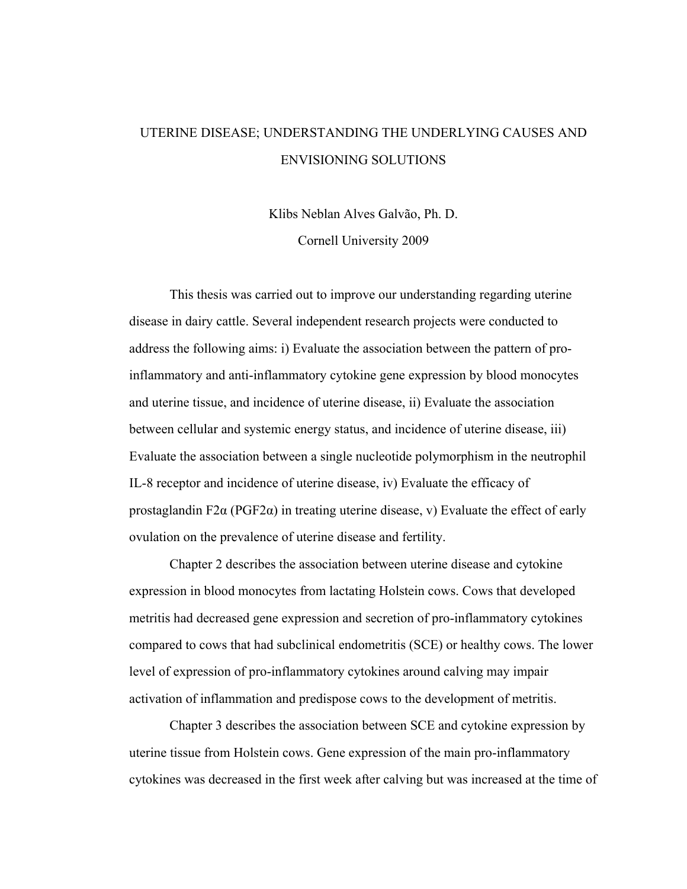# UTERINE DISEASE; UNDERSTANDING THE UNDERLYING CAUSES AND ENVISIONING SOLUTIONS

Klibs Neblan Alves Galvão, Ph. D.

Cornell University 2009

This thesis was carried out to improve our understanding regarding uterine disease in dairy cattle. Several independent research projects were conducted to address the following aims: i) Evaluate the association between the pattern of pro-inflammatory and anti-inflammatory cytokine gene expression by blood monocytes and uterine tissue, and incidence of uterine disease, ii) Evaluate the association between cellular and systemic energy status, and incidence of uterine disease, iii) Evaluate the association between a single nucleotide polymorphism in the neutrophil IL-8 receptor and incidence of uterine disease, iv) Evaluate the efficacy of prostaglandin F2α (PGF2α) in treating uterine disease, v) Evaluate the effect of early ovulation on the prevalence of uterine disease and fertility.

Chapter 2 describes the association between uterine disease and cytokine expression in blood monocytes from lactating Holstein cows. Cows that developed metritis had decreased gene expression and secretion of pro-inflammatory cytokines compared to cows that had subclinical endometritis (SCE) or healthy cows. The lower level of expression of pro-inflammatory cytokines around calving may impair activation of inflammation and predispose cows to the development of metritis.

Chapter 3 describes the association between SCE and cytokine expression by uterine tissue from Holstein cows. Gene expression of the main pro-inflammatory cytokines was decreased in the first week after calving but was increased at the time of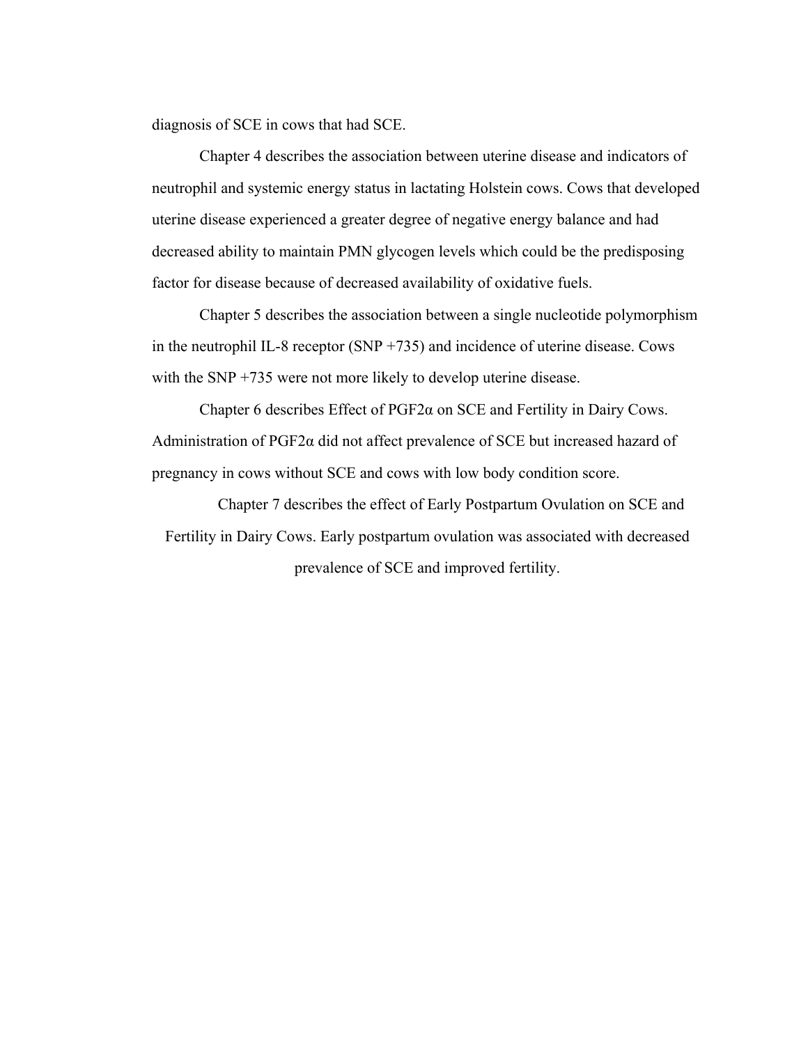diagnosis of SCE in cows that had SCE.

Chapter 4 describes the association between uterine disease and indicators of neutrophil and systemic energy status in lactating Holstein cows. Cows that developed uterine disease experienced a greater degree of negative energy balance and had decreased ability to maintain PMN glycogen levels which could be the predisposing factor for disease because of decreased availability of oxidative fuels.

Chapter 5 describes the association between a single nucleotide polymorphism in the neutrophil IL-8 receptor (SNP +735) and incidence of uterine disease. Cows with the SNP +735 were not more likely to develop uterine disease.

Chapter 6 describes Effect of PGF2α on SCE and Fertility in Dairy Cows. Administration of PGF2α did not affect prevalence of SCE but increased hazard of pregnancy in cows without SCE and cows with low body condition score.

Chapter 7 describes the effect of Early Postpartum Ovulation on SCE and Fertility in Dairy Cows. Early postpartum ovulation was associated with decreased prevalence of SCE and improved fertility.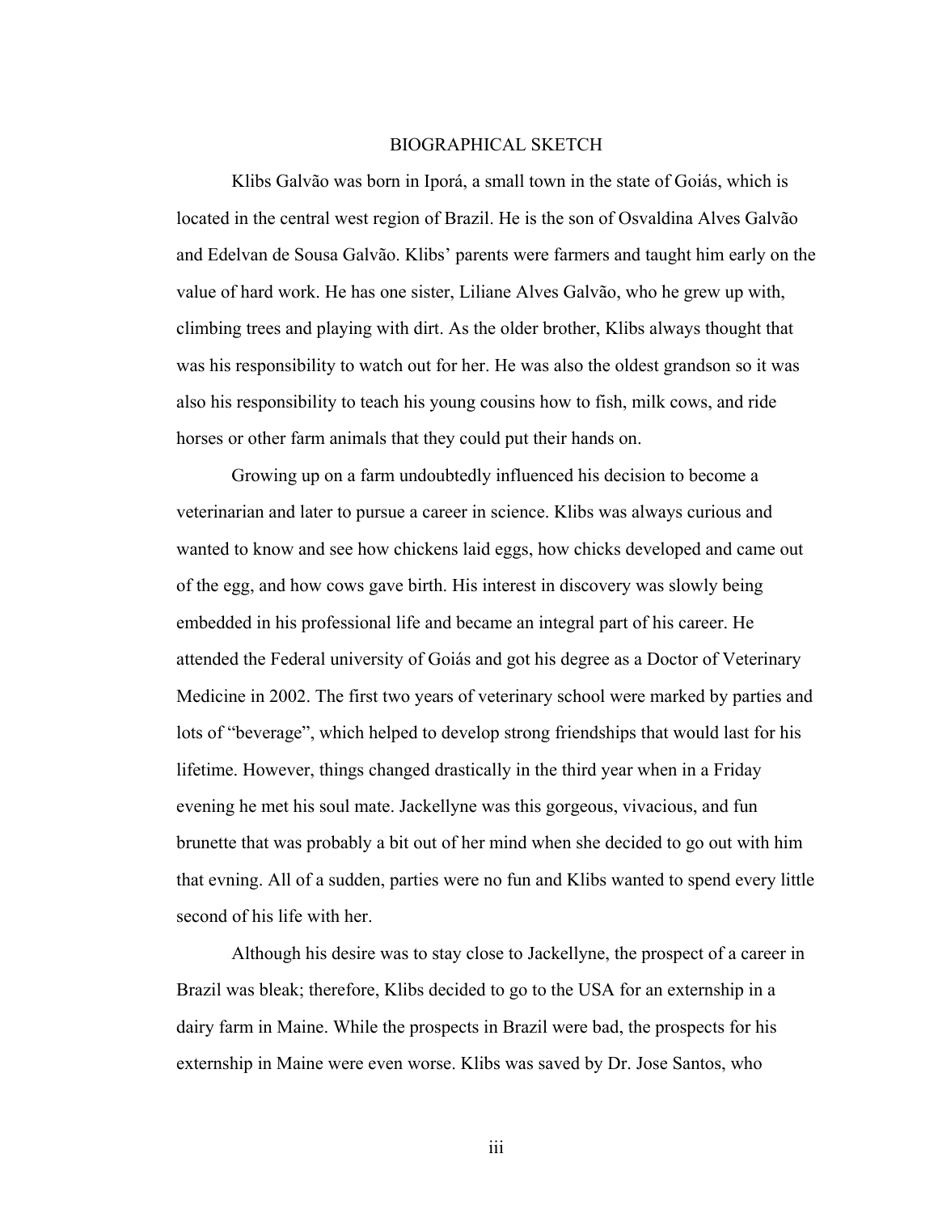# BIOGRAPHICAL SKETCH

Klibs Galvão was born in Iporá, a small town in the state of Goiás, which is located in the central west region of Brazil. He is the son of Osvaldina Alves Galvão and Edelvan de Sousa Galvão. Klibs' parents were farmers and taught him early on the value of hard work. He has one sister, Liliane Alves Galvão, who he grew up with, climbing trees and playing with dirt. As the older brother, Klibs always thought that was his responsibility to watch out for her. He was also the oldest grandson so it was also his responsibility to teach his young cousins how to fish, milk cows, and ride horses or other farm animals that they could put their hands on.

Growing up on a farm undoubtedly influenced his decision to become a veterinarian and later to pursue a career in science. Klibs was always curious and wanted to know and see how chickens laid eggs, how chicks developed and came out of the egg, and how cows gave birth. His interest in discovery was slowly being embedded in his professional life and became an integral part of his career. He attended the Federal university of Goiás and got his degree as a Doctor of Veterinary Medicine in 2002. The first two years of veterinary school were marked by parties and lots of "beverage", which helped to develop strong friendships that would last for his lifetime. However, things changed drastically in the third year when in a Friday evening he met his soul mate. Jackellyne was this gorgeous, vivacious, and fun brunette that was probably a bit out of her mind when she decided to go out with him that evning. All of a sudden, parties were no fun and Klibs wanted to spend every little second of his life with her.

Although his desire was to stay close to Jackellyne, the prospect of a career in Brazil was bleak; therefore, Klibs decided to go to the USA for an externship in a dairy farm in Maine. While the prospects in Brazil were bad, the prospects for his externship in Maine were even worse. Klibs was saved by Dr. Jose Santos, who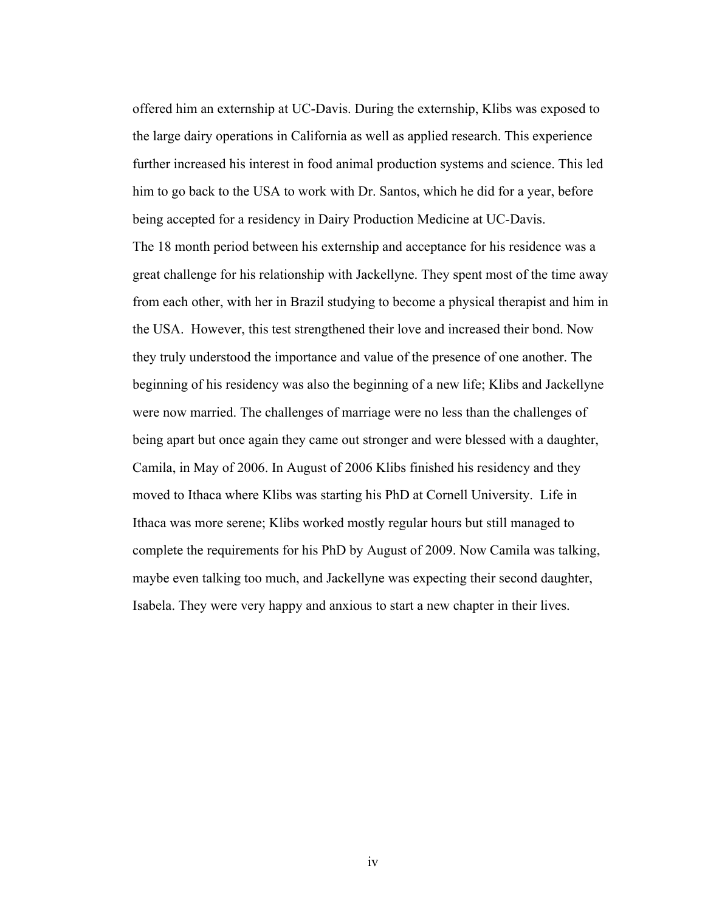offered him an externship at UC-Davis. During the externship, Klibs was exposed to the large dairy operations in California as well as applied research. This experience further increased his interest in food animal production systems and science. This led him to go back to the USA to work with Dr. Santos, which he did for a year, before being accepted for a residency in Dairy Production Medicine at UC-Davis.

The 18 month period between his externship and acceptance for his residence was a great challenge for his relationship with Jackellyne. They spent most of the time away from each other, with her in Brazil studying to become a physical therapist and him in the USA. However, this test strengthened their love and increased their bond. Now they truly understood the importance and value of the presence of one another. The beginning of his residency was also the beginning of a new life; Klibs and Jackellyne were now married. The challenges of marriage were no less than the challenges of being apart but once again they came out stronger and were blessed with a daughter, Camila, in May of 2006. In August of 2006 Klibs finished his residency and they moved to Ithaca where Klibs was starting his PhD at Cornell University. Life in Ithaca was more serene; Klibs worked mostly regular hours but still managed to complete the requirements for his PhD by August of 2009. Now Camila was talking, maybe even talking too much, and Jackellyne was expecting their second daughter, Isabela. They were very happy and anxious to start a new chapter in their lives.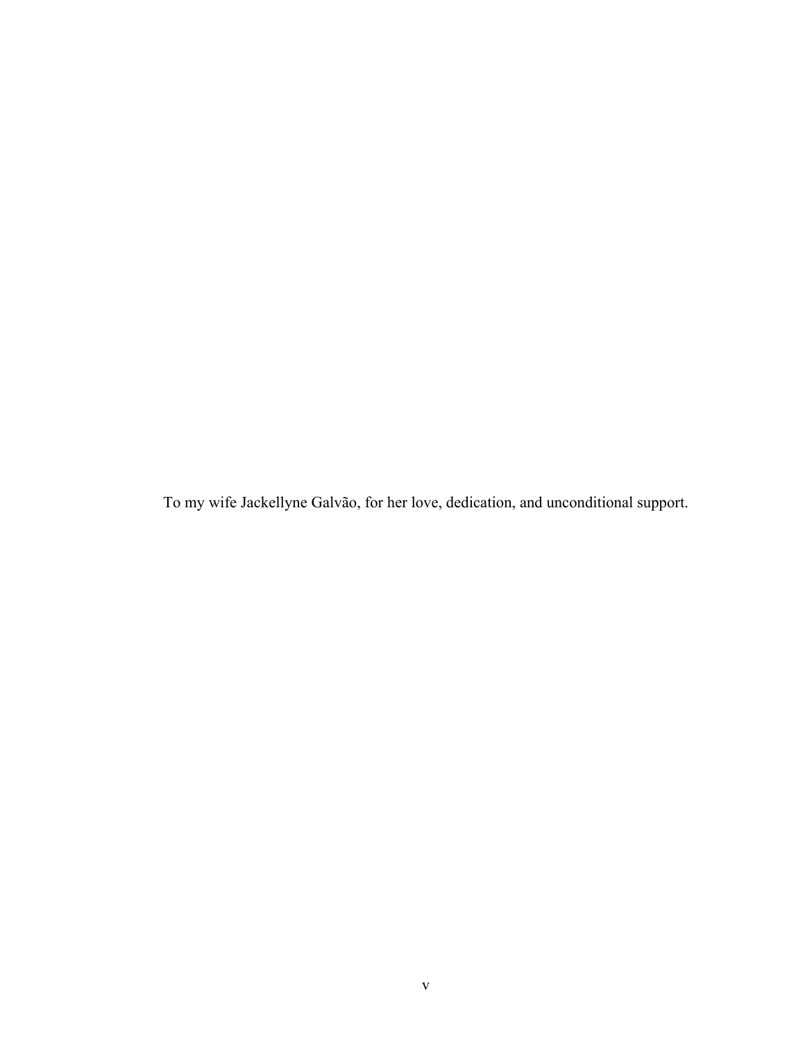To my wife Jackellyne Galvão, for her love, dedication, and unconditional support.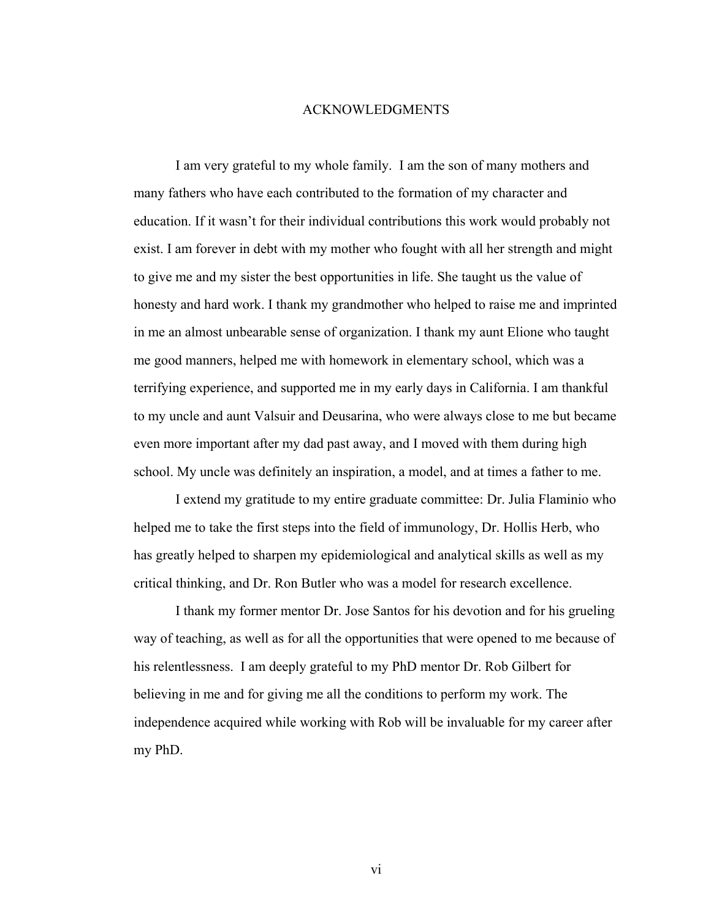# ACKNOWLEDGMENTS

I am very grateful to my whole family. I am the son of many mothers and many fathers who have each contributed to the formation of my character and education. If it wasn't for their individual contributions this work would probably not exist. I am forever in debt with my mother who fought with all her strength and might to give me and my sister the best opportunities in life. She taught us the value of honesty and hard work. I thank my grandmother who helped to raise me and imprinted in me an almost unbearable sense of organization. I thank my aunt Elione who taught me good manners, helped me with homework in elementary school, which was a terrifying experience, and supported me in my early days in California. I am thankful to my uncle and aunt Valsuir and Deusarina, who were always close to me but became even more important after my dad past away, and I moved with them during high school. My uncle was definitely an inspiration, a model, and at times a father to me.

I extend my gratitude to my entire graduate committee: Dr. Julia Flaminio who helped me to take the first steps into the field of immunology, Dr. Hollis Herb, who has greatly helped to sharpen my epidemiological and analytical skills as well as my critical thinking, and Dr. Ron Butler who was a model for research excellence.

I thank my former mentor Dr. Jose Santos for his devotion and for his grueling way of teaching, as well as for all the opportunities that were opened to me because of his relentlessness. I am deeply grateful to my PhD mentor Dr. Rob Gilbert for believing in me and for giving me all the conditions to perform my work. The independence acquired while working with Rob will be invaluable for my career after my PhD.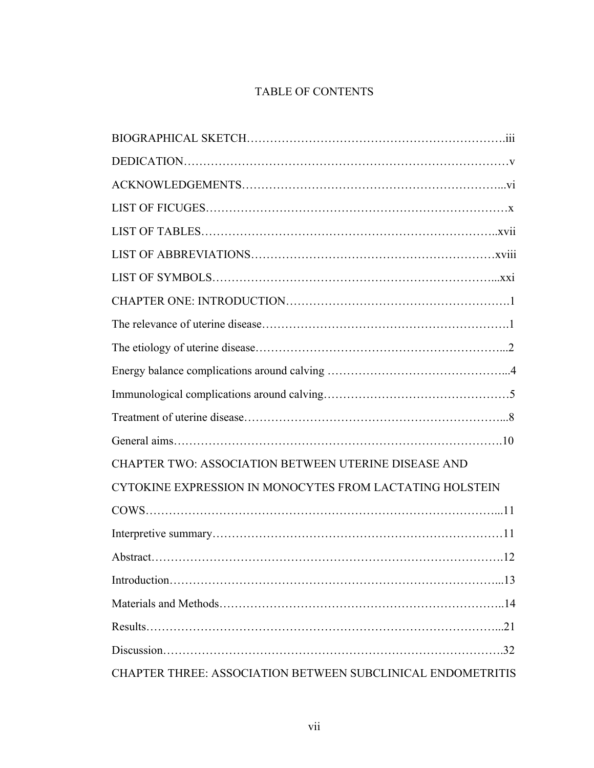# TABLE OF CONTENTS

BIOGRAPHICAL SKETCH……………………………………………………….iii

DEDICATION………………………………………………………………………v

ACKNOWLEDGEMENTS…………………………………………………………...vi

LIST OF FICUGES…………………………………………………………………x

LIST OF TABLES…………………………………………………………………..xvii

LIST OF ABBREVIATIONS………………………………………………………xviii

LIST OF SYMBOLS………………………………………………………………...xxi

CHAPTER ONE: INTRODUCTION……………………………………………….1

The relevance of uterine disease…………………………………………………….1

The etiology of uterine disease……………………………………………………...2

Energy balance complications around calving ………………………………………...4

Immunological complications around calving…………………………………………5

Treatment of uterine disease………………………………………………………...8

General aims………………………………………………………………………….10

CHAPTER TWO: ASSOCIATION BETWEEN UTERINE DISEASE AND CYTOKINE EXPRESSION IN MONOCYTES FROM LACTATING HOLSTEIN COWS…………………………………………………………………………...11

Interpretive summary………………………………………………………………11

Abstract……………………………………………………………………………….12

Introduction…………………………………………………………………………...13

Materials and Methods……………………………………………………………….14

Results………………………………………………………………………………...21

Discussion…………………………………………………………………………….32

CHAPTER THREE: ASSOCIATION BETWEEN SUBCLINICAL ENDOMETRITIS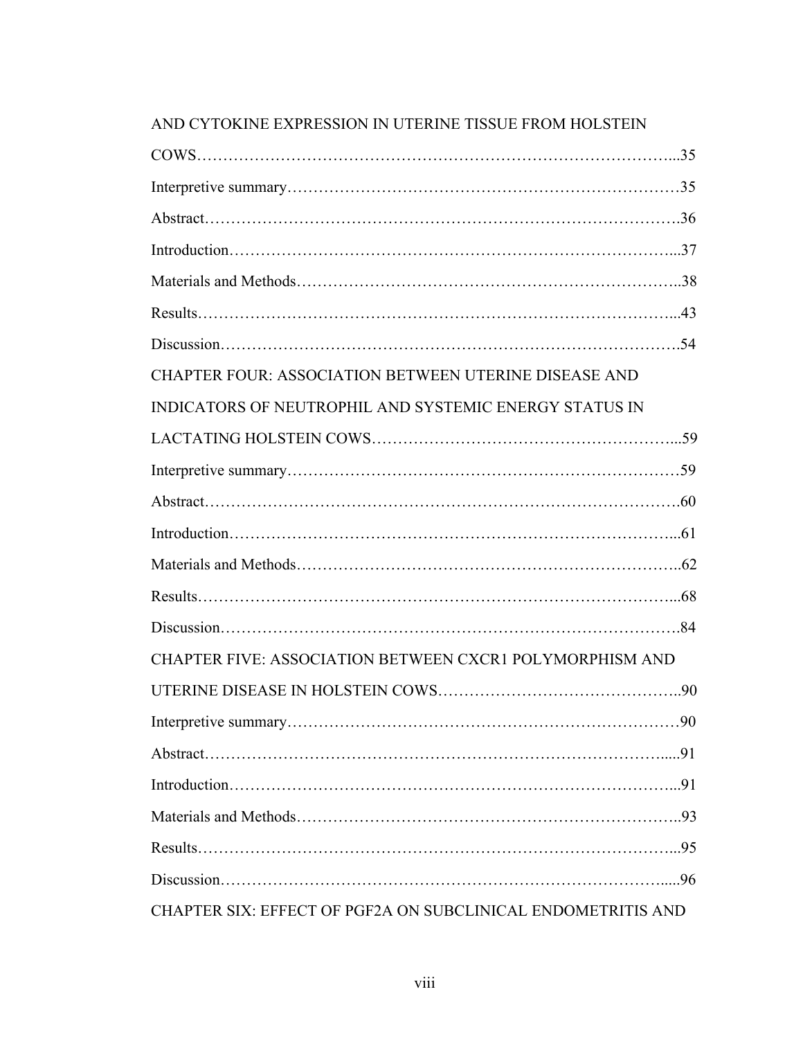AND CYTOKINE EXPRESSION IN UTERINE TISSUE FROM HOLSTEIN COWS……………………………………………………………………………...35

Interpretive summary…………………………………………………………………35

Abstract……………………………………………………………………………….36

Introduction…………………………………………………………………………...37

Materials and Methods………………………………………………………………..38

Results………………………………………………………………………………...43

Discussion…………………………………………………………………………….54

CHAPTER FOUR: ASSOCIATION BETWEEN UTERINE DISEASE AND INDICATORS OF NEUTROPHIL AND SYSTEMIC ENERGY STATUS IN LACTATING HOLSTEIN COWS…………………………………………………...59

Interpretive summary…………………………………………………………………59

Abstract……………………………………………………………………………….60

Introduction…………………………………………………………………………...61

Materials and Methods………………………………………………………………..62

Results………………………………………………………………………………...68

Discussion…………………………………………………………………………….84

CHAPTER FIVE: ASSOCIATION BETWEEN CXCR1 POLYMORPHISM AND UTERINE DISEASE IN HOLSTEIN COWS………………………………………..90

Interpretive summary…………………………………………………………………90

Abstract……………………………………………………………………………….....91

Introduction…………………………………………………………………………...91

Materials and Methods………………………………………………………………..93

Results………………………………………………………………………………...95

Discussion…………………………………………………………………………….....96

CHAPTER SIX: EFFECT OF PGF2A ON SUBCLINICAL ENDOMETRITIS AND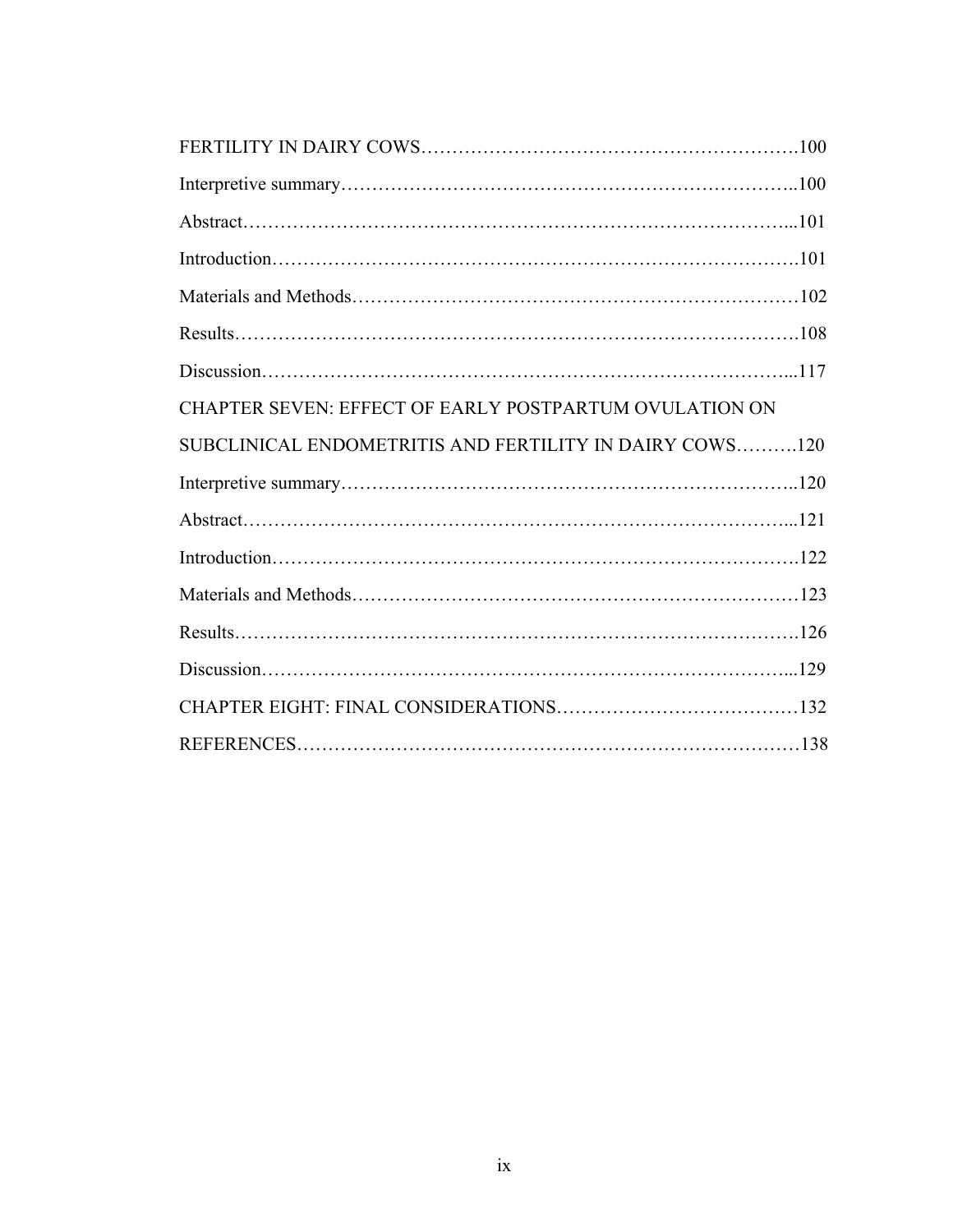FERTILITY IN DAIRY COWS……………………………………………………….100

Interpretive summary……………………………………………………………..100

Abstract…………………………………………………………………………...101

Introduction……………………………………………………………………….101

Materials and Methods……………………………………………………………102

Results…………………………………………………………………………….108

Discussion………………………………………………………………………...117

CHAPTER SEVEN: EFFECT OF EARLY POSTPARTUM OVULATION ON SUBCLINICAL ENDOMETRITIS AND FERTILITY IN DAIRY COWS……….120

Interpretive summary……………………………………………………………..120

Abstract…………………………………………………………………………...121

Introduction……………………………………………………………………….122

Materials and Methods……………………………………………………………123

Results…………………………………………………………………………….126

Discussion………………………………………………………………………...129

CHAPTER EIGHT: FINAL CONSIDERATIONS…………………………………132

REFERENCES………………………………………………………………………138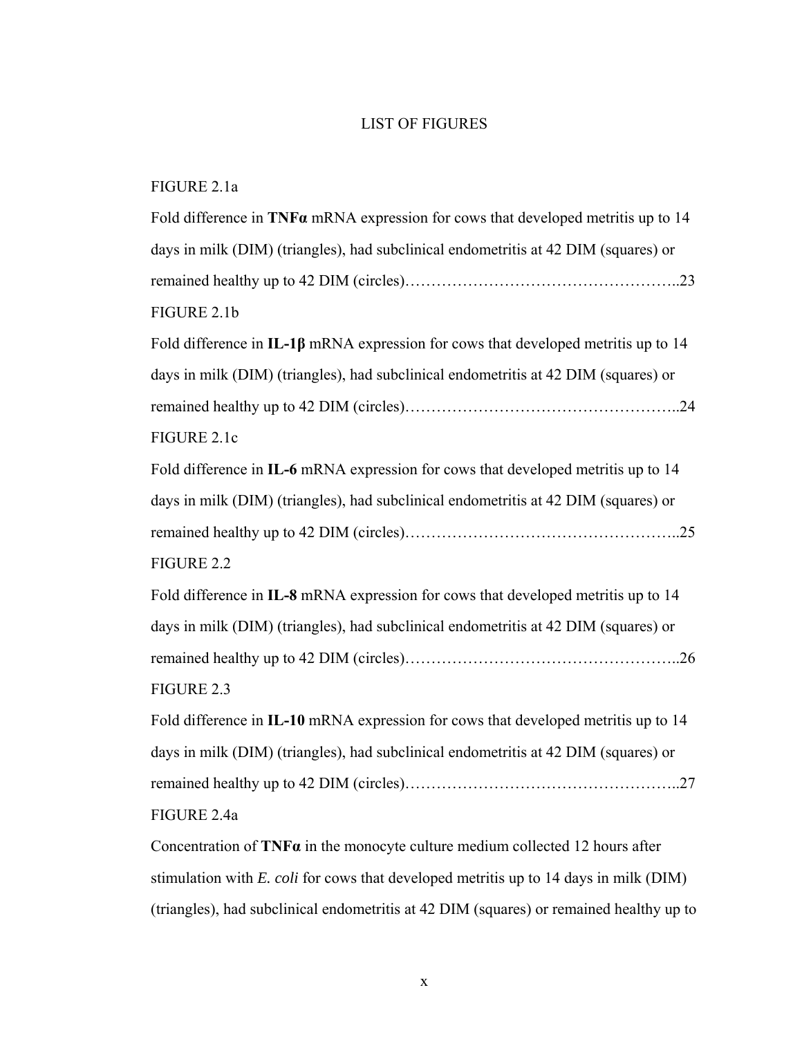# LIST OF FIGURES

FIGURE 2.1a

Fold difference in **TNFα** mRNA expression for cows that developed metritis up to 14 days in milk (DIM) (triangles), had subclinical endometritis at 42 DIM (squares) or remained healthy up to 42 DIM (circles)…………………………………………..23

FIGURE 2.1b

Fold difference in **IL-1β** mRNA expression for cows that developed metritis up to 14 days in milk (DIM) (triangles), had subclinical endometritis at 42 DIM (squares) or remained healthy up to 42 DIM (circles)…………………………………………..24

FIGURE 2.1c

Fold difference in **IL-6** mRNA expression for cows that developed metritis up to 14 days in milk (DIM) (triangles), had subclinical endometritis at 42 DIM (squares) or remained healthy up to 42 DIM (circles)…………………………………………..25

FIGURE 2.2

Fold difference in **IL-8** mRNA expression for cows that developed metritis up to 14 days in milk (DIM) (triangles), had subclinical endometritis at 42 DIM (squares) or remained healthy up to 42 DIM (circles)…………………………………………..26

FIGURE 2.3

Fold difference in **IL-10** mRNA expression for cows that developed metritis up to 14 days in milk (DIM) (triangles), had subclinical endometritis at 42 DIM (squares) or remained healthy up to 42 DIM (circles)…………………………………………..27

FIGURE 2.4a

Concentration of **TNFα** in the monocyte culture medium collected 12 hours after stimulation with *E. coli* for cows that developed metritis up to 14 days in milk (DIM) (triangles), had subclinical endometritis at 42 DIM (squares) or remained healthy up to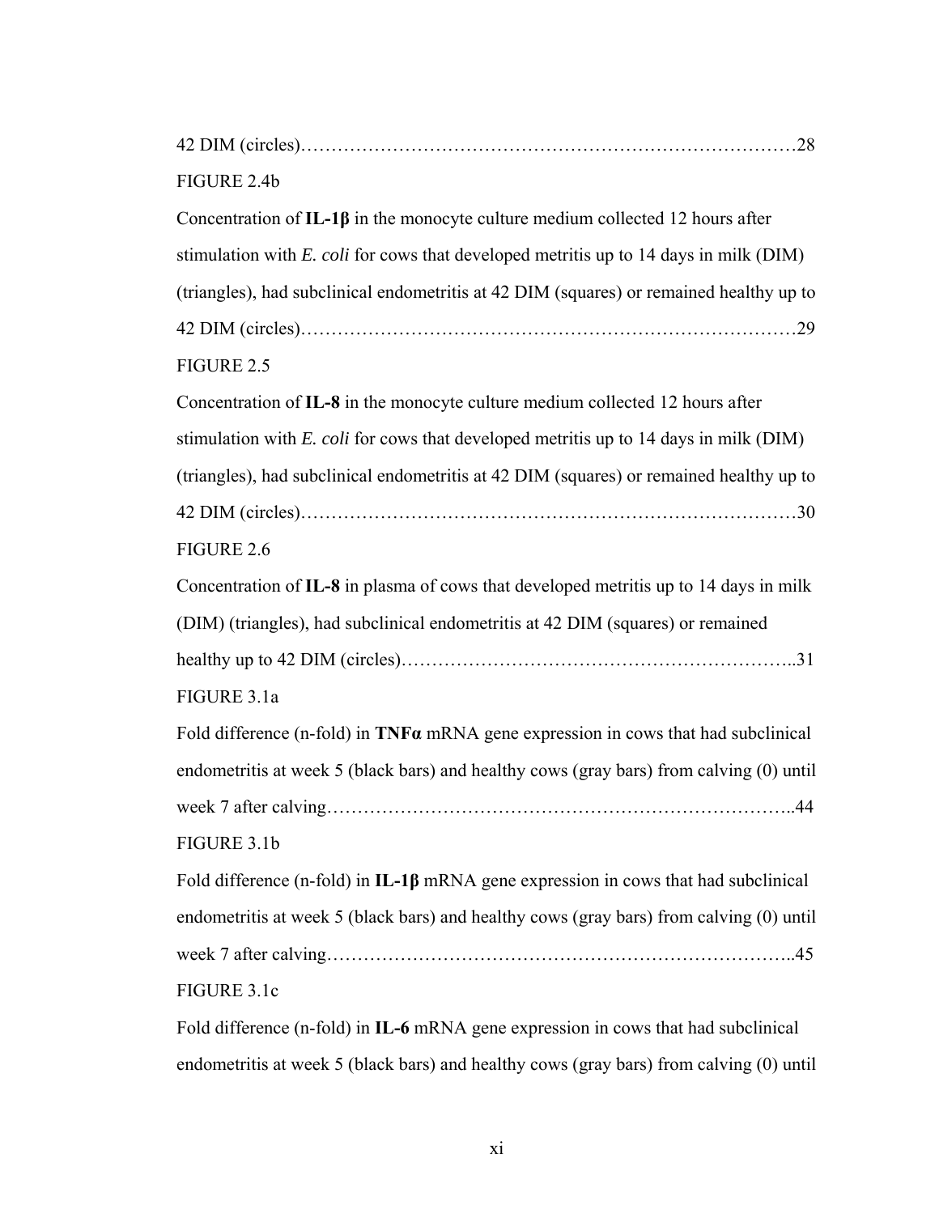42 DIM (circles)……………………………………………………………………28

FIGURE 2.4b

Concentration of **IL-1β** in the monocyte culture medium collected 12 hours after stimulation with *E. coli* for cows that developed metritis up to 14 days in milk (DIM) (triangles), had subclinical endometritis at 42 DIM (squares) or remained healthy up to 42 DIM (circles)……………………………………………………………………29

FIGURE 2.5

Concentration of **IL-8** in the monocyte culture medium collected 12 hours after stimulation with *E. coli* for cows that developed metritis up to 14 days in milk (DIM) (triangles), had subclinical endometritis at 42 DIM (squares) or remained healthy up to 42 DIM (circles)……………………………………………………………………30

FIGURE 2.6

Concentration of **IL-8** in plasma of cows that developed metritis up to 14 days in milk (DIM) (triangles), had subclinical endometritis at 42 DIM (squares) or remained healthy up to 42 DIM (circles)………………………………………………………..31

FIGURE 3.1a

Fold difference (n-fold) in **TNFα** mRNA gene expression in cows that had subclinical endometritis at week 5 (black bars) and healthy cows (gray bars) from calving (0) until week 7 after calving………………………………………………………………..44

FIGURE 3.1b

Fold difference (n-fold) in **IL-1β** mRNA gene expression in cows that had subclinical endometritis at week 5 (black bars) and healthy cows (gray bars) from calving (0) until week 7 after calving………………………………………………………………..45

FIGURE 3.1c

Fold difference (n-fold) in **IL-6** mRNA gene expression in cows that had subclinical endometritis at week 5 (black bars) and healthy cows (gray bars) from calving (0) until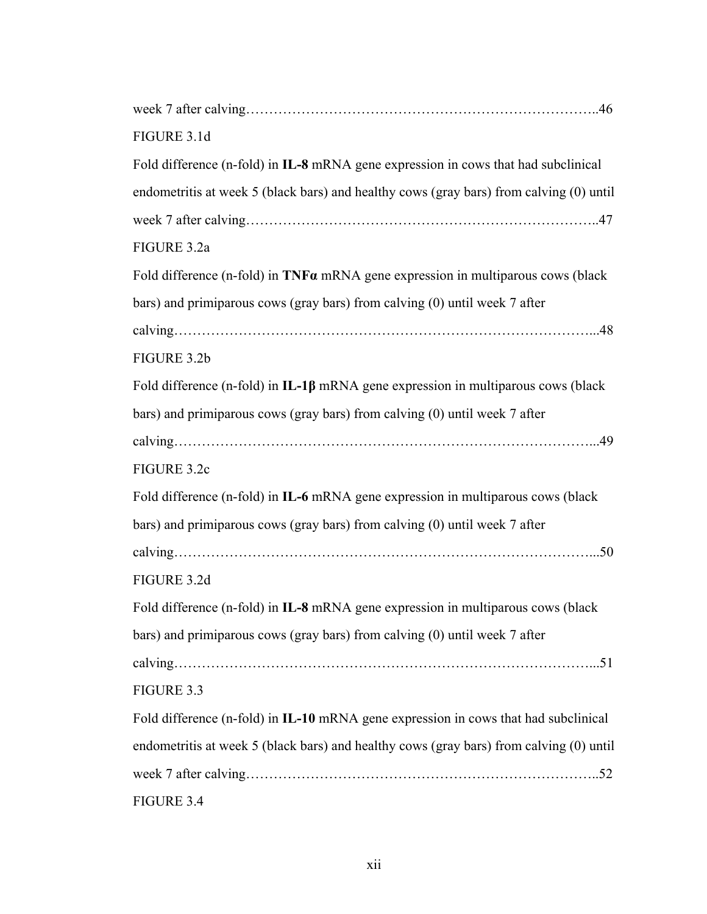week 7 after calving…………………………………………………………………..46

FIGURE 3.1d

Fold difference (n-fold) in **IL-8** mRNA gene expression in cows that had subclinical endometritis at week 5 (black bars) and healthy cows (gray bars) from calving (0) until week 7 after calving…………………………………………………………………..47

FIGURE 3.2a

Fold difference (n-fold) in **TNFα** mRNA gene expression in multiparous cows (black bars) and primiparous cows (gray bars) from calving (0) until week 7 after calving……………………………………………………………………………...48

FIGURE 3.2b

Fold difference (n-fold) in **IL-1β** mRNA gene expression in multiparous cows (black bars) and primiparous cows (gray bars) from calving (0) until week 7 after calving……………………………………………………………………………...49

FIGURE 3.2c

Fold difference (n-fold) in **IL-6** mRNA gene expression in multiparous cows (black bars) and primiparous cows (gray bars) from calving (0) until week 7 after calving……………………………………………………………………………...50

FIGURE 3.2d

Fold difference (n-fold) in **IL-8** mRNA gene expression in multiparous cows (black bars) and primiparous cows (gray bars) from calving (0) until week 7 after calving……………………………………………………………………………...51

FIGURE 3.3

Fold difference (n-fold) in **IL-10** mRNA gene expression in cows that had subclinical endometritis at week 5 (black bars) and healthy cows (gray bars) from calving (0) until week 7 after calving…………………………………………………………………..52

FIGURE 3.4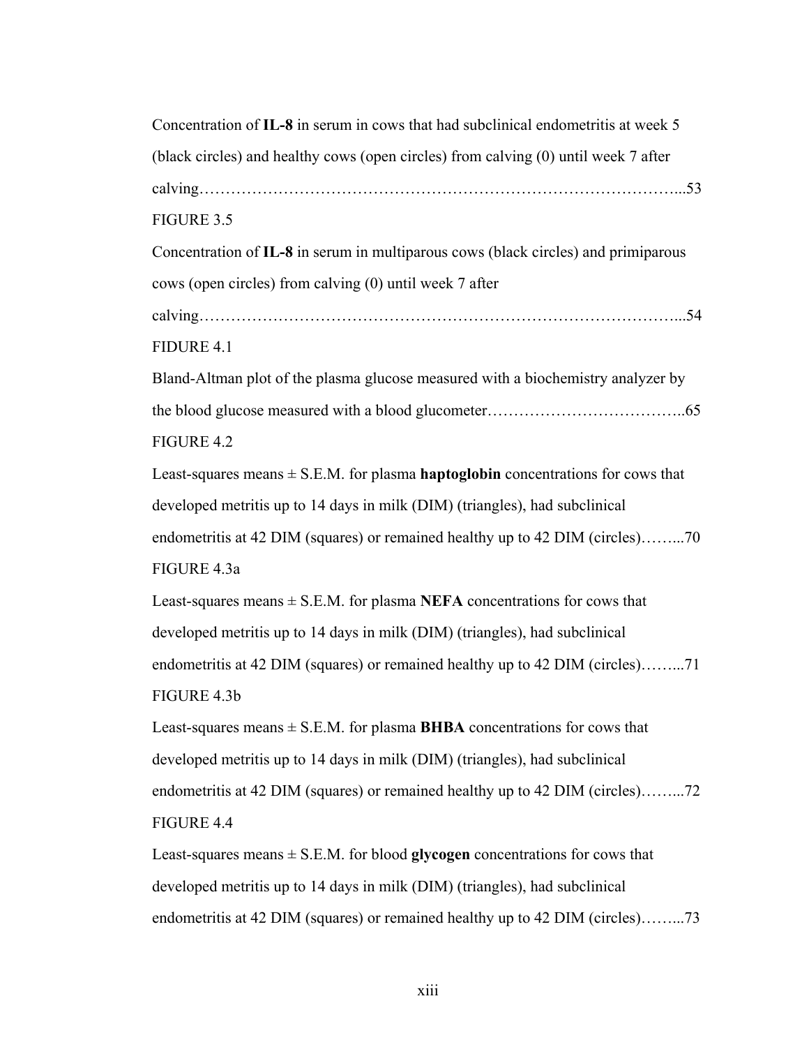Concentration of **IL-8** in serum in cows that had subclinical endometritis at week 5 (black circles) and healthy cows (open circles) from calving (0) until week 7 after calving………………………………………………………………………………...53

FIGURE 3.5

Concentration of **IL-8** in serum in multiparous cows (black circles) and primiparous cows (open circles) from calving (0) until week 7 after calving……………………………………………………………………………...54

FIDURE 4.1

Bland-Altman plot of the plasma glucose measured with a biochemistry analyzer by the blood glucose measured with a blood glucometer………………………………..65

FIGURE 4.2

Least-squares means ± S.E.M. for plasma **haptoglobin** concentrations for cows that developed metritis up to 14 days in milk (DIM) (triangles), had subclinical endometritis at 42 DIM (squares) or remained healthy up to 42 DIM (circles)……...70

FIGURE 4.3a

Least-squares means ± S.E.M. for plasma **NEFA** concentrations for cows that developed metritis up to 14 days in milk (DIM) (triangles), had subclinical endometritis at 42 DIM (squares) or remained healthy up to 42 DIM (circles)……...71

FIGURE 4.3b

Least-squares means ± S.E.M. for plasma **BHBA** concentrations for cows that developed metritis up to 14 days in milk (DIM) (triangles), had subclinical endometritis at 42 DIM (squares) or remained healthy up to 42 DIM (circles)……...72

FIGURE 4.4

Least-squares means ± S.E.M. for blood **glycogen** concentrations for cows that developed metritis up to 14 days in milk (DIM) (triangles), had subclinical endometritis at 42 DIM (squares) or remained healthy up to 42 DIM (circles)……...73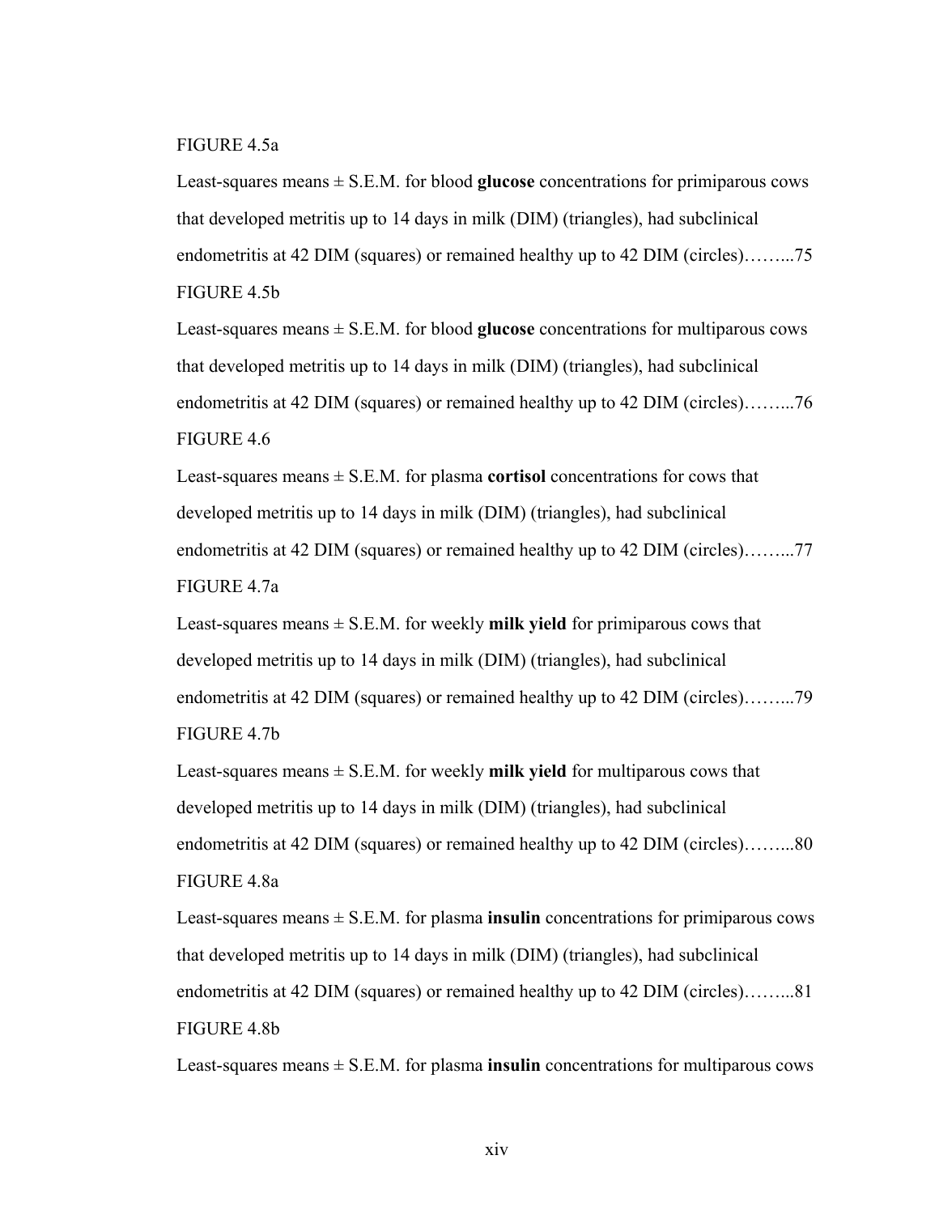FIGURE 4.5a

Least-squares means ± S.E.M. for blood **glucose** concentrations for primiparous cows that developed metritis up to 14 days in milk (DIM) (triangles), had subclinical endometritis at 42 DIM (squares) or remained healthy up to 42 DIM (circles)……...75

FIGURE 4.5b

Least-squares means ± S.E.M. for blood **glucose** concentrations for multiparous cows that developed metritis up to 14 days in milk (DIM) (triangles), had subclinical endometritis at 42 DIM (squares) or remained healthy up to 42 DIM (circles)……...76

FIGURE 4.6

Least-squares means ± S.E.M. for plasma **cortisol** concentrations for cows that developed metritis up to 14 days in milk (DIM) (triangles), had subclinical endometritis at 42 DIM (squares) or remained healthy up to 42 DIM (circles)……...77

FIGURE 4.7a

Least-squares means ± S.E.M. for weekly **milk yield** for primiparous cows that developed metritis up to 14 days in milk (DIM) (triangles), had subclinical endometritis at 42 DIM (squares) or remained healthy up to 42 DIM (circles)……...79

FIGURE 4.7b

Least-squares means ± S.E.M. for weekly **milk yield** for multiparous cows that developed metritis up to 14 days in milk (DIM) (triangles), had subclinical endometritis at 42 DIM (squares) or remained healthy up to 42 DIM (circles)……...80

FIGURE 4.8a

Least-squares means ± S.E.M. for plasma **insulin** concentrations for primiparous cows that developed metritis up to 14 days in milk (DIM) (triangles), had subclinical endometritis at 42 DIM (squares) or remained healthy up to 42 DIM (circles)……...81

FIGURE 4.8b

Least-squares means ± S.E.M. for plasma **insulin** concentrations for multiparous cows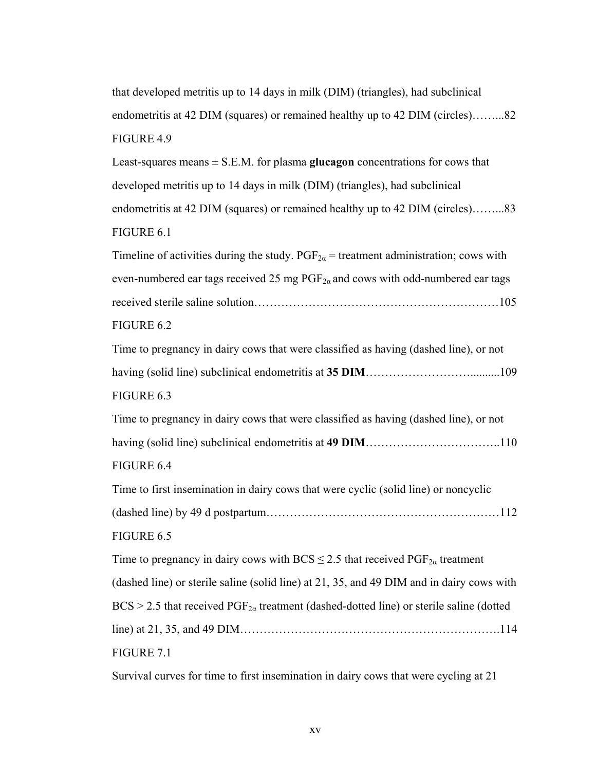that developed metritis up to 14 days in milk (DIM) (triangles), had subclinical endometritis at 42 DIM (squares) or remained healthy up to 42 DIM (circles)……...82

FIGURE 4.9

Least-squares means ± S.E.M. for plasma **glucagon** concentrations for cows that developed metritis up to 14 days in milk (DIM) (triangles), had subclinical endometritis at 42 DIM (squares) or remained healthy up to 42 DIM (circles)……...83

FIGURE 6.1

Timeline of activities during the study. $PGF_{2\alpha}$ = treatment administration; cows with even-numbered ear tags received 25 mg $PGF_{2\alpha}$ and cows with odd-numbered ear tags received sterile saline solution………………………………………………………105

FIGURE 6.2

Time to pregnancy in dairy cows that were classified as having (dashed line), or not having (solid line) subclinical endometritis at **35 DIM**………………………..........109

FIGURE 6.3

Time to pregnancy in dairy cows that were classified as having (dashed line), or not having (solid line) subclinical endometritis at **49 DIM**……………………………..110

FIGURE 6.4

Time to first insemination in dairy cows that were cyclic (solid line) or noncyclic (dashed line) by 49 d postpartum……………………………………………………112

FIGURE 6.5

Time to pregnancy in dairy cows with BCS ≤ 2.5 that received $PGF_{2\alpha}$ treatment (dashed line) or sterile saline (solid line) at 21, 35, and 49 DIM and in dairy cows with BCS > 2.5 that received $PGF_{2\alpha}$ treatment (dashed-dotted line) or sterile saline (dotted line) at 21, 35, and 49 DIM………………………………………………………….114

FIGURE 7.1

Survival curves for time to first insemination in dairy cows that were cycling at 21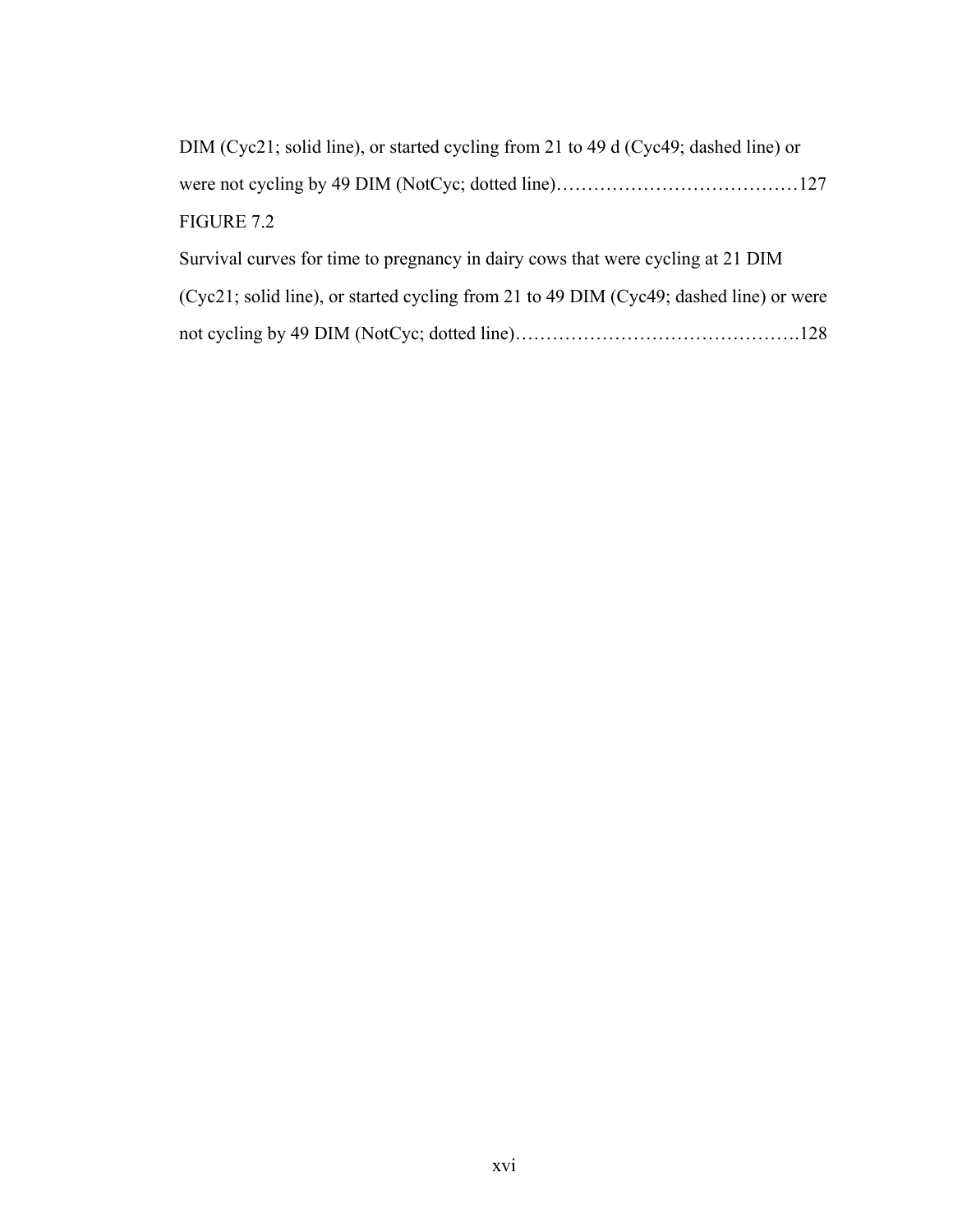DIM (Cyc21; solid line), or started cycling from 21 to 49 d (Cyc49; dashed line) or were not cycling by 49 DIM (NotCyc; dotted line)…………………………………127

FIGURE 7.2

Survival curves for time to pregnancy in dairy cows that were cycling at 21 DIM (Cyc21; solid line), or started cycling from 21 to 49 DIM (Cyc49; dashed line) or were not cycling by 49 DIM (NotCyc; dotted line)……………………………………….128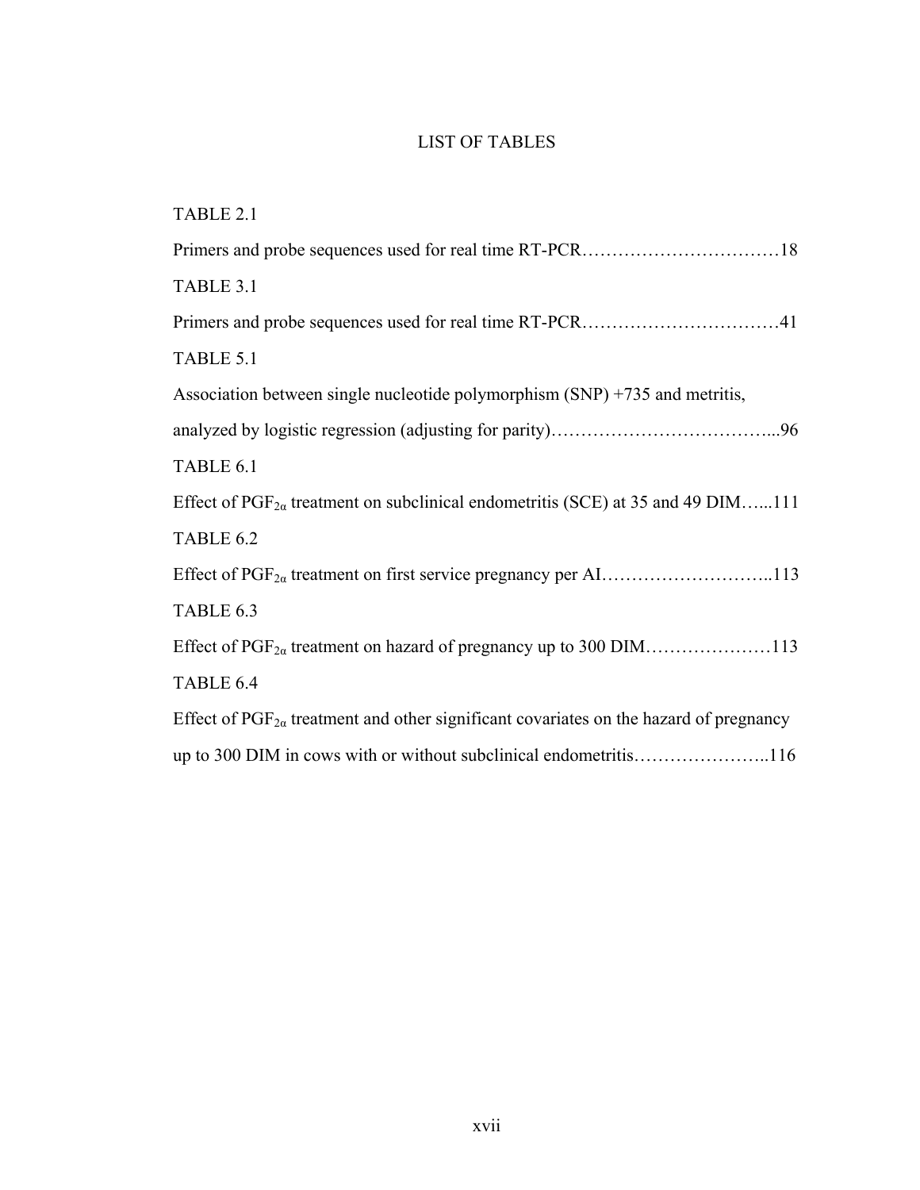# LIST OF TABLES

TABLE 2.1

Primers and probe sequences used for real time RT-PCR……………………………18

TABLE 3.1

Primers and probe sequences used for real time RT-PCR……………………………41

TABLE 5.1

Association between single nucleotide polymorphism (SNP) +735 and metritis, analyzed by logistic regression (adjusting for parity)………………………………...96

TABLE 6.1

Effect of $PGF_{2\alpha}$ treatment on subclinical endometritis (SCE) at 35 and 49 DIM…...111

TABLE 6.2

Effect of $PGF_{2\alpha}$ treatment on first service pregnancy per AI………………………..113

TABLE 6.3

Effect of $PGF_{2\alpha}$ treatment on hazard of pregnancy up to 300 DIM…………………113

TABLE 6.4

Effect of $PGF_{2\alpha}$ treatment and other significant covariates on the hazard of pregnancy up to 300 DIM in cows with or without subclinical endometritis…………………..116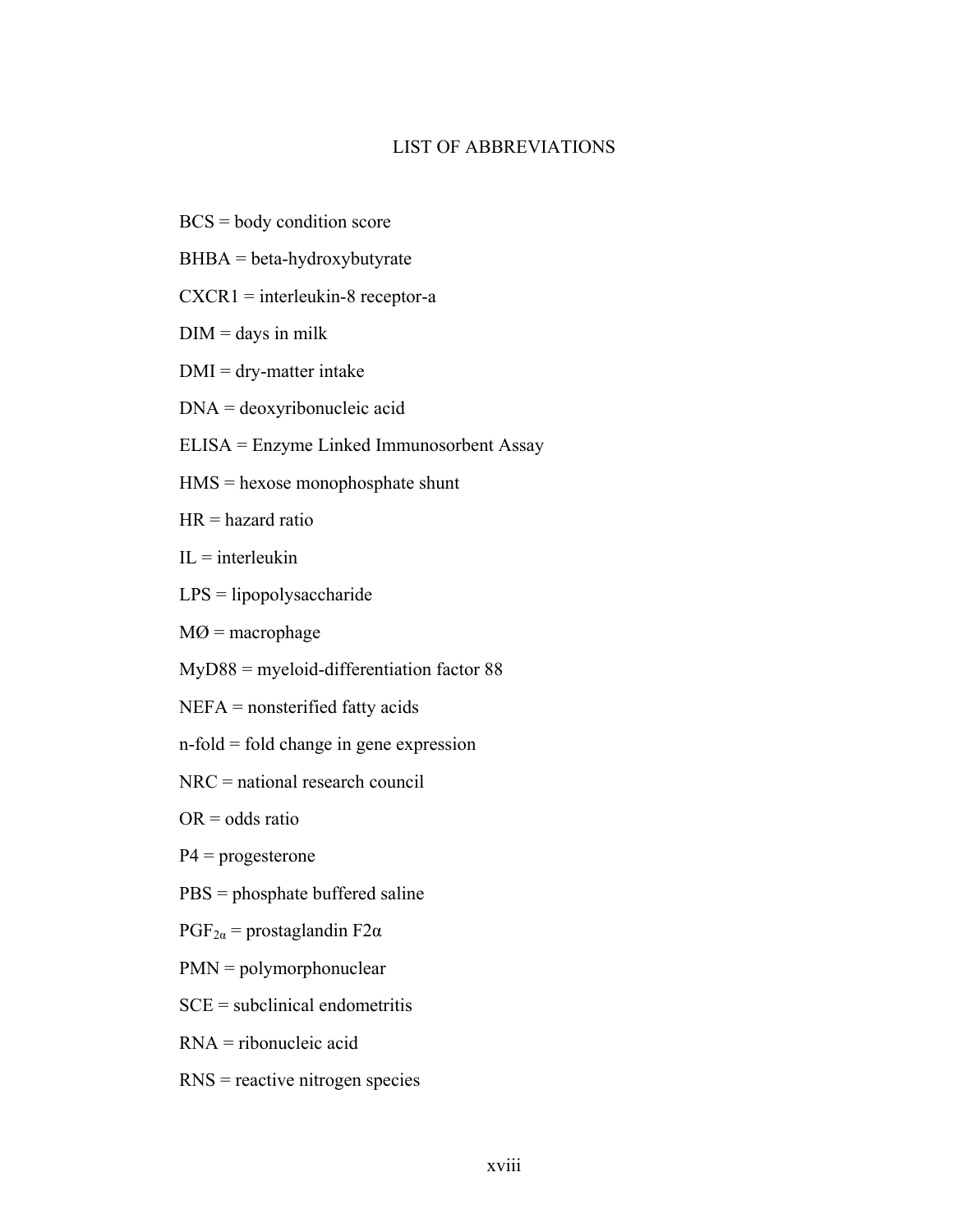# LIST OF ABBREVIATIONS

BCS = body condition score

BHBA = beta-hydroxybutyrate

CXCR1 = interleukin-8 receptor-a

DIM = days in milk

DMI = dry-matter intake

DNA = deoxyribonucleic acid

ELISA = Enzyme Linked Immunosorbent Assay

HMS = hexose monophosphate shunt

HR = hazard ratio

IL = interleukin

LPS = lipopolysaccharide

MØ = macrophage

MyD88 = myeloid-differentiation factor 88

NEFA = nonsterified fatty acids

n-fold = fold change in gene expression

NRC = national research council

OR = odds ratio

P4 = progesterone

PBS = phosphate buffered saline

$PGF_{2\alpha}$ = prostaglandin F2α

PMN = polymorphonuclear

SCE = subclinical endometritis

RNA = ribonucleic acid

RNS = reactive nitrogen species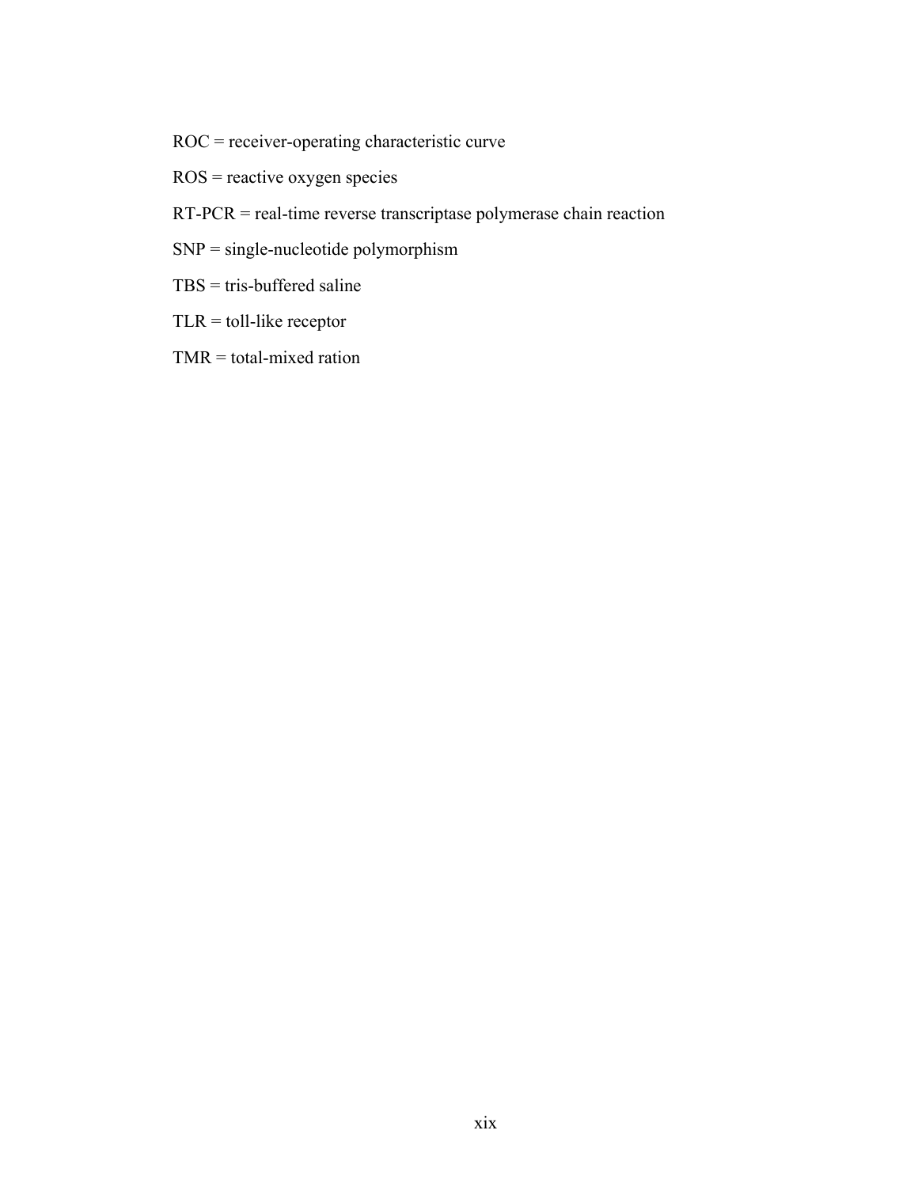ROC = receiver-operating characteristic curve

ROS = reactive oxygen species

RT-PCR = real-time reverse transcriptase polymerase chain reaction

SNP = single-nucleotide polymorphism

TBS = tris-buffered saline

TLR = toll-like receptor

TMR = total-mixed ration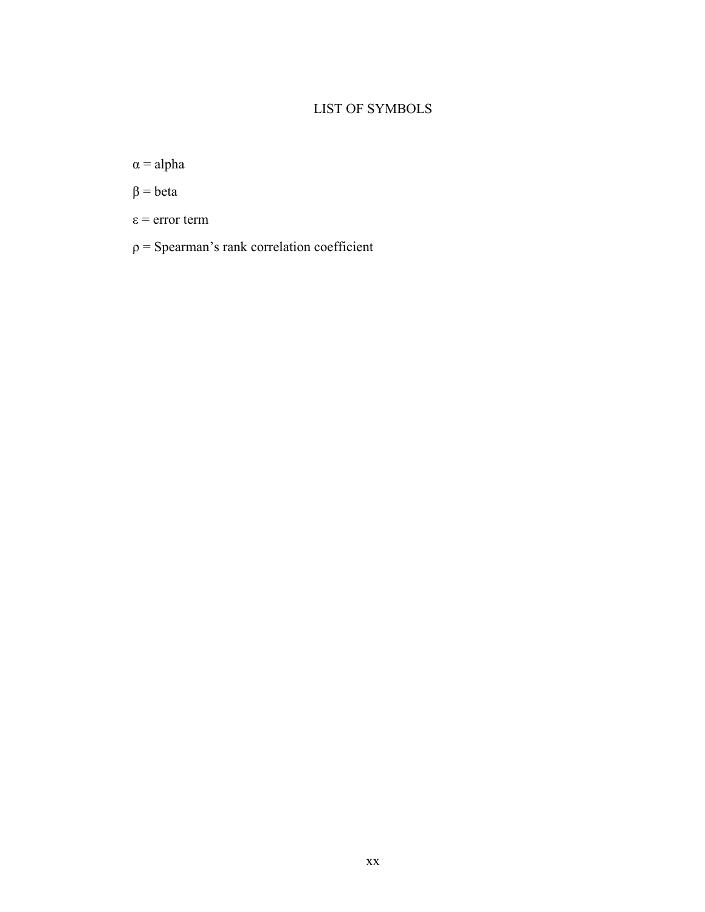# LIST OF SYMBOLS

$\alpha$ = alpha

$\beta$ = beta

$\varepsilon$ = error term

$\rho$ = Spearman's rank correlation coefficient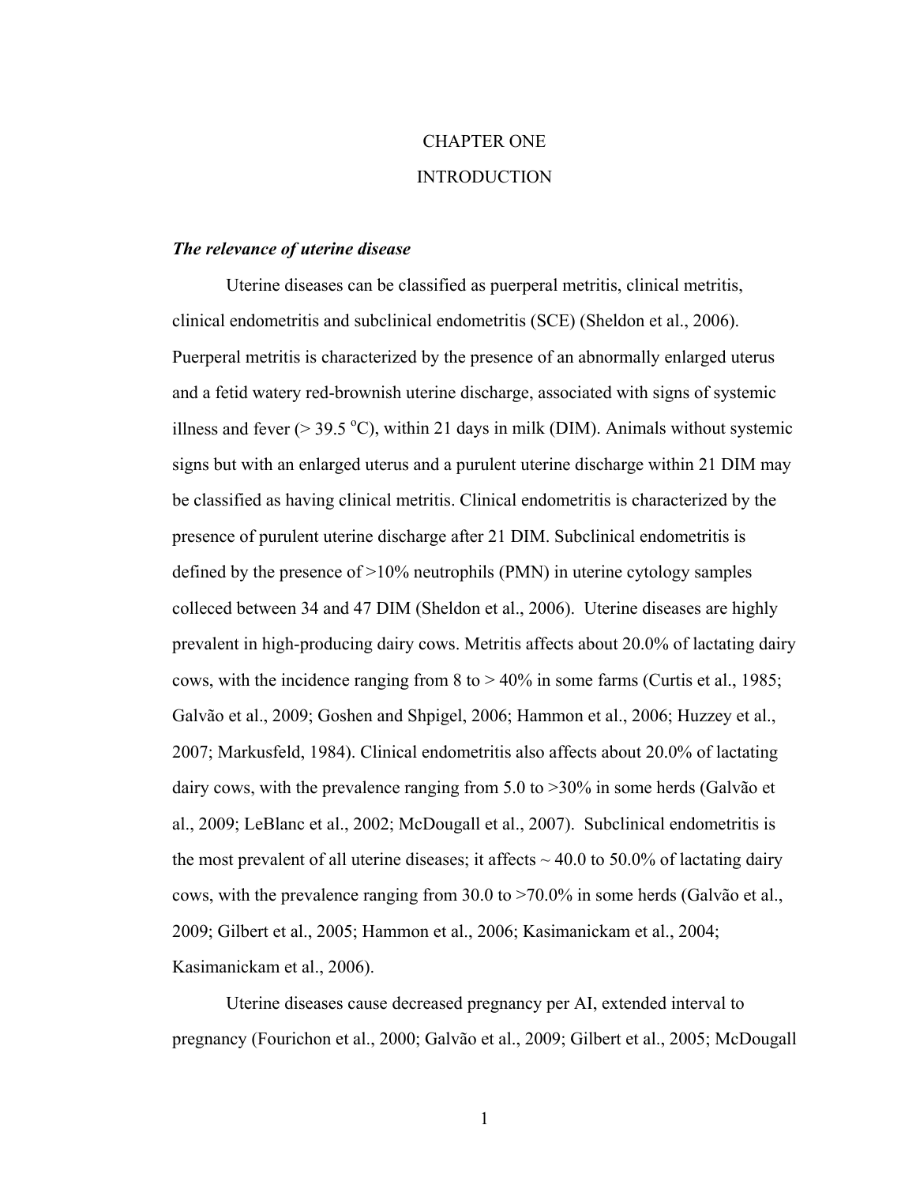# CHAPTER ONE

# INTRODUCTION

### *The relevance of uterine disease*

Uterine diseases can be classified as puerperal metritis, clinical metritis, clinical endometritis and subclinical endometritis (SCE) (Sheldon et al., 2006). Puerperal metritis is characterized by the presence of an abnormally enlarged uterus and a fetid watery red-brownish uterine discharge, associated with signs of systemic illness and fever (> 39.5 $^{o}$C), within 21 days in milk (DIM). Animals without systemic signs but with an enlarged uterus and a purulent uterine discharge within 21 DIM may be classified as having clinical metritis. Clinical endometritis is characterized by the presence of purulent uterine discharge after 21 DIM. Subclinical endometritis is defined by the presence of >10% neutrophils (PMN) in uterine cytology samples colleced between 34 and 47 DIM (Sheldon et al., 2006). Uterine diseases are highly prevalent in high-producing dairy cows. Metritis affects about 20.0% of lactating dairy cows, with the incidence ranging from 8 to > 40% in some farms (Curtis et al., 1985; Galvão et al., 2009; Goshen and Shpigel, 2006; Hammon et al., 2006; Huzzey et al., 2007; Markusfeld, 1984). Clinical endometritis also affects about 20.0% of lactating dairy cows, with the prevalence ranging from 5.0 to >30% in some herds (Galvão et al., 2009; LeBlanc et al., 2002; McDougall et al., 2007). Subclinical endometritis is the most prevalent of all uterine diseases; it affects ~ 40.0 to 50.0% of lactating dairy cows, with the prevalence ranging from 30.0 to >70.0% in some herds (Galvão et al., 2009; Gilbert et al., 2005; Hammon et al., 2006; Kasimanickam et al., 2004; Kasimanickam et al., 2006).

Uterine diseases cause decreased pregnancy per AI, extended interval to pregnancy (Fourichon et al., 2000; Galvão et al., 2009; Gilbert et al., 2005; McDougall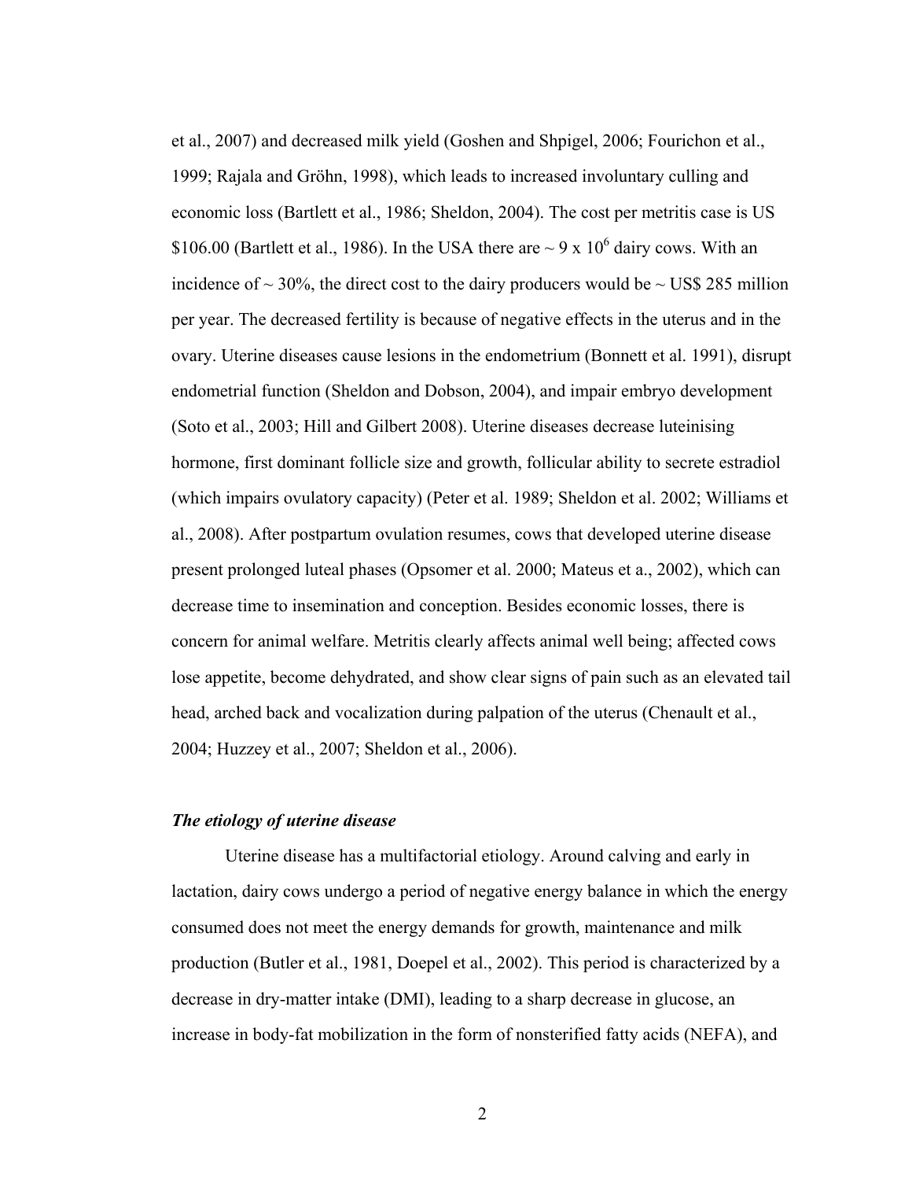et al., 2007) and decreased milk yield (Goshen and Shpigel, 2006; Fourichon et al., 1999; Rajala and Gröhn, 1998), which leads to increased involuntary culling and economic loss (Bartlett et al., 1986; Sheldon, 2004). The cost per metritis case is US $106.00 (Bartlett et al., 1986). In the USA there are ~ 9 x $10^6$ dairy cows. With an incidence of ~ 30%, the direct cost to the dairy producers would be ~ US$ 285 million per year. The decreased fertility is because of negative effects in the uterus and in the ovary. Uterine diseases cause lesions in the endometrium (Bonnett et al. 1991), disrupt endometrial function (Sheldon and Dobson, 2004), and impair embryo development (Soto et al., 2003; Hill and Gilbert 2008). Uterine diseases decrease luteinising hormone, first dominant follicle size and growth, follicular ability to secrete estradiol (which impairs ovulatory capacity) (Peter et al. 1989; Sheldon et al. 2002; Williams et al., 2008). After postpartum ovulation resumes, cows that developed uterine disease present prolonged luteal phases (Opsomer et al. 2000; Mateus et a., 2002), which can decrease time to insemination and conception. Besides economic losses, there is concern for animal welfare. Metritis clearly affects animal well being; affected cows lose appetite, become dehydrated, and show clear signs of pain such as an elevated tail head, arched back and vocalization during palpation of the uterus (Chenault et al., 2004; Huzzey et al., 2007; Sheldon et al., 2006).

***The etiology of uterine disease***

Uterine disease has a multifactorial etiology. Around calving and early in lactation, dairy cows undergo a period of negative energy balance in which the energy consumed does not meet the energy demands for growth, maintenance and milk production (Butler et al., 1981, Doepel et al., 2002). This period is characterized by a decrease in dry-matter intake (DMI), leading to a sharp decrease in glucose, an increase in body-fat mobilization in the form of nonsterified fatty acids (NEFA), and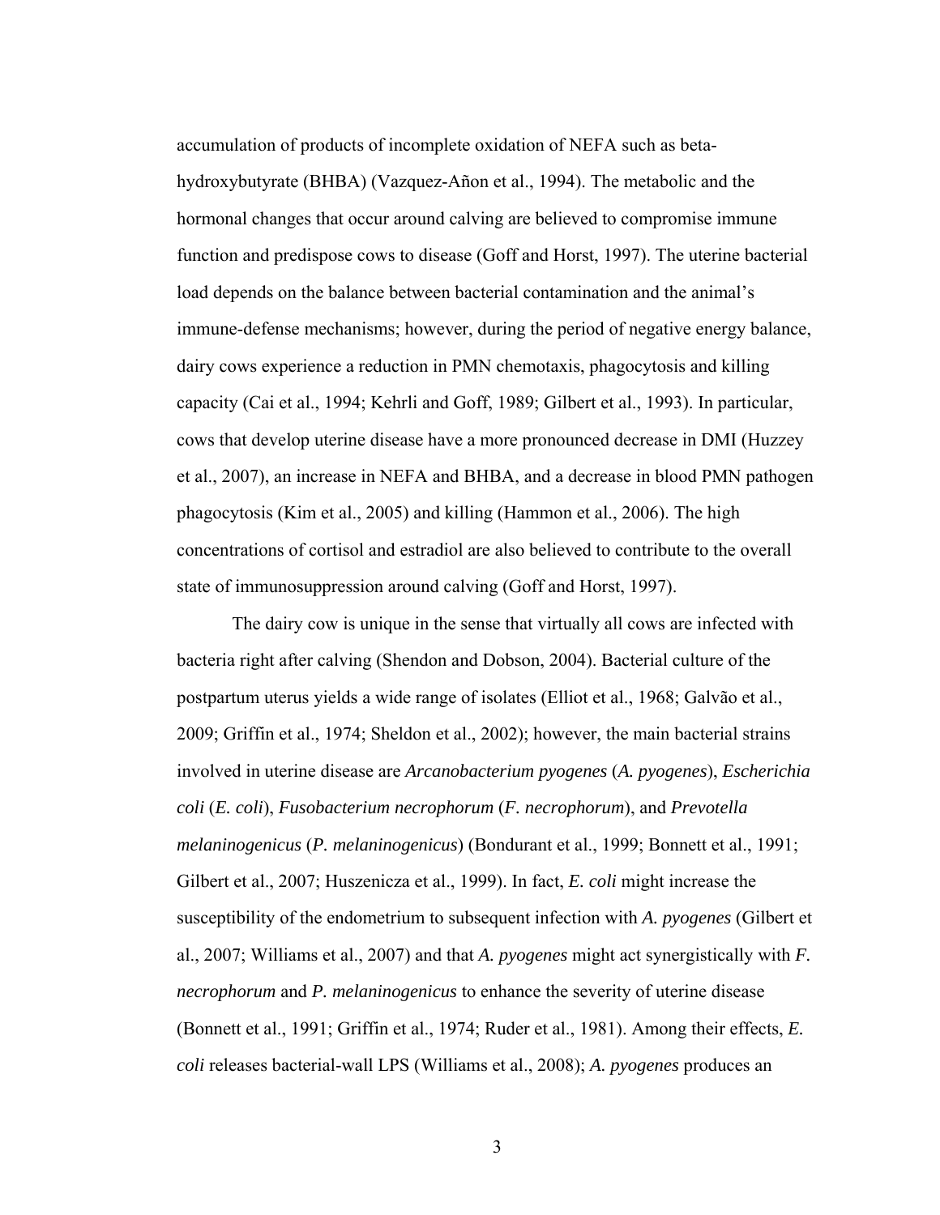accumulation of products of incomplete oxidation of NEFA such as beta-hydroxybutyrate (BHBA) (Vazquez-Añon et al., 1994). The metabolic and the hormonal changes that occur around calving are believed to compromise immune function and predispose cows to disease (Goff and Horst, 1997). The uterine bacterial load depends on the balance between bacterial contamination and the animal's immune-defense mechanisms; however, during the period of negative energy balance, dairy cows experience a reduction in PMN chemotaxis, phagocytosis and killing capacity (Cai et al., 1994; Kehrli and Goff, 1989; Gilbert et al., 1993). In particular, cows that develop uterine disease have a more pronounced decrease in DMI (Huzzey et al., 2007), an increase in NEFA and BHBA, and a decrease in blood PMN pathogen phagocytosis (Kim et al., 2005) and killing (Hammon et al., 2006). The high concentrations of cortisol and estradiol are also believed to contribute to the overall state of immunosuppression around calving (Goff and Horst, 1997).

The dairy cow is unique in the sense that virtually all cows are infected with bacteria right after calving (Shendon and Dobson, 2004). Bacterial culture of the postpartum uterus yields a wide range of isolates (Elliot et al., 1968; Galvão et al., 2009; Griffin et al., 1974; Sheldon et al., 2002); however, the main bacterial strains involved in uterine disease are *Arcanobacterium pyogenes* (*A. pyogenes*), *Escherichia coli* (*E. coli*), *Fusobacterium necrophorum* (*F. necrophorum*), and *Prevotella melaninogenicus* (*P. melaninogenicus*) (Bondurant et al., 1999; Bonnett et al., 1991; Gilbert et al., 2007; Huszenicza et al., 1999). In fact, *E. coli* might increase the susceptibility of the endometrium to subsequent infection with *A. pyogenes* (Gilbert et al., 2007; Williams et al., 2007) and that *A. pyogenes* might act synergistically with *F. necrophorum* and *P. melaninogenicus* to enhance the severity of uterine disease (Bonnett et al., 1991; Griffin et al., 1974; Ruder et al., 1981). Among their effects, *E. coli* releases bacterial-wall LPS (Williams et al., 2008); *A. pyogenes* produces an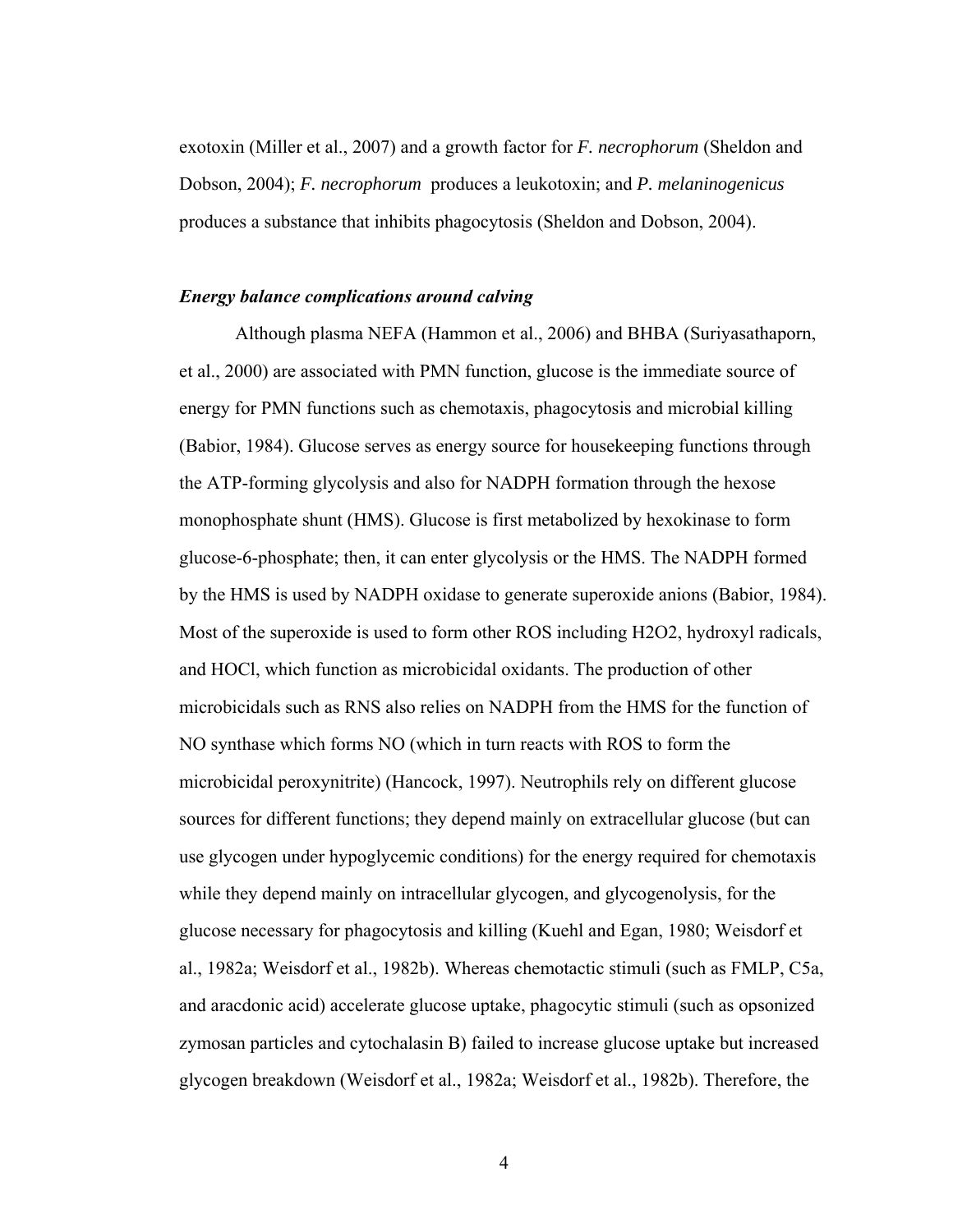exotoxin (Miller et al., 2007) and a growth factor for *F. necrophorum* (Sheldon and Dobson, 2004); *F. necrophorum* produces a leukotoxin; and *P. melaninogenicus* produces a substance that inhibits phagocytosis (Sheldon and Dobson, 2004).

### *Energy balance complications around calving*

Although plasma NEFA (Hammon et al., 2006) and BHBA (Suriyasathaporn, et al., 2000) are associated with PMN function, glucose is the immediate source of energy for PMN functions such as chemotaxis, phagocytosis and microbial killing (Babior, 1984). Glucose serves as energy source for housekeeping functions through the ATP-forming glycolysis and also for NADPH formation through the hexose monophosphate shunt (HMS). Glucose is first metabolized by hexokinase to form glucose-6-phosphate; then, it can enter glycolysis or the HMS. The NADPH formed by the HMS is used by NADPH oxidase to generate superoxide anions (Babior, 1984). Most of the superoxide is used to form other ROS including H2O2, hydroxyl radicals, and HOCl, which function as microbicidal oxidants. The production of other microbicidals such as RNS also relies on NADPH from the HMS for the function of NO synthase which forms NO (which in turn reacts with ROS to form the microbicidal peroxynitrite) (Hancock, 1997). Neutrophils rely on different glucose sources for different functions; they depend mainly on extracellular glucose (but can use glycogen under hypoglycemic conditions) for the energy required for chemotaxis while they depend mainly on intracellular glycogen, and glycogenolysis, for the glucose necessary for phagocytosis and killing (Kuehl and Egan, 1980; Weisdorf et al., 1982a; Weisdorf et al., 1982b). Whereas chemotactic stimuli (such as FMLP, C5a, and aracdonic acid) accelerate glucose uptake, phagocytic stimuli (such as opsonized zymosan particles and cytochalasin B) failed to increase glucose uptake but increased glycogen breakdown (Weisdorf et al., 1982a; Weisdorf et al., 1982b). Therefore, the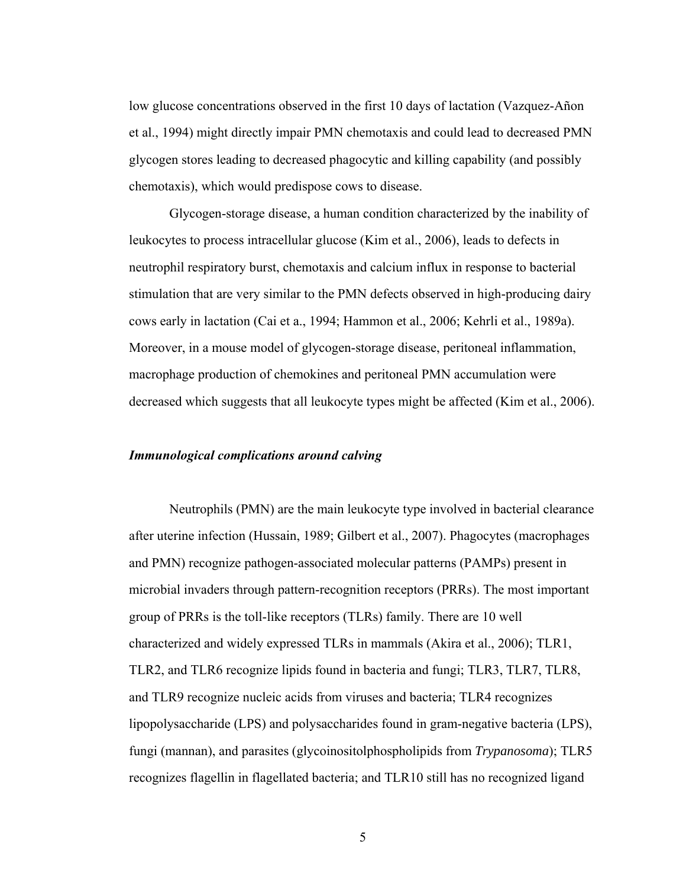low glucose concentrations observed in the first 10 days of lactation (Vazquez-Añon et al., 1994) might directly impair PMN chemotaxis and could lead to decreased PMN glycogen stores leading to decreased phagocytic and killing capability (and possibly chemotaxis), which would predispose cows to disease.

Glycogen-storage disease, a human condition characterized by the inability of leukocytes to process intracellular glucose (Kim et al., 2006), leads to defects in neutrophil respiratory burst, chemotaxis and calcium influx in response to bacterial stimulation that are very similar to the PMN defects observed in high-producing dairy cows early in lactation (Cai et a., 1994; Hammon et al., 2006; Kehrli et al., 1989a). Moreover, in a mouse model of glycogen-storage disease, peritoneal inflammation, macrophage production of chemokines and peritoneal PMN accumulation were decreased which suggests that all leukocyte types might be affected (Kim et al., 2006).

### *Immunological complications around calving*

Neutrophils (PMN) are the main leukocyte type involved in bacterial clearance after uterine infection (Hussain, 1989; Gilbert et al., 2007). Phagocytes (macrophages and PMN) recognize pathogen-associated molecular patterns (PAMPs) present in microbial invaders through pattern-recognition receptors (PRRs). The most important group of PRRs is the toll-like receptors (TLRs) family. There are 10 well characterized and widely expressed TLRs in mammals (Akira et al., 2006); TLR1, TLR2, and TLR6 recognize lipids found in bacteria and fungi; TLR3, TLR7, TLR8, and TLR9 recognize nucleic acids from viruses and bacteria; TLR4 recognizes lipopolysaccharide (LPS) and polysaccharides found in gram-negative bacteria (LPS), fungi (mannan), and parasites (glycoinositolphospholipids from *Trypanosoma*); TLR5 recognizes flagellin in flagellated bacteria; and TLR10 still has no recognized ligand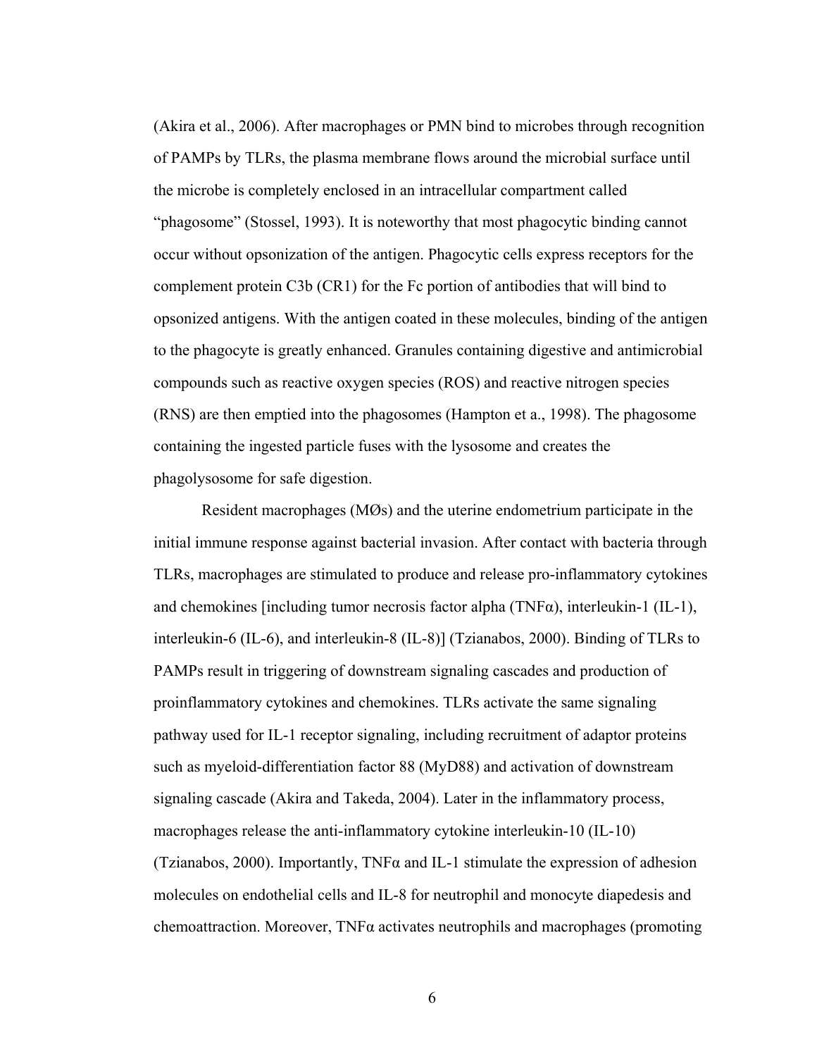(Akira et al., 2006). After macrophages or PMN bind to microbes through recognition of PAMPs by TLRs, the plasma membrane flows around the microbial surface until the microbe is completely enclosed in an intracellular compartment called "phagosome" (Stossel, 1993). It is noteworthy that most phagocytic binding cannot occur without opsonization of the antigen. Phagocytic cells express receptors for the complement protein C3b (CR1) for the Fc portion of antibodies that will bind to opsonized antigens. With the antigen coated in these molecules, binding of the antigen to the phagocyte is greatly enhanced. Granules containing digestive and antimicrobial compounds such as reactive oxygen species (ROS) and reactive nitrogen species (RNS) are then emptied into the phagosomes (Hampton et a., 1998). The phagosome containing the ingested particle fuses with the lysosome and creates the phagolysosome for safe digestion.

Resident macrophages (MØs) and the uterine endometrium participate in the initial immune response against bacterial invasion. After contact with bacteria through TLRs, macrophages are stimulated to produce and release pro-inflammatory cytokines and chemokines [including tumor necrosis factor alpha (TNFα), interleukin-1 (IL-1), interleukin-6 (IL-6), and interleukin-8 (IL-8)] (Tzianabos, 2000). Binding of TLRs to PAMPs result in triggering of downstream signaling cascades and production of proinflammatory cytokines and chemokines. TLRs activate the same signaling pathway used for IL-1 receptor signaling, including recruitment of adaptor proteins such as myeloid-differentiation factor 88 (MyD88) and activation of downstream signaling cascade (Akira and Takeda, 2004). Later in the inflammatory process, macrophages release the anti-inflammatory cytokine interleukin-10 (IL-10) (Tzianabos, 2000). Importantly, TNFα and IL-1 stimulate the expression of adhesion molecules on endothelial cells and IL-8 for neutrophil and monocyte diapedesis and chemoattraction. Moreover, TNFα activates neutrophils and macrophages (promoting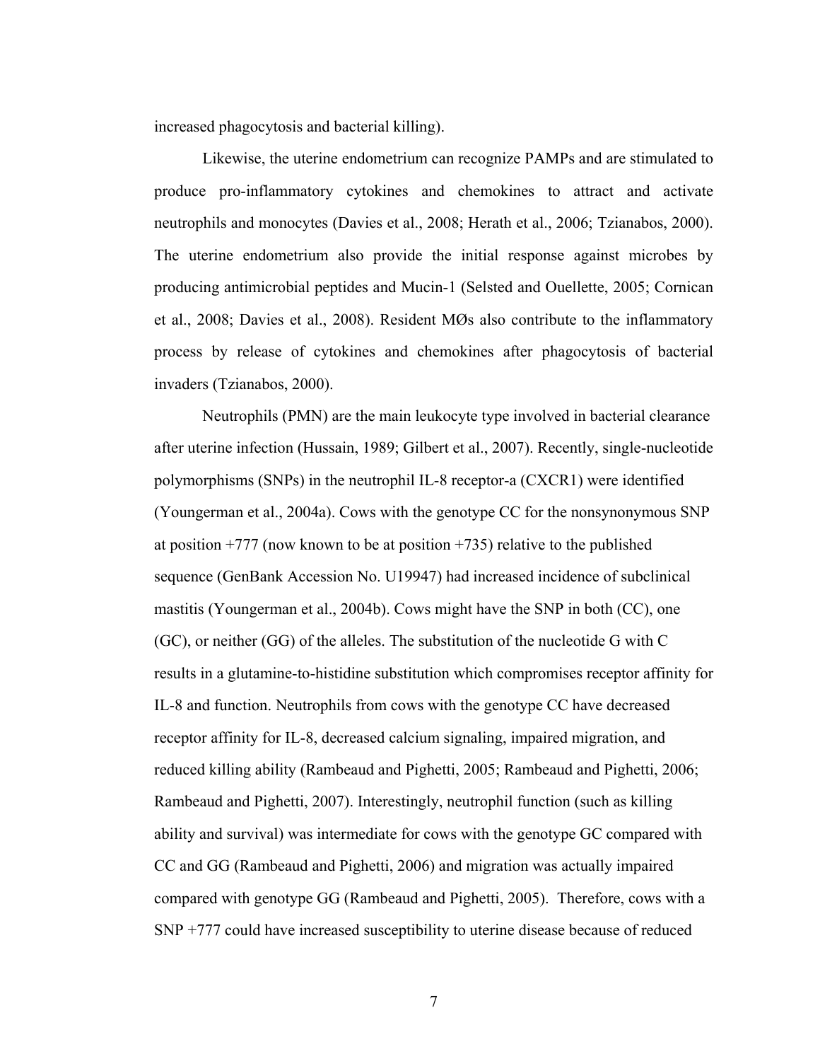increased phagocytosis and bacterial killing).

Likewise, the uterine endometrium can recognize PAMPs and are stimulated to produce pro-inflammatory cytokines and chemokines to attract and activate neutrophils and monocytes (Davies et al., 2008; Herath et al., 2006; Tzianabos, 2000). The uterine endometrium also provide the initial response against microbes by producing antimicrobial peptides and Mucin-1 (Selsted and Ouellette, 2005; Cornican et al., 2008; Davies et al., 2008). Resident MØs also contribute to the inflammatory process by release of cytokines and chemokines after phagocytosis of bacterial invaders (Tzianabos, 2000).

Neutrophils (PMN) are the main leukocyte type involved in bacterial clearance after uterine infection (Hussain, 1989; Gilbert et al., 2007). Recently, single-nucleotide polymorphisms (SNPs) in the neutrophil IL-8 receptor-a (CXCR1) were identified (Youngerman et al., 2004a). Cows with the genotype CC for the nonsynonymous SNP at position +777 (now known to be at position +735) relative to the published sequence (GenBank Accession No. U19947) had increased incidence of subclinical mastitis (Youngerman et al., 2004b). Cows might have the SNP in both (CC), one (GC), or neither (GG) of the alleles. The substitution of the nucleotide G with C results in a glutamine-to-histidine substitution which compromises receptor affinity for IL-8 and function. Neutrophils from cows with the genotype CC have decreased receptor affinity for IL-8, decreased calcium signaling, impaired migration, and reduced killing ability (Rambeaud and Pighetti, 2005; Rambeaud and Pighetti, 2006; Rambeaud and Pighetti, 2007). Interestingly, neutrophil function (such as killing ability and survival) was intermediate for cows with the genotype GC compared with CC and GG (Rambeaud and Pighetti, 2006) and migration was actually impaired compared with genotype GG (Rambeaud and Pighetti, 2005). Therefore, cows with a SNP +777 could have increased susceptibility to uterine disease because of reduced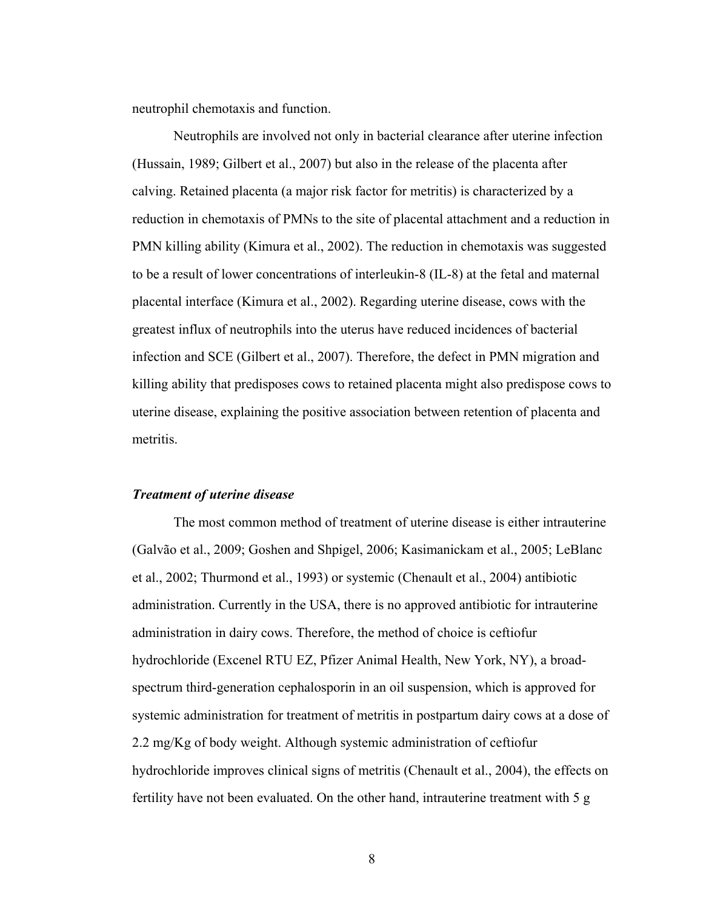neutrophil chemotaxis and function.

Neutrophils are involved not only in bacterial clearance after uterine infection (Hussain, 1989; Gilbert et al., 2007) but also in the release of the placenta after calving. Retained placenta (a major risk factor for metritis) is characterized by a reduction in chemotaxis of PMNs to the site of placental attachment and a reduction in PMN killing ability (Kimura et al., 2002). The reduction in chemotaxis was suggested to be a result of lower concentrations of interleukin-8 (IL-8) at the fetal and maternal placental interface (Kimura et al., 2002). Regarding uterine disease, cows with the greatest influx of neutrophils into the uterus have reduced incidences of bacterial infection and SCE (Gilbert et al., 2007). Therefore, the defect in PMN migration and killing ability that predisposes cows to retained placenta might also predispose cows to uterine disease, explaining the positive association between retention of placenta and metritis.

### *Treatment of uterine disease*

The most common method of treatment of uterine disease is either intrauterine (Galvão et al., 2009; Goshen and Shpigel, 2006; Kasimanickam et al., 2005; LeBlanc et al., 2002; Thurmond et al., 1993) or systemic (Chenault et al., 2004) antibiotic administration. Currently in the USA, there is no approved antibiotic for intrauterine administration in dairy cows. Therefore, the method of choice is ceftiofur hydrochloride (Excenel RTU EZ, Pfizer Animal Health, New York, NY), a broad-spectrum third-generation cephalosporin in an oil suspension, which is approved for systemic administration for treatment of metritis in postpartum dairy cows at a dose of 2.2 mg/Kg of body weight. Although systemic administration of ceftiofur hydrochloride improves clinical signs of metritis (Chenault et al., 2004), the effects on fertility have not been evaluated. On the other hand, intrauterine treatment with 5 g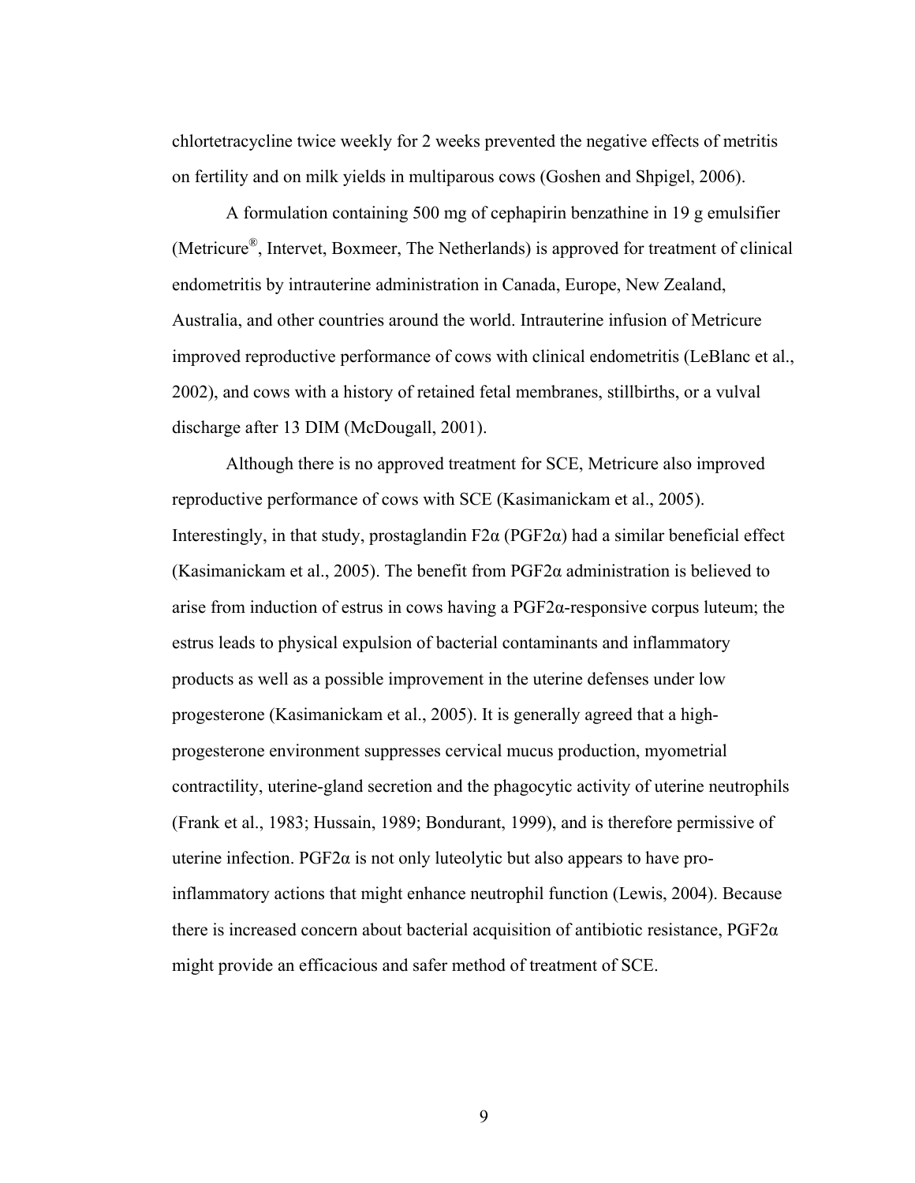chlortetracycline twice weekly for 2 weeks prevented the negative effects of metritis on fertility and on milk yields in multiparous cows (Goshen and Shpigel, 2006).

A formulation containing 500 mg of cephapirin benzathine in 19 g emulsifier (Metricure®, Intervet, Boxmeer, The Netherlands) is approved for treatment of clinical endometritis by intrauterine administration in Canada, Europe, New Zealand, Australia, and other countries around the world. Intrauterine infusion of Metricure improved reproductive performance of cows with clinical endometritis (LeBlanc et al., 2002), and cows with a history of retained fetal membranes, stillbirths, or a vulval discharge after 13 DIM (McDougall, 2001).

Although there is no approved treatment for SCE, Metricure also improved reproductive performance of cows with SCE (Kasimanickam et al., 2005). Interestingly, in that study, prostaglandin F2α (PGF2α) had a similar beneficial effect (Kasimanickam et al., 2005). The benefit from PGF2α administration is believed to arise from induction of estrus in cows having a PGF2α-responsive corpus luteum; the estrus leads to physical expulsion of bacterial contaminants and inflammatory products as well as a possible improvement in the uterine defenses under low progesterone (Kasimanickam et al., 2005). It is generally agreed that a high-progesterone environment suppresses cervical mucus production, myometrial contractility, uterine-gland secretion and the phagocytic activity of uterine neutrophils (Frank et al., 1983; Hussain, 1989; Bondurant, 1999), and is therefore permissive of uterine infection. PGF2α is not only luteolytic but also appears to have pro-inflammatory actions that might enhance neutrophil function (Lewis, 2004). Because there is increased concern about bacterial acquisition of antibiotic resistance, PGF2α might provide an efficacious and safer method of treatment of SCE.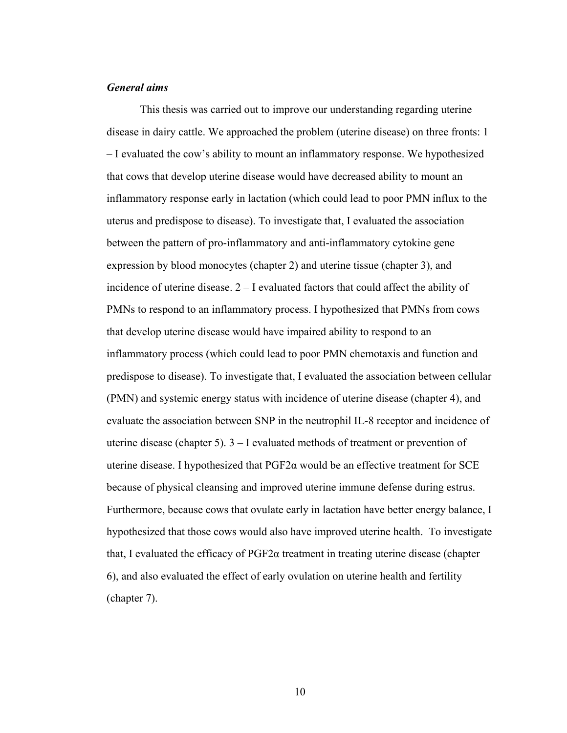### *General aims*

This thesis was carried out to improve our understanding regarding uterine disease in dairy cattle. We approached the problem (uterine disease) on three fronts: 1 – I evaluated the cow's ability to mount an inflammatory response. We hypothesized that cows that develop uterine disease would have decreased ability to mount an inflammatory response early in lactation (which could lead to poor PMN influx to the uterus and predispose to disease). To investigate that, I evaluated the association between the pattern of pro-inflammatory and anti-inflammatory cytokine gene expression by blood monocytes (chapter 2) and uterine tissue (chapter 3), and incidence of uterine disease. 2 – I evaluated factors that could affect the ability of PMNs to respond to an inflammatory process. I hypothesized that PMNs from cows that develop uterine disease would have impaired ability to respond to an inflammatory process (which could lead to poor PMN chemotaxis and function and predispose to disease). To investigate that, I evaluated the association between cellular (PMN) and systemic energy status with incidence of uterine disease (chapter 4), and evaluate the association between SNP in the neutrophil IL-8 receptor and incidence of uterine disease (chapter 5). 3 – I evaluated methods of treatment or prevention of uterine disease. I hypothesized that $PGF2\alpha$ would be an effective treatment for SCE because of physical cleansing and improved uterine immune defense during estrus. Furthermore, because cows that ovulate early in lactation have better energy balance, I hypothesized that those cows would also have improved uterine health. To investigate that, I evaluated the efficacy of $PGF2\alpha$ treatment in treating uterine disease (chapter 6), and also evaluated the effect of early ovulation on uterine health and fertility (chapter 7).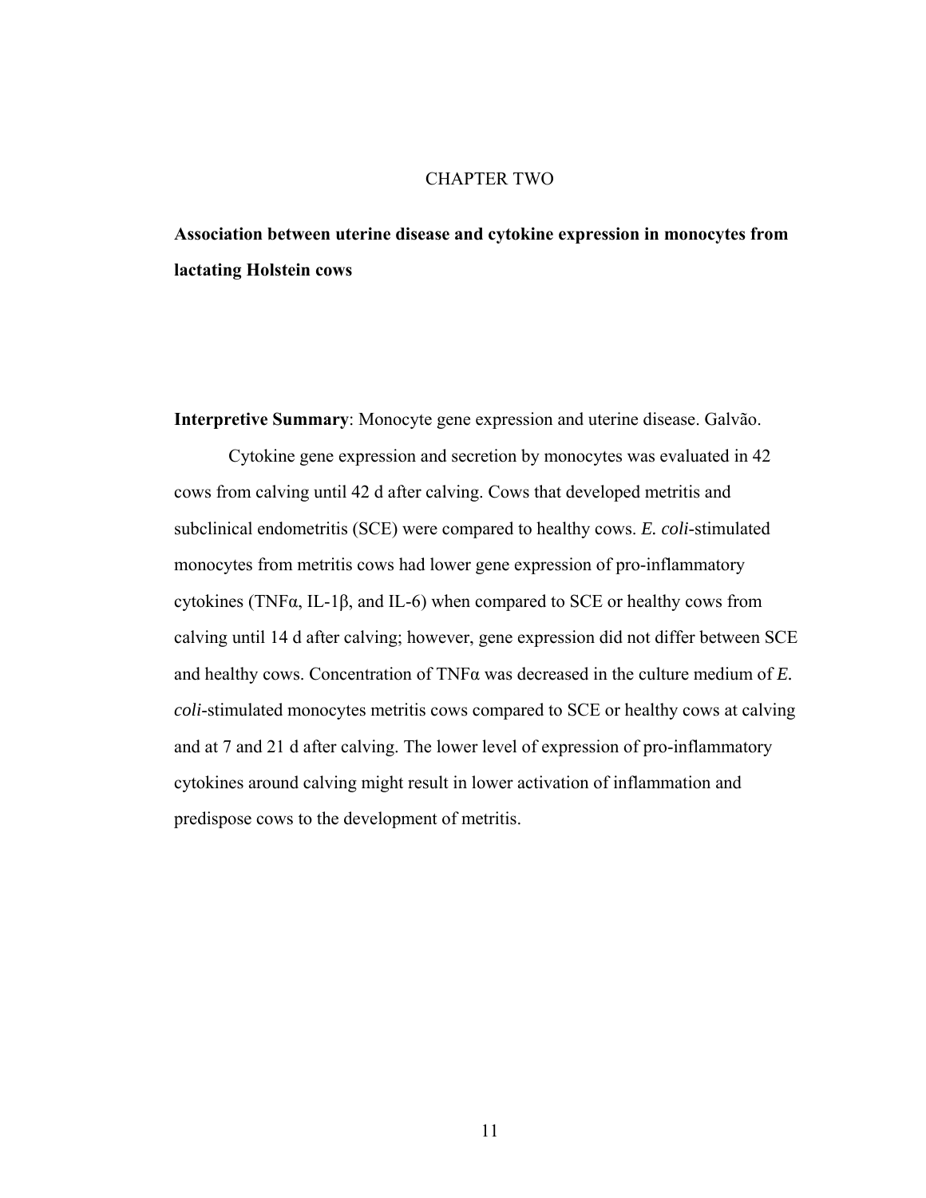# CHAPTER TWO

## Association between uterine disease and cytokine expression in monocytes from lactating Holstein cows

**Interpretive Summary**: Monocyte gene expression and uterine disease. Galvão.

Cytokine gene expression and secretion by monocytes was evaluated in 42 cows from calving until 42 d after calving. Cows that developed metritis and subclinical endometritis (SCE) were compared to healthy cows. *E. coli*-stimulated monocytes from metritis cows had lower gene expression of pro-inflammatory cytokines (TNFα, IL-1β, and IL-6) when compared to SCE or healthy cows from calving until 14 d after calving; however, gene expression did not differ between SCE and healthy cows. Concentration of TNFα was decreased in the culture medium of *E. coli*-stimulated monocytes metritis cows compared to SCE or healthy cows at calving and at 7 and 21 d after calving. The lower level of expression of pro-inflammatory cytokines around calving might result in lower activation of inflammation and predispose cows to the development of metritis.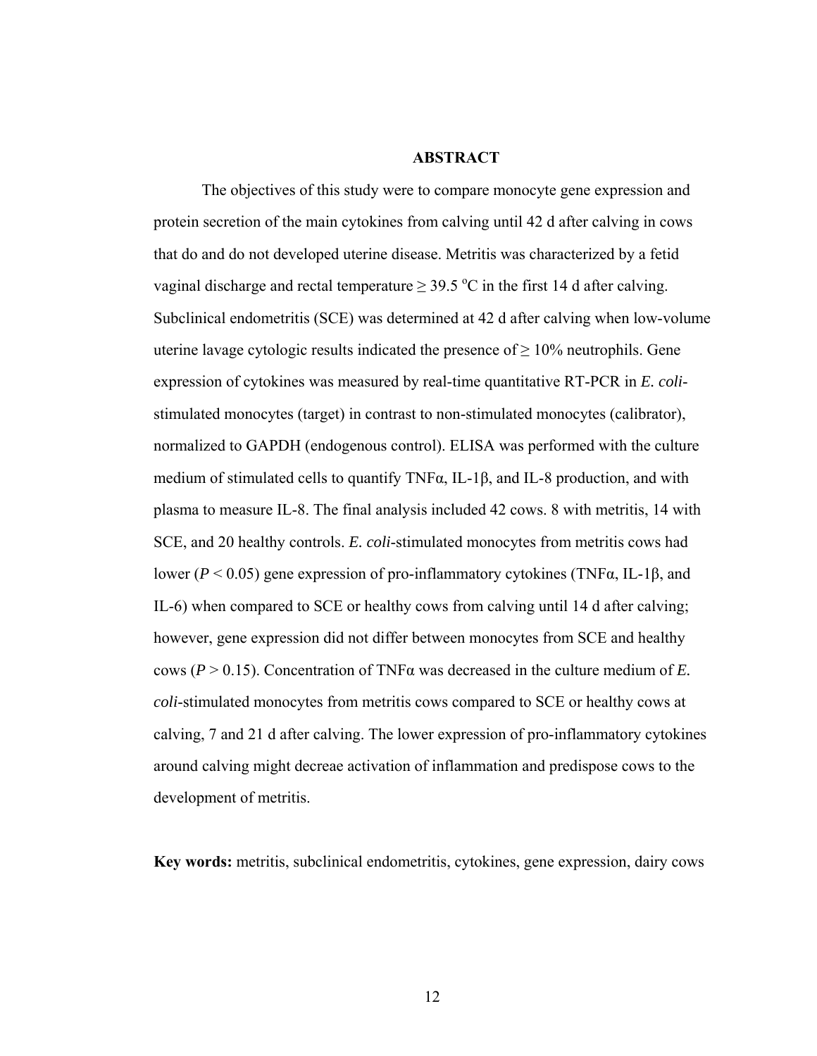## ABSTRACT

The objectives of this study were to compare monocyte gene expression and protein secretion of the main cytokines from calving until 42 d after calving in cows that do and do not developed uterine disease. Metritis was characterized by a fetid vaginal discharge and rectal temperature ≥ 39.5 $^{o}$C in the first 14 d after calving. Subclinical endometritis (SCE) was determined at 42 d after calving when low-volume uterine lavage cytologic results indicated the presence of ≥ 10% neutrophils. Gene expression of cytokines was measured by real-time quantitative RT-PCR in *E. coli*-stimulated monocytes (target) in contrast to non-stimulated monocytes (calibrator), normalized to GAPDH (endogenous control). ELISA was performed with the culture medium of stimulated cells to quantify TNFα, IL-1β, and IL-8 production, and with plasma to measure IL-8. The final analysis included 42 cows. 8 with metritis, 14 with SCE, and 20 healthy controls. *E. coli*-stimulated monocytes from metritis cows had lower ($P < 0.05$) gene expression of pro-inflammatory cytokines (TNFα, IL-1β, and IL-6) when compared to SCE or healthy cows from calving until 14 d after calving; however, gene expression did not differ between monocytes from SCE and healthy cows ($P > 0.15$). Concentration of TNFα was decreased in the culture medium of *E. coli*-stimulated monocytes from metritis cows compared to SCE or healthy cows at calving, 7 and 21 d after calving. The lower expression of pro-inflammatory cytokines around calving might decreae activation of inflammation and predispose cows to the development of metritis.

**Key words:** metritis, subclinical endometritis, cytokines, gene expression, dairy cows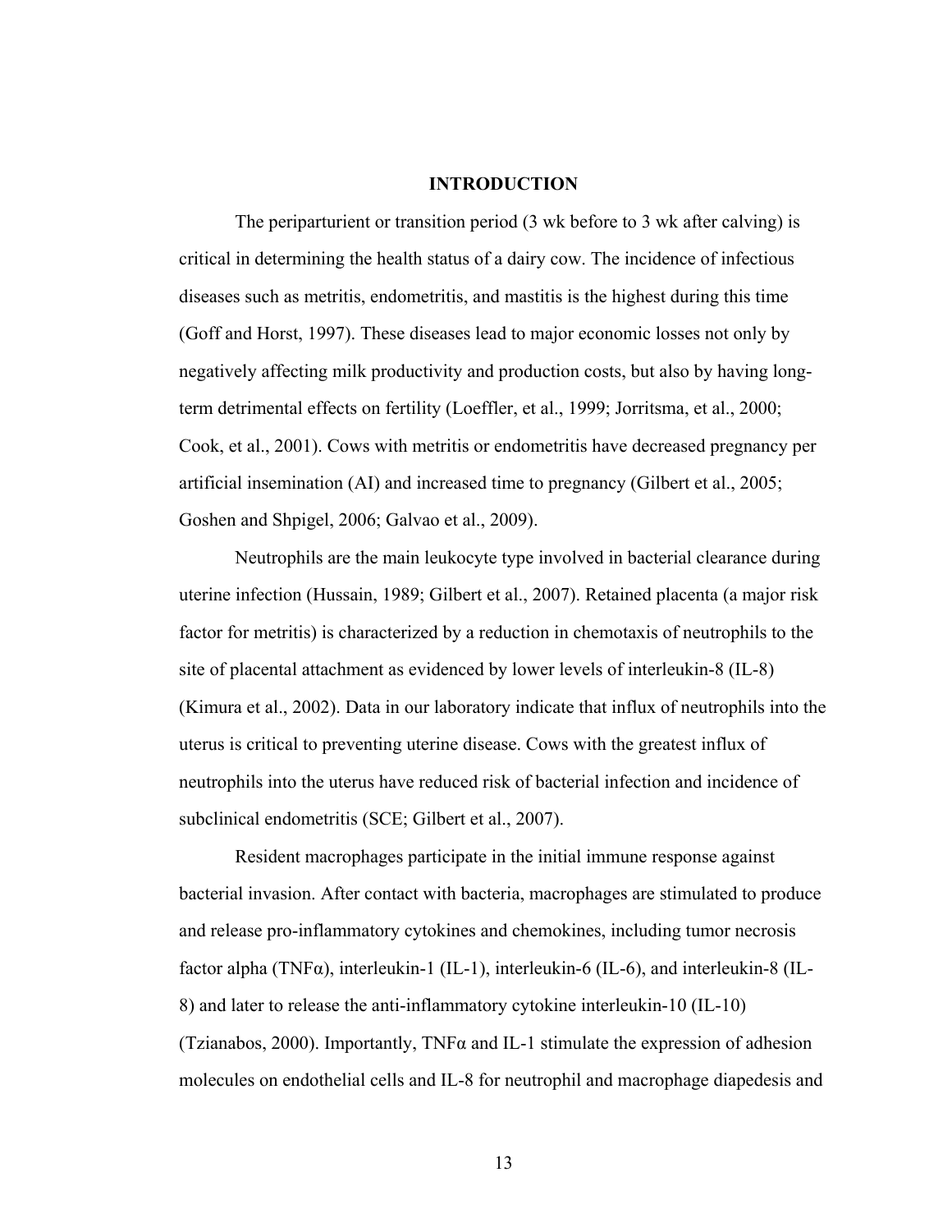# INTRODUCTION

The periparturient or transition period (3 wk before to 3 wk after calving) is critical in determining the health status of a dairy cow. The incidence of infectious diseases such as metritis, endometritis, and mastitis is the highest during this time (Goff and Horst, 1997). These diseases lead to major economic losses not only by negatively affecting milk productivity and production costs, but also by having long-term detrimental effects on fertility (Loeffler, et al., 1999; Jorritsma, et al., 2000; Cook, et al., 2001). Cows with metritis or endometritis have decreased pregnancy per artificial insemination (AI) and increased time to pregnancy (Gilbert et al., 2005; Goshen and Shpigel, 2006; Galvao et al., 2009).

Neutrophils are the main leukocyte type involved in bacterial clearance during uterine infection (Hussain, 1989; Gilbert et al., 2007). Retained placenta (a major risk factor for metritis) is characterized by a reduction in chemotaxis of neutrophils to the site of placental attachment as evidenced by lower levels of interleukin-8 (IL-8) (Kimura et al., 2002). Data in our laboratory indicate that influx of neutrophils into the uterus is critical to preventing uterine disease. Cows with the greatest influx of neutrophils into the uterus have reduced risk of bacterial infection and incidence of subclinical endometritis (SCE; Gilbert et al., 2007).

Resident macrophages participate in the initial immune response against bacterial invasion. After contact with bacteria, macrophages are stimulated to produce and release pro-inflammatory cytokines and chemokines, including tumor necrosis factor alpha (TNFα), interleukin-1 (IL-1), interleukin-6 (IL-6), and interleukin-8 (IL-8) and later to release the anti-inflammatory cytokine interleukin-10 (IL-10) (Tzianabos, 2000). Importantly, TNFα and IL-1 stimulate the expression of adhesion molecules on endothelial cells and IL-8 for neutrophil and macrophage diapedesis and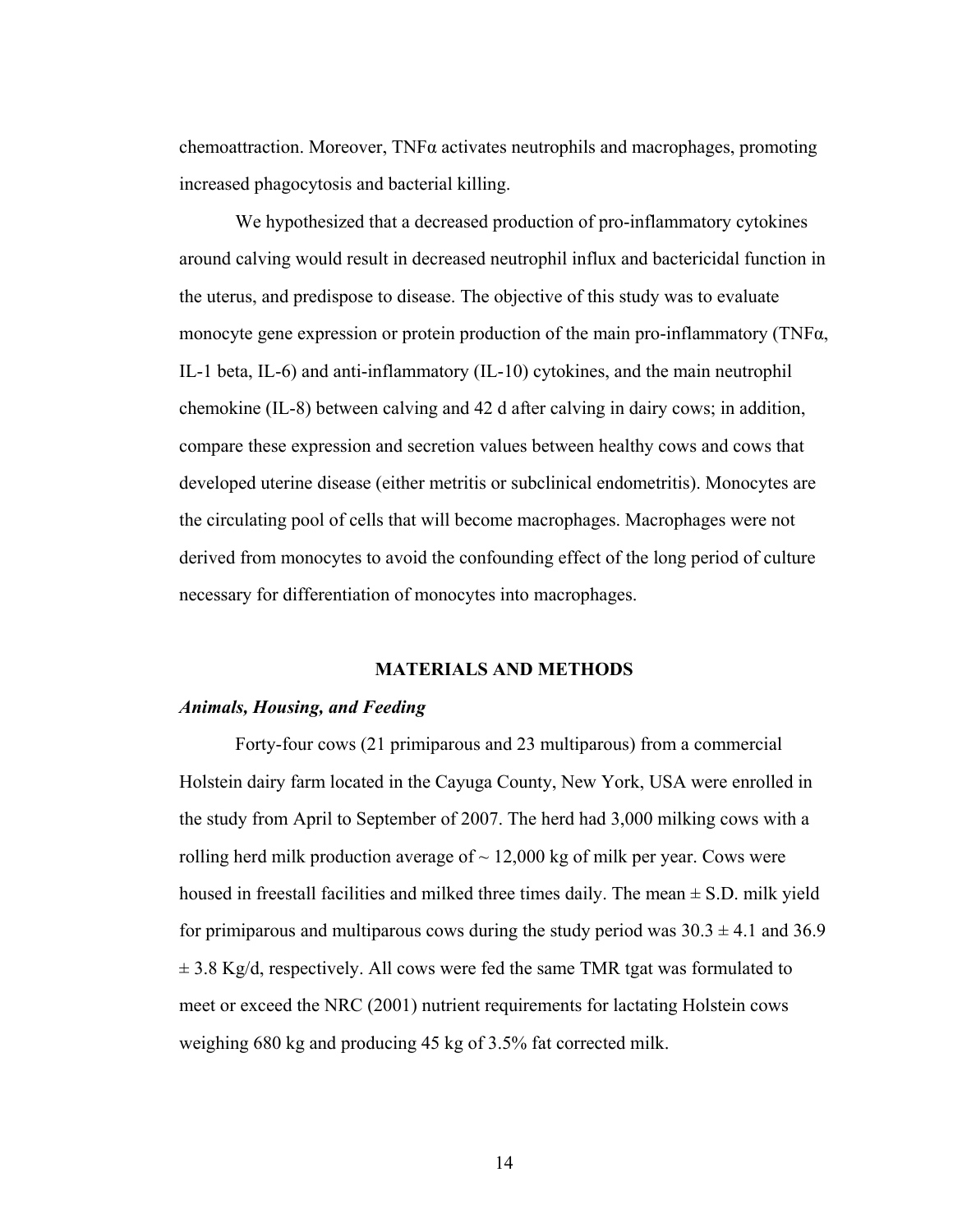chemoattraction. Moreover, TNFα activates neutrophils and macrophages, promoting increased phagocytosis and bacterial killing.

We hypothesized that a decreased production of pro-inflammatory cytokines around calving would result in decreased neutrophil influx and bactericidal function in the uterus, and predispose to disease. The objective of this study was to evaluate monocyte gene expression or protein production of the main pro-inflammatory (TNFα, IL-1 beta, IL-6) and anti-inflammatory (IL-10) cytokines, and the main neutrophil chemokine (IL-8) between calving and 42 d after calving in dairy cows; in addition, compare these expression and secretion values between healthy cows and cows that developed uterine disease (either metritis or subclinical endometritis). Monocytes are the circulating pool of cells that will become macrophages. Macrophages were not derived from monocytes to avoid the confounding effect of the long period of culture necessary for differentiation of monocytes into macrophages.

## MATERIALS AND METHODS

### *Animals, Housing, and Feeding*

Forty-four cows (21 primiparous and 23 multiparous) from a commercial Holstein dairy farm located in the Cayuga County, New York, USA were enrolled in the study from April to September of 2007. The herd had 3,000 milking cows with a rolling herd milk production average of ~ 12,000 kg of milk per year. Cows were housed in freestall facilities and milked three times daily. The mean ± S.D. milk yield for primiparous and multiparous cows during the study period was 30.3 ± 4.1 and 36.9 ± 3.8 Kg/d, respectively. All cows were fed the same TMR tgat was formulated to meet or exceed the NRC (2001) nutrient requirements for lactating Holstein cows weighing 680 kg and producing 45 kg of 3.5% fat corrected milk.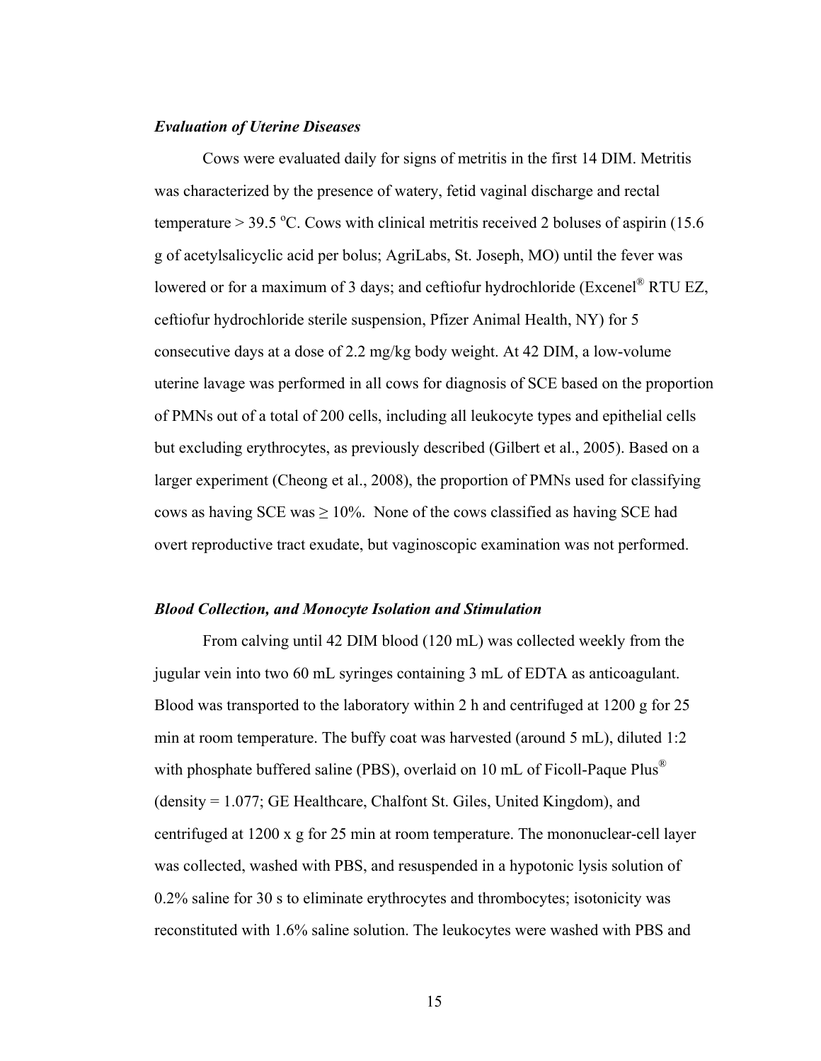### *Evaluation of Uterine Diseases*

Cows were evaluated daily for signs of metritis in the first 14 DIM. Metritis was characterized by the presence of watery, fetid vaginal discharge and rectal temperature > 39.5 $^{o}$C. Cows with clinical metritis received 2 boluses of aspirin (15.6 g of acetylsalicyclic acid per bolus; AgriLabs, St. Joseph, MO) until the fever was lowered or for a maximum of 3 days; and ceftiofur hydrochloride (Excenel® RTU EZ, ceftiofur hydrochloride sterile suspension, Pfizer Animal Health, NY) for 5 consecutive days at a dose of 2.2 mg/kg body weight. At 42 DIM, a low-volume uterine lavage was performed in all cows for diagnosis of SCE based on the proportion of PMNs out of a total of 200 cells, including all leukocyte types and epithelial cells but excluding erythrocytes, as previously described (Gilbert et al., 2005). Based on a larger experiment (Cheong et al., 2008), the proportion of PMNs used for classifying cows as having SCE was ≥ 10%. None of the cows classified as having SCE had overt reproductive tract exudate, but vaginoscopic examination was not performed.

### *Blood Collection, and Monocyte Isolation and Stimulation*

From calving until 42 DIM blood (120 mL) was collected weekly from the jugular vein into two 60 mL syringes containing 3 mL of EDTA as anticoagulant. Blood was transported to the laboratory within 2 h and centrifuged at 1200 g for 25 min at room temperature. The buffy coat was harvested (around 5 mL), diluted 1:2 with phosphate buffered saline (PBS), overlaid on 10 mL of Ficoll-Paque Plus® (density = 1.077; GE Healthcare, Chalfont St. Giles, United Kingdom), and centrifuged at 1200 x g for 25 min at room temperature. The mononuclear-cell layer was collected, washed with PBS, and resuspended in a hypotonic lysis solution of 0.2% saline for 30 s to eliminate erythrocytes and thrombocytes; isotonicity was reconstituted with 1.6% saline solution. The leukocytes were washed with PBS and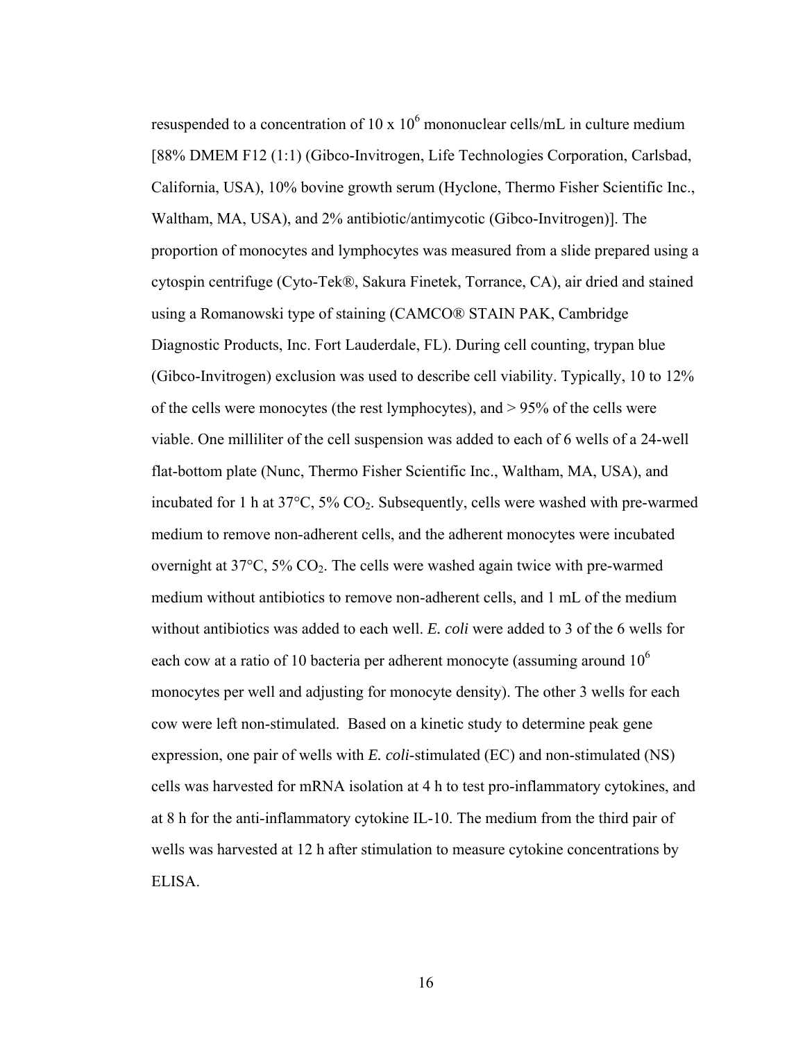resuspended to a concentration of $10 \times 10^6$ mononuclear cells/mL in culture medium [88% DMEM F12 (1:1) (Gibco-Invitrogen, Life Technologies Corporation, Carlsbad, California, USA), 10% bovine growth serum (Hyclone, Thermo Fisher Scientific Inc., Waltham, MA, USA), and 2% antibiotic/antimycotic (Gibco-Invitrogen)]. The proportion of monocytes and lymphocytes was measured from a slide prepared using a cytospin centrifuge (Cyto-Tek®, Sakura Finetek, Torrance, CA), air dried and stained using a Romanowski type of staining (CAMCO® STAIN PAK, Cambridge Diagnostic Products, Inc. Fort Lauderdale, FL). During cell counting, trypan blue (Gibco-Invitrogen) exclusion was used to describe cell viability. Typically, 10 to 12% of the cells were monocytes (the rest lymphocytes), and > 95% of the cells were viable. One milliliter of the cell suspension was added to each of 6 wells of a 24-well flat-bottom plate (Nunc, Thermo Fisher Scientific Inc., Waltham, MA, USA), and incubated for 1 h at 37°C, 5% $CO_2$. Subsequently, cells were washed with pre-warmed medium to remove non-adherent cells, and the adherent monocytes were incubated overnight at 37°C, 5% $CO_2$. The cells were washed again twice with pre-warmed medium without antibiotics to remove non-adherent cells, and 1 mL of the medium without antibiotics was added to each well. *E. coli* were added to 3 of the 6 wells for each cow at a ratio of 10 bacteria per adherent monocyte (assuming around $10^6$ monocytes per well and adjusting for monocyte density). The other 3 wells for each cow were left non-stimulated. Based on a kinetic study to determine peak gene expression, one pair of wells with *E. coli*-stimulated (EC) and non-stimulated (NS) cells was harvested for mRNA isolation at 4 h to test pro-inflammatory cytokines, and at 8 h for the anti-inflammatory cytokine IL-10. The medium from the third pair of wells was harvested at 12 h after stimulation to measure cytokine concentrations by ELISA.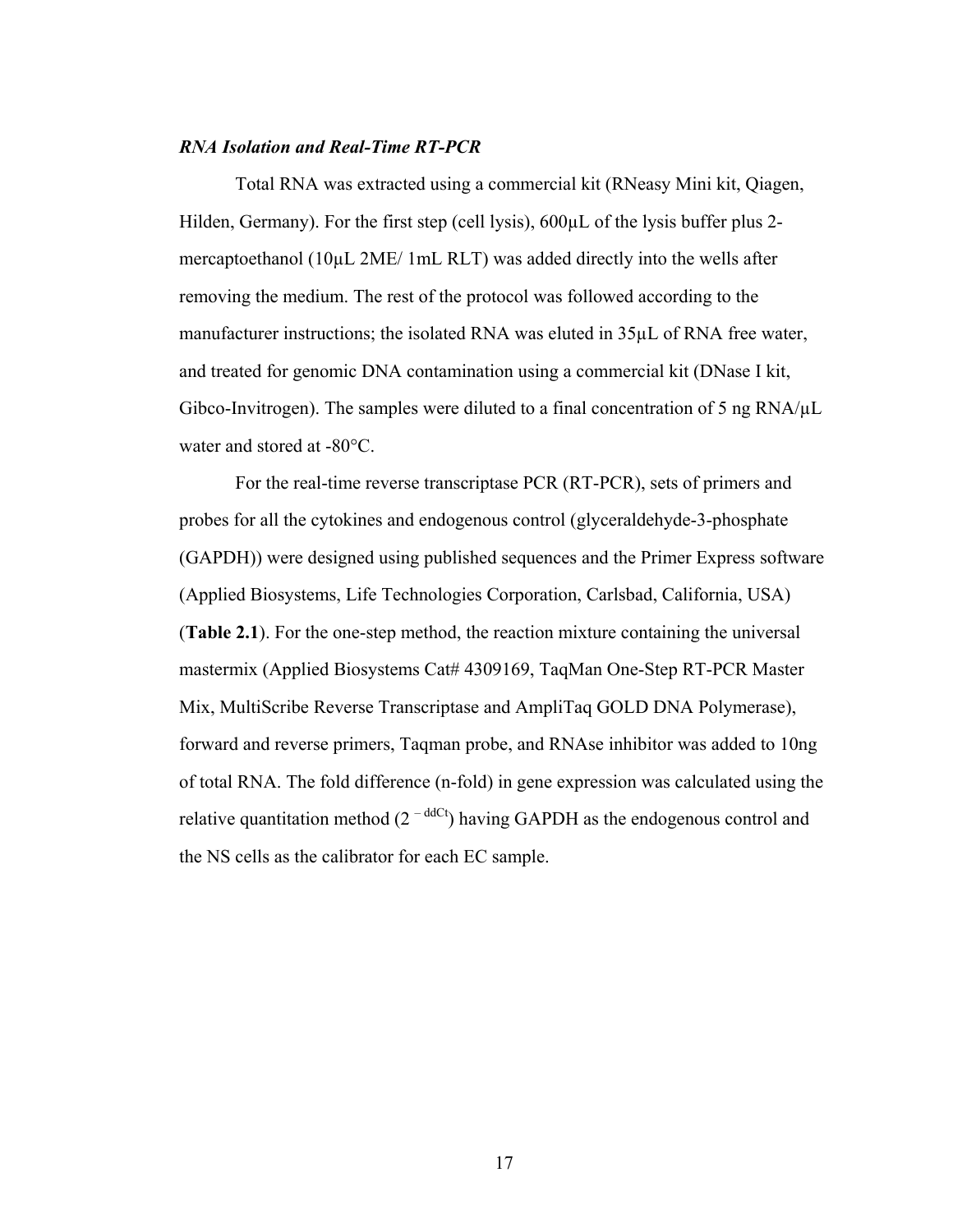### *RNA Isolation and Real-Time RT-PCR*

Total RNA was extracted using a commercial kit (RNeasy Mini kit, Qiagen, Hilden, Germany). For the first step (cell lysis), 600µL of the lysis buffer plus 2-mercaptoethanol (10µL 2ME/ 1mL RLT) was added directly into the wells after removing the medium. The rest of the protocol was followed according to the manufacturer instructions; the isolated RNA was eluted in 35µL of RNA free water, and treated for genomic DNA contamination using a commercial kit (DNase I kit, Gibco-Invitrogen). The samples were diluted to a final concentration of 5 ng RNA/µL water and stored at -80°C.

For the real-time reverse transcriptase PCR (RT-PCR), sets of primers and probes for all the cytokines and endogenous control (glyceraldehyde-3-phosphate (GAPDH)) were designed using published sequences and the Primer Express software (Applied Biosystems, Life Technologies Corporation, Carlsbad, California, USA) (**Table 2.1**). For the one-step method, the reaction mixture containing the universal mastermix (Applied Biosystems Cat# 4309169, TaqMan One-Step RT-PCR Master Mix, MultiScribe Reverse Transcriptase and AmpliTaq GOLD DNA Polymerase), forward and reverse primers, Taqman probe, and RNAse inhibitor was added to 10ng of total RNA. The fold difference (n-fold) in gene expression was calculated using the relative quantitation method ($2^{-ddCt}$) having GAPDH as the endogenous control and the NS cells as the calibrator for each EC sample.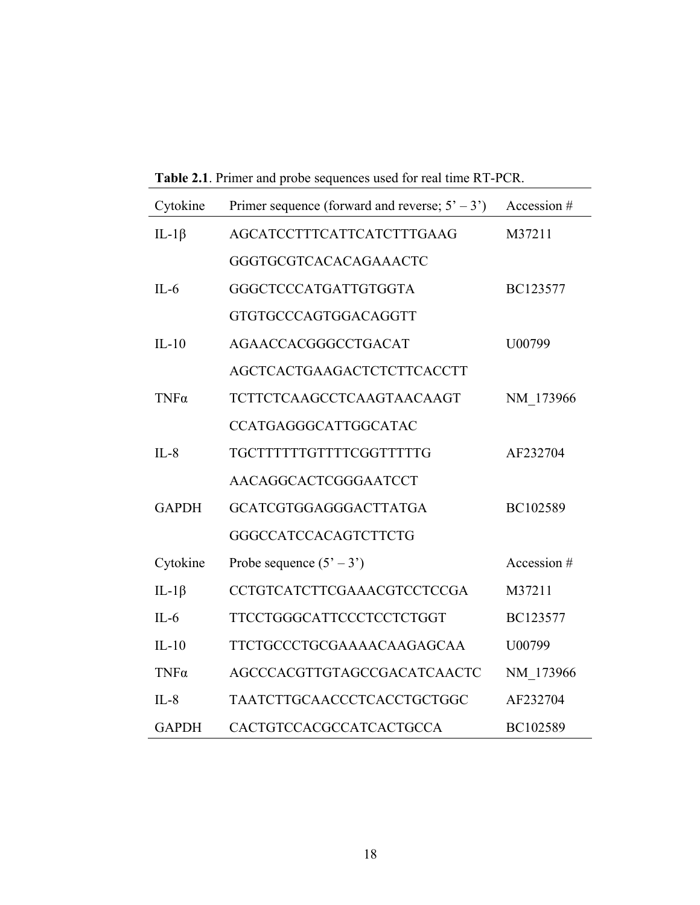**Table 2.1**. Primer and probe sequences used for real time RT-PCR.

| Cytokine | Primer sequence (forward and reverse; 5' – 3') | Accession # |
|---|---|---|
| IL-1β | AGCATCCTTTCATTCATCTTTGAAG | M37211 |
| | GGGTGCGTCACACAGAAACTC | |
| IL-6 | GGGCTCCCATGATTGTGGTA | BC123577 |
| | GTGTGCCCAGTGGACAGGTT | |
| IL-10 | AGAACCACGGGCCTGACAT | U00799 |
| | AGCTCACTGAAGACTCTCTTCACCTT | |
| TNFα | TCTTCTCAAGCCTCAAGTAACAAGT | NM_173966 |
| | CCATGAGGGCATTGGCATAC | |
| IL-8 | TGCTTTTTTGTTTTCGGTTTTTG | AF232704 |
| | AACAGGCACTCGGGAATCCT | |
| GAPDH | GCATCGTGGAGGGACTTATGA | BC102589 |
| | GGGCCATCCACAGTCTTCTG | |
| Cytokine | Probe sequence (5' – 3') | Accession # |
| IL-1β | CCTGTCATCTTCGAAACGTCCTCCGA | M37211 |
| IL-6 | TTCCTGGGCATTCCCTCCTCTGGT | BC123577 |
| IL-10 | TTCTGCCCTGCGAAAACAAGAGCAA | U00799 |
| TNFα | AGCCCACGTTGTAGCCGACATCAACTC | NM_173966 |
| IL-8 | TAATCTTGCAACCCTCACCTGCTGGC | AF232704 |
| GAPDH | CACTGTCCACGCCATCACTGCCA | BC102589 |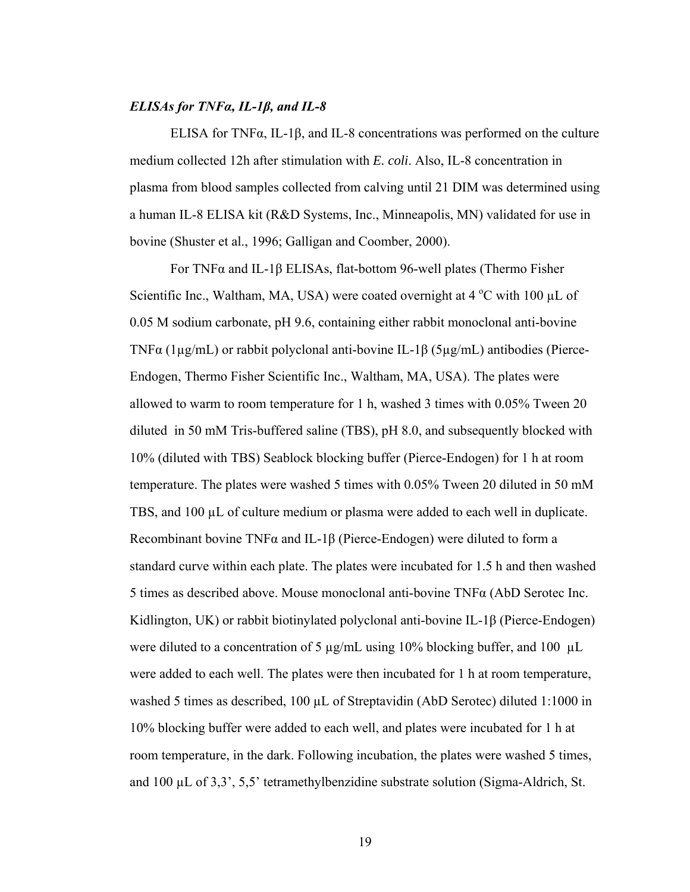### *ELISAs for TNFα, IL-1β, and IL-8*

ELISA for TNFα, IL-1β, and IL-8 concentrations was performed on the culture medium collected 12h after stimulation with *E. coli*. Also, IL-8 concentration in plasma from blood samples collected from calving until 21 DIM was determined using a human IL-8 ELISA kit (R&D Systems, Inc., Minneapolis, MN) validated for use in bovine (Shuster et al., 1996; Galligan and Coomber, 2000).

For TNFα and IL-1β ELISAs, flat-bottom 96-well plates (Thermo Fisher Scientific Inc., Waltham, MA, USA) were coated overnight at 4 $^{o}$C with 100 µL of 0.05 M sodium carbonate, pH 9.6, containing either rabbit monoclonal anti-bovine TNFα (1µg/mL) or rabbit polyclonal anti-bovine IL-1β (5µg/mL) antibodies (Pierce-Endogen, Thermo Fisher Scientific Inc., Waltham, MA, USA). The plates were allowed to warm to room temperature for 1 h, washed 3 times with 0.05% Tween 20 diluted in 50 mM Tris-buffered saline (TBS), pH 8.0, and subsequently blocked with 10% (diluted with TBS) Seablock blocking buffer (Pierce-Endogen) for 1 h at room temperature. The plates were washed 5 times with 0.05% Tween 20 diluted in 50 mM TBS, and 100 µL of culture medium or plasma were added to each well in duplicate. Recombinant bovine TNFα and IL-1β (Pierce-Endogen) were diluted to form a standard curve within each plate. The plates were incubated for 1.5 h and then washed 5 times as described above. Mouse monoclonal anti-bovine TNFα (AbD Serotec Inc. Kidlington, UK) or rabbit biotinylated polyclonal anti-bovine IL-1β (Pierce-Endogen) were diluted to a concentration of 5 µg/mL using 10% blocking buffer, and 100 µL were added to each well. The plates were then incubated for 1 h at room temperature, washed 5 times as described, 100 µL of Streptavidin (AbD Serotec) diluted 1:1000 in 10% blocking buffer were added to each well, and plates were incubated for 1 h at room temperature, in the dark. Following incubation, the plates were washed 5 times, and 100 µL of 3,3', 5,5' tetramethylbenzidine substrate solution (Sigma-Aldrich, St.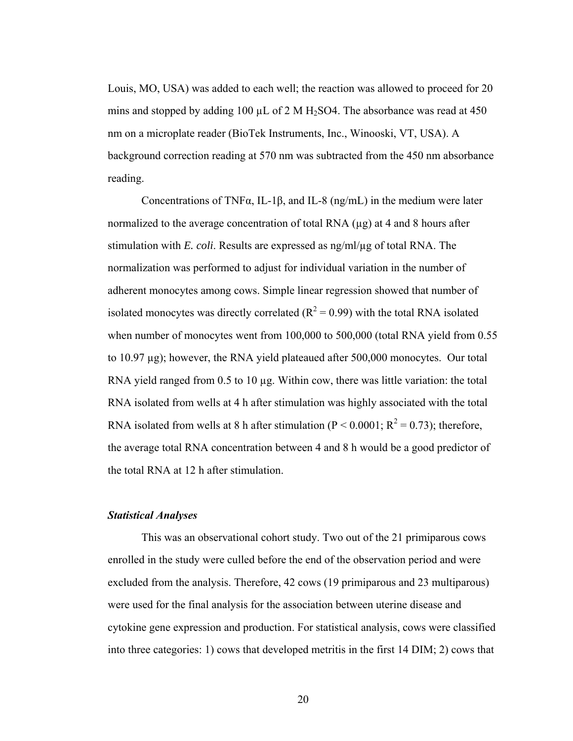Louis, MO, USA) was added to each well; the reaction was allowed to proceed for 20 mins and stopped by adding 100 µL of 2 M $H_2SO4$. The absorbance was read at 450 nm on a microplate reader (BioTek Instruments, Inc., Winooski, VT, USA). A background correction reading at 570 nm was subtracted from the 450 nm absorbance reading.

Concentrations of TNFα, IL-1β, and IL-8 (ng/mL) in the medium were later normalized to the average concentration of total RNA (µg) at 4 and 8 hours after stimulation with *E. coli*. Results are expressed as ng/ml/µg of total RNA. The normalization was performed to adjust for individual variation in the number of adherent monocytes among cows. Simple linear regression showed that number of isolated monocytes was directly correlated ($R^2 = 0.99$) with the total RNA isolated when number of monocytes went from 100,000 to 500,000 (total RNA yield from 0.55 to 10.97 µg); however, the RNA yield plateaued after 500,000 monocytes. Our total RNA yield ranged from 0.5 to 10 µg. Within cow, there was little variation: the total RNA isolated from wells at 4 h after stimulation was highly associated with the total RNA isolated from wells at 8 h after stimulation ($P < 0.0001$; $R^2 = 0.73$); therefore, the average total RNA concentration between 4 and 8 h would be a good predictor of the total RNA at 12 h after stimulation.

### *Statistical Analyses*

This was an observational cohort study. Two out of the 21 primiparous cows enrolled in the study were culled before the end of the observation period and were excluded from the analysis. Therefore, 42 cows (19 primiparous and 23 multiparous) were used for the final analysis for the association between uterine disease and cytokine gene expression and production. For statistical analysis, cows were classified into three categories: 1) cows that developed metritis in the first 14 DIM; 2) cows that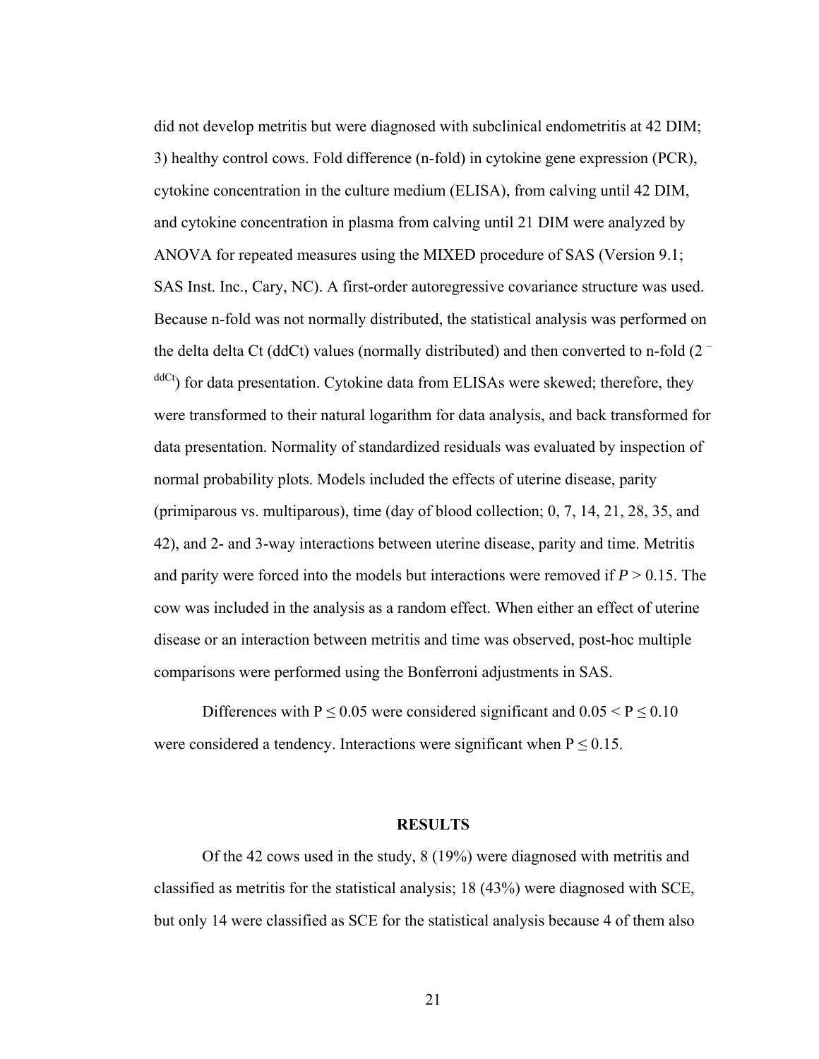did not develop metritis but were diagnosed with subclinical endometritis at 42 DIM; 3) healthy control cows. Fold difference (n-fold) in cytokine gene expression (PCR), cytokine concentration in the culture medium (ELISA), from calving until 42 DIM, and cytokine concentration in plasma from calving until 21 DIM were analyzed by ANOVA for repeated measures using the MIXED procedure of SAS (Version 9.1; SAS Inst. Inc., Cary, NC). A first-order autoregressive covariance structure was used. Because n-fold was not normally distributed, the statistical analysis was performed on the delta delta Ct (ddCt) values (normally distributed) and then converted to n-fold ($2^{-ddCt}$) for data presentation. Cytokine data from ELISAs were skewed; therefore, they were transformed to their natural logarithm for data analysis, and back transformed for data presentation. Normality of standardized residuals was evaluated by inspection of normal probability plots. Models included the effects of uterine disease, parity (primiparous vs. multiparous), time (day of blood collection; 0, 7, 14, 21, 28, 35, and 42), and 2- and 3-way interactions between uterine disease, parity and time. Metritis and parity were forced into the models but interactions were removed if $P > 0.15$. The cow was included in the analysis as a random effect. When either an effect of uterine disease or an interaction between metritis and time was observed, post-hoc multiple comparisons were performed using the Bonferroni adjustments in SAS.

Differences with $P \leq 0.05$ were considered significant and $0.05 < P \leq 0.10$ were considered a tendency. Interactions were significant when $P \leq 0.15$.

## RESULTS

Of the 42 cows used in the study, 8 (19%) were diagnosed with metritis and classified as metritis for the statistical analysis; 18 (43%) were diagnosed with SCE, but only 14 were classified as SCE for the statistical analysis because 4 of them also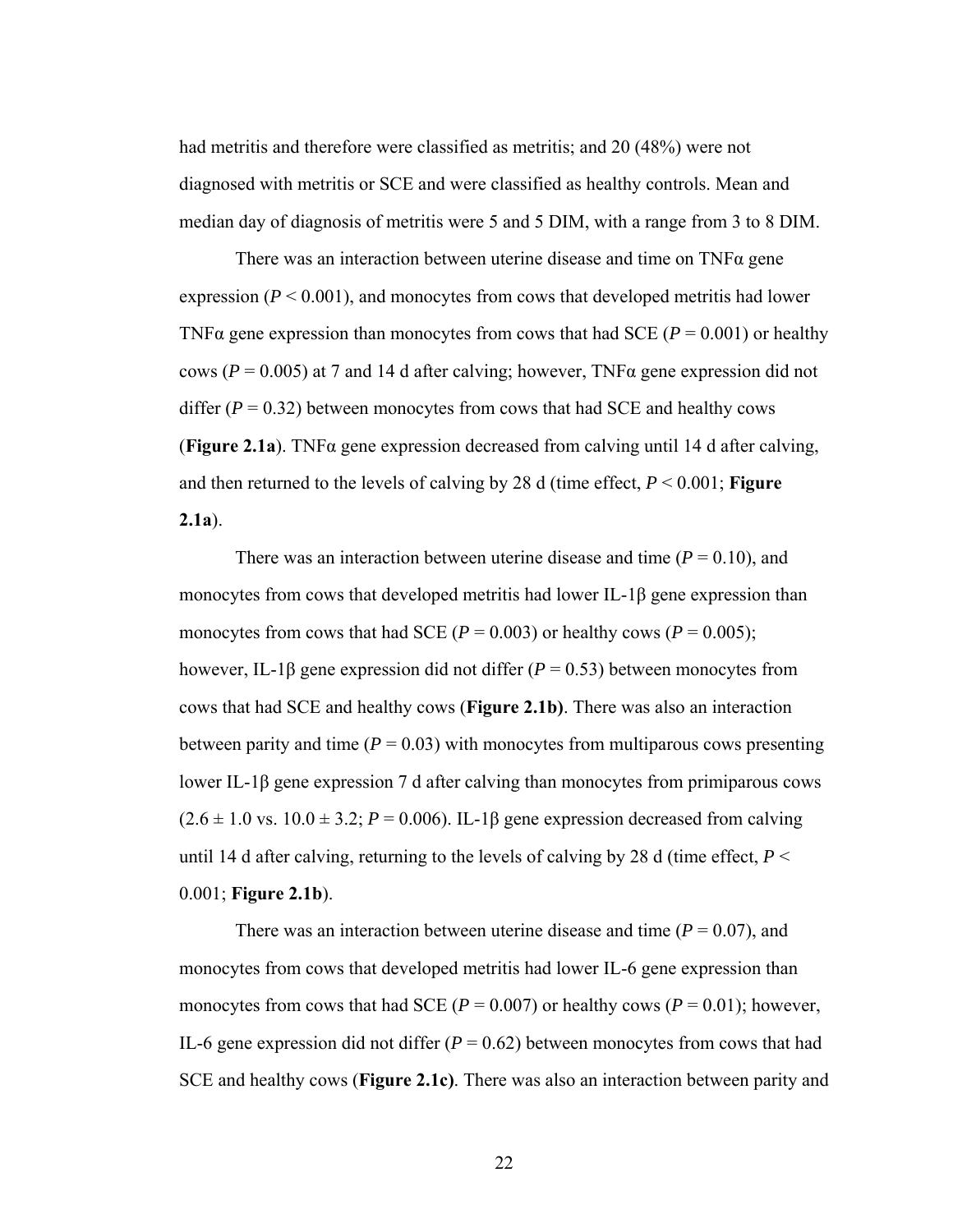had metritis and therefore were classified as metritis; and 20 (48%) were not diagnosed with metritis or SCE and were classified as healthy controls. Mean and median day of diagnosis of metritis were 5 and 5 DIM, with a range from 3 to 8 DIM.

There was an interaction between uterine disease and time on TNFα gene expression ($P < 0.001$), and monocytes from cows that developed metritis had lower TNFα gene expression than monocytes from cows that had SCE ($P = 0.001$) or healthy cows ($P = 0.005$) at 7 and 14 d after calving; however, TNFα gene expression did not differ ($P = 0.32$) between monocytes from cows that had SCE and healthy cows (**Figure 2.1a**). TNFα gene expression decreased from calving until 14 d after calving, and then returned to the levels of calving by 28 d (time effect, $P < 0.001$; **Figure 2.1a**).

There was an interaction between uterine disease and time ($P = 0.10$), and monocytes from cows that developed metritis had lower IL-1β gene expression than monocytes from cows that had SCE ($P = 0.003$) or healthy cows ($P = 0.005$); however, IL-1β gene expression did not differ ($P = 0.53$) between monocytes from cows that had SCE and healthy cows (**Figure 2.1b)**. There was also an interaction between parity and time ($P = 0.03$) with monocytes from multiparous cows presenting lower IL-1β gene expression 7 d after calving than monocytes from primiparous cows ($2.6 \pm 1.0$ vs. $10.0 \pm 3.2$; $P = 0.006$). IL-1β gene expression decreased from calving until 14 d after calving, returning to the levels of calving by 28 d (time effect, $P < 0.001$; **Figure 2.1b**).

There was an interaction between uterine disease and time ($P = 0.07$), and monocytes from cows that developed metritis had lower IL-6 gene expression than monocytes from cows that had SCE ($P = 0.007$) or healthy cows ($P = 0.01$); however, IL-6 gene expression did not differ ($P = 0.62$) between monocytes from cows that had SCE and healthy cows (**Figure 2.1c)**. There was also an interaction between parity and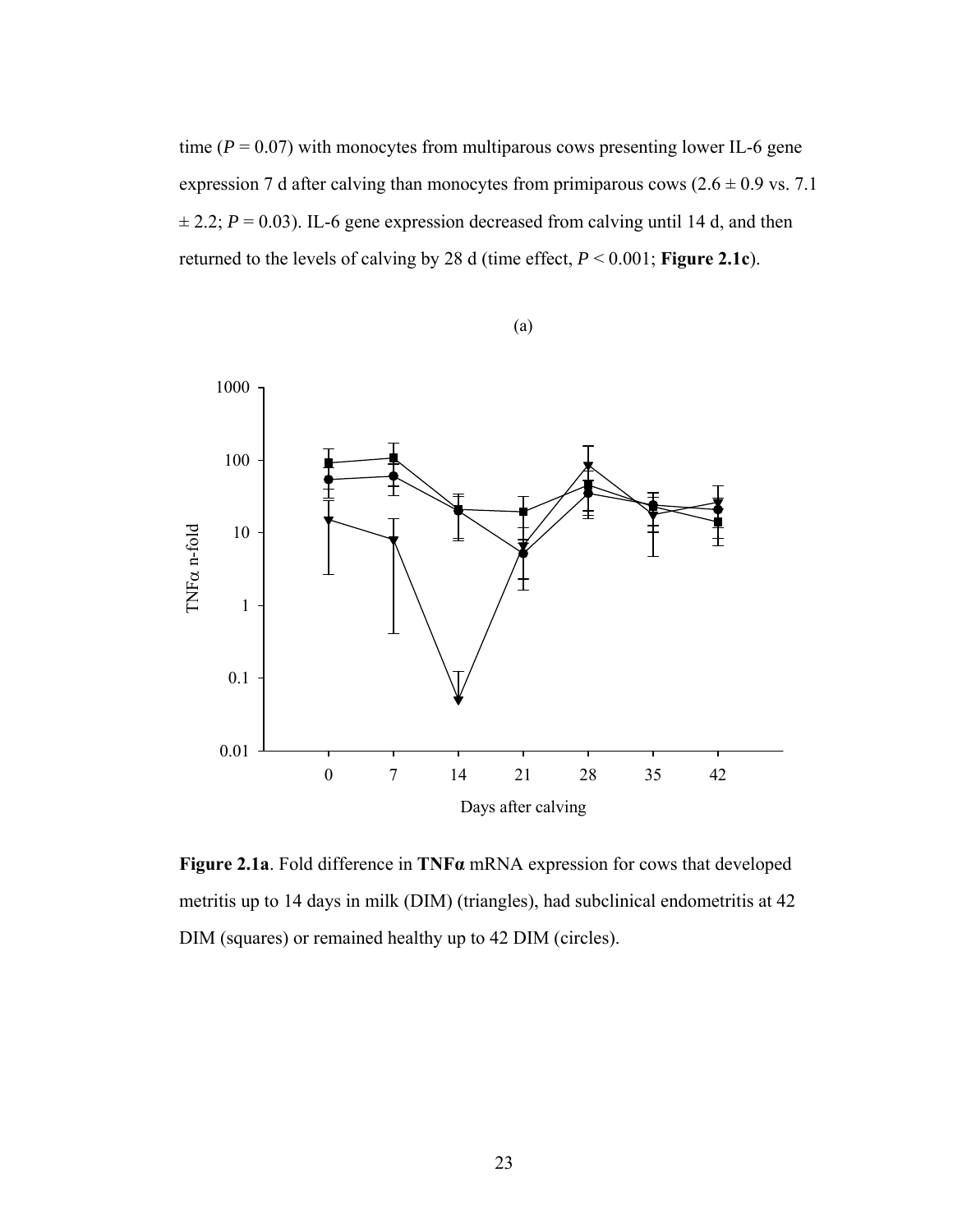time ($P = 0.07$) with monocytes from multiparous cows presenting lower IL-6 gene expression 7 d after calving than monocytes from primiparous cows ($2.6 \pm 0.9$ vs. $7.1 \pm 2.2$; $P = 0.03$). IL-6 gene expression decreased from calving until 14 d, and then returned to the levels of calving by 28 d (time effect, $P < 0.001$; **Figure 2.1c**).

(a)

**Figure 2.1a**. Fold difference in **TNFα** mRNA expression for cows that developed metritis up to 14 days in milk (DIM) (triangles), had subclinical endometritis at 42 DIM (squares) or remained healthy up to 42 DIM (circles).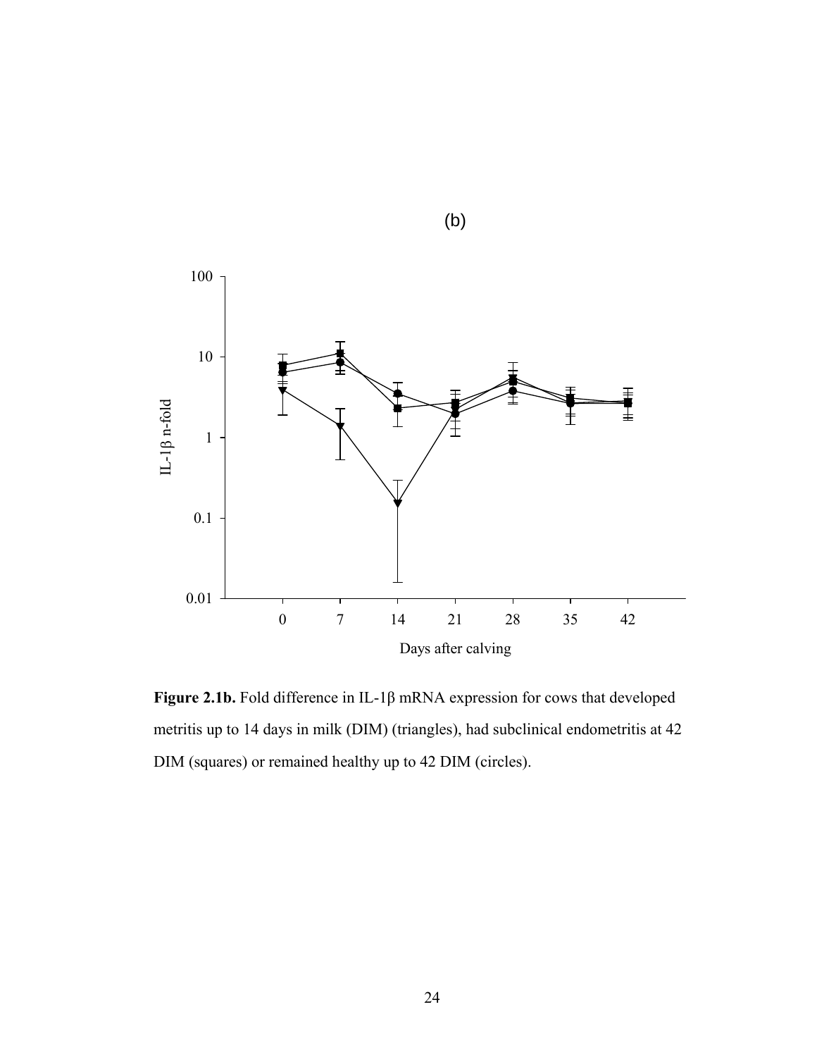(b)

**Figure 2.1b.** Fold difference in IL-1β mRNA expression for cows that developed metritis up to 14 days in milk (DIM) (triangles), had subclinical endometritis at 42 DIM (squares) or remained healthy up to 42 DIM (circles).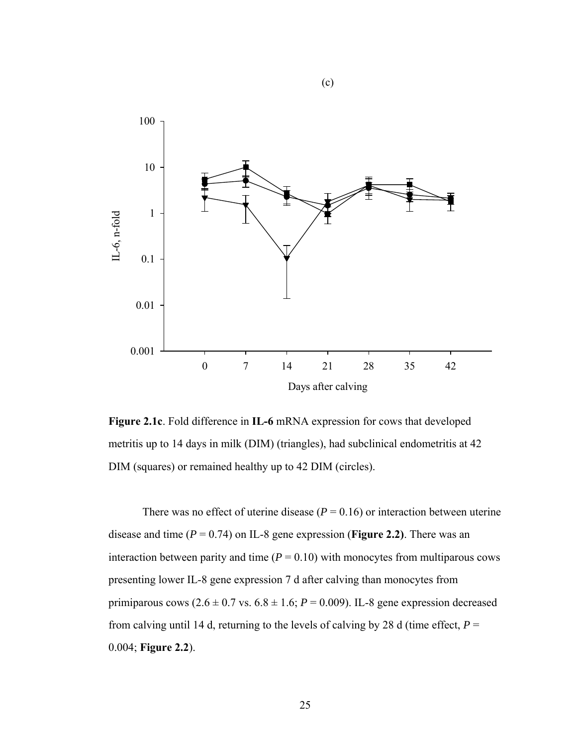(c)

**Figure 2.1c**. Fold difference in **IL-6** mRNA expression for cows that developed metritis up to 14 days in milk (DIM) (triangles), had subclinical endometritis at 42 DIM (squares) or remained healthy up to 42 DIM (circles).

There was no effect of uterine disease ($P$ = 0.16) or interaction between uterine disease and time ($P$ = 0.74) on IL-8 gene expression (**Figure 2.2)**. There was an interaction between parity and time ($P$ = 0.10) with monocytes from multiparous cows presenting lower IL-8 gene expression 7 d after calving than monocytes from primiparous cows ($2.6 \pm 0.7$ vs. $6.8 \pm 1.6$; $P$ = 0.009). IL-8 gene expression decreased from calving until 14 d, returning to the levels of calving by 28 d (time effect, $P$ = 0.004; **Figure 2.2**).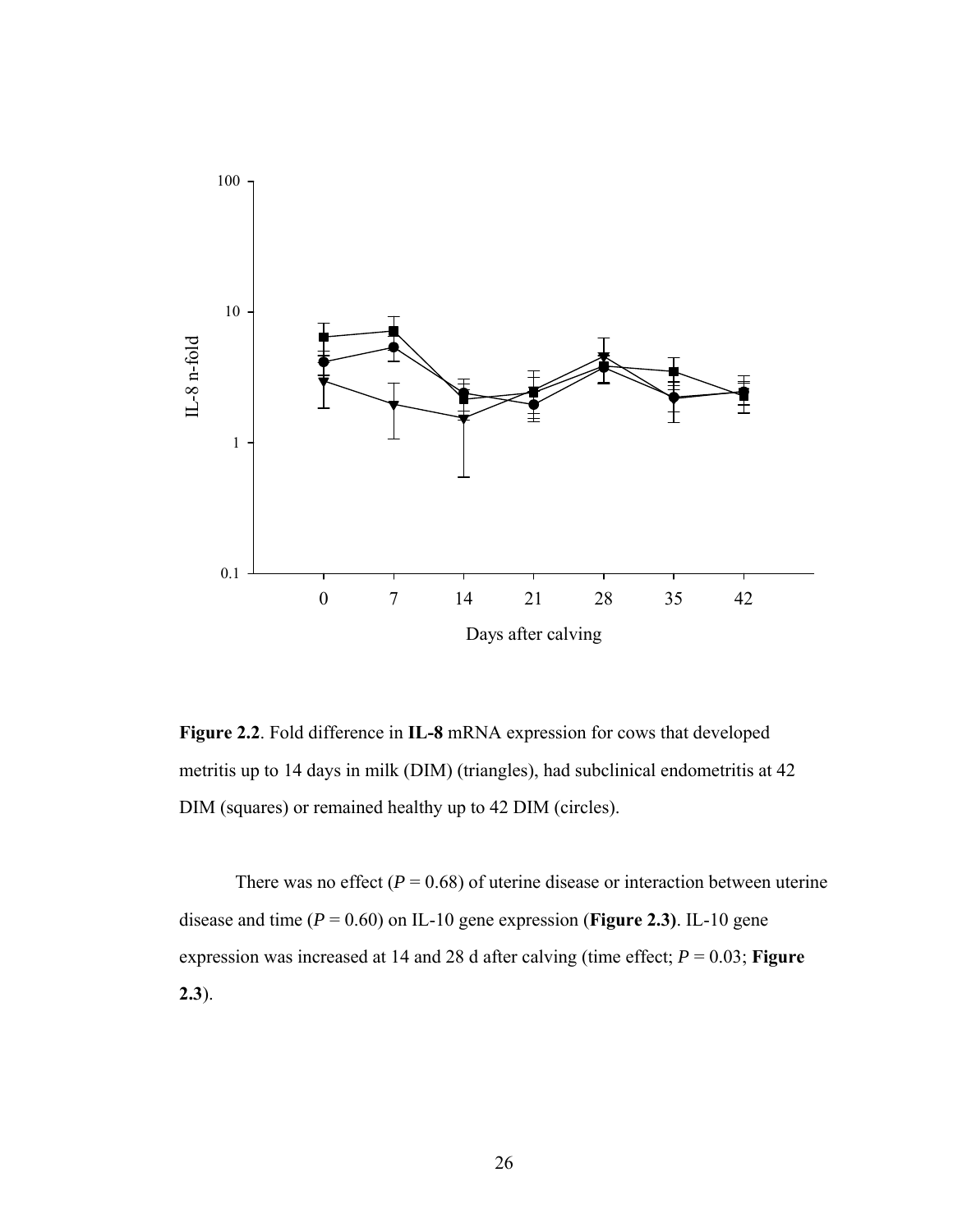**Figure 2.2**. Fold difference in **IL-8** mRNA expression for cows that developed metritis up to 14 days in milk (DIM) (triangles), had subclinical endometritis at 42 DIM (squares) or remained healthy up to 42 DIM (circles).

There was no effect ($P$ = 0.68) of uterine disease or interaction between uterine disease and time ($P$ = 0.60) on IL-10 gene expression (**Figure 2.3)**. IL-10 gene expression was increased at 14 and 28 d after calving (time effect; $P$ = 0.03; **Figure 2.3**).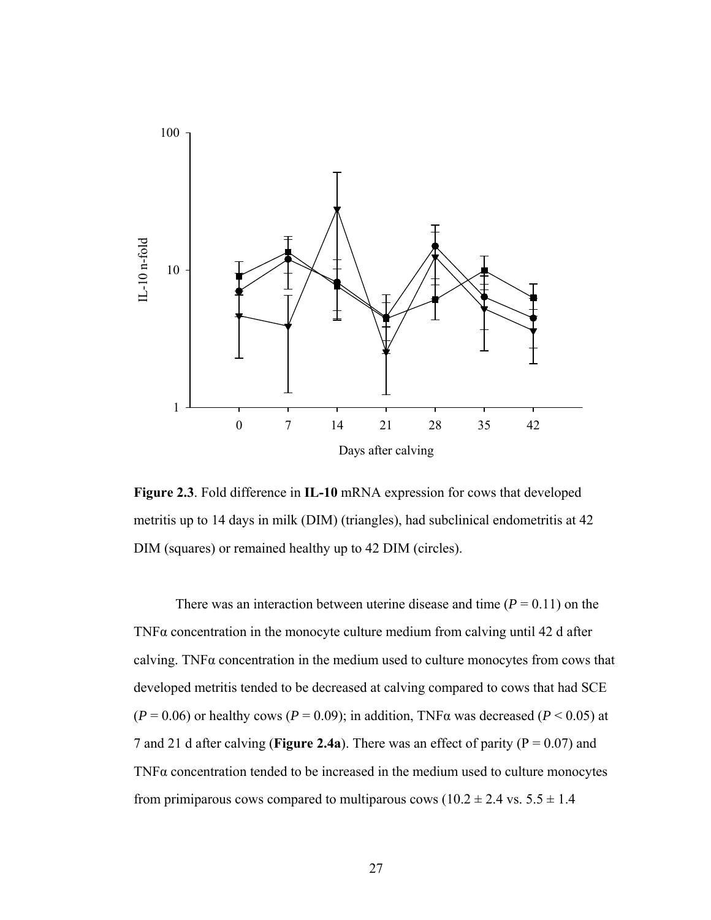**Figure 2.3**. Fold difference in **IL-10** mRNA expression for cows that developed metritis up to 14 days in milk (DIM) (triangles), had subclinical endometritis at 42 DIM (squares) or remained healthy up to 42 DIM (circles).

There was an interaction between uterine disease and time ($P = 0.11$) on the TNFα concentration in the monocyte culture medium from calving until 42 d after calving. TNFα concentration in the medium used to culture monocytes from cows that developed metritis tended to be decreased at calving compared to cows that had SCE ($P = 0.06$) or healthy cows ($P = 0.09$); in addition, TNFα was decreased ($P < 0.05$) at 7 and 21 d after calving (**Figure 2.4a**). There was an effect of parity ($P = 0.07$) and TNFα concentration tended to be increased in the medium used to culture monocytes from primiparous cows compared to multiparous cows ($10.2 \pm 2.4$ vs. $5.5 \pm 1.4$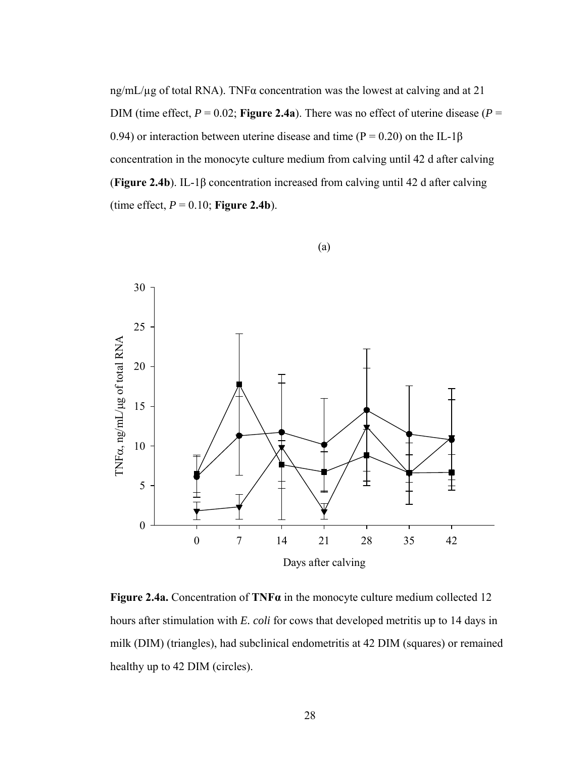ng/mL/μg of total RNA). TNFα concentration was the lowest at calving and at 21 DIM (time effect, $P = 0.02$; **Figure 2.4a**). There was no effect of uterine disease ($P = 0.94$) or interaction between uterine disease and time ($P = 0.20$) on the IL-1β concentration in the monocyte culture medium from calving until 42 d after calving (**Figure 2.4b**). IL-1β concentration increased from calving until 42 d after calving (time effect, $P = 0.10$; **Figure 2.4b**).

(a)

**Figure 2.4a.** Concentration of **TNFα** in the monocyte culture medium collected 12 hours after stimulation with *E. coli* for cows that developed metritis up to 14 days in milk (DIM) (triangles), had subclinical endometritis at 42 DIM (squares) or remained healthy up to 42 DIM (circles).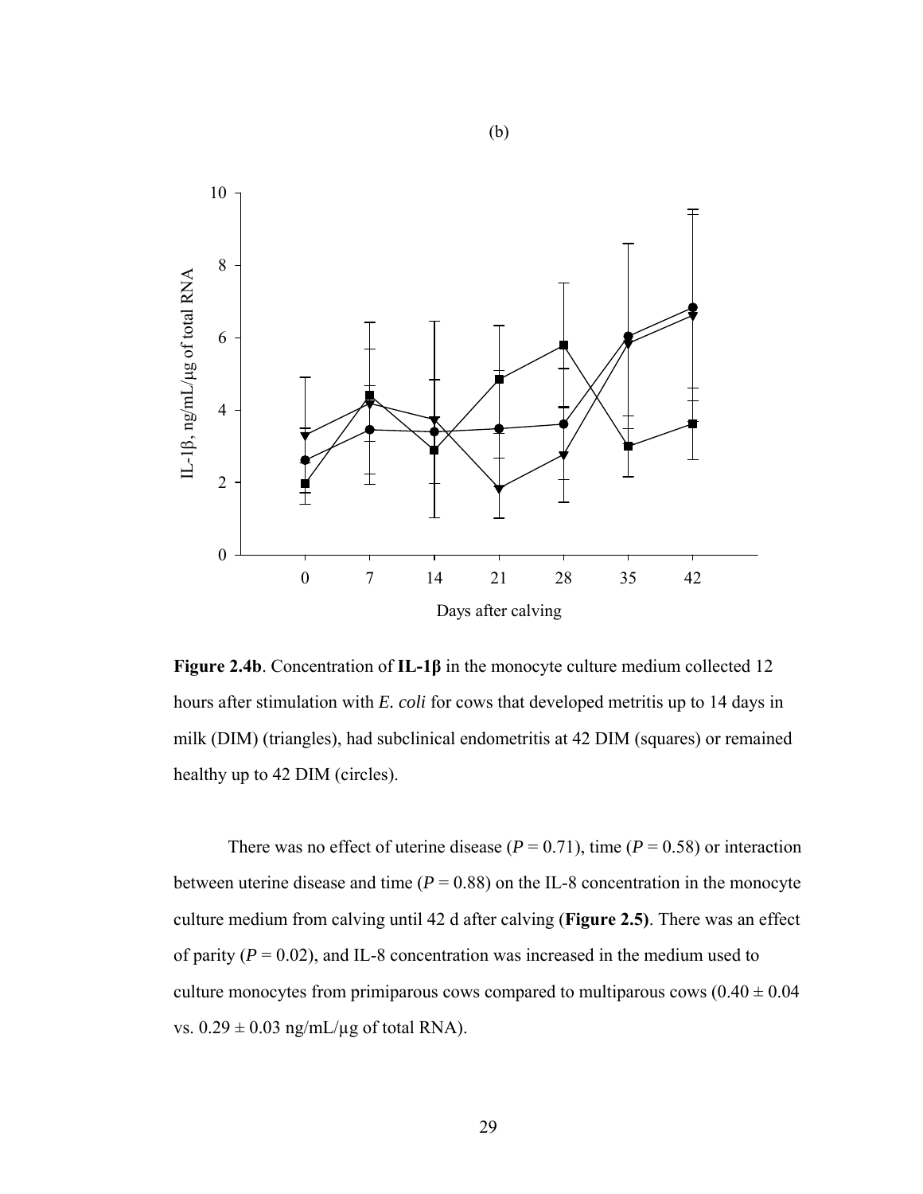(b)

Figure 2.4b. Concentration of IL-1β in the monocyte culture medium collected 12 hours after stimulation with *E. coli* for cows that developed metritis up to 14 days in milk (DIM) (triangles), had subclinical endometritis at 42 DIM (squares) or remained healthy up to 42 DIM (circles).

There was no effect of uterine disease ($P = 0.71$), time ($P = 0.58$) or interaction between uterine disease and time ($P = 0.88$) on the IL-8 concentration in the monocyte culture medium from calving until 42 d after calving (**Figure 2.5)**. There was an effect of parity ($P = 0.02$), and IL-8 concentration was increased in the medium used to culture monocytes from primiparous cows compared to multiparous cows ($0.40 \pm 0.04$ vs. $0.29 \pm 0.03$ ng/mL/μg of total RNA).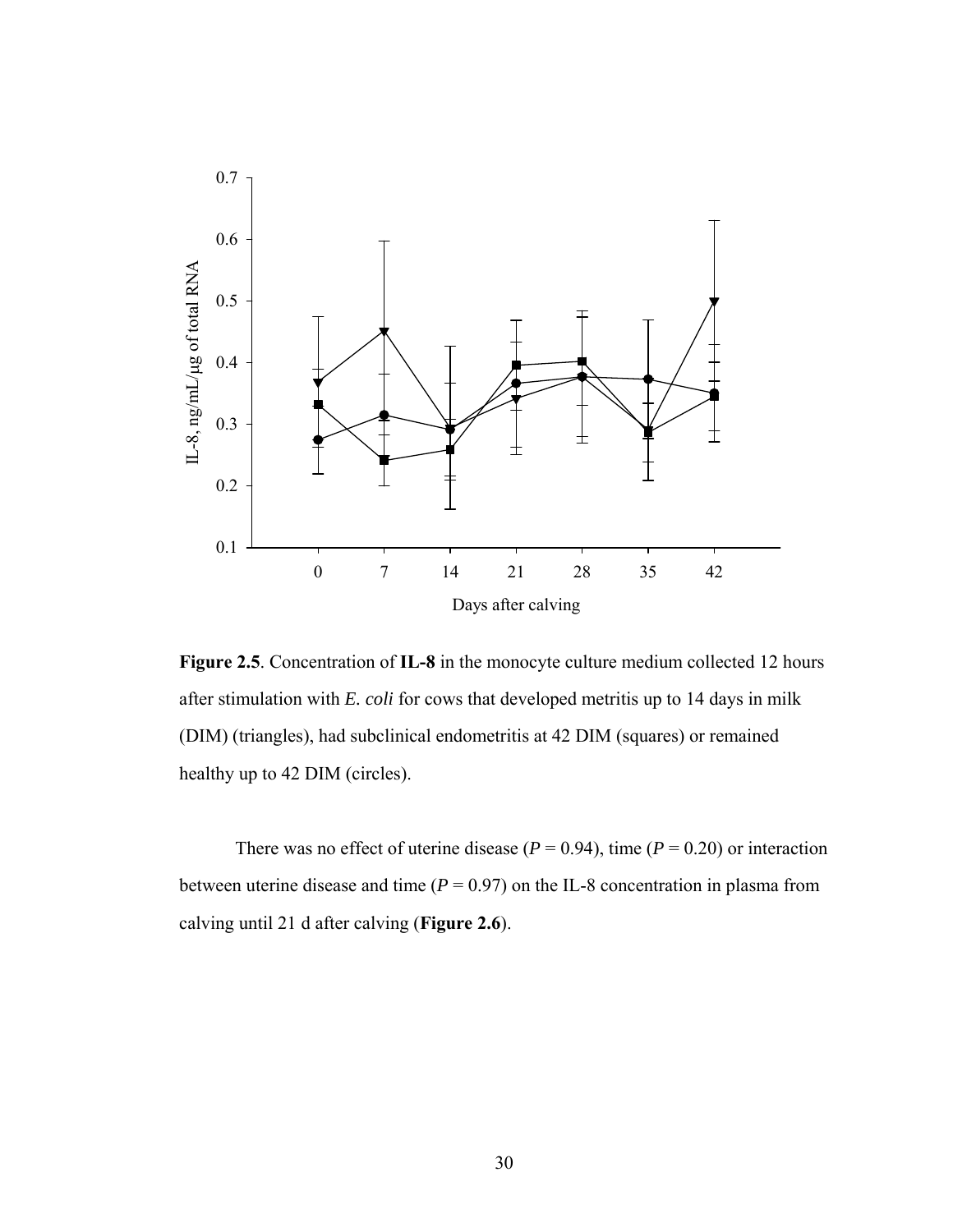**Figure 2.5**. Concentration of **IL-8** in the monocyte culture medium collected 12 hours after stimulation with *E. coli* for cows that developed metritis up to 14 days in milk (DIM) (triangles), had subclinical endometritis at 42 DIM (squares) or remained healthy up to 42 DIM (circles).

There was no effect of uterine disease ($P = 0.94$), time ($P = 0.20$) or interaction between uterine disease and time ($P = 0.97$) on the IL-8 concentration in plasma from calving until 21 d after calving (**Figure 2.6**).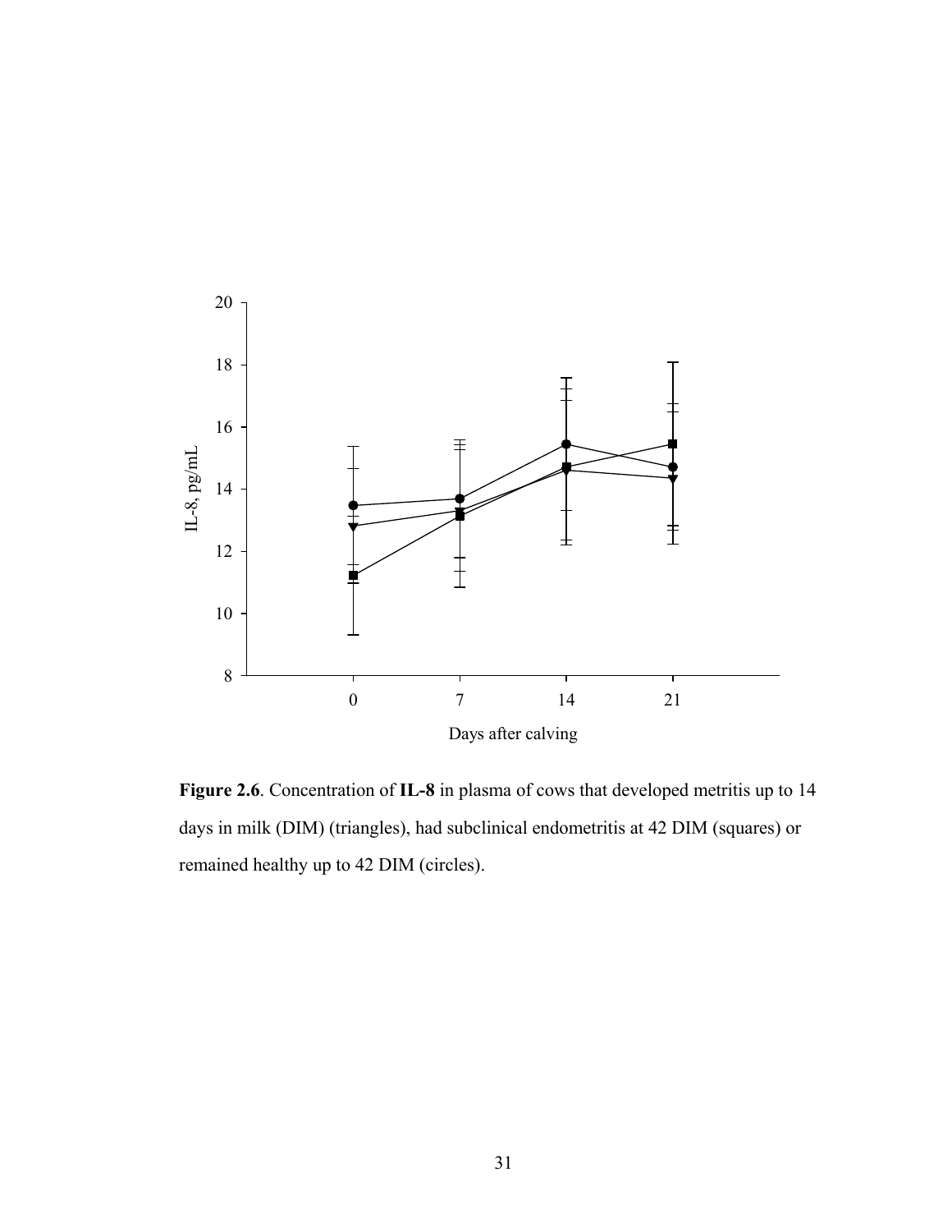**Figure 2.6**. Concentration of **IL-8** in plasma of cows that developed metritis up to 14 days in milk (DIM) (triangles), had subclinical endometritis at 42 DIM (squares) or remained healthy up to 42 DIM (circles).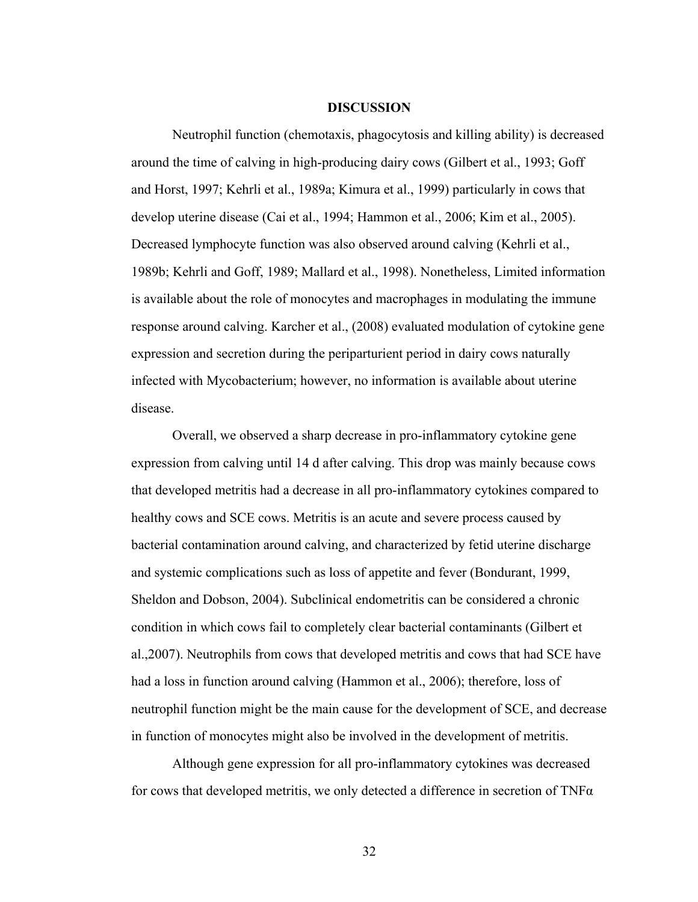# DISCUSSION

Neutrophil function (chemotaxis, phagocytosis and killing ability) is decreased around the time of calving in high-producing dairy cows (Gilbert et al., 1993; Goff and Horst, 1997; Kehrli et al., 1989a; Kimura et al., 1999) particularly in cows that develop uterine disease (Cai et al., 1994; Hammon et al., 2006; Kim et al., 2005). Decreased lymphocyte function was also observed around calving (Kehrli et al., 1989b; Kehrli and Goff, 1989; Mallard et al., 1998). Nonetheless, Limited information is available about the role of monocytes and macrophages in modulating the immune response around calving. Karcher et al., (2008) evaluated modulation of cytokine gene expression and secretion during the periparturient period in dairy cows naturally infected with Mycobacterium; however, no information is available about uterine disease.

Overall, we observed a sharp decrease in pro-inflammatory cytokine gene expression from calving until 14 d after calving. This drop was mainly because cows that developed metritis had a decrease in all pro-inflammatory cytokines compared to healthy cows and SCE cows. Metritis is an acute and severe process caused by bacterial contamination around calving, and characterized by fetid uterine discharge and systemic complications such as loss of appetite and fever (Bondurant, 1999, Sheldon and Dobson, 2004). Subclinical endometritis can be considered a chronic condition in which cows fail to completely clear bacterial contaminants (Gilbert et al.,2007). Neutrophils from cows that developed metritis and cows that had SCE have had a loss in function around calving (Hammon et al., 2006); therefore, loss of neutrophil function might be the main cause for the development of SCE, and decrease in function of monocytes might also be involved in the development of metritis.

Although gene expression for all pro-inflammatory cytokines was decreased for cows that developed metritis, we only detected a difference in secretion of TNFα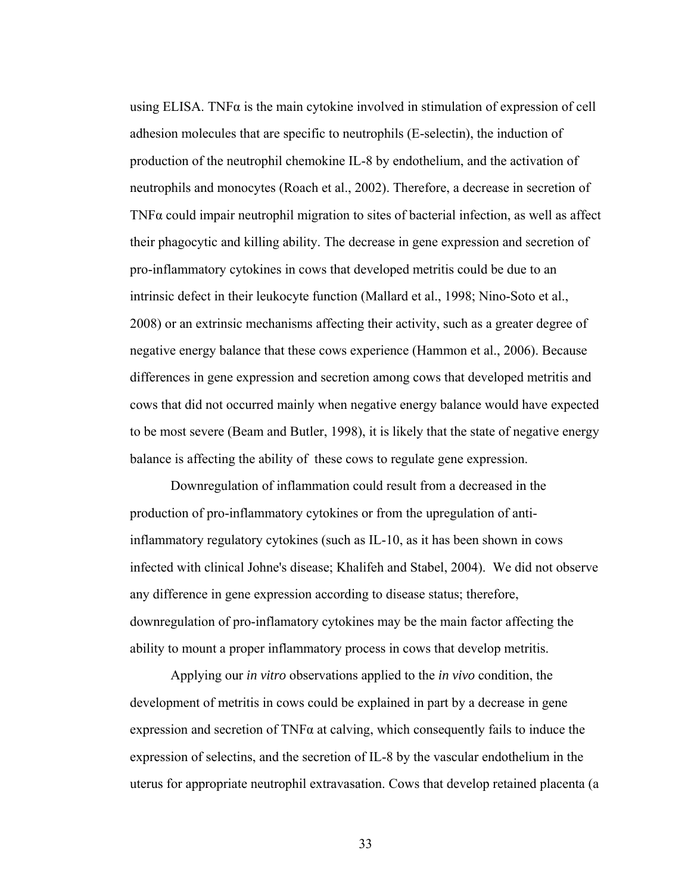using ELISA. TNFα is the main cytokine involved in stimulation of expression of cell adhesion molecules that are specific to neutrophils (E-selectin), the induction of production of the neutrophil chemokine IL-8 by endothelium, and the activation of neutrophils and monocytes (Roach et al., 2002). Therefore, a decrease in secretion of TNFα could impair neutrophil migration to sites of bacterial infection, as well as affect their phagocytic and killing ability. The decrease in gene expression and secretion of pro-inflammatory cytokines in cows that developed metritis could be due to an intrinsic defect in their leukocyte function (Mallard et al., 1998; Nino-Soto et al., 2008) or an extrinsic mechanisms affecting their activity, such as a greater degree of negative energy balance that these cows experience (Hammon et al., 2006). Because differences in gene expression and secretion among cows that developed metritis and cows that did not occurred mainly when negative energy balance would have expected to be most severe (Beam and Butler, 1998), it is likely that the state of negative energy balance is affecting the ability of these cows to regulate gene expression.

Downregulation of inflammation could result from a decreased in the production of pro-inflammatory cytokines or from the upregulation of anti-inflammatory regulatory cytokines (such as IL-10, as it has been shown in cows infected with clinical Johne's disease; Khalifeh and Stabel, 2004). We did not observe any difference in gene expression according to disease status; therefore, downregulation of pro-inflamatory cytokines may be the main factor affecting the ability to mount a proper inflammatory process in cows that develop metritis.

Applying our *in vitro* observations applied to the *in vivo* condition, the development of metritis in cows could be explained in part by a decrease in gene expression and secretion of TNFα at calving, which consequently fails to induce the expression of selectins, and the secretion of IL-8 by the vascular endothelium in the uterus for appropriate neutrophil extravasation. Cows that develop retained placenta (a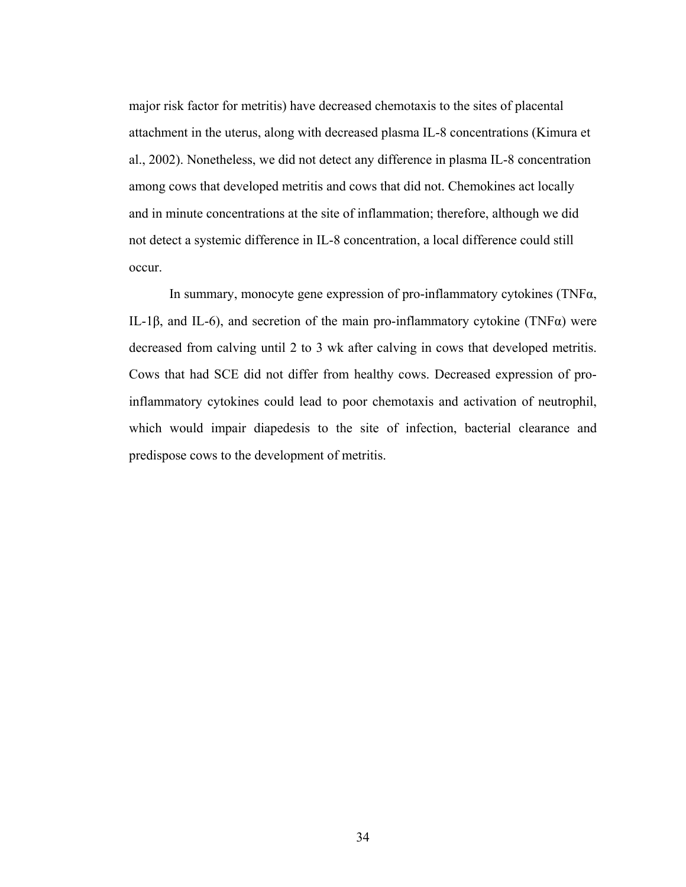major risk factor for metritis) have decreased chemotaxis to the sites of placental attachment in the uterus, along with decreased plasma IL-8 concentrations (Kimura et al., 2002). Nonetheless, we did not detect any difference in plasma IL-8 concentration among cows that developed metritis and cows that did not. Chemokines act locally and in minute concentrations at the site of inflammation; therefore, although we did not detect a systemic difference in IL-8 concentration, a local difference could still occur.

In summary, monocyte gene expression of pro-inflammatory cytokines (TNFα, IL-1β, and IL-6), and secretion of the main pro-inflammatory cytokine (TNFα) were decreased from calving until 2 to 3 wk after calving in cows that developed metritis. Cows that had SCE did not differ from healthy cows. Decreased expression of pro-inflammatory cytokines could lead to poor chemotaxis and activation of neutrophil, which would impair diapedesis to the site of infection, bacterial clearance and predispose cows to the development of metritis.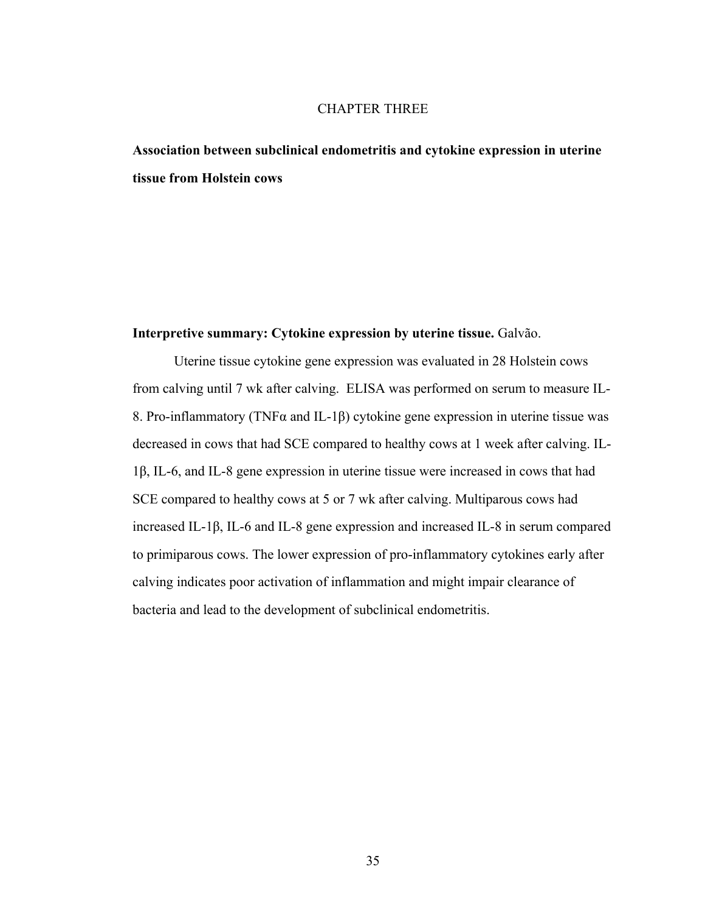# CHAPTER THREE

## Association between subclinical endometritis and cytokine expression in uterine tissue from Holstein cows

**Interpretive summary: Cytokine expression by uterine tissue.** Galvão.

Uterine tissue cytokine gene expression was evaluated in 28 Holstein cows from calving until 7 wk after calving. ELISA was performed on serum to measure IL-8. Pro-inflammatory (TNFα and IL-1β) cytokine gene expression in uterine tissue was decreased in cows that had SCE compared to healthy cows at 1 week after calving. IL-1β, IL-6, and IL-8 gene expression in uterine tissue were increased in cows that had SCE compared to healthy cows at 5 or 7 wk after calving. Multiparous cows had increased IL-1β, IL-6 and IL-8 gene expression and increased IL-8 in serum compared to primiparous cows. The lower expression of pro-inflammatory cytokines early after calving indicates poor activation of inflammation and might impair clearance of bacteria and lead to the development of subclinical endometritis.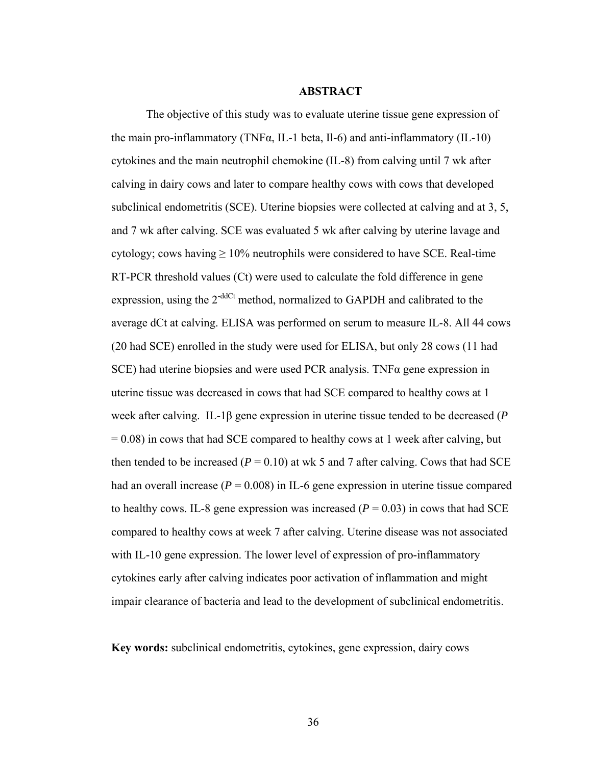## ABSTRACT

The objective of this study was to evaluate uterine tissue gene expression of the main pro-inflammatory (TNFα, IL-1 beta, Il-6) and anti-inflammatory (IL-10) cytokines and the main neutrophil chemokine (IL-8) from calving until 7 wk after calving in dairy cows and later to compare healthy cows with cows that developed subclinical endometritis (SCE). Uterine biopsies were collected at calving and at 3, 5, and 7 wk after calving. SCE was evaluated 5 wk after calving by uterine lavage and cytology; cows having ≥ 10% neutrophils were considered to have SCE. Real-time RT-PCR threshold values (Ct) were used to calculate the fold difference in gene expression, using the $2^{-ddCt}$ method, normalized to GAPDH and calibrated to the average dCt at calving. ELISA was performed on serum to measure IL-8. All 44 cows (20 had SCE) enrolled in the study were used for ELISA, but only 28 cows (11 had SCE) had uterine biopsies and were used PCR analysis. TNFα gene expression in uterine tissue was decreased in cows that had SCE compared to healthy cows at 1 week after calving. IL-1β gene expression in uterine tissue tended to be decreased ($P = 0.08$) in cows that had SCE compared to healthy cows at 1 week after calving, but then tended to be increased ($P = 0.10$) at wk 5 and 7 after calving. Cows that had SCE had an overall increase ($P = 0.008$) in IL-6 gene expression in uterine tissue compared to healthy cows. IL-8 gene expression was increased ($P = 0.03$) in cows that had SCE compared to healthy cows at week 7 after calving. Uterine disease was not associated with IL-10 gene expression. The lower level of expression of pro-inflammatory cytokines early after calving indicates poor activation of inflammation and might impair clearance of bacteria and lead to the development of subclinical endometritis.

**Key words:** subclinical endometritis, cytokines, gene expression, dairy cows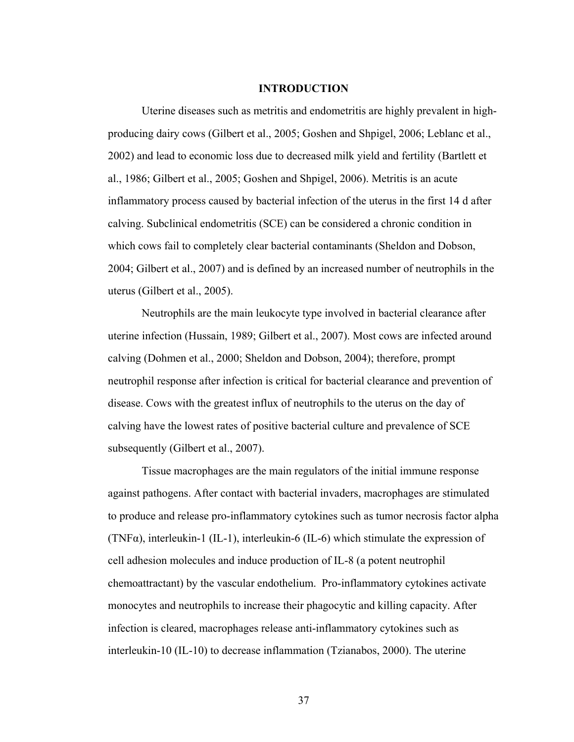# INTRODUCTION

Uterine diseases such as metritis and endometritis are highly prevalent in high-producing dairy cows (Gilbert et al., 2005; Goshen and Shpigel, 2006; Leblanc et al., 2002) and lead to economic loss due to decreased milk yield and fertility (Bartlett et al., 1986; Gilbert et al., 2005; Goshen and Shpigel, 2006). Metritis is an acute inflammatory process caused by bacterial infection of the uterus in the first 14 d after calving. Subclinical endometritis (SCE) can be considered a chronic condition in which cows fail to completely clear bacterial contaminants (Sheldon and Dobson, 2004; Gilbert et al., 2007) and is defined by an increased number of neutrophils in the uterus (Gilbert et al., 2005).

Neutrophils are the main leukocyte type involved in bacterial clearance after uterine infection (Hussain, 1989; Gilbert et al., 2007). Most cows are infected around calving (Dohmen et al., 2000; Sheldon and Dobson, 2004); therefore, prompt neutrophil response after infection is critical for bacterial clearance and prevention of disease. Cows with the greatest influx of neutrophils to the uterus on the day of calving have the lowest rates of positive bacterial culture and prevalence of SCE subsequently (Gilbert et al., 2007).

Tissue macrophages are the main regulators of the initial immune response against pathogens. After contact with bacterial invaders, macrophages are stimulated to produce and release pro-inflammatory cytokines such as tumor necrosis factor alpha (TNFα), interleukin-1 (IL-1), interleukin-6 (IL-6) which stimulate the expression of cell adhesion molecules and induce production of IL-8 (a potent neutrophil chemoattractant) by the vascular endothelium. Pro-inflammatory cytokines activate monocytes and neutrophils to increase their phagocytic and killing capacity. After infection is cleared, macrophages release anti-inflammatory cytokines such as interleukin-10 (IL-10) to decrease inflammation (Tzianabos, 2000). The uterine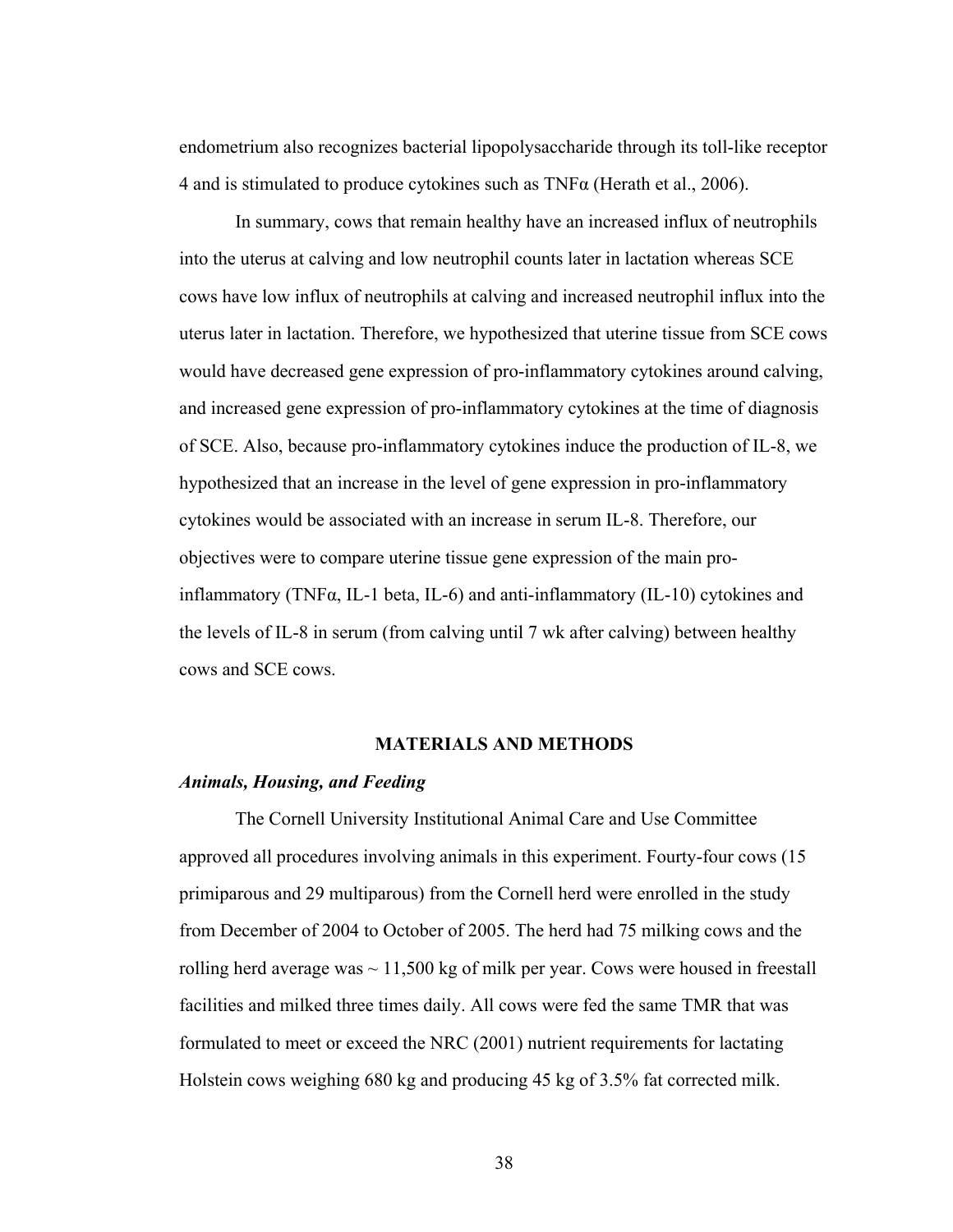endometrium also recognizes bacterial lipopolysaccharide through its toll-like receptor 4 and is stimulated to produce cytokines such as TNFα (Herath et al., 2006).

In summary, cows that remain healthy have an increased influx of neutrophils into the uterus at calving and low neutrophil counts later in lactation whereas SCE cows have low influx of neutrophils at calving and increased neutrophil influx into the uterus later in lactation. Therefore, we hypothesized that uterine tissue from SCE cows would have decreased gene expression of pro-inflammatory cytokines around calving, and increased gene expression of pro-inflammatory cytokines at the time of diagnosis of SCE. Also, because pro-inflammatory cytokines induce the production of IL-8, we hypothesized that an increase in the level of gene expression in pro-inflammatory cytokines would be associated with an increase in serum IL-8. Therefore, our objectives were to compare uterine tissue gene expression of the main pro-inflammatory (TNFα, IL-1 beta, IL-6) and anti-inflammatory (IL-10) cytokines and the levels of IL-8 in serum (from calving until 7 wk after calving) between healthy cows and SCE cows.

## MATERIALS AND METHODS

### *Animals, Housing, and Feeding*

The Cornell University Institutional Animal Care and Use Committee approved all procedures involving animals in this experiment. Fourty-four cows (15 primiparous and 29 multiparous) from the Cornell herd were enrolled in the study from December of 2004 to October of 2005. The herd had 75 milking cows and the rolling herd average was ~ 11,500 kg of milk per year. Cows were housed in freestall facilities and milked three times daily. All cows were fed the same TMR that was formulated to meet or exceed the NRC (2001) nutrient requirements for lactating Holstein cows weighing 680 kg and producing 45 kg of 3.5% fat corrected milk.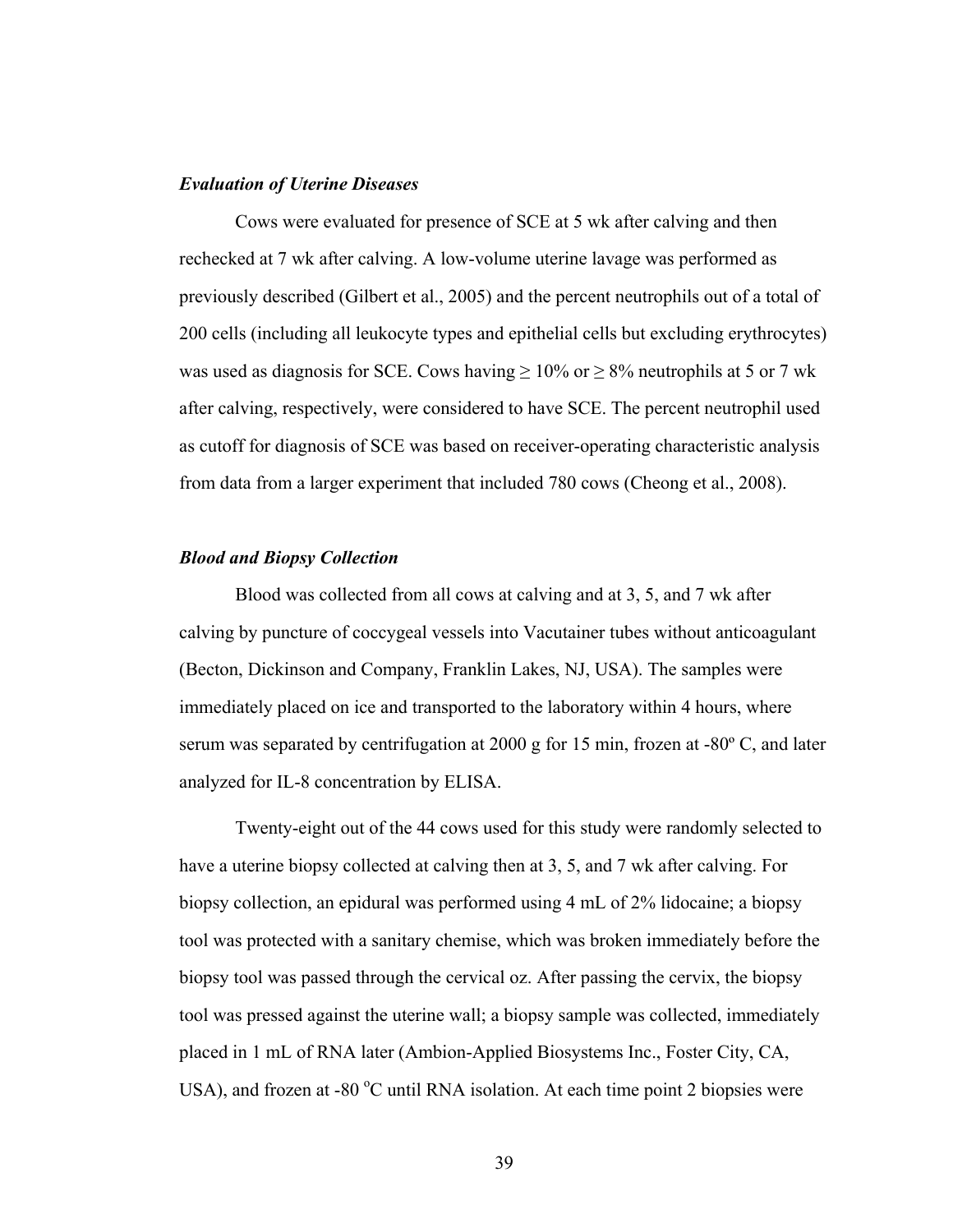### *Evaluation of Uterine Diseases*

Cows were evaluated for presence of SCE at 5 wk after calving and then rechecked at 7 wk after calving. A low-volume uterine lavage was performed as previously described (Gilbert et al., 2005) and the percent neutrophils out of a total of 200 cells (including all leukocyte types and epithelial cells but excluding erythrocytes) was used as diagnosis for SCE. Cows having ≥ 10% or ≥ 8% neutrophils at 5 or 7 wk after calving, respectively, were considered to have SCE. The percent neutrophil used as cutoff for diagnosis of SCE was based on receiver-operating characteristic analysis from data from a larger experiment that included 780 cows (Cheong et al., 2008).

### *Blood and Biopsy Collection*

Blood was collected from all cows at calving and at 3, 5, and 7 wk after calving by puncture of coccygeal vessels into Vacutainer tubes without anticoagulant (Becton, Dickinson and Company, Franklin Lakes, NJ, USA). The samples were immediately placed on ice and transported to the laboratory within 4 hours, where serum was separated by centrifugation at 2000 g for 15 min, frozen at -80º C, and later analyzed for IL-8 concentration by ELISA.

Twenty-eight out of the 44 cows used for this study were randomly selected to have a uterine biopsy collected at calving then at 3, 5, and 7 wk after calving. For biopsy collection, an epidural was performed using 4 mL of 2% lidocaine; a biopsy tool was protected with a sanitary chemise, which was broken immediately before the biopsy tool was passed through the cervical oz. After passing the cervix, the biopsy tool was pressed against the uterine wall; a biopsy sample was collected, immediately placed in 1 mL of RNA later (Ambion-Applied Biosystems Inc., Foster City, CA, USA), and frozen at -80 $^{o}$C until RNA isolation. At each time point 2 biopsies were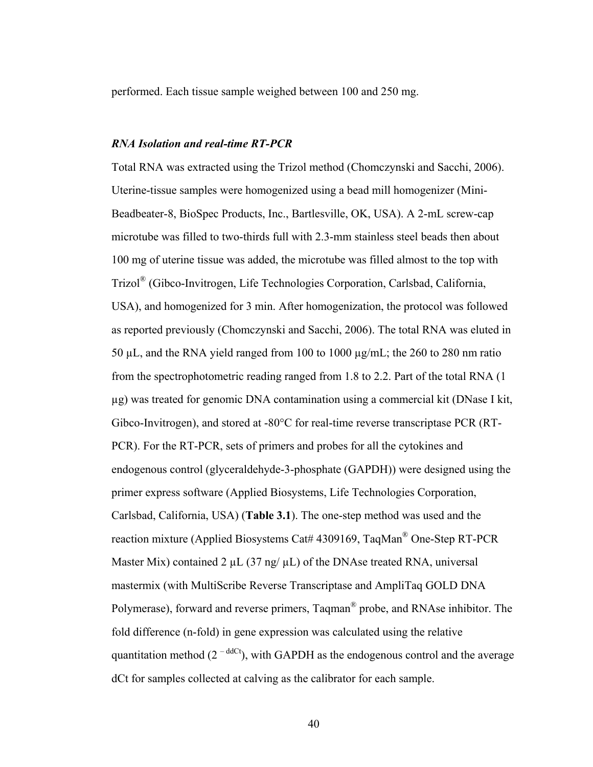performed. Each tissue sample weighed between 100 and 250 mg.

***RNA Isolation and real-time RT-PCR***

Total RNA was extracted using the Trizol method (Chomczynski and Sacchi, 2006). Uterine-tissue samples were homogenized using a bead mill homogenizer (Mini-Beadbeater-8, BioSpec Products, Inc., Bartlesville, OK, USA). A 2-mL screw-cap microtube was filled to two-thirds full with 2.3-mm stainless steel beads then about 100 mg of uterine tissue was added, the microtube was filled almost to the top with Trizol® (Gibco-Invitrogen, Life Technologies Corporation, Carlsbad, California, USA), and homogenized for 3 min. After homogenization, the protocol was followed as reported previously (Chomczynski and Sacchi, 2006). The total RNA was eluted in 50 µL, and the RNA yield ranged from 100 to 1000 µg/mL; the 260 to 280 nm ratio from the spectrophotometric reading ranged from 1.8 to 2.2. Part of the total RNA (1 µg) was treated for genomic DNA contamination using a commercial kit (DNase I kit, Gibco-Invitrogen), and stored at -80°C for real-time reverse transcriptase PCR (RT-PCR). For the RT-PCR, sets of primers and probes for all the cytokines and endogenous control (glyceraldehyde-3-phosphate (GAPDH)) were designed using the primer express software (Applied Biosystems, Life Technologies Corporation, Carlsbad, California, USA) (**Table 3.1**). The one-step method was used and the reaction mixture (Applied Biosystems Cat# 4309169, TaqMan® One-Step RT-PCR Master Mix) contained 2 µL (37 ng/ µL) of the DNAse treated RNA, universal mastermix (with MultiScribe Reverse Transcriptase and AmpliTaq GOLD DNA Polymerase), forward and reverse primers, Taqman® probe, and RNAse inhibitor. The fold difference (n-fold) in gene expression was calculated using the relative quantitation method ($2^{-ddCt}$), with GAPDH as the endogenous control and the average dCt for samples collected at calving as the calibrator for each sample.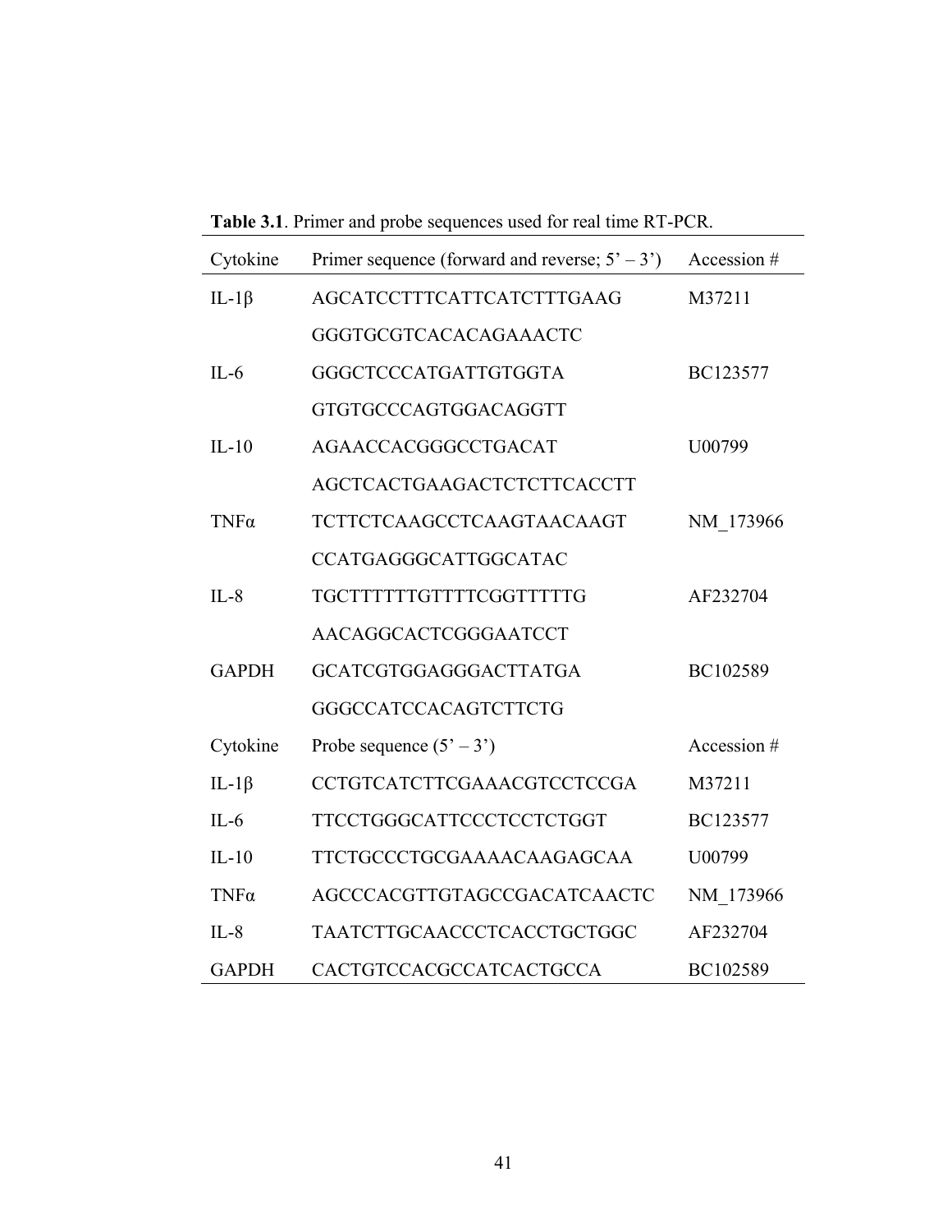**Table 3.1**. Primer and probe sequences used for real time RT-PCR.

| Cytokine | Primer sequence (forward and reverse; 5' – 3') | Accession # |
|---|---|---|
| IL-1β | AGCATCCTTTCATTCATCTTTGAAG | M37211 |
| | GGGTGCGTCACACAGAAACTC | |
| IL-6 | GGGCTCCCATGATTGTGGTA | BC123577 |
| | GTGTGCCCAGTGGACAGGTT | |
| IL-10 | AGAACCACGGGCCTGACAT | U00799 |
| | AGCTCACTGAAGACTCTCTTCACCTT | |
| TNFα | TCTTCTCAAGCCTCAAGTAACAAGT | NM_173966 |
| | CCATGAGGGCATTGGCATAC | |
| IL-8 | TGCTTTTTTGTTTTCGGTTTTTG | AF232704 |
| | AACAGGCACTCGGGAATCCT | |
| GAPDH | GCATCGTGGAGGGACTTATGA | BC102589 |
| | GGGCCATCCACAGTCTTCTG | |
| Cytokine | Probe sequence (5' – 3') | Accession # |
| IL-1β | CCTGTCATCTTCGAAACGTCCTCCGA | M37211 |
| IL-6 | TTCCTGGGCATTCCCTCCTCTGGT | BC123577 |
| IL-10 | TTCTGCCCTGCGAAAACAAGAGCAA | U00799 |
| TNFα | AGCCCACGTTGTAGCCGACATCAACTC | NM_173966 |
| IL-8 | TAATCTTGCAACCCTCACCTGCTGGC | AF232704 |
| GAPDH | CACTGTCCACGCCATCACTGCCA | BC102589 |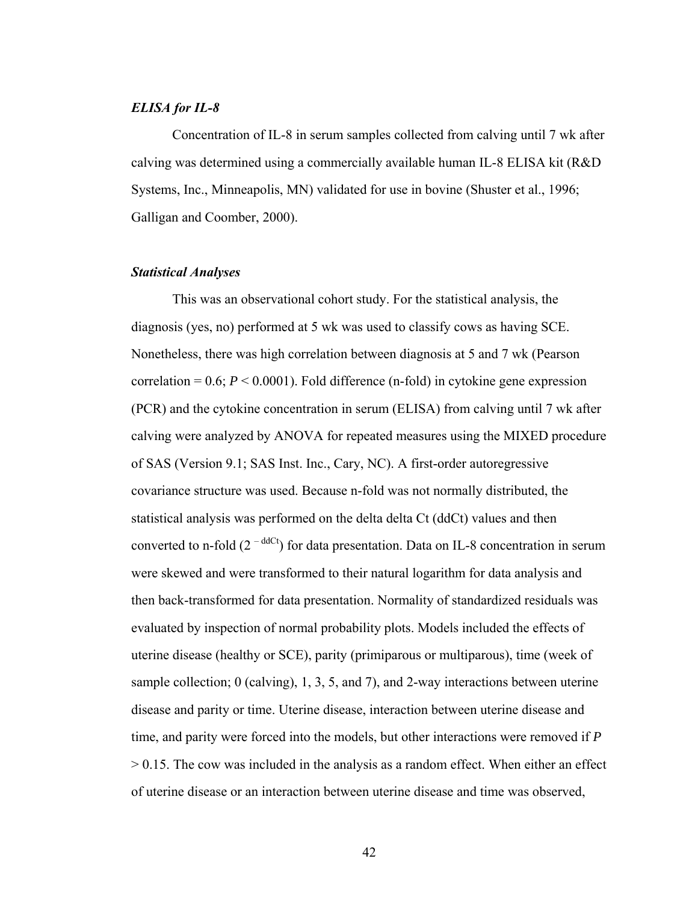### *ELISA for IL-8*

Concentration of IL-8 in serum samples collected from calving until 7 wk after calving was determined using a commercially available human IL-8 ELISA kit (R&D Systems, Inc., Minneapolis, MN) validated for use in bovine (Shuster et al., 1996; Galligan and Coomber, 2000).

### *Statistical Analyses*

This was an observational cohort study. For the statistical analysis, the diagnosis (yes, no) performed at 5 wk was used to classify cows as having SCE. Nonetheless, there was high correlation between diagnosis at 5 and 7 wk (Pearson correlation = 0.6; $P < 0.0001$). Fold difference (n-fold) in cytokine gene expression (PCR) and the cytokine concentration in serum (ELISA) from calving until 7 wk after calving were analyzed by ANOVA for repeated measures using the MIXED procedure of SAS (Version 9.1; SAS Inst. Inc., Cary, NC). A first-order autoregressive covariance structure was used. Because n-fold was not normally distributed, the statistical analysis was performed on the delta delta Ct (ddCt) values and then converted to n-fold ($2^{-\text{ddCt}}$) for data presentation. Data on IL-8 concentration in serum were skewed and were transformed to their natural logarithm for data analysis and then back-transformed for data presentation. Normality of standardized residuals was evaluated by inspection of normal probability plots. Models included the effects of uterine disease (healthy or SCE), parity (primiparous or multiparous), time (week of sample collection; 0 (calving), 1, 3, 5, and 7), and 2-way interactions between uterine disease and parity or time. Uterine disease, interaction between uterine disease and time, and parity were forced into the models, but other interactions were removed if $P > 0.15$. The cow was included in the analysis as a random effect. When either an effect of uterine disease or an interaction between uterine disease and time was observed,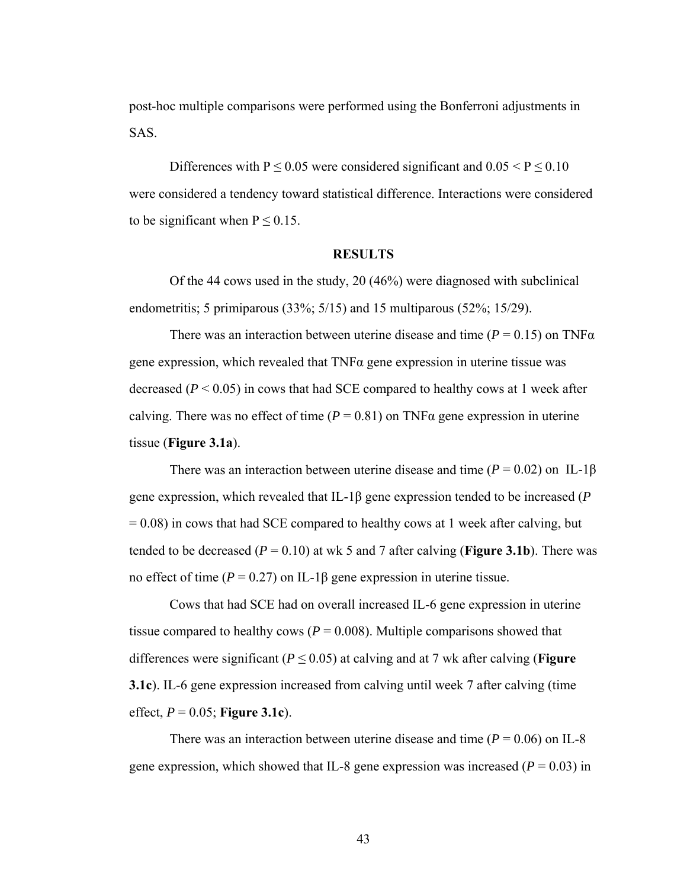post-hoc multiple comparisons were performed using the Bonferroni adjustments in SAS.

Differences with $P \leq 0.05$ were considered significant and $0.05 < P \leq 0.10$ were considered a tendency toward statistical difference. Interactions were considered to be significant when $P \leq 0.15$.

## RESULTS

Of the 44 cows used in the study, 20 (46%) were diagnosed with subclinical endometritis; 5 primiparous (33%; 5/15) and 15 multiparous (52%; 15/29).

There was an interaction between uterine disease and time ($P = 0.15$) on TNFα gene expression, which revealed that TNFα gene expression in uterine tissue was decreased ($P < 0.05$) in cows that had SCE compared to healthy cows at 1 week after calving. There was no effect of time ($P = 0.81$) on TNFα gene expression in uterine tissue (**Figure 3.1a**).

There was an interaction between uterine disease and time ($P = 0.02$) on IL-1β gene expression, which revealed that IL-1β gene expression tended to be increased ($P = 0.08$) in cows that had SCE compared to healthy cows at 1 week after calving, but tended to be decreased ($P = 0.10$) at wk 5 and 7 after calving (**Figure 3.1b**). There was no effect of time ($P = 0.27$) on IL-1β gene expression in uterine tissue.

Cows that had SCE had on overall increased IL-6 gene expression in uterine tissue compared to healthy cows ($P = 0.008$). Multiple comparisons showed that differences were significant ($P \leq 0.05$) at calving and at 7 wk after calving (**Figure 3.1c**). IL-6 gene expression increased from calving until week 7 after calving (time effect, $P = 0.05$; **Figure 3.1c**).

There was an interaction between uterine disease and time ($P = 0.06$) on IL-8 gene expression, which showed that IL-8 gene expression was increased ($P = 0.03$) in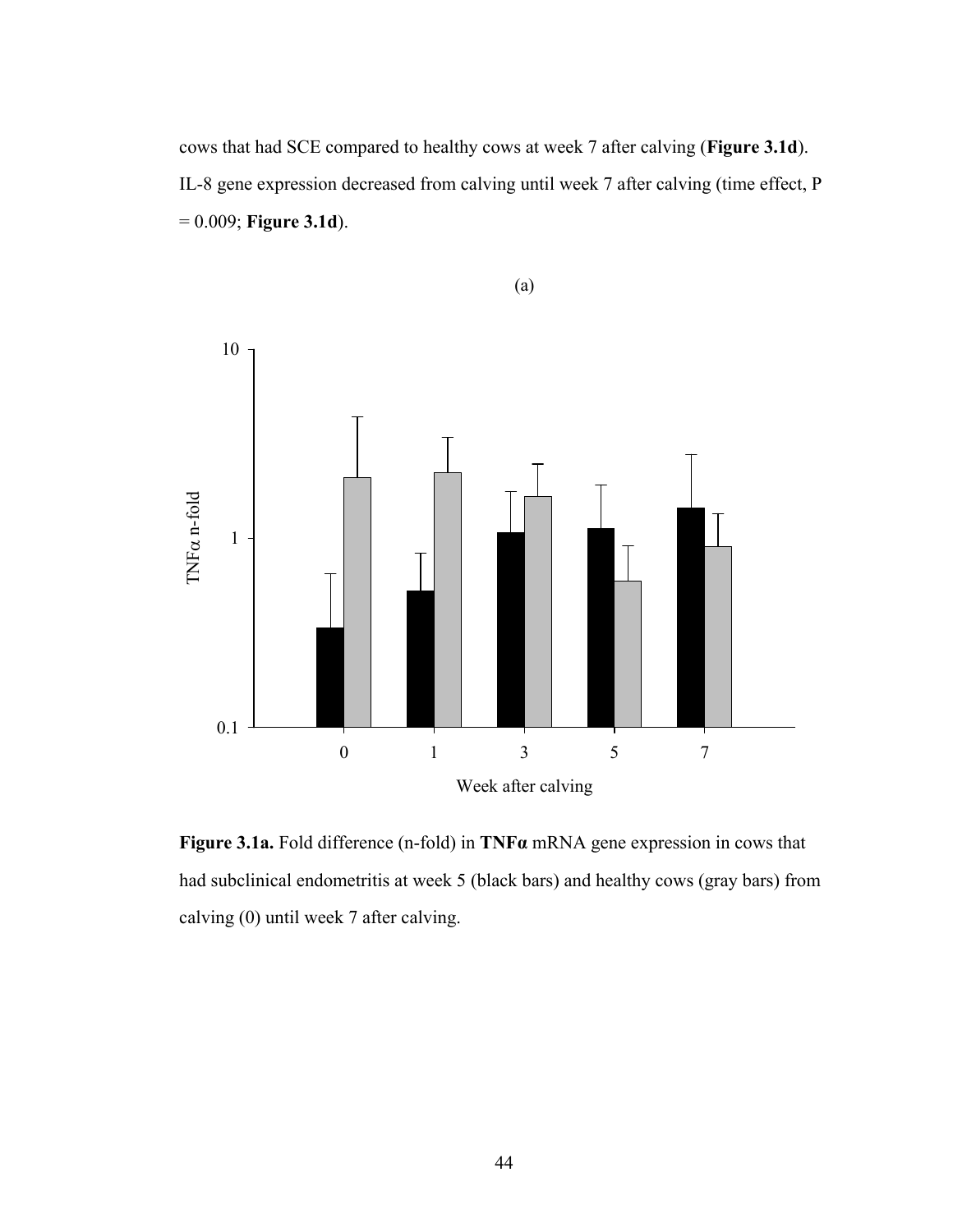cows that had SCE compared to healthy cows at week 7 after calving (**Figure 3.1d**). IL-8 gene expression decreased from calving until week 7 after calving (time effect, P = 0.009; **Figure 3.1d**).

(a)

**Figure 3.1a.** Fold difference (n-fold) in **TNFα** mRNA gene expression in cows that had subclinical endometritis at week 5 (black bars) and healthy cows (gray bars) from calving (0) until week 7 after calving.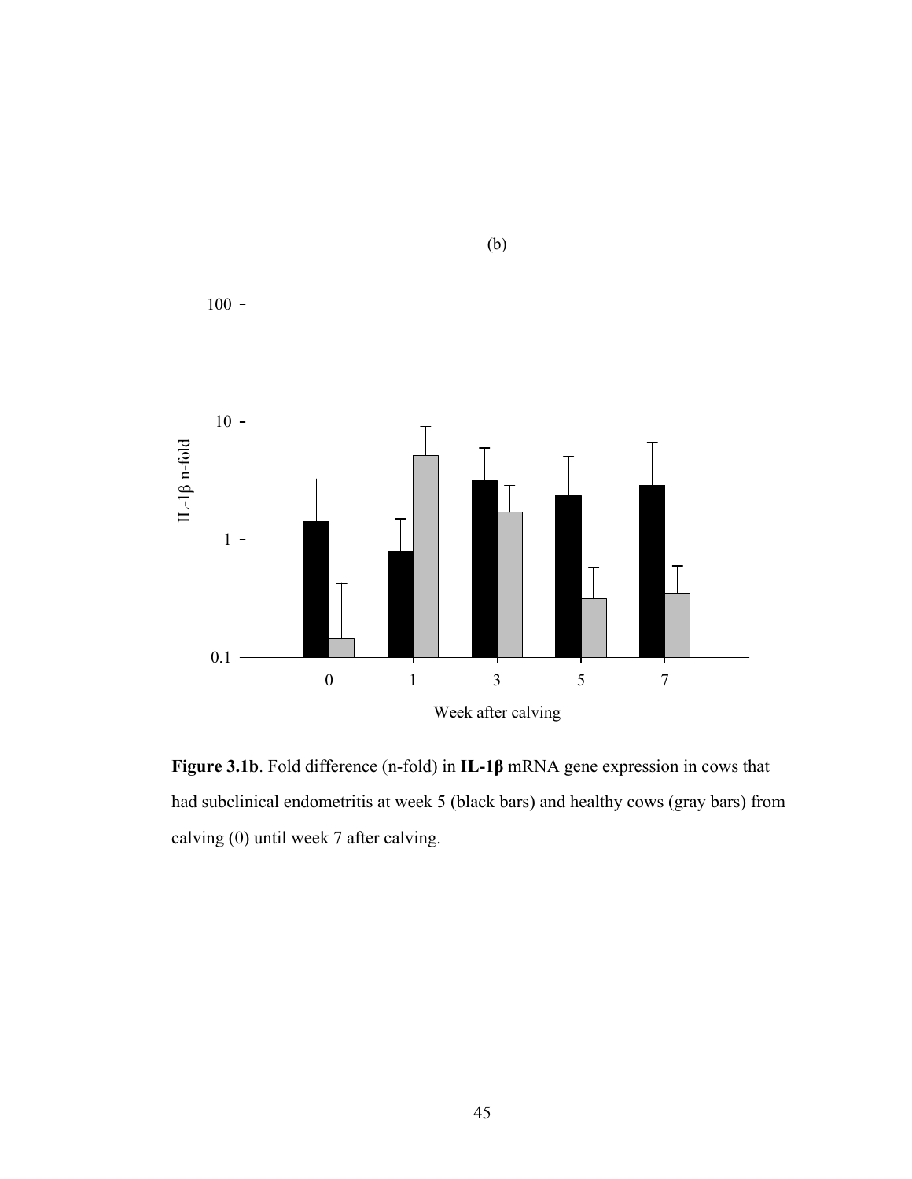(b)

**Figure 3.1b**. Fold difference (n-fold) in **IL-1β** mRNA gene expression in cows that had subclinical endometritis at week 5 (black bars) and healthy cows (gray bars) from calving (0) until week 7 after calving.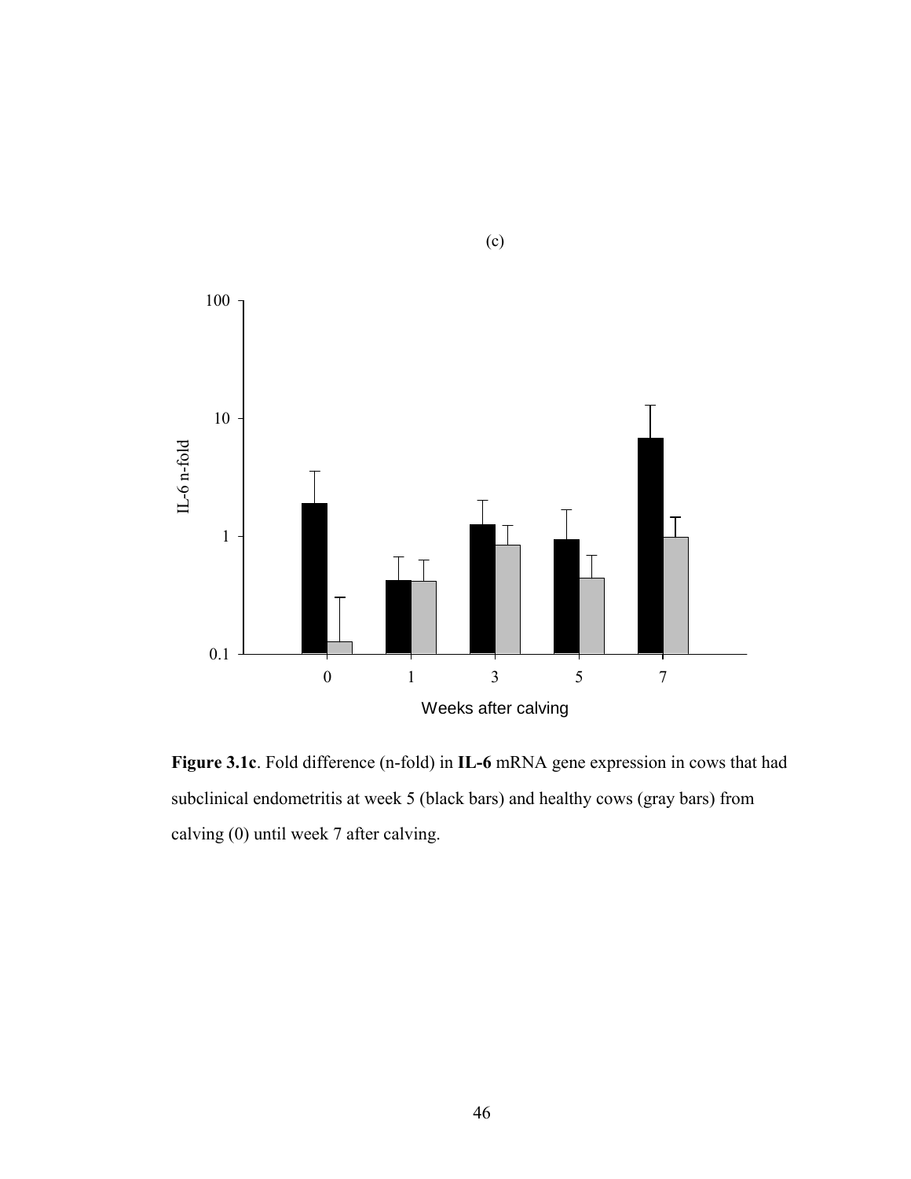(c)

100

10

IL-6 n-fold

1

0.1

0 1 3 5 7

Weeks after calving

**Figure 3.1c**. Fold difference (n-fold) in **IL-6** mRNA gene expression in cows that had subclinical endometritis at week 5 (black bars) and healthy cows (gray bars) from calving (0) until week 7 after calving.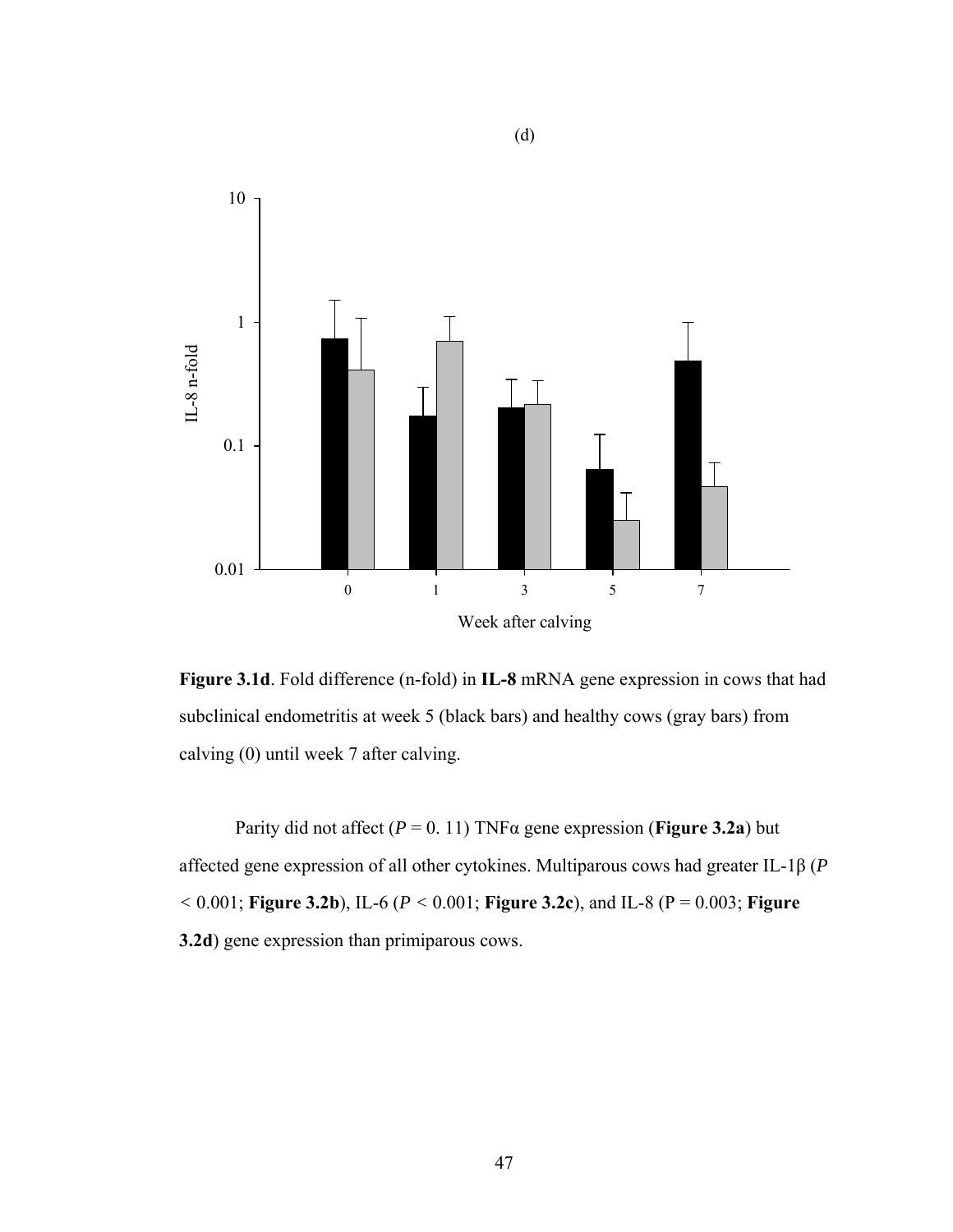(d)

**Figure 3.1d**. Fold difference (n-fold) in **IL-8** mRNA gene expression in cows that had subclinical endometritis at week 5 (black bars) and healthy cows (gray bars) from calving (0) until week 7 after calving.

Parity did not affect (*P* = 0. 11) TNFα gene expression (**Figure 3.2a**) but affected gene expression of all other cytokines. Multiparous cows had greater IL-1β (*P* < 0.001; **Figure 3.2b**), IL-6 (*P* < 0.001; **Figure 3.2c**), and IL-8 (P = 0.003; **Figure 3.2d**) gene expression than primiparous cows.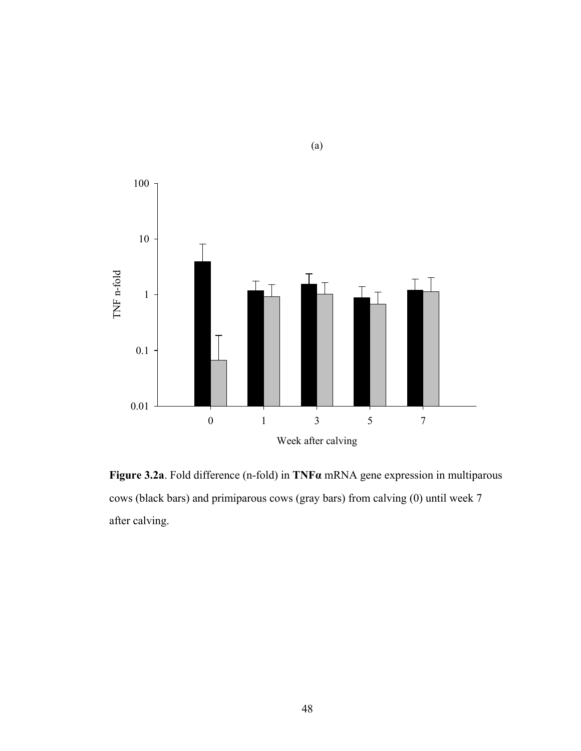(a)

**Figure 3.2a**. Fold difference (n-fold) in **TNFα** mRNA gene expression in multiparous cows (black bars) and primiparous cows (gray bars) from calving (0) until week 7 after calving.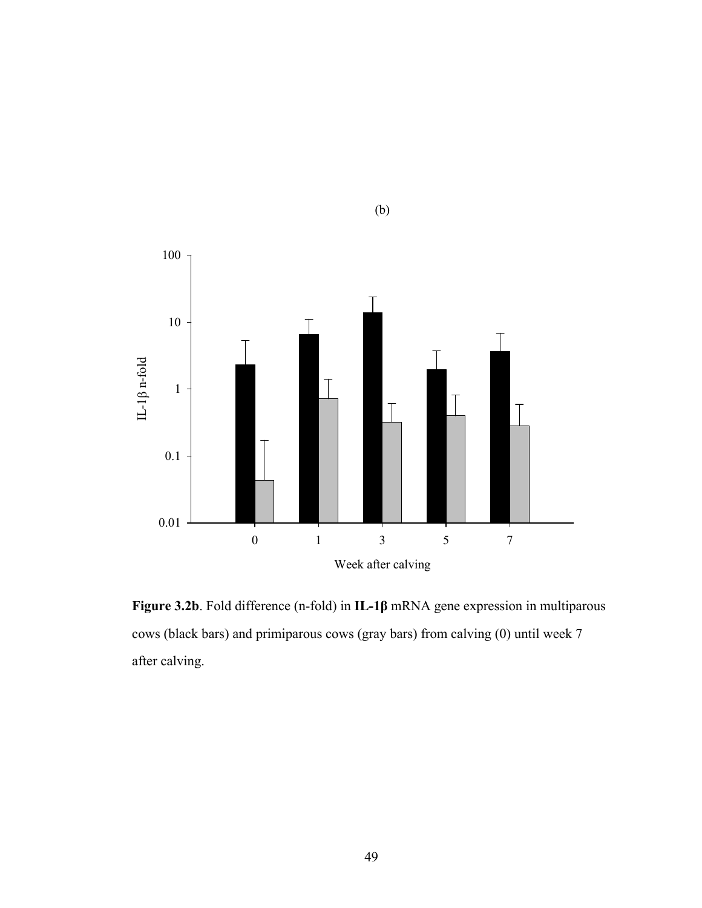(b)

**Figure 3.2b**. Fold difference (n-fold) in **IL-1β** mRNA gene expression in multiparous cows (black bars) and primiparous cows (gray bars) from calving (0) until week 7 after calving.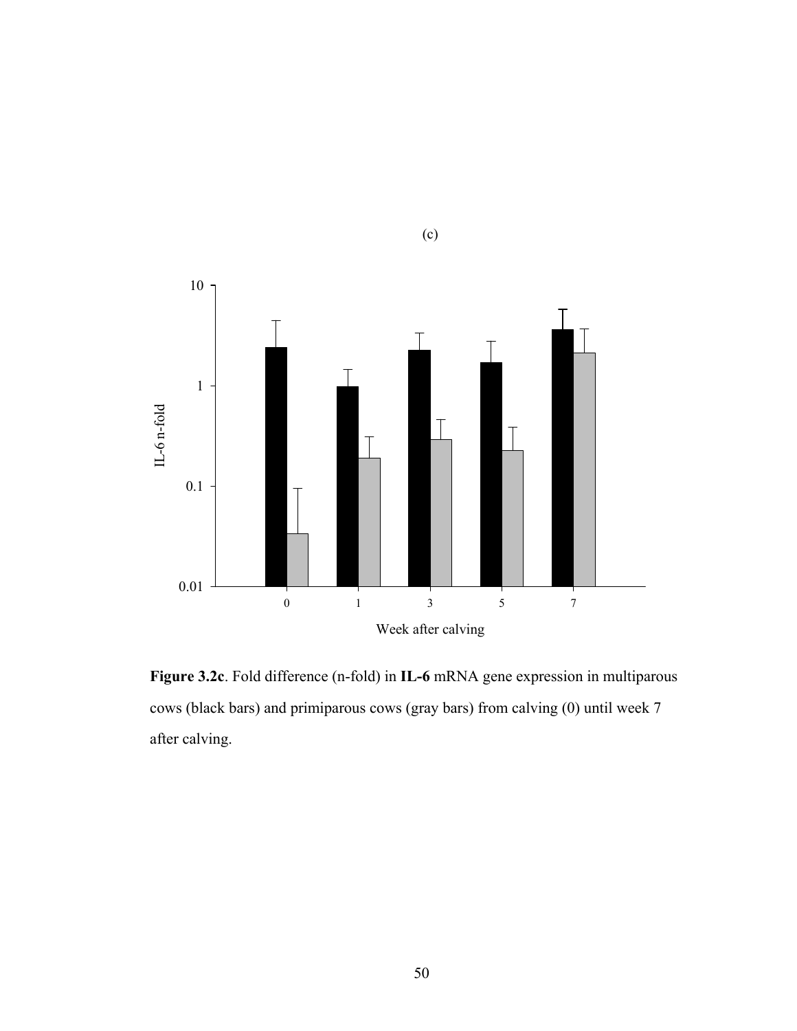(c)

Figure 3.2c. Fold difference (n-fold) in IL-6 mRNA gene expression in multiparous cows (black bars) and primiparous cows (gray bars) from calving (0) until week 7 after calving.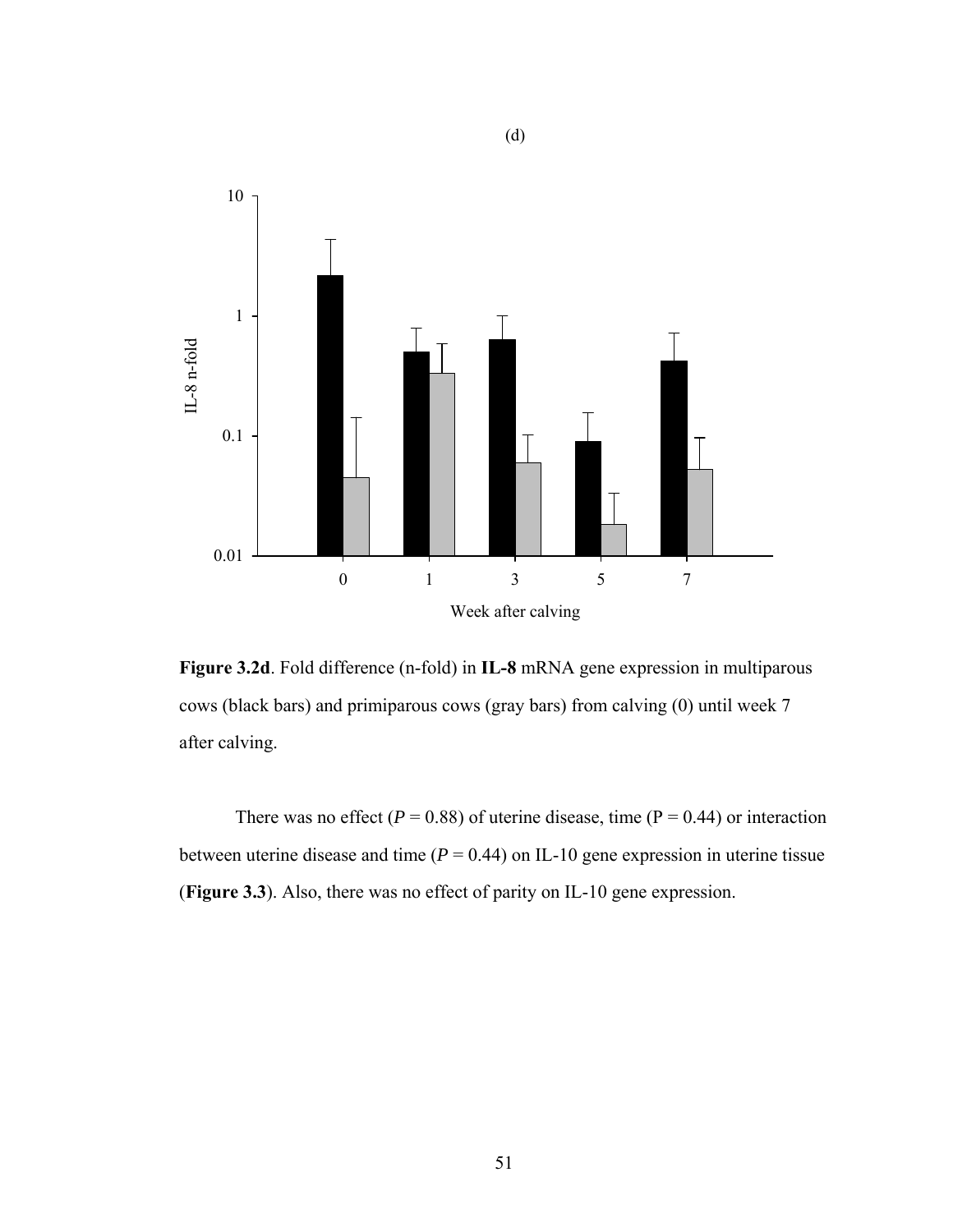(d)

Figure 3.2d. Fold difference (n-fold) in **IL-8** mRNA gene expression in multiparous cows (black bars) and primiparous cows (gray bars) from calving (0) until week 7 after calving.

There was no effect ($P$ = 0.88) of uterine disease, time (P = 0.44) or interaction between uterine disease and time ($P$ = 0.44) on IL-10 gene expression in uterine tissue (**Figure 3.3**). Also, there was no effect of parity on IL-10 gene expression.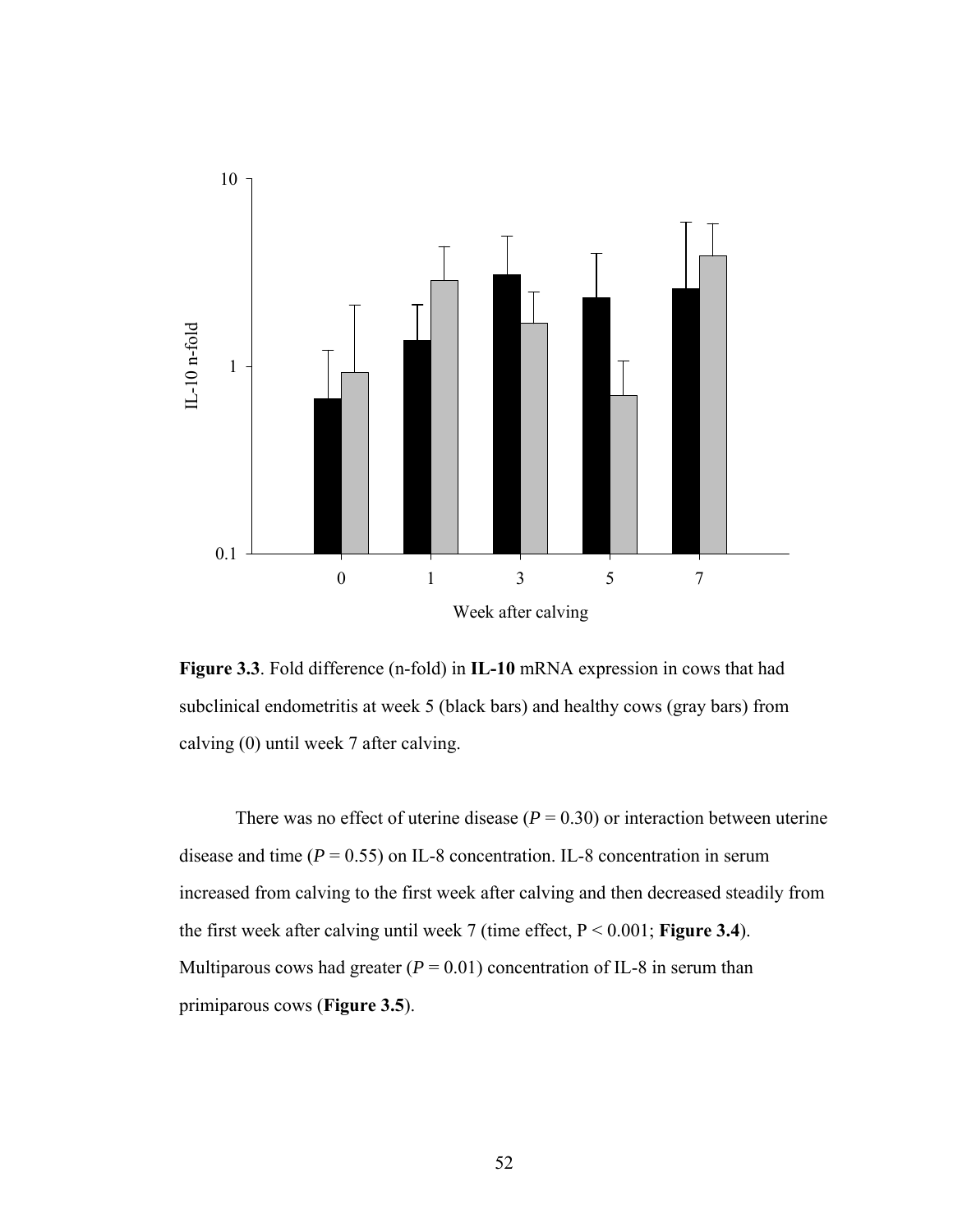**Figure 3.3**. Fold difference (n-fold) in **IL-10** mRNA expression in cows that had subclinical endometritis at week 5 (black bars) and healthy cows (gray bars) from calving (0) until week 7 after calving.

There was no effect of uterine disease ($P = 0.30$) or interaction between uterine disease and time ($P = 0.55$) on IL-8 concentration. IL-8 concentration in serum increased from calving to the first week after calving and then decreased steadily from the first week after calving until week 7 (time effect, $P < 0.001$; **Figure 3.4**). Multiparous cows had greater ($P = 0.01$) concentration of IL-8 in serum than primiparous cows (**Figure 3.5**).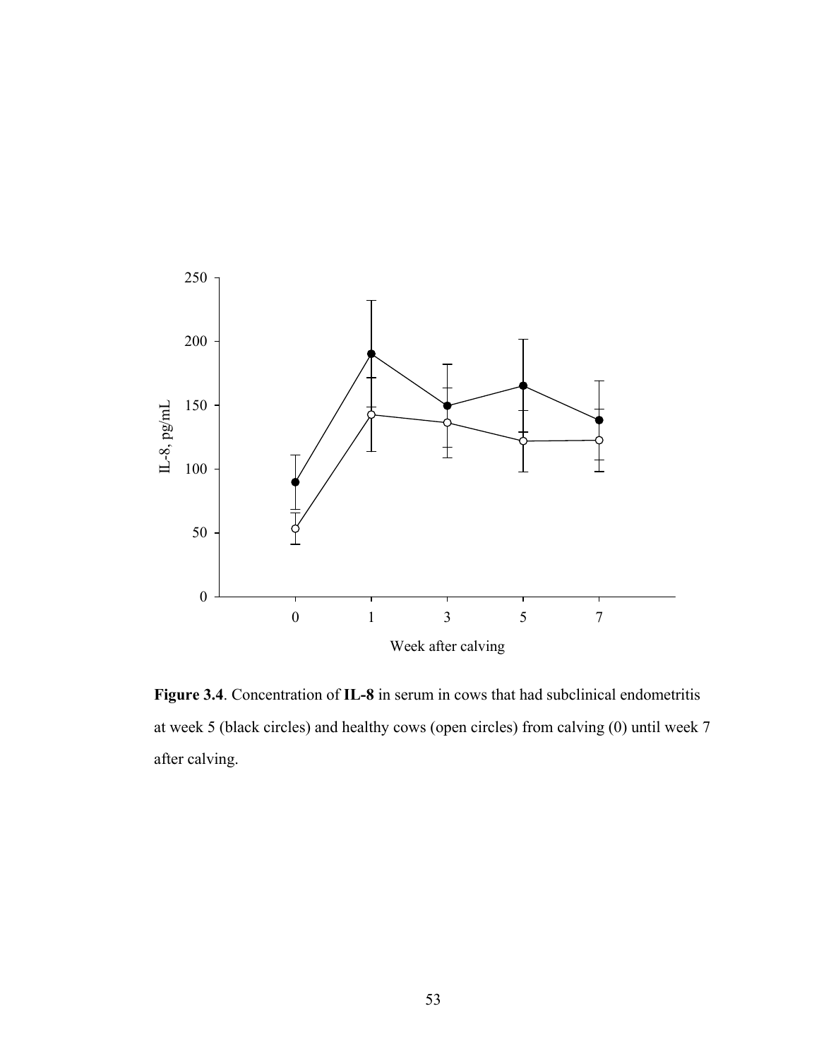**Figure 3.4**. Concentration of **IL-8** in serum in cows that had subclinical endometritis at week 5 (black circles) and healthy cows (open circles) from calving (0) until week 7 after calving.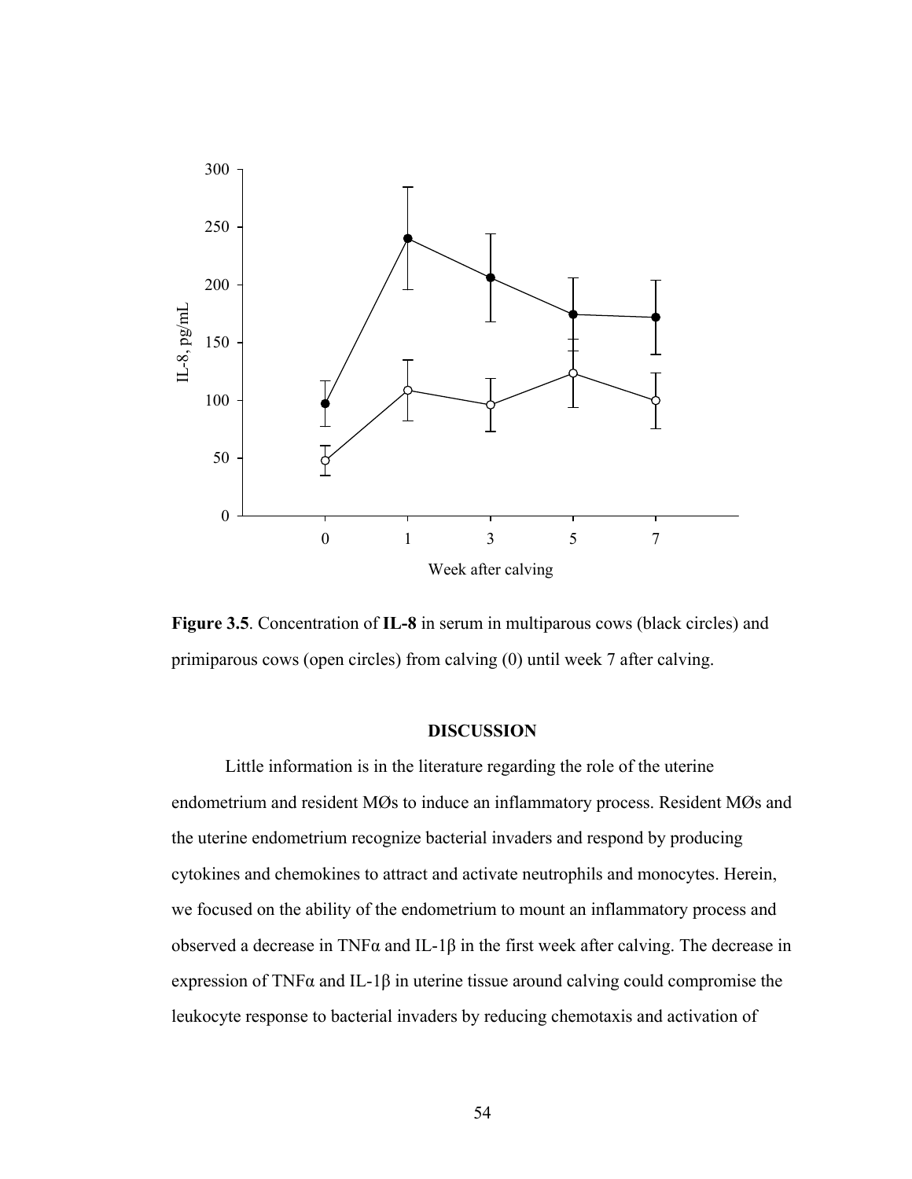**Figure 3.5**. Concentration of **IL-8** in serum in multiparous cows (black circles) and primiparous cows (open circles) from calving (0) until week 7 after calving.

## DISCUSSION

Little information is in the literature regarding the role of the uterine endometrium and resident MØs to induce an inflammatory process. Resident MØs and the uterine endometrium recognize bacterial invaders and respond by producing cytokines and chemokines to attract and activate neutrophils and monocytes. Herein, we focused on the ability of the endometrium to mount an inflammatory process and observed a decrease in TNFα and IL-1β in the first week after calving. The decrease in expression of TNFα and IL-1β in uterine tissue around calving could compromise the leukocyte response to bacterial invaders by reducing chemotaxis and activation of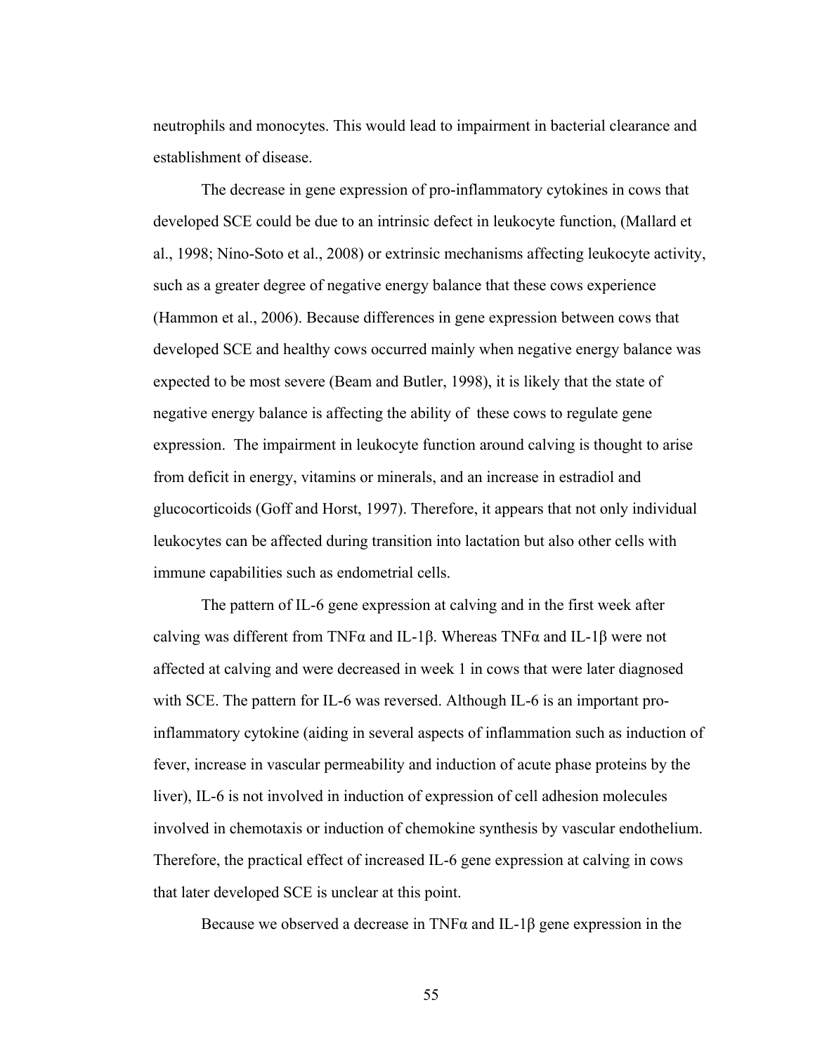neutrophils and monocytes. This would lead to impairment in bacterial clearance and establishment of disease.

The decrease in gene expression of pro-inflammatory cytokines in cows that developed SCE could be due to an intrinsic defect in leukocyte function, (Mallard et al., 1998; Nino-Soto et al., 2008) or extrinsic mechanisms affecting leukocyte activity, such as a greater degree of negative energy balance that these cows experience (Hammon et al., 2006). Because differences in gene expression between cows that developed SCE and healthy cows occurred mainly when negative energy balance was expected to be most severe (Beam and Butler, 1998), it is likely that the state of negative energy balance is affecting the ability of these cows to regulate gene expression. The impairment in leukocyte function around calving is thought to arise from deficit in energy, vitamins or minerals, and an increase in estradiol and glucocorticoids (Goff and Horst, 1997). Therefore, it appears that not only individual leukocytes can be affected during transition into lactation but also other cells with immune capabilities such as endometrial cells.

The pattern of IL-6 gene expression at calving and in the first week after calving was different from TNFα and IL-1β. Whereas TNFα and IL-1β were not affected at calving and were decreased in week 1 in cows that were later diagnosed with SCE. The pattern for IL-6 was reversed. Although IL-6 is an important pro-inflammatory cytokine (aiding in several aspects of inflammation such as induction of fever, increase in vascular permeability and induction of acute phase proteins by the liver), IL-6 is not involved in induction of expression of cell adhesion molecules involved in chemotaxis or induction of chemokine synthesis by vascular endothelium. Therefore, the practical effect of increased IL-6 gene expression at calving in cows that later developed SCE is unclear at this point.

Because we observed a decrease in TNFα and IL-1β gene expression in the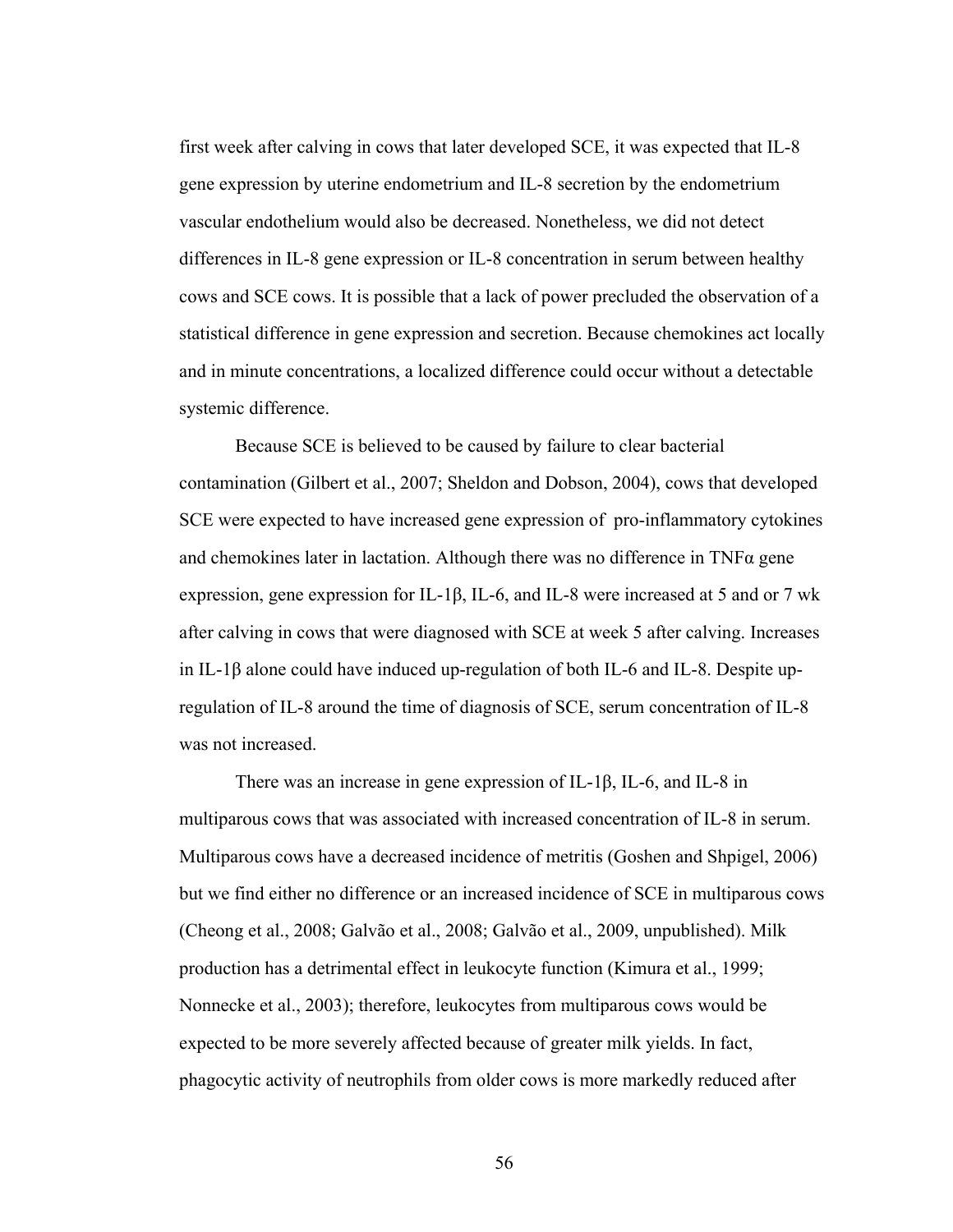first week after calving in cows that later developed SCE, it was expected that IL-8 gene expression by uterine endometrium and IL-8 secretion by the endometrium vascular endothelium would also be decreased. Nonetheless, we did not detect differences in IL-8 gene expression or IL-8 concentration in serum between healthy cows and SCE cows. It is possible that a lack of power precluded the observation of a statistical difference in gene expression and secretion. Because chemokines act locally and in minute concentrations, a localized difference could occur without a detectable systemic difference.

Because SCE is believed to be caused by failure to clear bacterial contamination (Gilbert et al., 2007; Sheldon and Dobson, 2004), cows that developed SCE were expected to have increased gene expression of pro-inflammatory cytokines and chemokines later in lactation. Although there was no difference in TNFα gene expression, gene expression for IL-1β, IL-6, and IL-8 were increased at 5 and or 7 wk after calving in cows that were diagnosed with SCE at week 5 after calving. Increases in IL-1β alone could have induced up-regulation of both IL-6 and IL-8. Despite up-regulation of IL-8 around the time of diagnosis of SCE, serum concentration of IL-8 was not increased.

There was an increase in gene expression of IL-1β, IL-6, and IL-8 in multiparous cows that was associated with increased concentration of IL-8 in serum. Multiparous cows have a decreased incidence of metritis (Goshen and Shpigel, 2006) but we find either no difference or an increased incidence of SCE in multiparous cows (Cheong et al., 2008; Galvão et al., 2008; Galvão et al., 2009, unpublished). Milk production has a detrimental effect in leukocyte function (Kimura et al., 1999; Nonnecke et al., 2003); therefore, leukocytes from multiparous cows would be expected to be more severely affected because of greater milk yields. In fact, phagocytic activity of neutrophils from older cows is more markedly reduced after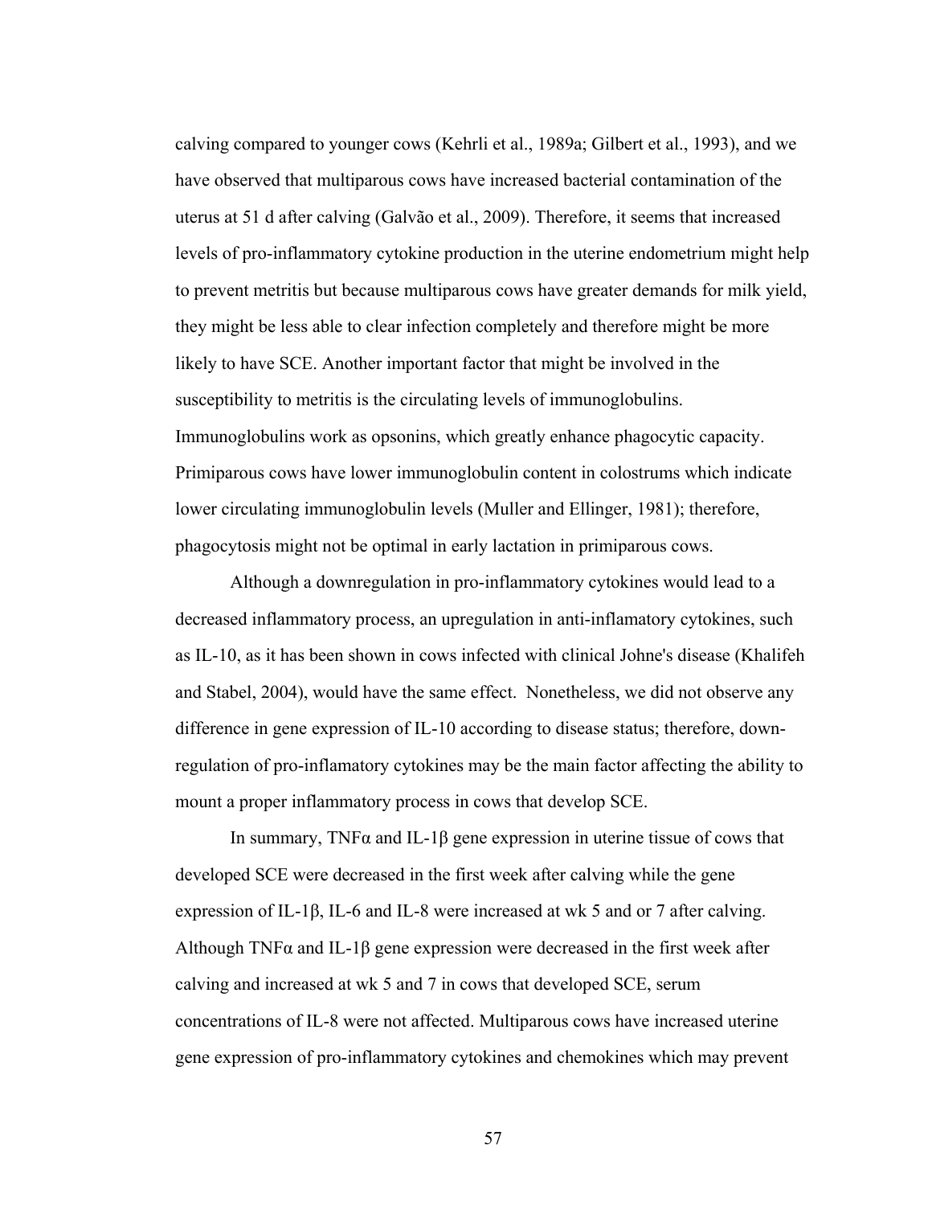calving compared to younger cows (Kehrli et al., 1989a; Gilbert et al., 1993), and we have observed that multiparous cows have increased bacterial contamination of the uterus at 51 d after calving (Galvão et al., 2009). Therefore, it seems that increased levels of pro-inflammatory cytokine production in the uterine endometrium might help to prevent metritis but because multiparous cows have greater demands for milk yield, they might be less able to clear infection completely and therefore might be more likely to have SCE. Another important factor that might be involved in the susceptibility to metritis is the circulating levels of immunoglobulins. Immunoglobulins work as opsonins, which greatly enhance phagocytic capacity. Primiparous cows have lower immunoglobulin content in colostrums which indicate lower circulating immunoglobulin levels (Muller and Ellinger, 1981); therefore, phagocytosis might not be optimal in early lactation in primiparous cows.

Although a downregulation in pro-inflammatory cytokines would lead to a decreased inflammatory process, an upregulation in anti-inflamatory cytokines, such as IL-10, as it has been shown in cows infected with clinical Johne's disease (Khalifeh and Stabel, 2004), would have the same effect. Nonetheless, we did not observe any difference in gene expression of IL-10 according to disease status; therefore, down-regulation of pro-inflamatory cytokines may be the main factor affecting the ability to mount a proper inflammatory process in cows that develop SCE.

In summary, TNFα and IL-1β gene expression in uterine tissue of cows that developed SCE were decreased in the first week after calving while the gene expression of IL-1β, IL-6 and IL-8 were increased at wk 5 and or 7 after calving. Although TNFα and IL-1β gene expression were decreased in the first week after calving and increased at wk 5 and 7 in cows that developed SCE, serum concentrations of IL-8 were not affected. Multiparous cows have increased uterine gene expression of pro-inflammatory cytokines and chemokines which may prevent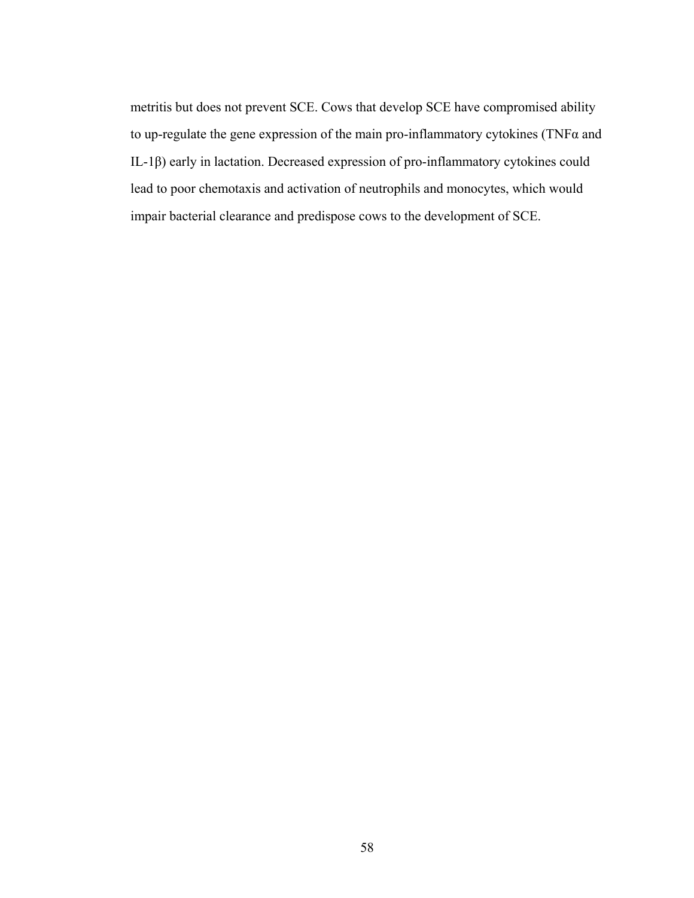metritis but does not prevent SCE. Cows that develop SCE have compromised ability to up-regulate the gene expression of the main pro-inflammatory cytokines (TNFα and IL-1β) early in lactation. Decreased expression of pro-inflammatory cytokines could lead to poor chemotaxis and activation of neutrophils and monocytes, which would impair bacterial clearance and predispose cows to the development of SCE.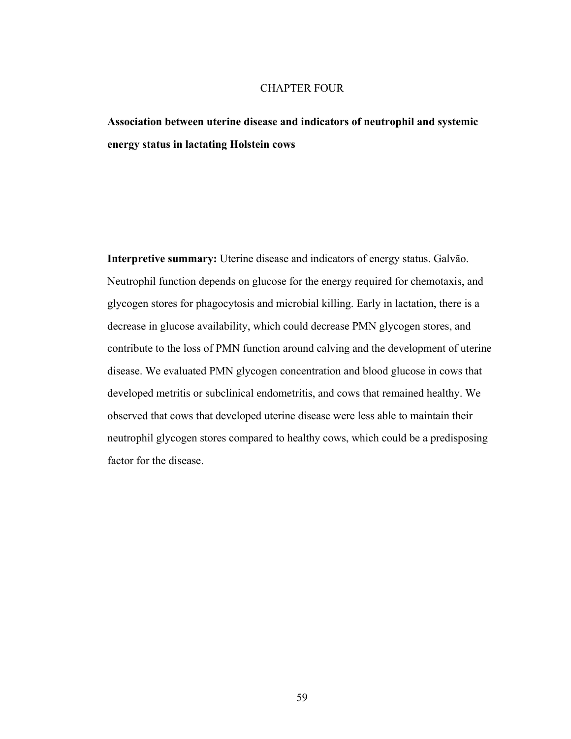# CHAPTER FOUR

## Association between uterine disease and indicators of neutrophil and systemic energy status in lactating Holstein cows

**Interpretive summary:** Uterine disease and indicators of energy status. Galvão. Neutrophil function depends on glucose for the energy required for chemotaxis, and glycogen stores for phagocytosis and microbial killing. Early in lactation, there is a decrease in glucose availability, which could decrease PMN glycogen stores, and contribute to the loss of PMN function around calving and the development of uterine disease. We evaluated PMN glycogen concentration and blood glucose in cows that developed metritis or subclinical endometritis, and cows that remained healthy. We observed that cows that developed uterine disease were less able to maintain their neutrophil glycogen stores compared to healthy cows, which could be a predisposing factor for the disease.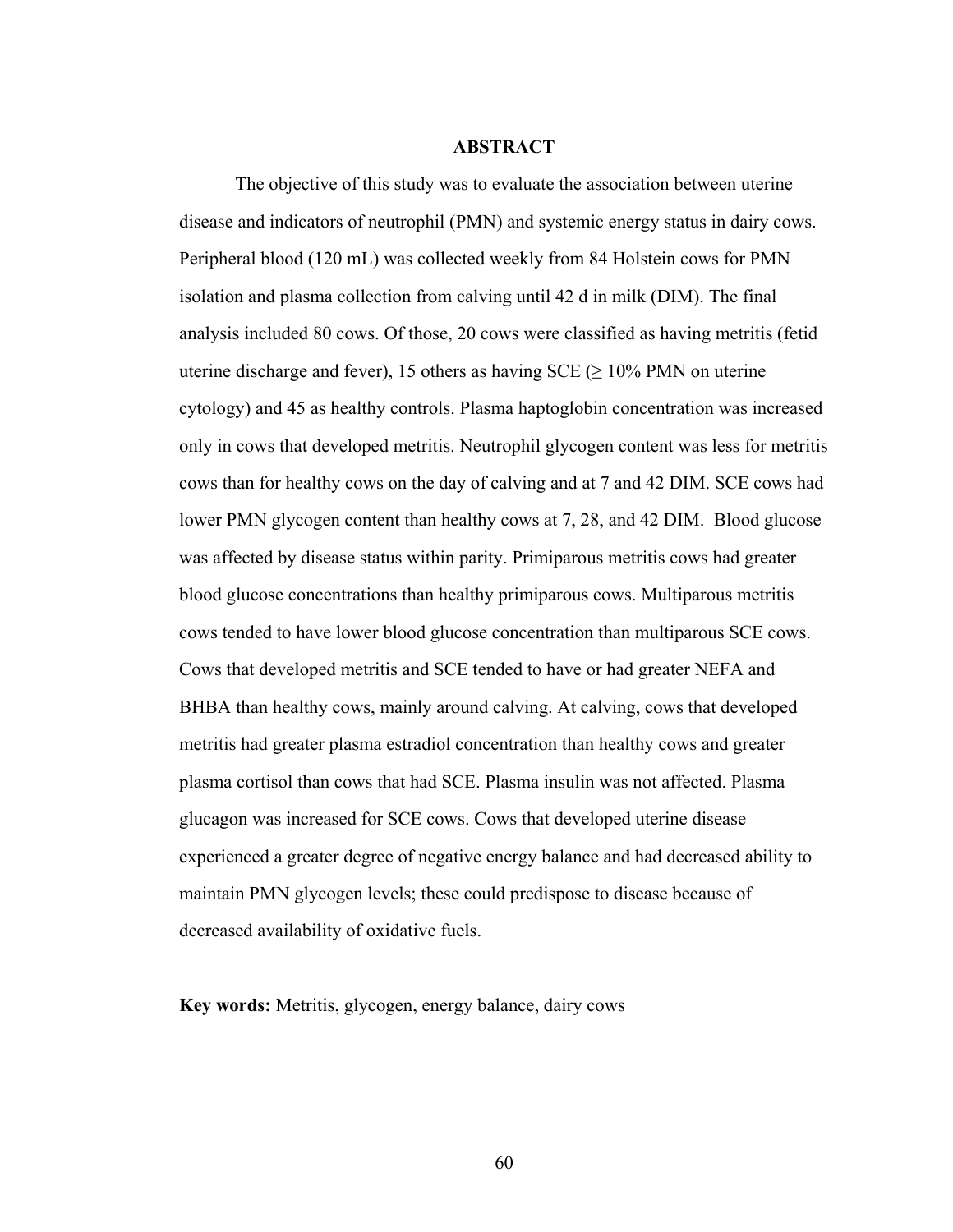## ABSTRACT

The objective of this study was to evaluate the association between uterine disease and indicators of neutrophil (PMN) and systemic energy status in dairy cows. Peripheral blood (120 mL) was collected weekly from 84 Holstein cows for PMN isolation and plasma collection from calving until 42 d in milk (DIM). The final analysis included 80 cows. Of those, 20 cows were classified as having metritis (fetid uterine discharge and fever), 15 others as having SCE (≥ 10% PMN on uterine cytology) and 45 as healthy controls. Plasma haptoglobin concentration was increased only in cows that developed metritis. Neutrophil glycogen content was less for metritis cows than for healthy cows on the day of calving and at 7 and 42 DIM. SCE cows had lower PMN glycogen content than healthy cows at 7, 28, and 42 DIM. Blood glucose was affected by disease status within parity. Primiparous metritis cows had greater blood glucose concentrations than healthy primiparous cows. Multiparous metritis cows tended to have lower blood glucose concentration than multiparous SCE cows. Cows that developed metritis and SCE tended to have or had greater NEFA and BHBA than healthy cows, mainly around calving. At calving, cows that developed metritis had greater plasma estradiol concentration than healthy cows and greater plasma cortisol than cows that had SCE. Plasma insulin was not affected. Plasma glucagon was increased for SCE cows. Cows that developed uterine disease experienced a greater degree of negative energy balance and had decreased ability to maintain PMN glycogen levels; these could predispose to disease because of decreased availability of oxidative fuels.

**Key words:** Metritis, glycogen, energy balance, dairy cows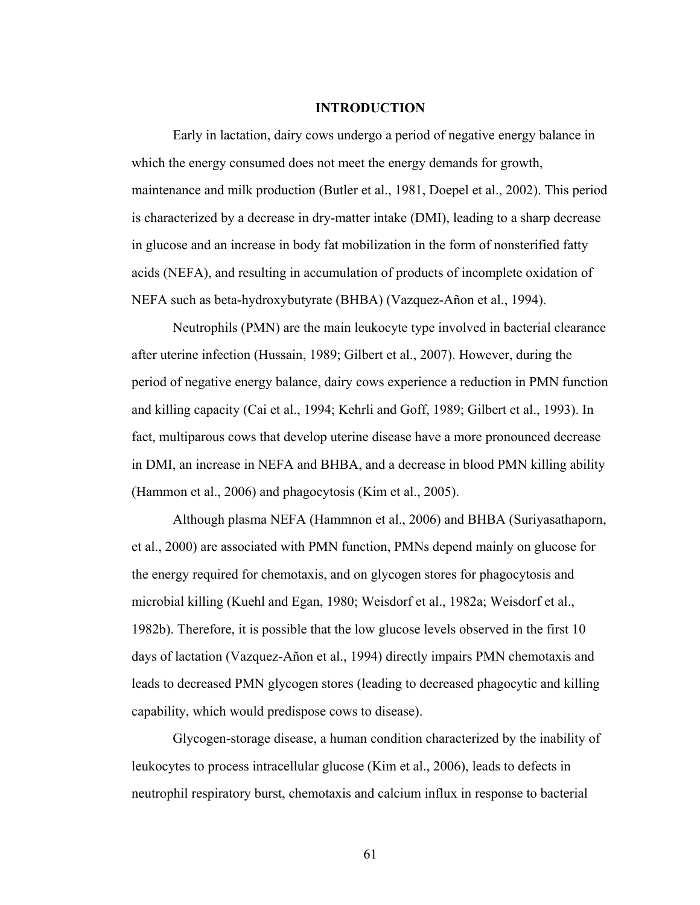# INTRODUCTION

Early in lactation, dairy cows undergo a period of negative energy balance in which the energy consumed does not meet the energy demands for growth, maintenance and milk production (Butler et al., 1981, Doepel et al., 2002). This period is characterized by a decrease in dry-matter intake (DMI), leading to a sharp decrease in glucose and an increase in body fat mobilization in the form of nonsterified fatty acids (NEFA), and resulting in accumulation of products of incomplete oxidation of NEFA such as beta-hydroxybutyrate (BHBA) (Vazquez-Añon et al., 1994).

Neutrophils (PMN) are the main leukocyte type involved in bacterial clearance after uterine infection (Hussain, 1989; Gilbert et al., 2007). However, during the period of negative energy balance, dairy cows experience a reduction in PMN function and killing capacity (Cai et al., 1994; Kehrli and Goff, 1989; Gilbert et al., 1993). In fact, multiparous cows that develop uterine disease have a more pronounced decrease in DMI, an increase in NEFA and BHBA, and a decrease in blood PMN killing ability (Hammon et al., 2006) and phagocytosis (Kim et al., 2005).

Although plasma NEFA (Hammnon et al., 2006) and BHBA (Suriyasathaporn, et al., 2000) are associated with PMN function, PMNs depend mainly on glucose for the energy required for chemotaxis, and on glycogen stores for phagocytosis and microbial killing (Kuehl and Egan, 1980; Weisdorf et al., 1982a; Weisdorf et al., 1982b). Therefore, it is possible that the low glucose levels observed in the first 10 days of lactation (Vazquez-Añon et al., 1994) directly impairs PMN chemotaxis and leads to decreased PMN glycogen stores (leading to decreased phagocytic and killing capability, which would predispose cows to disease).

Glycogen-storage disease, a human condition characterized by the inability of leukocytes to process intracellular glucose (Kim et al., 2006), leads to defects in neutrophil respiratory burst, chemotaxis and calcium influx in response to bacterial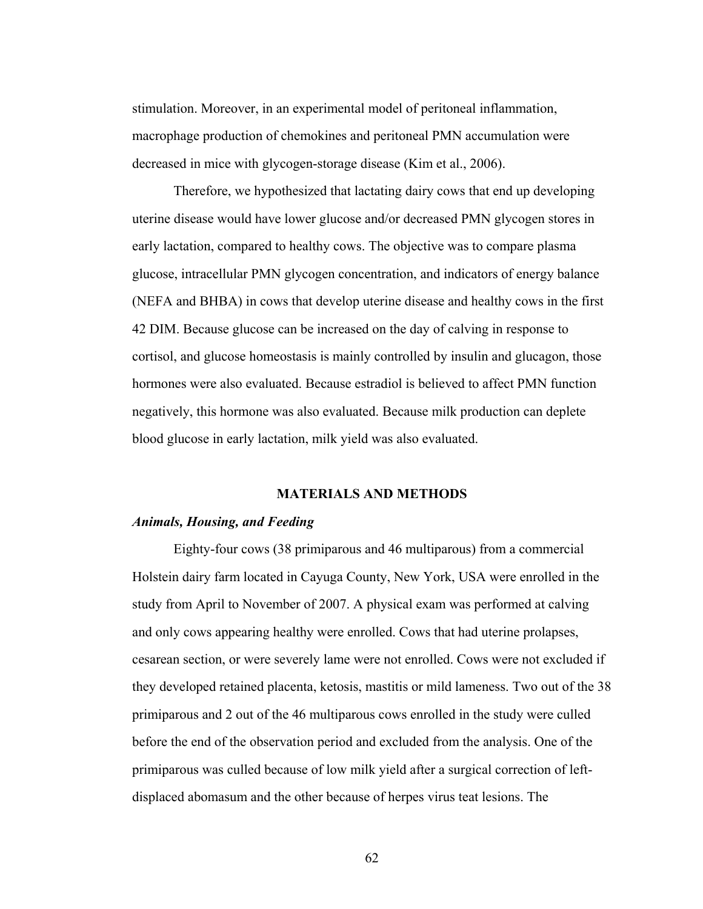stimulation. Moreover, in an experimental model of peritoneal inflammation, macrophage production of chemokines and peritoneal PMN accumulation were decreased in mice with glycogen-storage disease (Kim et al., 2006).

Therefore, we hypothesized that lactating dairy cows that end up developing uterine disease would have lower glucose and/or decreased PMN glycogen stores in early lactation, compared to healthy cows. The objective was to compare plasma glucose, intracellular PMN glycogen concentration, and indicators of energy balance (NEFA and BHBA) in cows that develop uterine disease and healthy cows in the first 42 DIM. Because glucose can be increased on the day of calving in response to cortisol, and glucose homeostasis is mainly controlled by insulin and glucagon, those hormones were also evaluated. Because estradiol is believed to affect PMN function negatively, this hormone was also evaluated. Because milk production can deplete blood glucose in early lactation, milk yield was also evaluated.

## MATERIALS AND METHODS

### *Animals, Housing, and Feeding*

Eighty-four cows (38 primiparous and 46 multiparous) from a commercial Holstein dairy farm located in Cayuga County, New York, USA were enrolled in the study from April to November of 2007. A physical exam was performed at calving and only cows appearing healthy were enrolled. Cows that had uterine prolapses, cesarean section, or were severely lame were not enrolled. Cows were not excluded if they developed retained placenta, ketosis, mastitis or mild lameness. Two out of the 38 primiparous and 2 out of the 46 multiparous cows enrolled in the study were culled before the end of the observation period and excluded from the analysis. One of the primiparous was culled because of low milk yield after a surgical correction of left-displaced abomasum and the other because of herpes virus teat lesions. The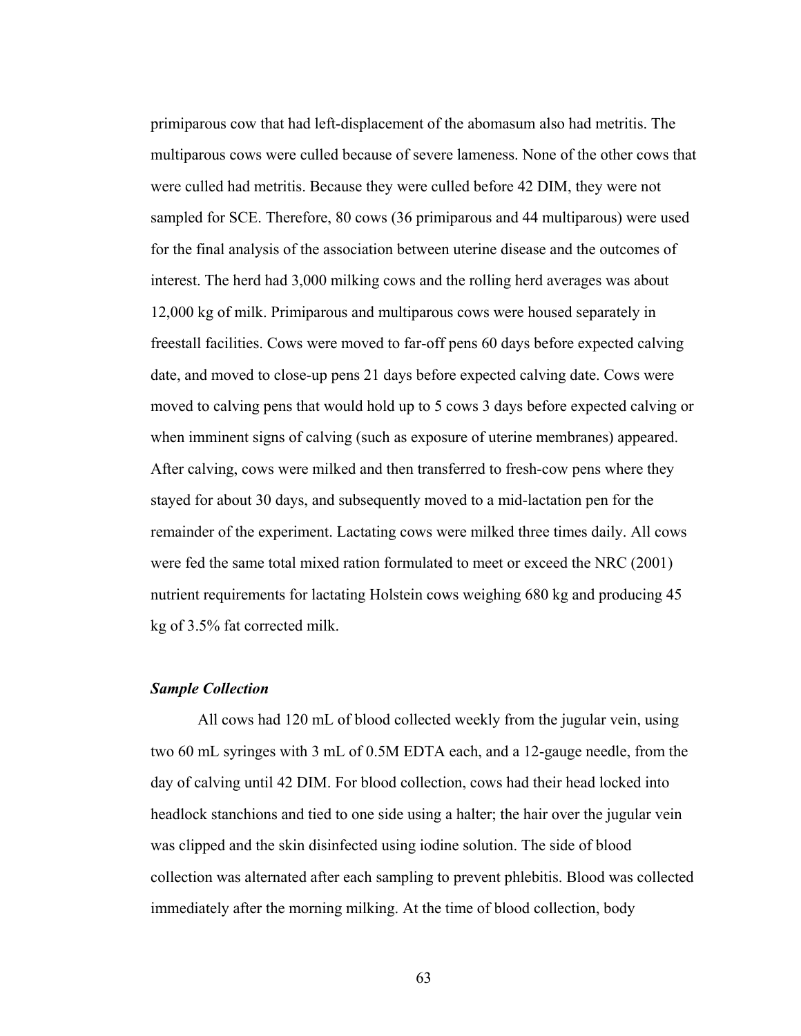primiparous cow that had left-displacement of the abomasum also had metritis. The multiparous cows were culled because of severe lameness. None of the other cows that were culled had metritis. Because they were culled before 42 DIM, they were not sampled for SCE. Therefore, 80 cows (36 primiparous and 44 multiparous) were used for the final analysis of the association between uterine disease and the outcomes of interest. The herd had 3,000 milking cows and the rolling herd averages was about 12,000 kg of milk. Primiparous and multiparous cows were housed separately in freestall facilities. Cows were moved to far-off pens 60 days before expected calving date, and moved to close-up pens 21 days before expected calving date. Cows were moved to calving pens that would hold up to 5 cows 3 days before expected calving or when imminent signs of calving (such as exposure of uterine membranes) appeared. After calving, cows were milked and then transferred to fresh-cow pens where they stayed for about 30 days, and subsequently moved to a mid-lactation pen for the remainder of the experiment. Lactating cows were milked three times daily. All cows were fed the same total mixed ration formulated to meet or exceed the NRC (2001) nutrient requirements for lactating Holstein cows weighing 680 kg and producing 45 kg of 3.5% fat corrected milk.

### *Sample Collection*

All cows had 120 mL of blood collected weekly from the jugular vein, using two 60 mL syringes with 3 mL of 0.5M EDTA each, and a 12-gauge needle, from the day of calving until 42 DIM. For blood collection, cows had their head locked into headlock stanchions and tied to one side using a halter; the hair over the jugular vein was clipped and the skin disinfected using iodine solution. The side of blood collection was alternated after each sampling to prevent phlebitis. Blood was collected immediately after the morning milking. At the time of blood collection, body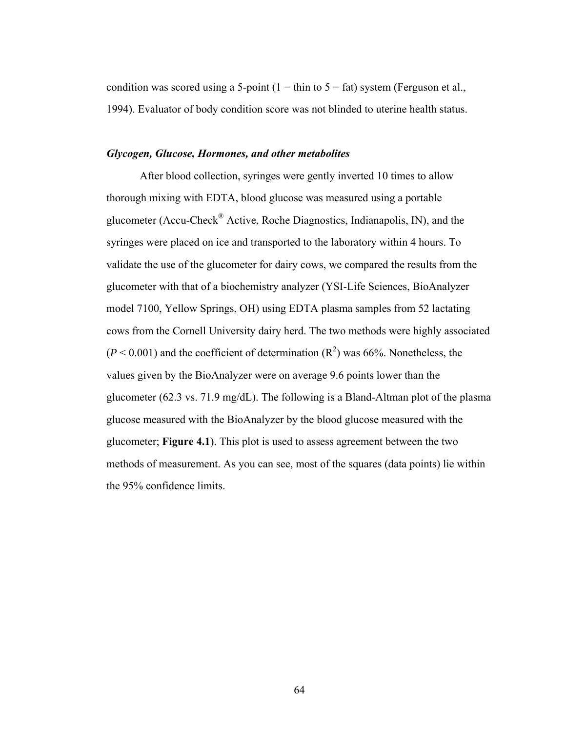condition was scored using a 5-point (1 = thin to 5 = fat) system (Ferguson et al., 1994). Evaluator of body condition score was not blinded to uterine health status.

### *Glycogen, Glucose, Hormones, and other metabolites*

After blood collection, syringes were gently inverted 10 times to allow thorough mixing with EDTA, blood glucose was measured using a portable glucometer (Accu-Check® Active, Roche Diagnostics, Indianapolis, IN), and the syringes were placed on ice and transported to the laboratory within 4 hours. To validate the use of the glucometer for dairy cows, we compared the results from the glucometer with that of a biochemistry analyzer (YSI-Life Sciences, BioAnalyzer model 7100, Yellow Springs, OH) using EDTA plasma samples from 52 lactating cows from the Cornell University dairy herd. The two methods were highly associated ($P < 0.001$) and the coefficient of determination ($R^2$) was 66%. Nonetheless, the values given by the BioAnalyzer were on average 9.6 points lower than the glucometer (62.3 vs. 71.9 mg/dL). The following is a Bland-Altman plot of the plasma glucose measured with the BioAnalyzer by the blood glucose measured with the glucometer; **Figure 4.1**). This plot is used to assess agreement between the two methods of measurement. As you can see, most of the squares (data points) lie within the 95% confidence limits.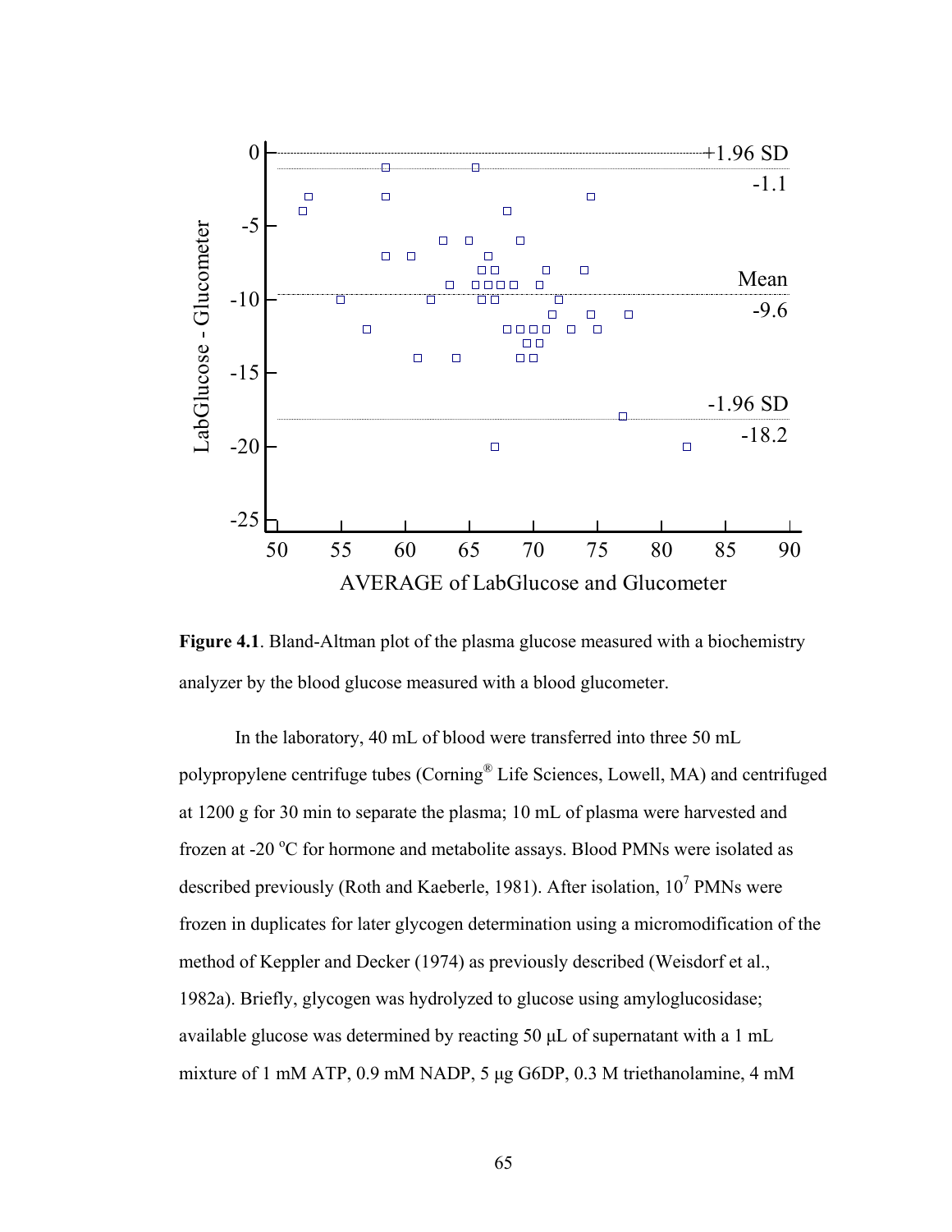**Figure 4.1**. Bland-Altman plot of the plasma glucose measured with a biochemistry analyzer by the blood glucose measured with a blood glucometer.

In the laboratory, 40 mL of blood were transferred into three 50 mL polypropylene centrifuge tubes (Corning® Life Sciences, Lowell, MA) and centrifuged at 1200 g for 30 min to separate the plasma; 10 mL of plasma were harvested and frozen at -20 °C for hormone and metabolite assays. Blood PMNs were isolated as described previously (Roth and Kaeberle, 1981). After isolation, $10^7$ PMNs were frozen in duplicates for later glycogen determination using a micromodification of the method of Keppler and Decker (1974) as previously described (Weisdorf et al., 1982a). Briefly, glycogen was hydrolyzed to glucose using amyloglucosidase; available glucose was determined by reacting 50 μL of supernatant with a 1 mL mixture of 1 mM ATP, 0.9 mM NADP, 5 μg G6DP, 0.3 M triethanolamine, 4 mM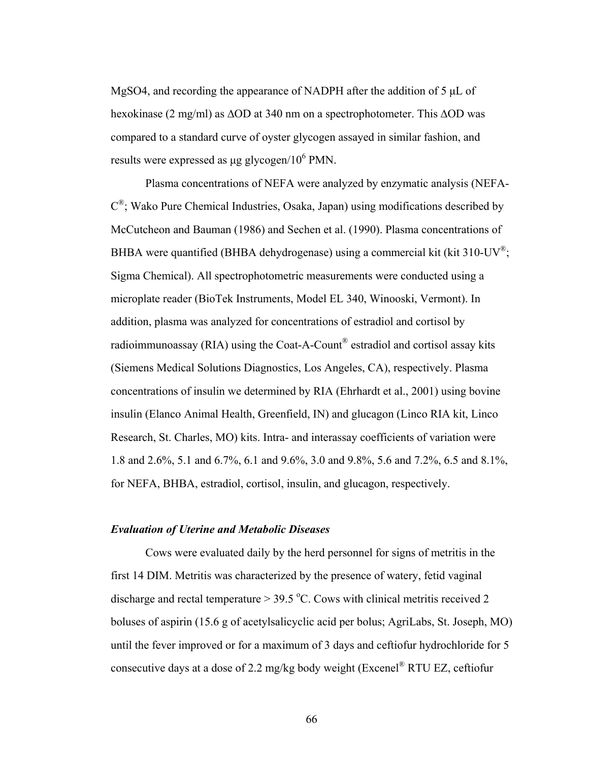$MgSO_4$, and recording the appearance of NADPH after the addition of 5 μL of hexokinase (2 mg/ml) as ΔOD at 340 nm on a spectrophotometer. This ΔOD was compared to a standard curve of oyster glycogen assayed in similar fashion, and results were expressed as μg glycogen/$10^6$ PMN.

Plasma concentrations of NEFA were analyzed by enzymatic analysis (NEFA-C®; Wako Pure Chemical Industries, Osaka, Japan) using modifications described by McCutcheon and Bauman (1986) and Sechen et al. (1990). Plasma concentrations of BHBA were quantified (BHBA dehydrogenase) using a commercial kit (kit 310-UV®; Sigma Chemical). All spectrophotometric measurements were conducted using a microplate reader (BioTek Instruments, Model EL 340, Winooski, Vermont). In addition, plasma was analyzed for concentrations of estradiol and cortisol by radioimmunoassay (RIA) using the Coat-A-Count® estradiol and cortisol assay kits (Siemens Medical Solutions Diagnostics, Los Angeles, CA), respectively. Plasma concentrations of insulin we determined by RIA (Ehrhardt et al., 2001) using bovine insulin (Elanco Animal Health, Greenfield, IN) and glucagon (Linco RIA kit, Linco Research, St. Charles, MO) kits. Intra- and interassay coefficients of variation were 1.8 and 2.6%, 5.1 and 6.7%, 6.1 and 9.6%, 3.0 and 9.8%, 5.6 and 7.2%, 6.5 and 8.1%, for NEFA, BHBA, estradiol, cortisol, insulin, and glucagon, respectively.

### *Evaluation of Uterine and Metabolic Diseases*

Cows were evaluated daily by the herd personnel for signs of metritis in the first 14 DIM. Metritis was characterized by the presence of watery, fetid vaginal discharge and rectal temperature > 39.5 °C. Cows with clinical metritis received 2 boluses of aspirin (15.6 g of acetylsalicyclic acid per bolus; AgriLabs, St. Joseph, MO) until the fever improved or for a maximum of 3 days and ceftiofur hydrochloride for 5 consecutive days at a dose of 2.2 mg/kg body weight (Excenel® RTU EZ, ceftiofur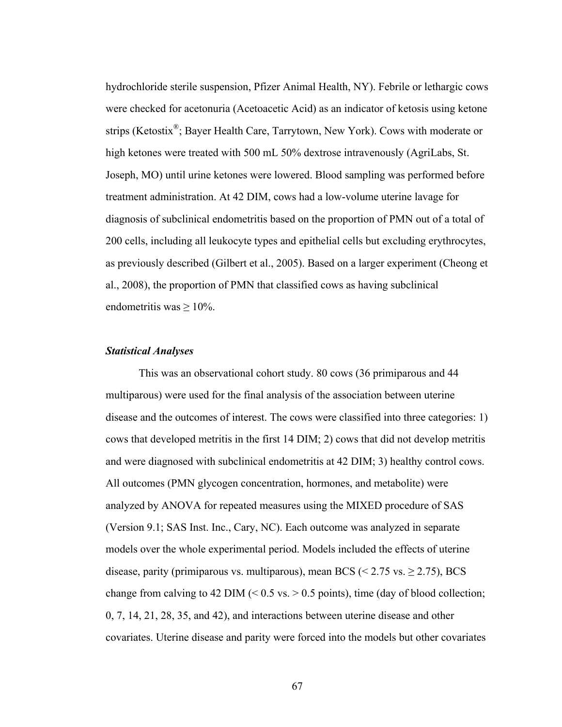hydrochloride sterile suspension, Pfizer Animal Health, NY). Febrile or lethargic cows were checked for acetonuria (Acetoacetic Acid) as an indicator of ketosis using ketone strips (Ketostix®; Bayer Health Care, Tarrytown, New York). Cows with moderate or high ketones were treated with 500 mL 50% dextrose intravenously (AgriLabs, St. Joseph, MO) until urine ketones were lowered. Blood sampling was performed before treatment administration. At 42 DIM, cows had a low-volume uterine lavage for diagnosis of subclinical endometritis based on the proportion of PMN out of a total of 200 cells, including all leukocyte types and epithelial cells but excluding erythrocytes, as previously described (Gilbert et al., 2005). Based on a larger experiment (Cheong et al., 2008), the proportion of PMN that classified cows as having subclinical endometritis was ≥ 10%.

### *Statistical Analyses*

This was an observational cohort study. 80 cows (36 primiparous and 44 multiparous) were used for the final analysis of the association between uterine disease and the outcomes of interest. The cows were classified into three categories: 1) cows that developed metritis in the first 14 DIM; 2) cows that did not develop metritis and were diagnosed with subclinical endometritis at 42 DIM; 3) healthy control cows. All outcomes (PMN glycogen concentration, hormones, and metabolite) were analyzed by ANOVA for repeated measures using the MIXED procedure of SAS (Version 9.1; SAS Inst. Inc., Cary, NC). Each outcome was analyzed in separate models over the whole experimental period. Models included the effects of uterine disease, parity (primiparous vs. multiparous), mean BCS (< 2.75 vs. ≥ 2.75), BCS change from calving to 42 DIM (< 0.5 vs. > 0.5 points), time (day of blood collection; 0, 7, 14, 21, 28, 35, and 42), and interactions between uterine disease and other covariates. Uterine disease and parity were forced into the models but other covariates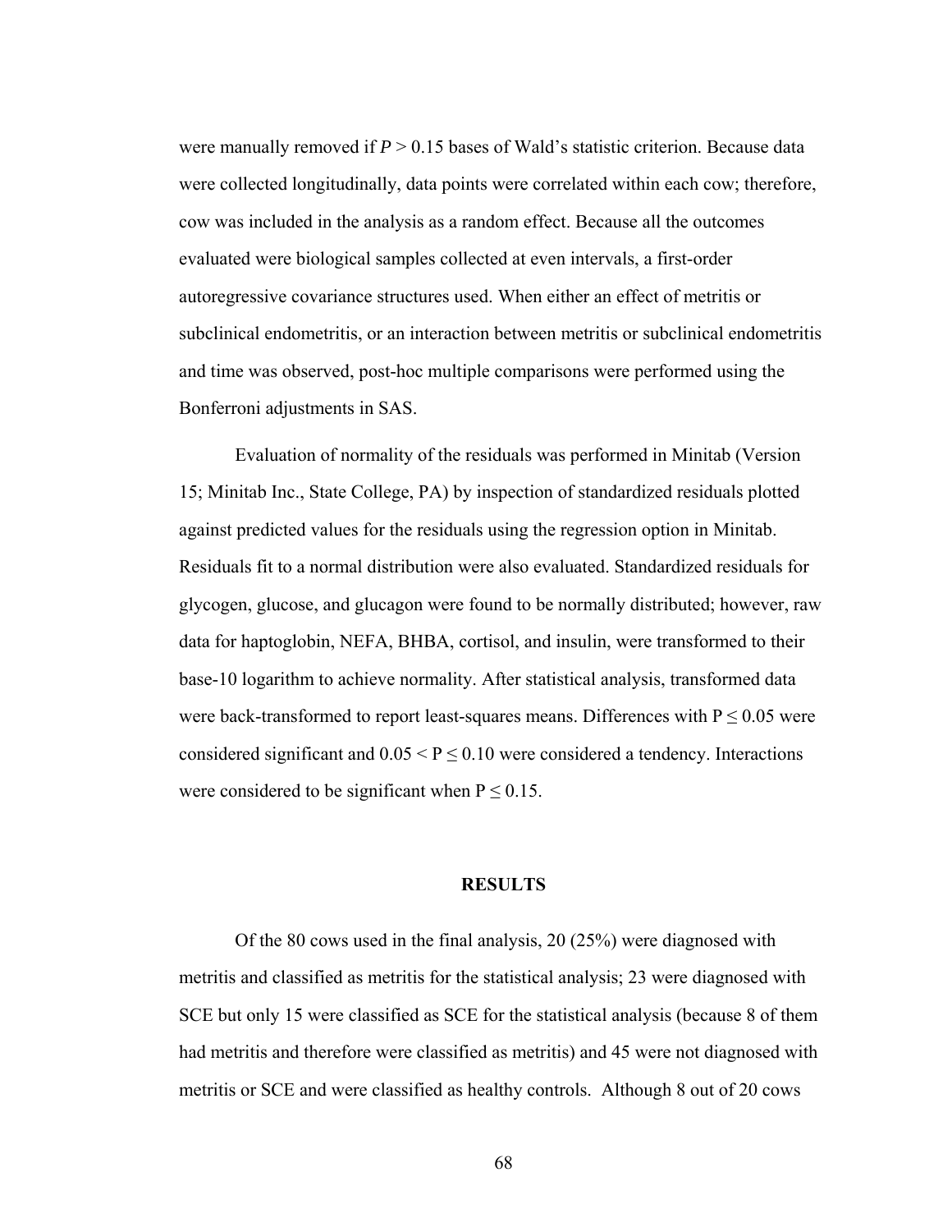were manually removed if $P > 0.15$ bases of Wald's statistic criterion. Because data were collected longitudinally, data points were correlated within each cow; therefore, cow was included in the analysis as a random effect. Because all the outcomes evaluated were biological samples collected at even intervals, a first-order autoregressive covariance structures used. When either an effect of metritis or subclinical endometritis, or an interaction between metritis or subclinical endometritis and time was observed, post-hoc multiple comparisons were performed using the Bonferroni adjustments in SAS.

Evaluation of normality of the residuals was performed in Minitab (Version 15; Minitab Inc., State College, PA) by inspection of standardized residuals plotted against predicted values for the residuals using the regression option in Minitab. Residuals fit to a normal distribution were also evaluated. Standardized residuals for glycogen, glucose, and glucagon were found to be normally distributed; however, raw data for haptoglobin, NEFA, BHBA, cortisol, and insulin, were transformed to their base-10 logarithm to achieve normality. After statistical analysis, transformed data were back-transformed to report least-squares means. Differences with $P \leq 0.05$ were considered significant and $0.05 < P \leq 0.10$ were considered a tendency. Interactions were considered to be significant when $P \leq 0.15$.

## RESULTS

Of the 80 cows used in the final analysis, 20 (25%) were diagnosed with metritis and classified as metritis for the statistical analysis; 23 were diagnosed with SCE but only 15 were classified as SCE for the statistical analysis (because 8 of them had metritis and therefore were classified as metritis) and 45 were not diagnosed with metritis or SCE and were classified as healthy controls. Although 8 out of 20 cows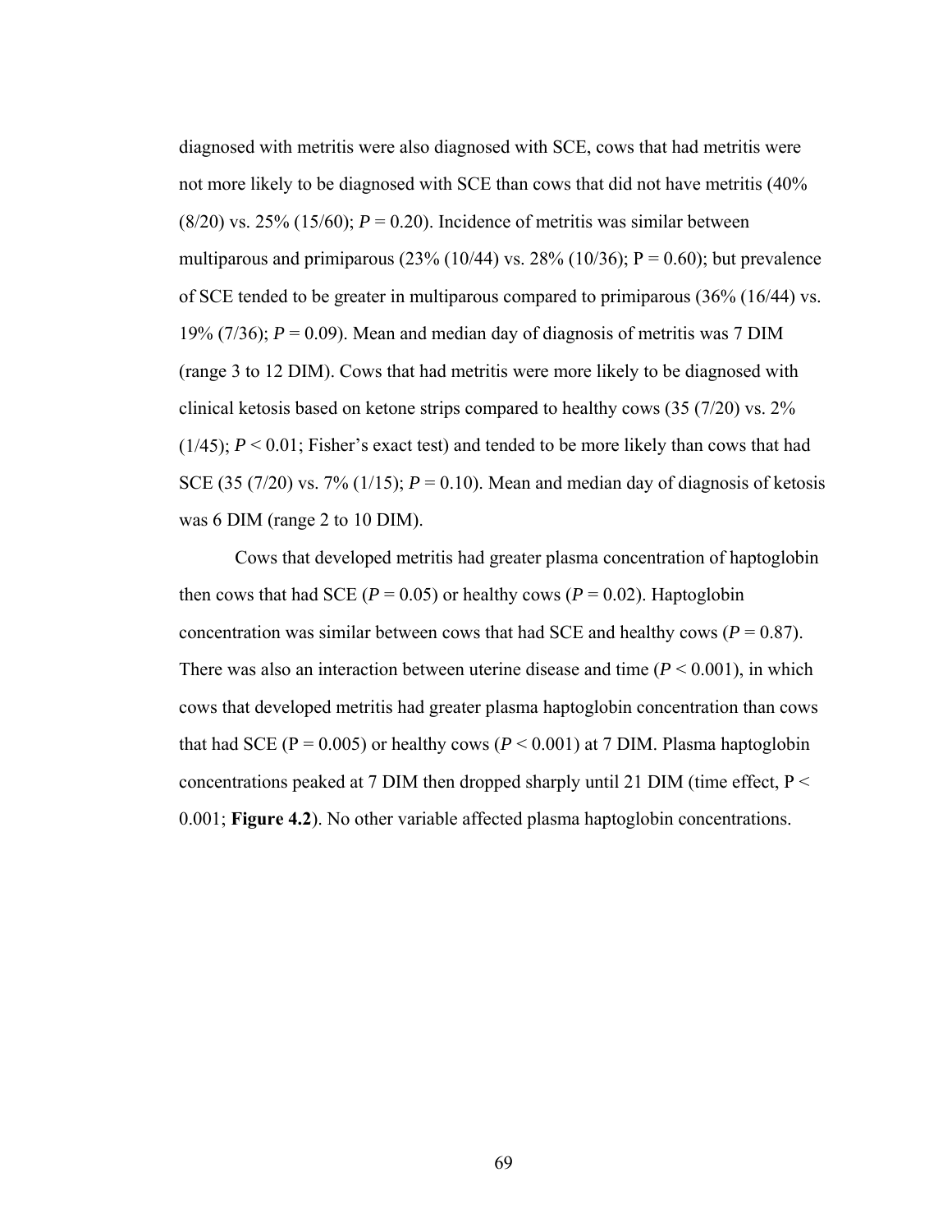diagnosed with metritis were also diagnosed with SCE, cows that had metritis were not more likely to be diagnosed with SCE than cows that did not have metritis (40% (8/20) vs. 25% (15/60); $P = 0.20$). Incidence of metritis was similar between multiparous and primiparous (23% (10/44) vs. 28% (10/36); $P = 0.60$); but prevalence of SCE tended to be greater in multiparous compared to primiparous (36% (16/44) vs. 19% (7/36); $P = 0.09$). Mean and median day of diagnosis of metritis was 7 DIM (range 3 to 12 DIM). Cows that had metritis were more likely to be diagnosed with clinical ketosis based on ketone strips compared to healthy cows (35 (7/20) vs. 2% (1/45); $P < 0.01$; Fisher's exact test) and tended to be more likely than cows that had SCE (35 (7/20) vs. 7% (1/15); $P = 0.10$). Mean and median day of diagnosis of ketosis was 6 DIM (range 2 to 10 DIM).

Cows that developed metritis had greater plasma concentration of haptoglobin then cows that had SCE ($P = 0.05$) or healthy cows ($P = 0.02$). Haptoglobin concentration was similar between cows that had SCE and healthy cows ($P = 0.87$). There was also an interaction between uterine disease and time ($P < 0.001$), in which cows that developed metritis had greater plasma haptoglobin concentration than cows that had SCE ($P = 0.005$) or healthy cows ($P < 0.001$) at 7 DIM. Plasma haptoglobin concentrations peaked at 7 DIM then dropped sharply until 21 DIM (time effect, $P < 0.001$; **Figure 4.2**). No other variable affected plasma haptoglobin concentrations.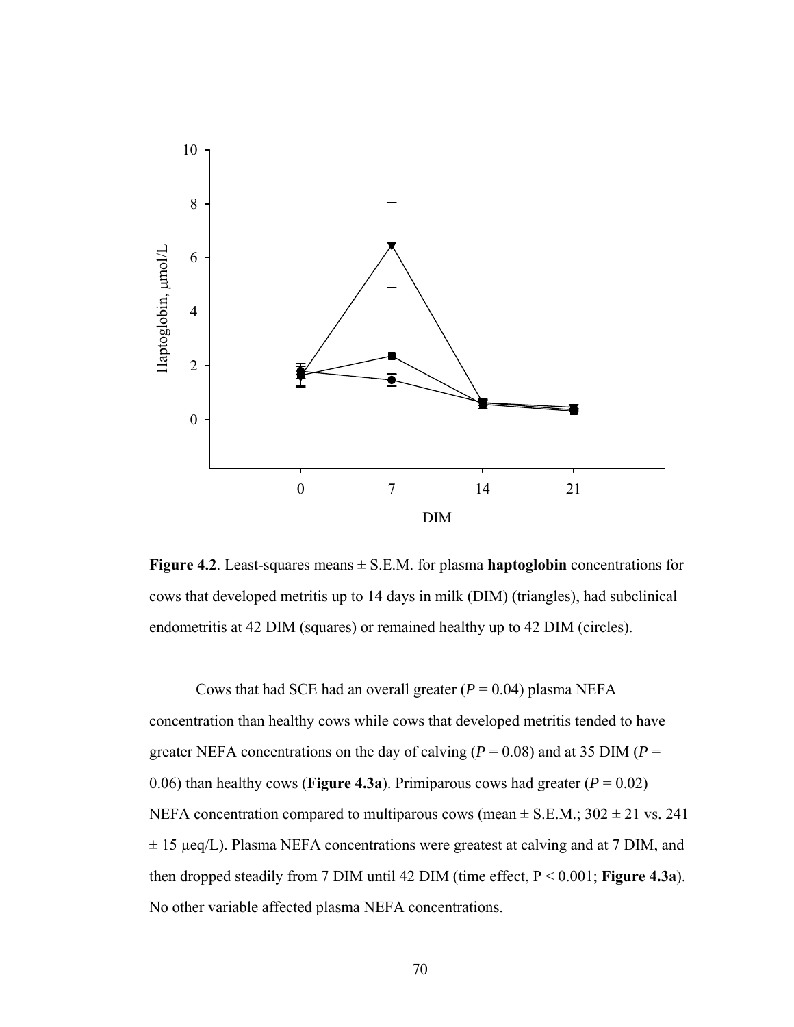**Figure 4.2**. Least-squares means ± S.E.M. for plasma **haptoglobin** concentrations for cows that developed metritis up to 14 days in milk (DIM) (triangles), had subclinical endometritis at 42 DIM (squares) or remained healthy up to 42 DIM (circles).

Cows that had SCE had an overall greater ($P = 0.04$) plasma NEFA concentration than healthy cows while cows that developed metritis tended to have greater NEFA concentrations on the day of calving ($P = 0.08$) and at 35 DIM ($P = 0.06$) than healthy cows (**Figure 4.3a**). Primiparous cows had greater ($P = 0.02$) NEFA concentration compared to multiparous cows (mean ± S.E.M.; 302 ± 21 vs. 241 ± 15 µeq/L). Plasma NEFA concentrations were greatest at calving and at 7 DIM, and then dropped steadily from 7 DIM until 42 DIM (time effect, $P < 0.001$; **Figure 4.3a**). No other variable affected plasma NEFA concentrations.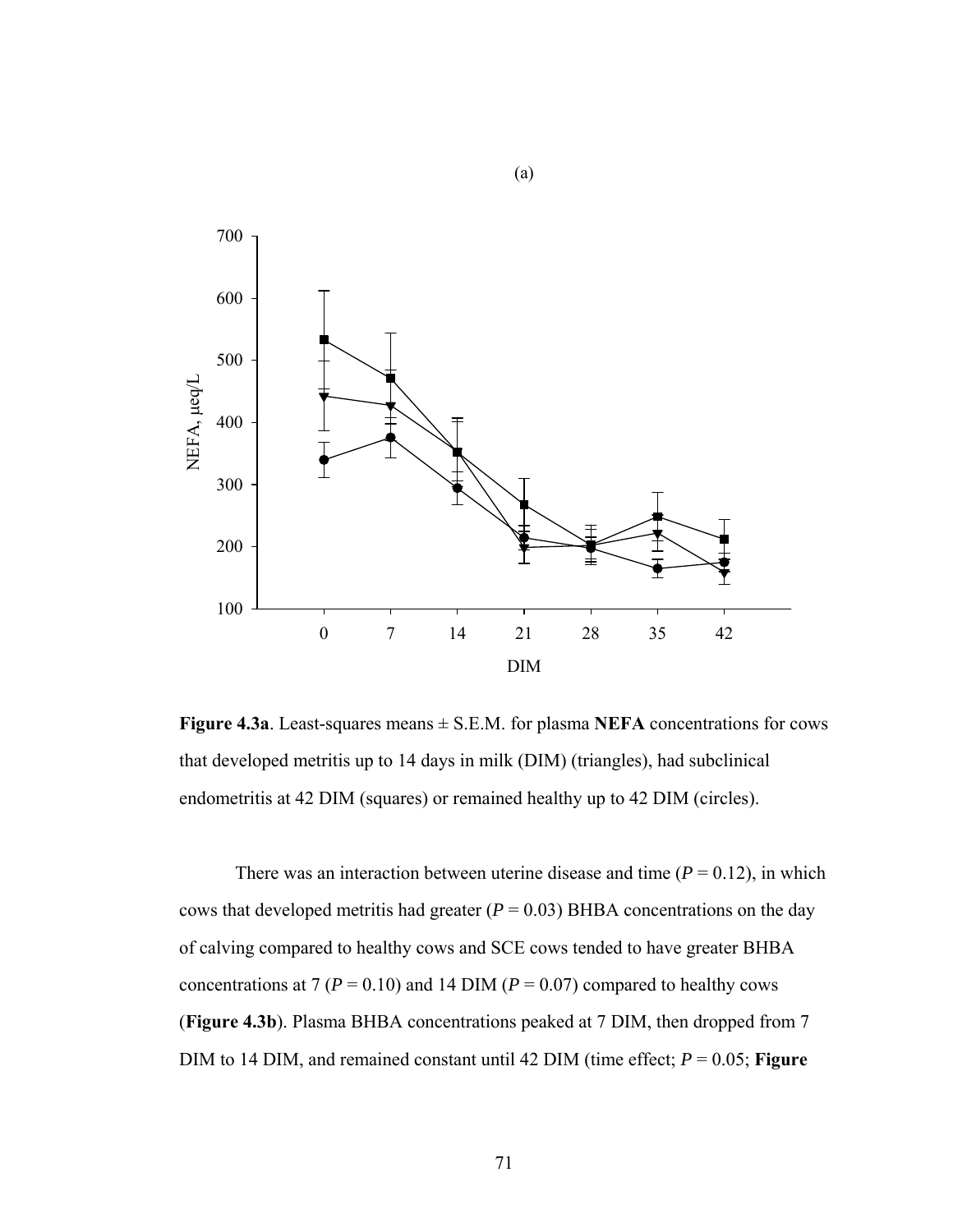(a)

**Figure 4.3a**. Least-squares means ± S.E.M. for plasma **NEFA** concentrations for cows that developed metritis up to 14 days in milk (DIM) (triangles), had subclinical endometritis at 42 DIM (squares) or remained healthy up to 42 DIM (circles).

There was an interaction between uterine disease and time ($P = 0.12$), in which cows that developed metritis had greater ($P = 0.03$) BHBA concentrations on the day of calving compared to healthy cows and SCE cows tended to have greater BHBA concentrations at 7 ($P = 0.10$) and 14 DIM ($P = 0.07$) compared to healthy cows (**Figure 4.3b**). Plasma BHBA concentrations peaked at 7 DIM, then dropped from 7 DIM to 14 DIM, and remained constant until 42 DIM (time effect; $P = 0.05$; **Figure**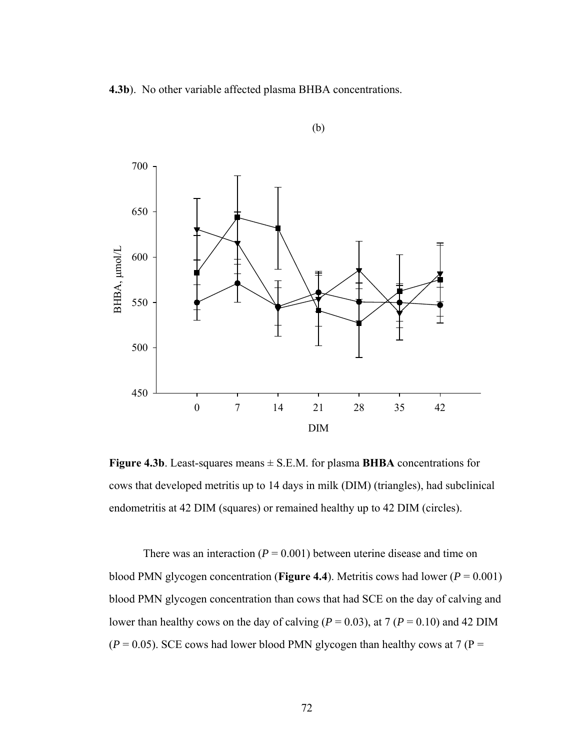**4.3b**). No other variable affected plasma BHBA concentrations.

(b)

**Figure 4.3b**. Least-squares means ± S.E.M. for plasma **BHBA** concentrations for cows that developed metritis up to 14 days in milk (DIM) (triangles), had subclinical endometritis at 42 DIM (squares) or remained healthy up to 42 DIM (circles).

There was an interaction (*P* = 0.001) between uterine disease and time on blood PMN glycogen concentration (**Figure 4.4**). Metritis cows had lower (*P* = 0.001) blood PMN glycogen concentration than cows that had SCE on the day of calving and lower than healthy cows on the day of calving (*P* = 0.03), at 7 (*P* = 0.10) and 42 DIM (*P* = 0.05). SCE cows had lower blood PMN glycogen than healthy cows at 7 (P =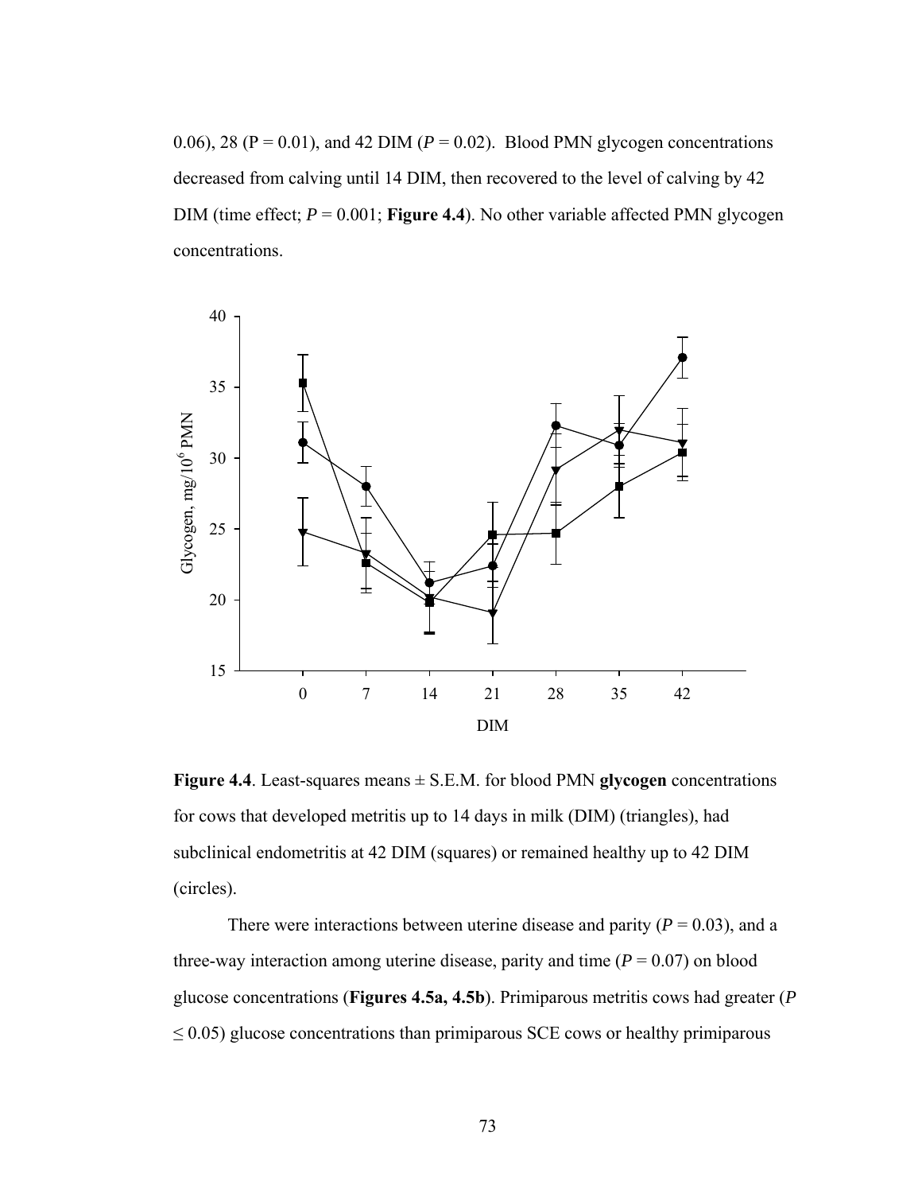0.06), 28 (P = 0.01), and 42 DIM (*P* = 0.02). Blood PMN glycogen concentrations decreased from calving until 14 DIM, then recovered to the level of calving by 42 DIM (time effect; *P* = 0.001; **Figure 4.4**). No other variable affected PMN glycogen concentrations.

**Figure 4.4**. Least-squares means ± S.E.M. for blood PMN **glycogen** concentrations for cows that developed metritis up to 14 days in milk (DIM) (triangles), had subclinical endometritis at 42 DIM (squares) or remained healthy up to 42 DIM (circles).

There were interactions between uterine disease and parity (*P* = 0.03), and a three-way interaction among uterine disease, parity and time (*P* = 0.07) on blood glucose concentrations (**Figures 4.5a, 4.5b**). Primiparous metritis cows had greater (*P* ≤ 0.05) glucose concentrations than primiparous SCE cows or healthy primiparous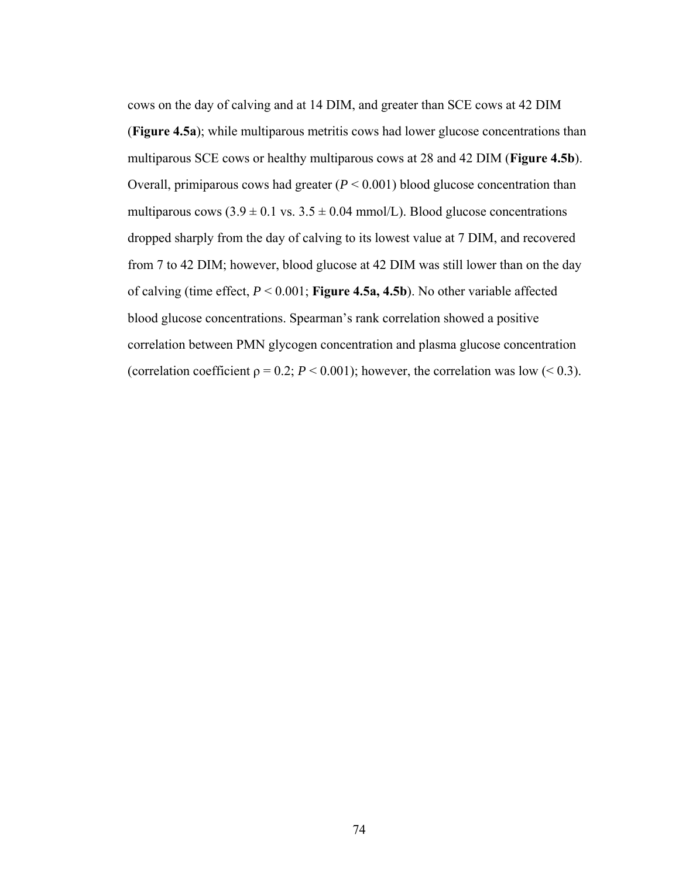cows on the day of calving and at 14 DIM, and greater than SCE cows at 42 DIM (**Figure 4.5a**); while multiparous metritis cows had lower glucose concentrations than multiparous SCE cows or healthy multiparous cows at 28 and 42 DIM (**Figure 4.5b**). Overall, primiparous cows had greater ($P < 0.001$) blood glucose concentration than multiparous cows ($3.9 \pm 0.1$ vs. $3.5 \pm 0.04$ mmol/L). Blood glucose concentrations dropped sharply from the day of calving to its lowest value at 7 DIM, and recovered from 7 to 42 DIM; however, blood glucose at 42 DIM was still lower than on the day of calving (time effect, $P < 0.001$; **Figure 4.5a, 4.5b**). No other variable affected blood glucose concentrations. Spearman's rank correlation showed a positive correlation between PMN glycogen concentration and plasma glucose concentration (correlation coefficient $\rho = 0.2$; $P < 0.001$); however, the correlation was low (< 0.3).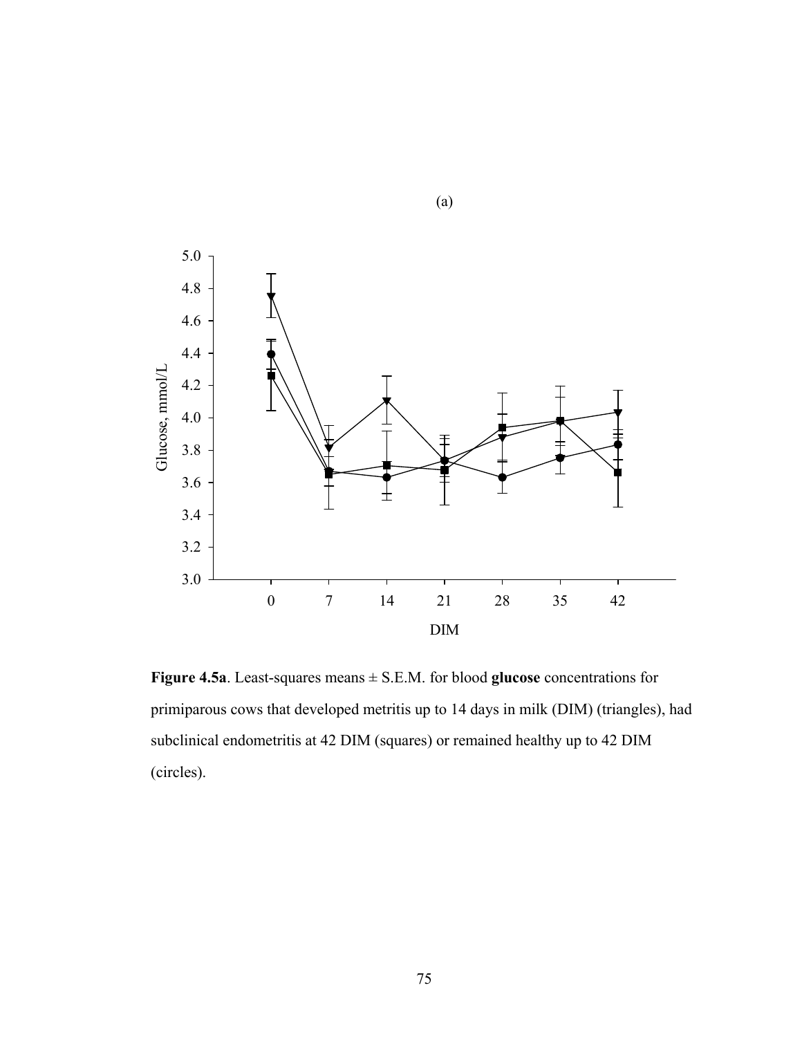(a)

**Figure 4.5a**. Least-squares means ± S.E.M. for blood **glucose** concentrations for primiparous cows that developed metritis up to 14 days in milk (DIM) (triangles), had subclinical endometritis at 42 DIM (squares) or remained healthy up to 42 DIM (circles).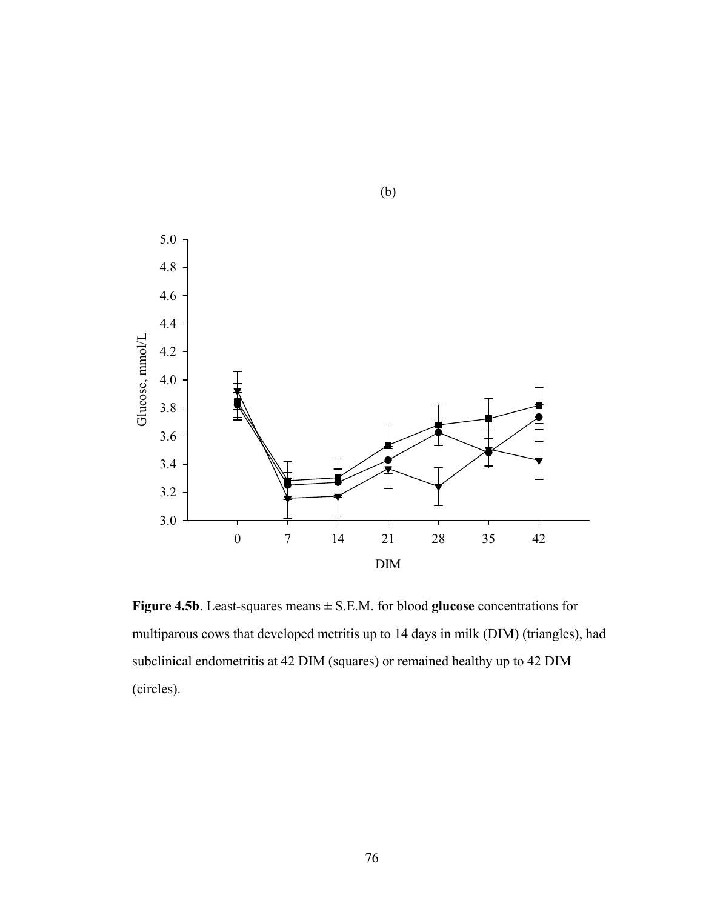(b)

**Figure 4.5b**. Least-squares means ± S.E.M. for blood **glucose** concentrations for multiparous cows that developed metritis up to 14 days in milk (DIM) (triangles), had subclinical endometritis at 42 DIM (squares) or remained healthy up to 42 DIM (circles).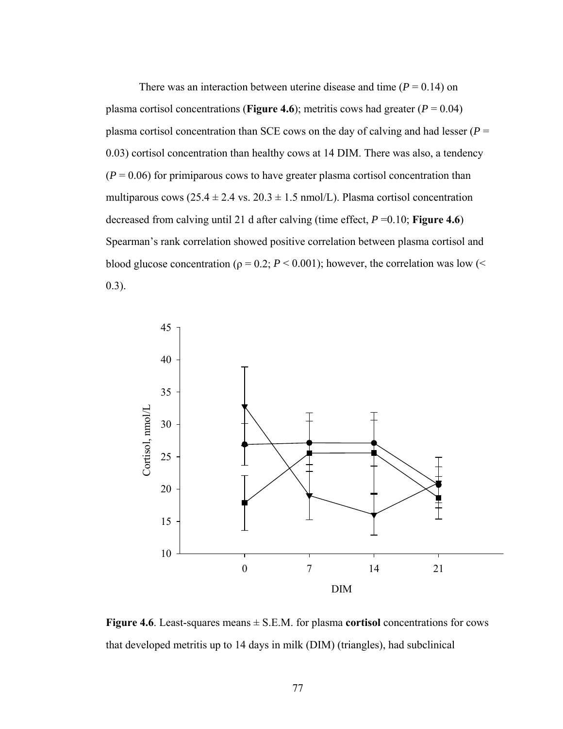There was an interaction between uterine disease and time ($P = 0.14$) on plasma cortisol concentrations (**Figure 4.6**); metritis cows had greater ($P = 0.04$) plasma cortisol concentration than SCE cows on the day of calving and had lesser ($P = 0.03$) cortisol concentration than healthy cows at 14 DIM. There was also, a tendency ($P = 0.06$) for primiparous cows to have greater plasma cortisol concentration than multiparous cows (25.4 ± 2.4 vs. 20.3 ± 1.5 nmol/L). Plasma cortisol concentration decreased from calving until 21 d after calving (time effect, $P = 0.10$; **Figure 4.6**) Spearman's rank correlation showed positive correlation between plasma cortisol and blood glucose concentration ($\rho = 0.2$; $P < 0.001$); however, the correlation was low (< 0.3).

**Figure 4.6**. Least-squares means ± S.E.M. for plasma **cortisol** concentrations for cows that developed metritis up to 14 days in milk (DIM) (triangles), had subclinical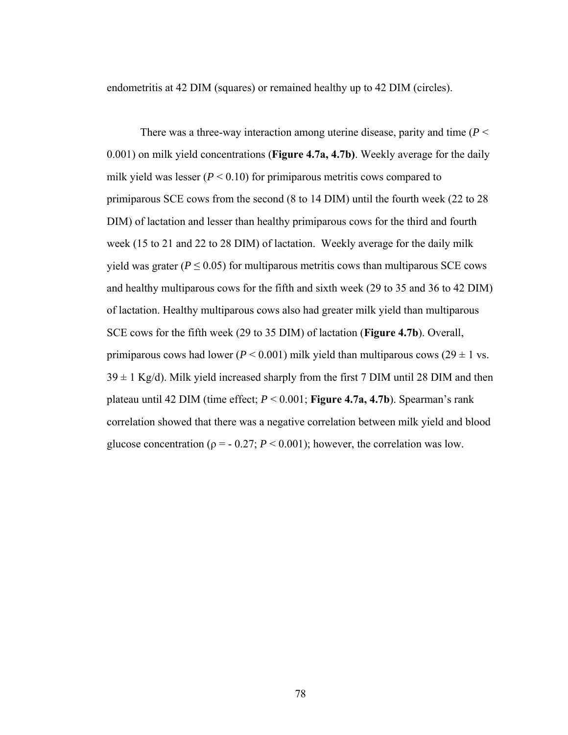endometritis at 42 DIM (squares) or remained healthy up to 42 DIM (circles).

There was a three-way interaction among uterine disease, parity and time ($P < 0.001$) on milk yield concentrations (**Figure 4.7a, 4.7b)**. Weekly average for the daily milk yield was lesser ($P < 0.10$) for primiparous metritis cows compared to primiparous SCE cows from the second (8 to 14 DIM) until the fourth week (22 to 28 DIM) of lactation and lesser than healthy primiparous cows for the third and fourth week (15 to 21 and 22 to 28 DIM) of lactation. Weekly average for the daily milk yield was grater ($P \leq 0.05$) for multiparous metritis cows than multiparous SCE cows and healthy multiparous cows for the fifth and sixth week (29 to 35 and 36 to 42 DIM) of lactation. Healthy multiparous cows also had greater milk yield than multiparous SCE cows for the fifth week (29 to 35 DIM) of lactation (**Figure 4.7b**). Overall, primiparous cows had lower ($P < 0.001$) milk yield than multiparous cows (29 ± 1 vs. 39 ± 1 Kg/d). Milk yield increased sharply from the first 7 DIM until 28 DIM and then plateau until 42 DIM (time effect; $P < 0.001$; **Figure 4.7a, 4.7b**). Spearman's rank correlation showed that there was a negative correlation between milk yield and blood glucose concentration ($\rho = -0.27$; $P < 0.001$); however, the correlation was low.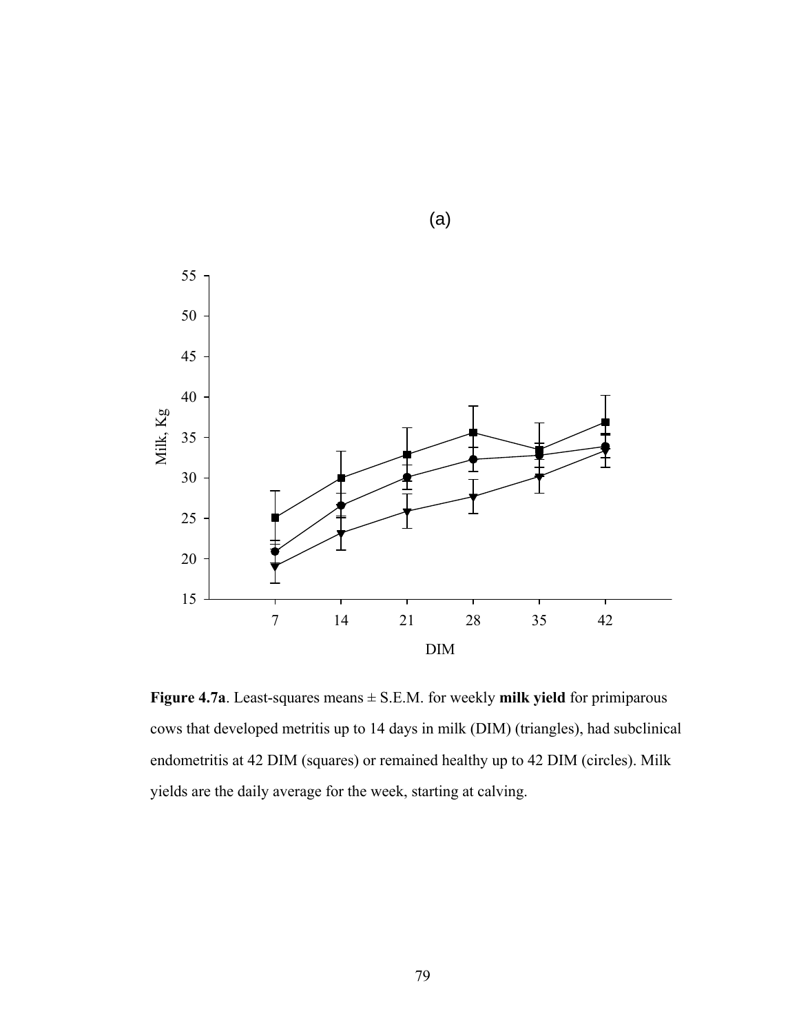(a)

**Figure 4.7a**. Least-squares means ± S.E.M. for weekly **milk yield** for primiparous cows that developed metritis up to 14 days in milk (DIM) (triangles), had subclinical endometritis at 42 DIM (squares) or remained healthy up to 42 DIM (circles). Milk yields are the daily average for the week, starting at calving.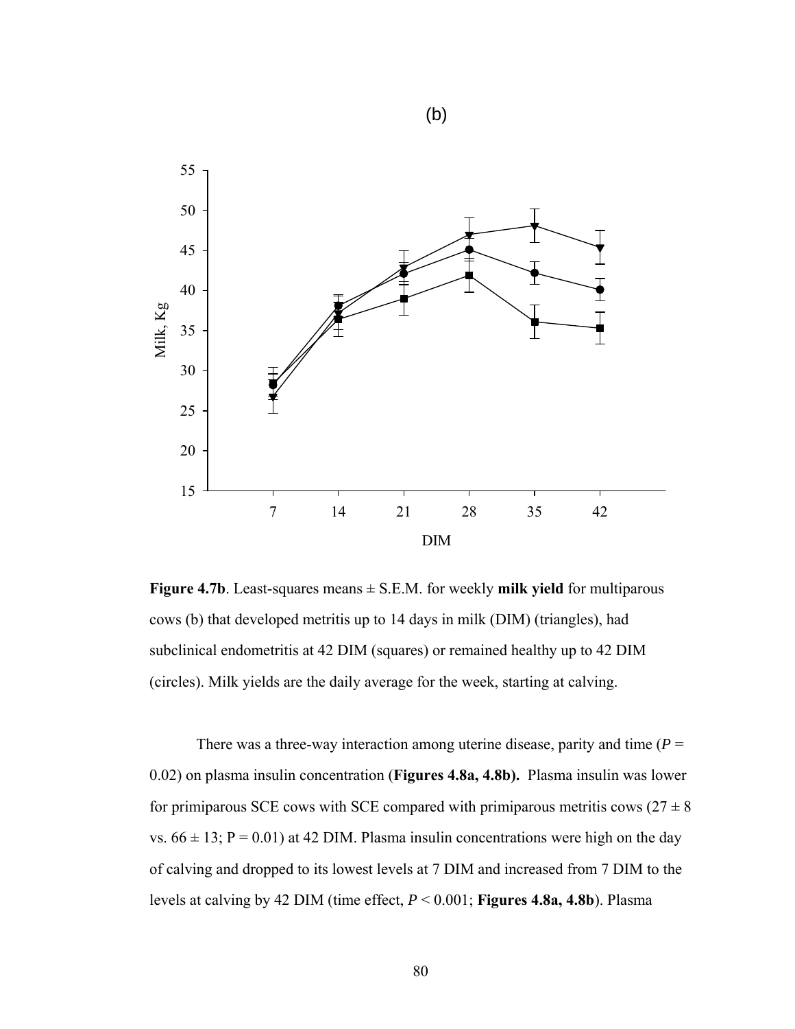Figure 4.7b. Least-squares means ± S.E.M. for weekly **milk yield** for multiparous cows (b) that developed metritis up to 14 days in milk (DIM) (triangles), had subclinical endometritis at 42 DIM (squares) or remained healthy up to 42 DIM (circles). Milk yields are the daily average for the week, starting at calving.

There was a three-way interaction among uterine disease, parity and time (*P* = 0.02) on plasma insulin concentration (**Figures 4.8a, 4.8b).** Plasma insulin was lower for primiparous SCE cows with SCE compared with primiparous metritis cows (27 ± 8 vs. 66 ± 13; P = 0.01) at 42 DIM. Plasma insulin concentrations were high on the day of calving and dropped to its lowest levels at 7 DIM and increased from 7 DIM to the levels at calving by 42 DIM (time effect, *P* < 0.001; **Figures 4.8a, 4.8b**). Plasma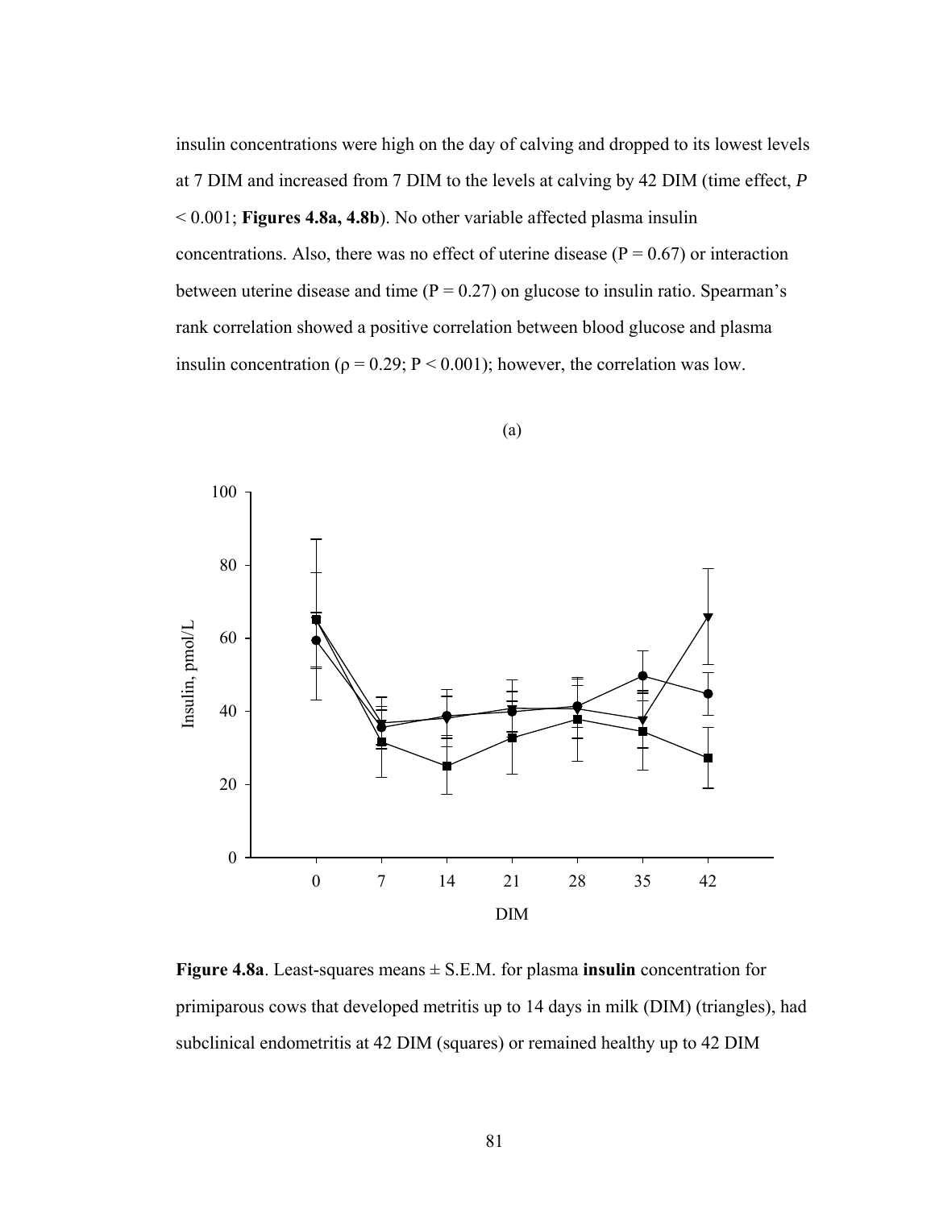insulin concentrations were high on the day of calving and dropped to its lowest levels at 7 DIM and increased from 7 DIM to the levels at calving by 42 DIM (time effect, *P* < 0.001; **Figures 4.8a, 4.8b**). No other variable affected plasma insulin concentrations. Also, there was no effect of uterine disease ($P = 0.67$) or interaction between uterine disease and time ($P = 0.27$) on glucose to insulin ratio. Spearman's rank correlation showed a positive correlation between blood glucose and plasma insulin concentration ($\rho = 0.29$; $P < 0.001$); however, the correlation was low.

(a)

**Figure 4.8a**. Least-squares means ± S.E.M. for plasma **insulin** concentration for primiparous cows that developed metritis up to 14 days in milk (DIM) (triangles), had subclinical endometritis at 42 DIM (squares) or remained healthy up to 42 DIM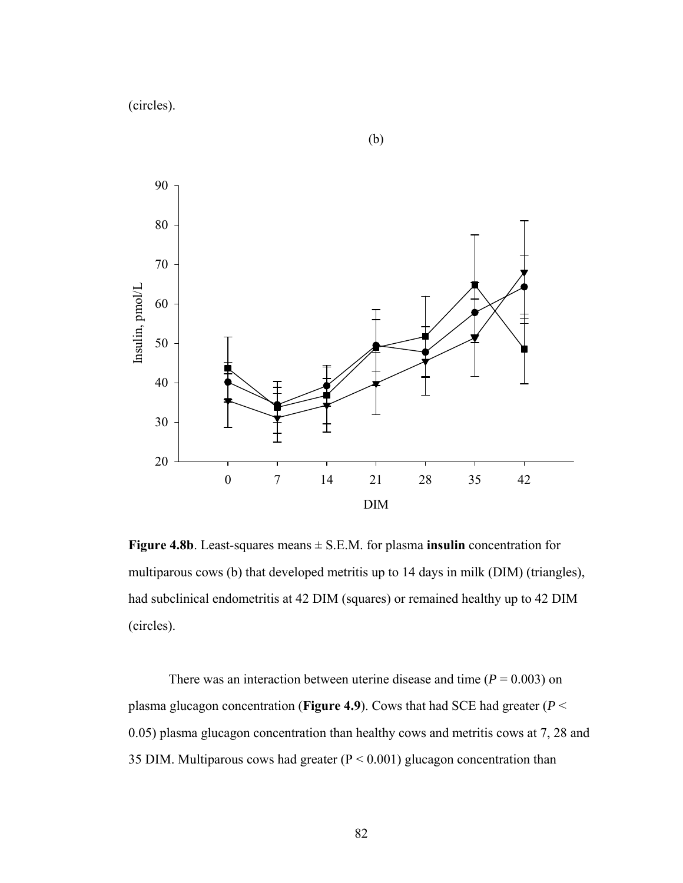(circles).

(b)

Figure 4.8b. Least-squares means ± S.E.M. for plasma **insulin** concentration for multiparous cows (b) that developed metritis up to 14 days in milk (DIM) (triangles), had subclinical endometritis at 42 DIM (squares) or remained healthy up to 42 DIM (circles).

**Figure 4.8b**. Least-squares means ± S.E.M. for plasma **insulin** concentration for multiparous cows (b) that developed metritis up to 14 days in milk (DIM) (triangles), had subclinical endometritis at 42 DIM (squares) or remained healthy up to 42 DIM (circles).

There was an interaction between uterine disease and time ($P = 0.003$) on plasma glucagon concentration (**Figure 4.9**). Cows that had SCE had greater ($P < 0.05$) plasma glucagon concentration than healthy cows and metritis cows at 7, 28 and 35 DIM. Multiparous cows had greater ($P < 0.001$) glucagon concentration than

(circles).

(b)

**Figure 4.8b**. Least-squares means ± S.E.M. for plasma **insulin** concentration for multiparous cows (b) that developed metritis up to 14 days in milk (DIM) (triangles), had subclinical endometritis at 42 DIM (squares) or remained healthy up to 42 DIM (circles).

There was an interaction between uterine disease and time ($P = 0.003$) on plasma glucagon concentration (**Figure 4.9**). Cows that had SCE had greater ($P < 0.05$) plasma glucagon concentration than healthy cows and metritis cows at 7, 28 and 35 DIM. Multiparous cows had greater ($P < 0.001$) glucagon concentration than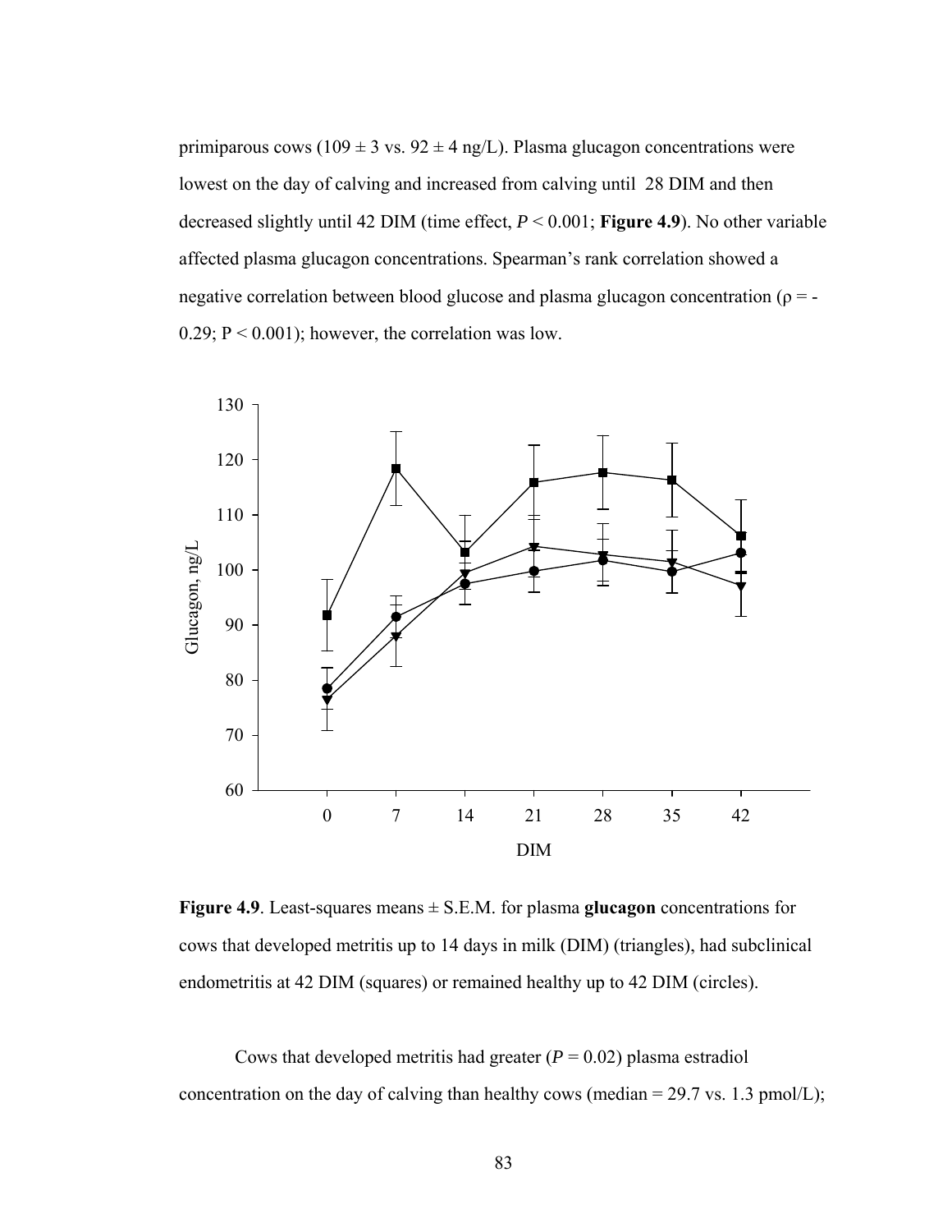primiparous cows (109 ± 3 vs. 92 ± 4 ng/L). Plasma glucagon concentrations were lowest on the day of calving and increased from calving until 28 DIM and then decreased slightly until 42 DIM (time effect, $P < 0.001$; **Figure 4.9**). No other variable affected plasma glucagon concentrations. Spearman's rank correlation showed a negative correlation between blood glucose and plasma glucagon concentration ($\rho = -0.29$; $P < 0.001$); however, the correlation was low.

**Figure 4.9**. Least-squares means ± S.E.M. for plasma **glucagon** concentrations for cows that developed metritis up to 14 days in milk (DIM) (triangles), had subclinical endometritis at 42 DIM (squares) or remained healthy up to 42 DIM (circles).

Cows that developed metritis had greater ($P = 0.02$) plasma estradiol concentration on the day of calving than healthy cows (median = 29.7 vs. 1.3 pmol/L);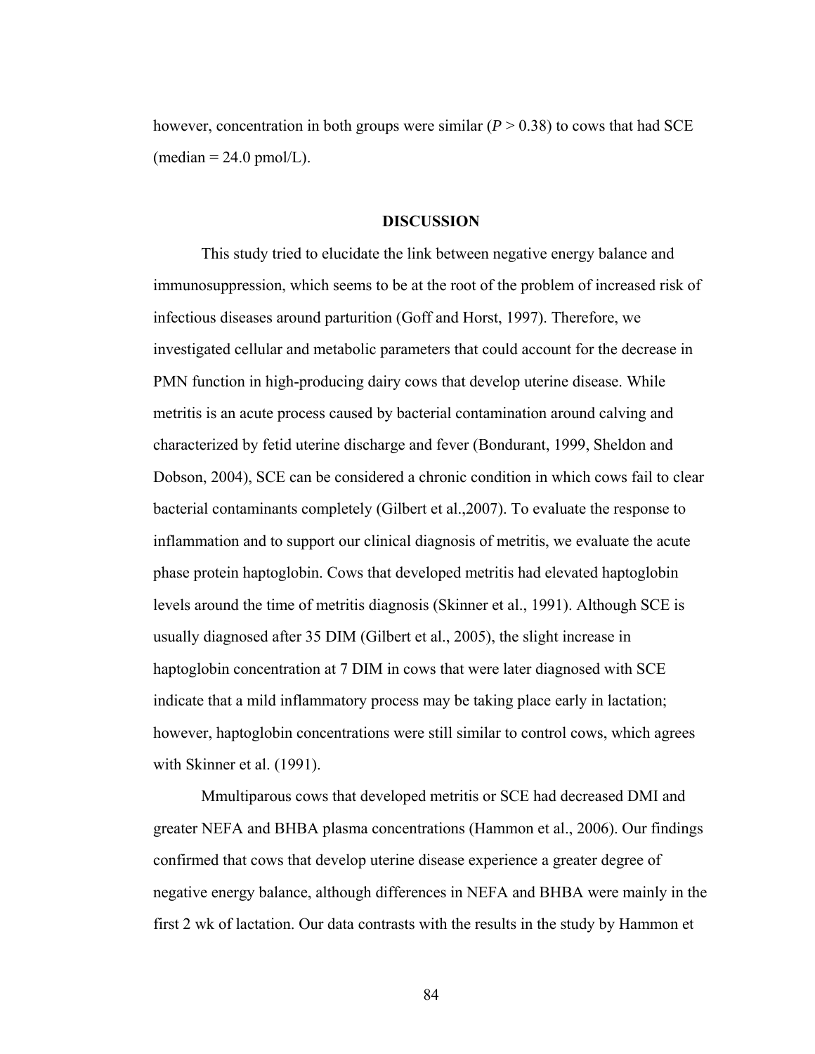however, concentration in both groups were similar (*P* > 0.38) to cows that had SCE (median = 24.0 pmol/L).

## DISCUSSION

This study tried to elucidate the link between negative energy balance and immunosuppression, which seems to be at the root of the problem of increased risk of infectious diseases around parturition (Goff and Horst, 1997). Therefore, we investigated cellular and metabolic parameters that could account for the decrease in PMN function in high-producing dairy cows that develop uterine disease. While metritis is an acute process caused by bacterial contamination around calving and characterized by fetid uterine discharge and fever (Bondurant, 1999, Sheldon and Dobson, 2004), SCE can be considered a chronic condition in which cows fail to clear bacterial contaminants completely (Gilbert et al.,2007). To evaluate the response to inflammation and to support our clinical diagnosis of metritis, we evaluate the acute phase protein haptoglobin. Cows that developed metritis had elevated haptoglobin levels around the time of metritis diagnosis (Skinner et al., 1991). Although SCE is usually diagnosed after 35 DIM (Gilbert et al., 2005), the slight increase in haptoglobin concentration at 7 DIM in cows that were later diagnosed with SCE indicate that a mild inflammatory process may be taking place early in lactation; however, haptoglobin concentrations were still similar to control cows, which agrees with Skinner et al. (1991).

Mmultiparous cows that developed metritis or SCE had decreased DMI and greater NEFA and BHBA plasma concentrations (Hammon et al., 2006). Our findings confirmed that cows that develop uterine disease experience a greater degree of negative energy balance, although differences in NEFA and BHBA were mainly in the first 2 wk of lactation. Our data contrasts with the results in the study by Hammon et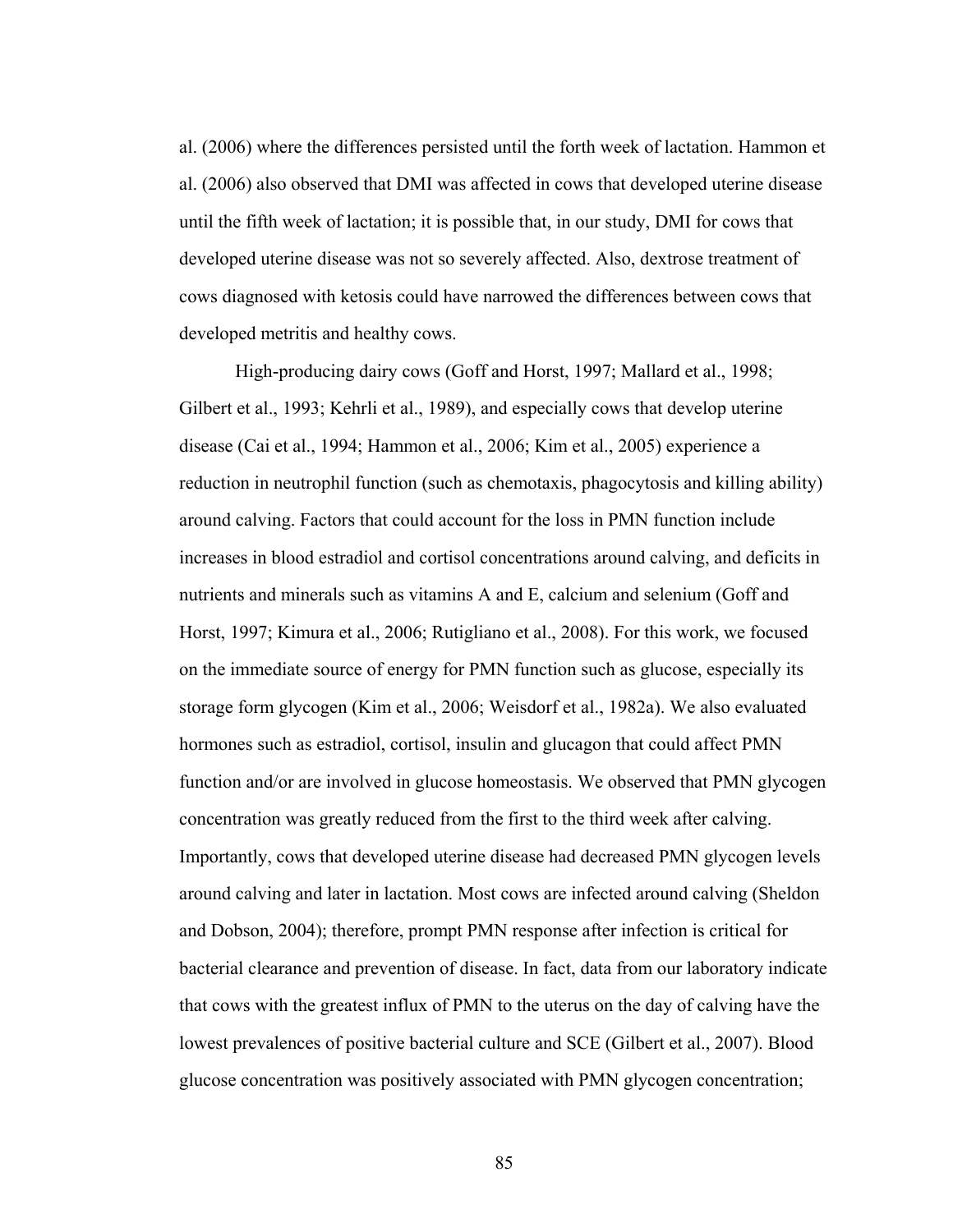al. (2006) where the differences persisted until the forth week of lactation. Hammon et al. (2006) also observed that DMI was affected in cows that developed uterine disease until the fifth week of lactation; it is possible that, in our study, DMI for cows that developed uterine disease was not so severely affected. Also, dextrose treatment of cows diagnosed with ketosis could have narrowed the differences between cows that developed metritis and healthy cows.

High-producing dairy cows (Goff and Horst, 1997; Mallard et al., 1998; Gilbert et al., 1993; Kehrli et al., 1989), and especially cows that develop uterine disease (Cai et al., 1994; Hammon et al., 2006; Kim et al., 2005) experience a reduction in neutrophil function (such as chemotaxis, phagocytosis and killing ability) around calving. Factors that could account for the loss in PMN function include increases in blood estradiol and cortisol concentrations around calving, and deficits in nutrients and minerals such as vitamins A and E, calcium and selenium (Goff and Horst, 1997; Kimura et al., 2006; Rutigliano et al., 2008). For this work, we focused on the immediate source of energy for PMN function such as glucose, especially its storage form glycogen (Kim et al., 2006; Weisdorf et al., 1982a). We also evaluated hormones such as estradiol, cortisol, insulin and glucagon that could affect PMN function and/or are involved in glucose homeostasis. We observed that PMN glycogen concentration was greatly reduced from the first to the third week after calving. Importantly, cows that developed uterine disease had decreased PMN glycogen levels around calving and later in lactation. Most cows are infected around calving (Sheldon and Dobson, 2004); therefore, prompt PMN response after infection is critical for bacterial clearance and prevention of disease. In fact, data from our laboratory indicate that cows with the greatest influx of PMN to the uterus on the day of calving have the lowest prevalences of positive bacterial culture and SCE (Gilbert et al., 2007). Blood glucose concentration was positively associated with PMN glycogen concentration;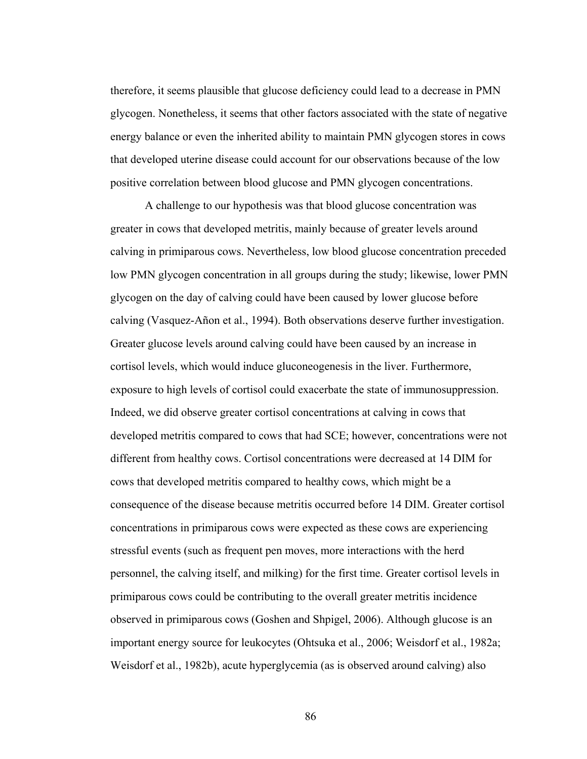therefore, it seems plausible that glucose deficiency could lead to a decrease in PMN glycogen. Nonetheless, it seems that other factors associated with the state of negative energy balance or even the inherited ability to maintain PMN glycogen stores in cows that developed uterine disease could account for our observations because of the low positive correlation between blood glucose and PMN glycogen concentrations.

A challenge to our hypothesis was that blood glucose concentration was greater in cows that developed metritis, mainly because of greater levels around calving in primiparous cows. Nevertheless, low blood glucose concentration preceded low PMN glycogen concentration in all groups during the study; likewise, lower PMN glycogen on the day of calving could have been caused by lower glucose before calving (Vasquez-Añon et al., 1994). Both observations deserve further investigation. Greater glucose levels around calving could have been caused by an increase in cortisol levels, which would induce gluconeogenesis in the liver. Furthermore, exposure to high levels of cortisol could exacerbate the state of immunosuppression. Indeed, we did observe greater cortisol concentrations at calving in cows that developed metritis compared to cows that had SCE; however, concentrations were not different from healthy cows. Cortisol concentrations were decreased at 14 DIM for cows that developed metritis compared to healthy cows, which might be a consequence of the disease because metritis occurred before 14 DIM. Greater cortisol concentrations in primiparous cows were expected as these cows are experiencing stressful events (such as frequent pen moves, more interactions with the herd personnel, the calving itself, and milking) for the first time. Greater cortisol levels in primiparous cows could be contributing to the overall greater metritis incidence observed in primiparous cows (Goshen and Shpigel, 2006). Although glucose is an important energy source for leukocytes (Ohtsuka et al., 2006; Weisdorf et al., 1982a; Weisdorf et al., 1982b), acute hyperglycemia (as is observed around calving) also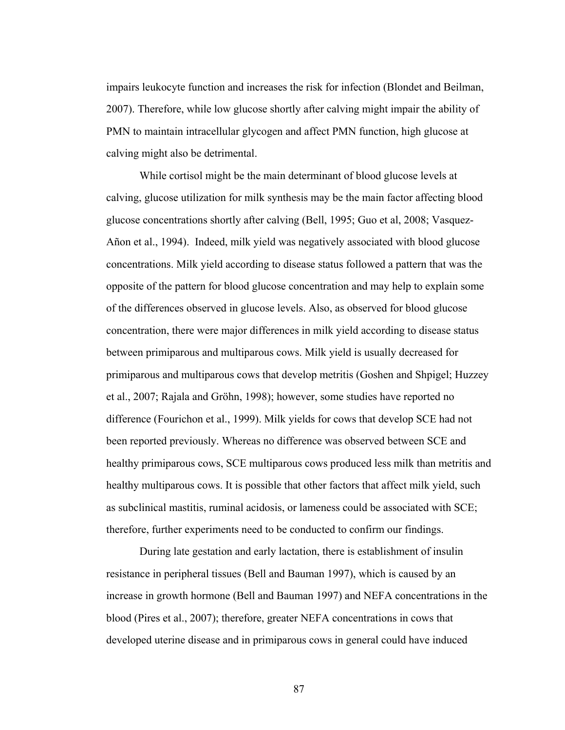impairs leukocyte function and increases the risk for infection (Blondet and Beilman, 2007). Therefore, while low glucose shortly after calving might impair the ability of PMN to maintain intracellular glycogen and affect PMN function, high glucose at calving might also be detrimental.

While cortisol might be the main determinant of blood glucose levels at calving, glucose utilization for milk synthesis may be the main factor affecting blood glucose concentrations shortly after calving (Bell, 1995; Guo et al, 2008; Vasquez-Añon et al., 1994). Indeed, milk yield was negatively associated with blood glucose concentrations. Milk yield according to disease status followed a pattern that was the opposite of the pattern for blood glucose concentration and may help to explain some of the differences observed in glucose levels. Also, as observed for blood glucose concentration, there were major differences in milk yield according to disease status between primiparous and multiparous cows. Milk yield is usually decreased for primiparous and multiparous cows that develop metritis (Goshen and Shpigel; Huzzey et al., 2007; Rajala and Gröhn, 1998); however, some studies have reported no difference (Fourichon et al., 1999). Milk yields for cows that develop SCE had not been reported previously. Whereas no difference was observed between SCE and healthy primiparous cows, SCE multiparous cows produced less milk than metritis and healthy multiparous cows. It is possible that other factors that affect milk yield, such as subclinical mastitis, ruminal acidosis, or lameness could be associated with SCE; therefore, further experiments need to be conducted to confirm our findings.

During late gestation and early lactation, there is establishment of insulin resistance in peripheral tissues (Bell and Bauman 1997), which is caused by an increase in growth hormone (Bell and Bauman 1997) and NEFA concentrations in the blood (Pires et al., 2007); therefore, greater NEFA concentrations in cows that developed uterine disease and in primiparous cows in general could have induced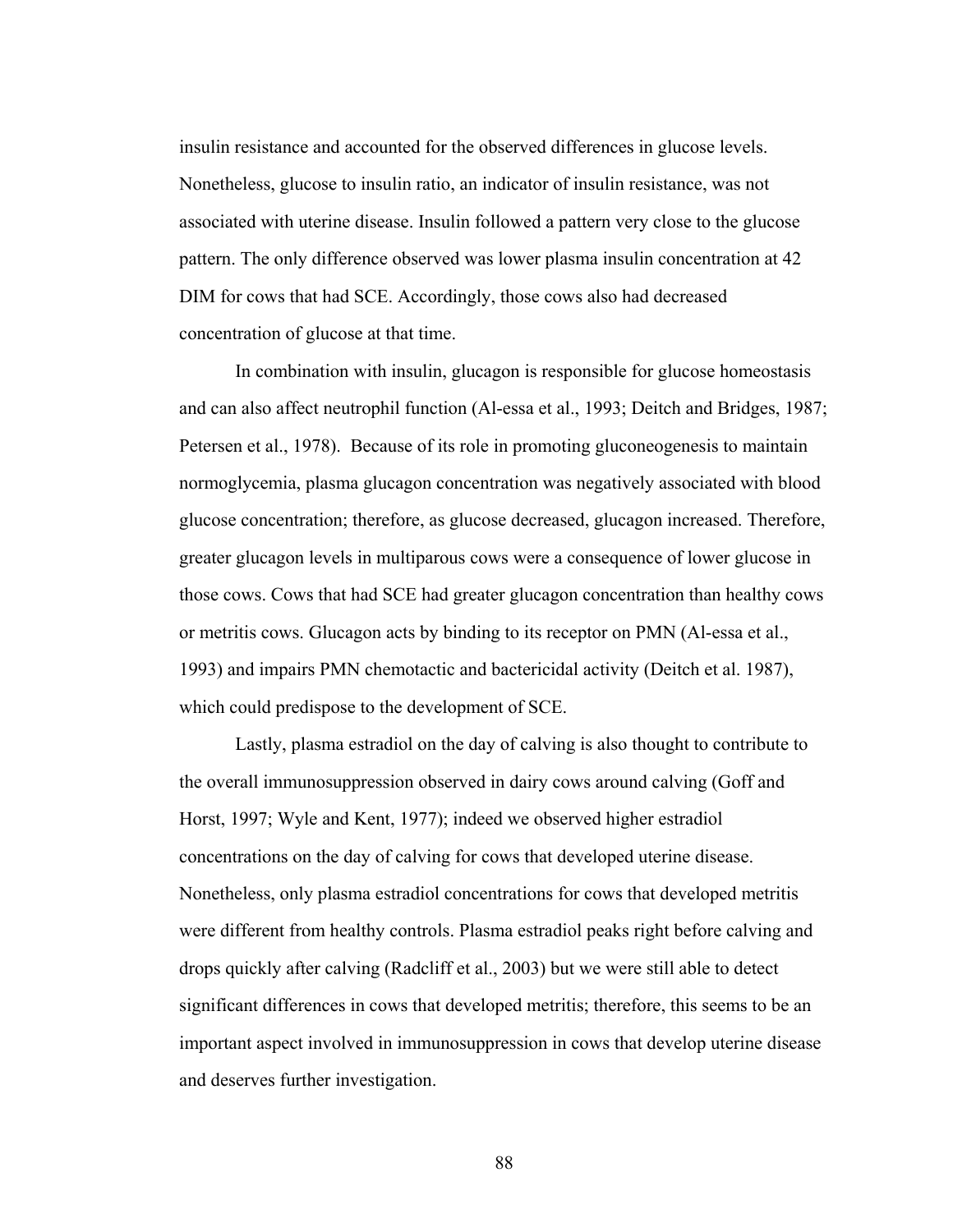insulin resistance and accounted for the observed differences in glucose levels. Nonetheless, glucose to insulin ratio, an indicator of insulin resistance, was not associated with uterine disease. Insulin followed a pattern very close to the glucose pattern. The only difference observed was lower plasma insulin concentration at 42 DIM for cows that had SCE. Accordingly, those cows also had decreased concentration of glucose at that time.

In combination with insulin, glucagon is responsible for glucose homeostasis and can also affect neutrophil function (Al-essa et al., 1993; Deitch and Bridges, 1987; Petersen et al., 1978). Because of its role in promoting gluconeogenesis to maintain normoglycemia, plasma glucagon concentration was negatively associated with blood glucose concentration; therefore, as glucose decreased, glucagon increased. Therefore, greater glucagon levels in multiparous cows were a consequence of lower glucose in those cows. Cows that had SCE had greater glucagon concentration than healthy cows or metritis cows. Glucagon acts by binding to its receptor on PMN (Al-essa et al., 1993) and impairs PMN chemotactic and bactericidal activity (Deitch et al. 1987), which could predispose to the development of SCE.

Lastly, plasma estradiol on the day of calving is also thought to contribute to the overall immunosuppression observed in dairy cows around calving (Goff and Horst, 1997; Wyle and Kent, 1977); indeed we observed higher estradiol concentrations on the day of calving for cows that developed uterine disease. Nonetheless, only plasma estradiol concentrations for cows that developed metritis were different from healthy controls. Plasma estradiol peaks right before calving and drops quickly after calving (Radcliff et al., 2003) but we were still able to detect significant differences in cows that developed metritis; therefore, this seems to be an important aspect involved in immunosuppression in cows that develop uterine disease and deserves further investigation.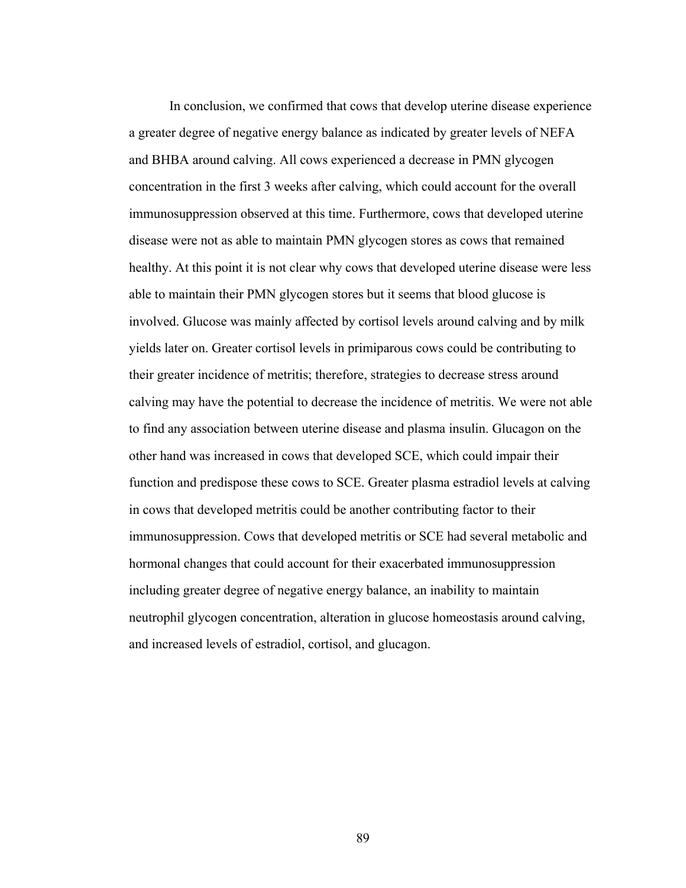In conclusion, we confirmed that cows that develop uterine disease experience a greater degree of negative energy balance as indicated by greater levels of NEFA and BHBA around calving. All cows experienced a decrease in PMN glycogen concentration in the first 3 weeks after calving, which could account for the overall immunosuppression observed at this time. Furthermore, cows that developed uterine disease were not as able to maintain PMN glycogen stores as cows that remained healthy. At this point it is not clear why cows that developed uterine disease were less able to maintain their PMN glycogen stores but it seems that blood glucose is involved. Glucose was mainly affected by cortisol levels around calving and by milk yields later on. Greater cortisol levels in primiparous cows could be contributing to their greater incidence of metritis; therefore, strategies to decrease stress around calving may have the potential to decrease the incidence of metritis. We were not able to find any association between uterine disease and plasma insulin. Glucagon on the other hand was increased in cows that developed SCE, which could impair their function and predispose these cows to SCE. Greater plasma estradiol levels at calving in cows that developed metritis could be another contributing factor to their immunosuppression. Cows that developed metritis or SCE had several metabolic and hormonal changes that could account for their exacerbated immunosuppression including greater degree of negative energy balance, an inability to maintain neutrophil glycogen concentration, alteration in glucose homeostasis around calving, and increased levels of estradiol, cortisol, and glucagon.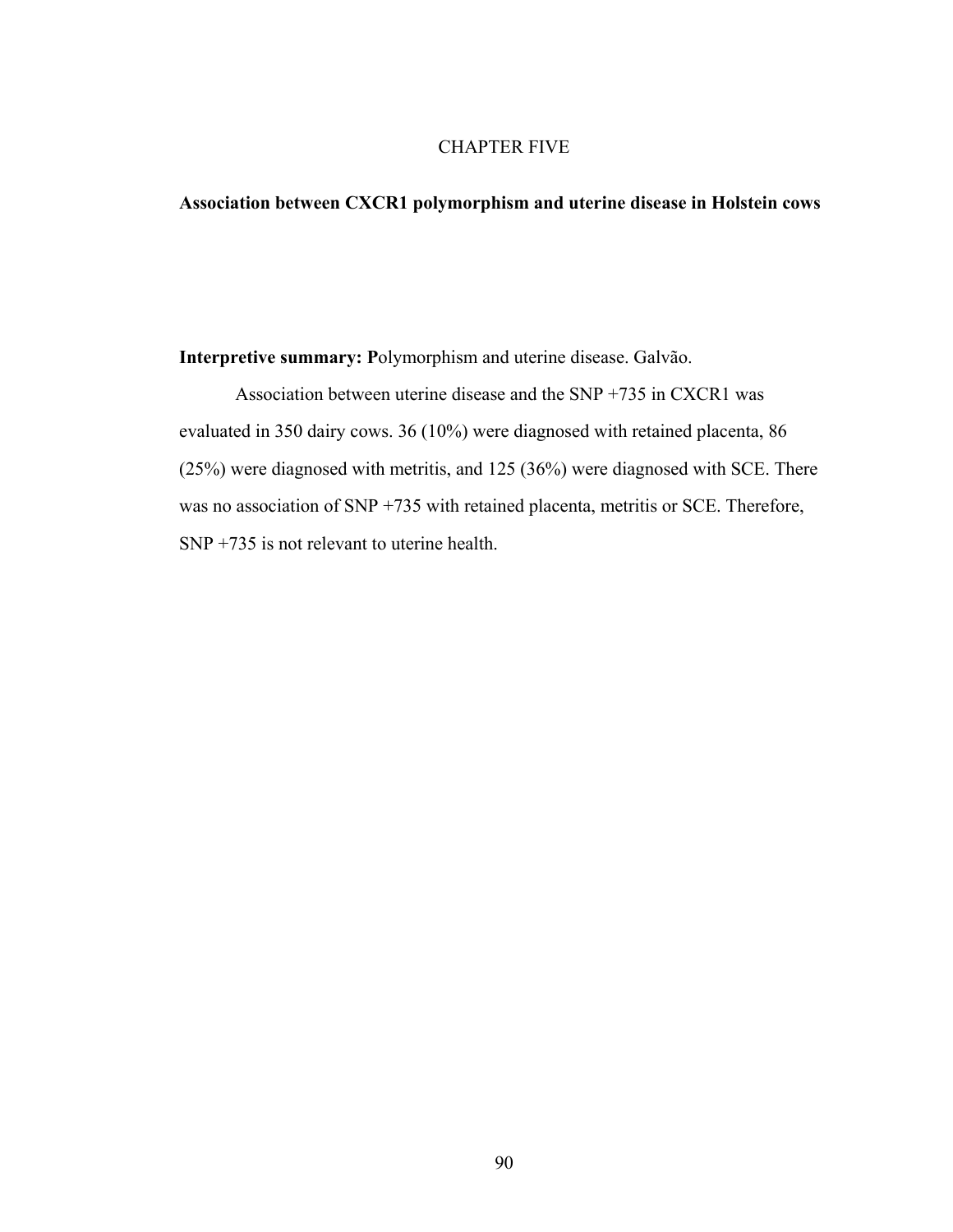# CHAPTER FIVE

## Association between CXCR1 polymorphism and uterine disease in Holstein cows

**Interpretive summary: P**olymorphism and uterine disease. Galvão.

Association between uterine disease and the SNP +735 in CXCR1 was evaluated in 350 dairy cows. 36 (10%) were diagnosed with retained placenta, 86 (25%) were diagnosed with metritis, and 125 (36%) were diagnosed with SCE. There was no association of SNP +735 with retained placenta, metritis or SCE. Therefore, SNP +735 is not relevant to uterine health.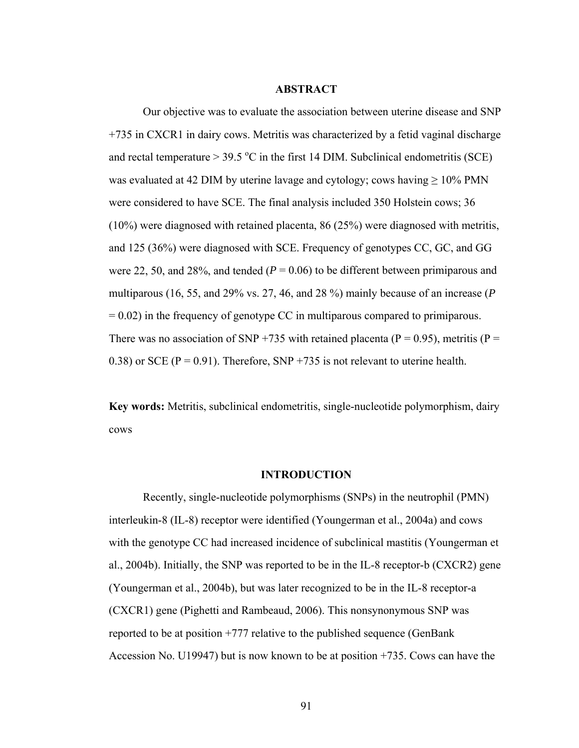## ABSTRACT

Our objective was to evaluate the association between uterine disease and SNP +735 in CXCR1 in dairy cows. Metritis was characterized by a fetid vaginal discharge and rectal temperature > 39.5 $^{o}$C in the first 14 DIM. Subclinical endometritis (SCE) was evaluated at 42 DIM by uterine lavage and cytology; cows having ≥ 10% PMN were considered to have SCE. The final analysis included 350 Holstein cows; 36 (10%) were diagnosed with retained placenta, 86 (25%) were diagnosed with metritis, and 125 (36%) were diagnosed with SCE. Frequency of genotypes CC, GC, and GG were 22, 50, and 28%, and tended ($P = 0.06$) to be different between primiparous and multiparous (16, 55, and 29% vs. 27, 46, and 28 %) mainly because of an increase ($P = 0.02$) in the frequency of genotype CC in multiparous compared to primiparous. There was no association of SNP +735 with retained placenta ($P = 0.95$), metritis ($P = 0.38$) or SCE ($P = 0.91$). Therefore, SNP +735 is not relevant to uterine health.

**Key words:** Metritis, subclinical endometritis, single-nucleotide polymorphism, dairy cows

## INTRODUCTION

Recently, single-nucleotide polymorphisms (SNPs) in the neutrophil (PMN) interleukin-8 (IL-8) receptor were identified (Youngerman et al., 2004a) and cows with the genotype CC had increased incidence of subclinical mastitis (Youngerman et al., 2004b). Initially, the SNP was reported to be in the IL-8 receptor-b (CXCR2) gene (Youngerman et al., 2004b), but was later recognized to be in the IL-8 receptor-a (CXCR1) gene (Pighetti and Rambeaud, 2006). This nonsynonymous SNP was reported to be at position +777 relative to the published sequence (GenBank Accession No. U19947) but is now known to be at position +735. Cows can have the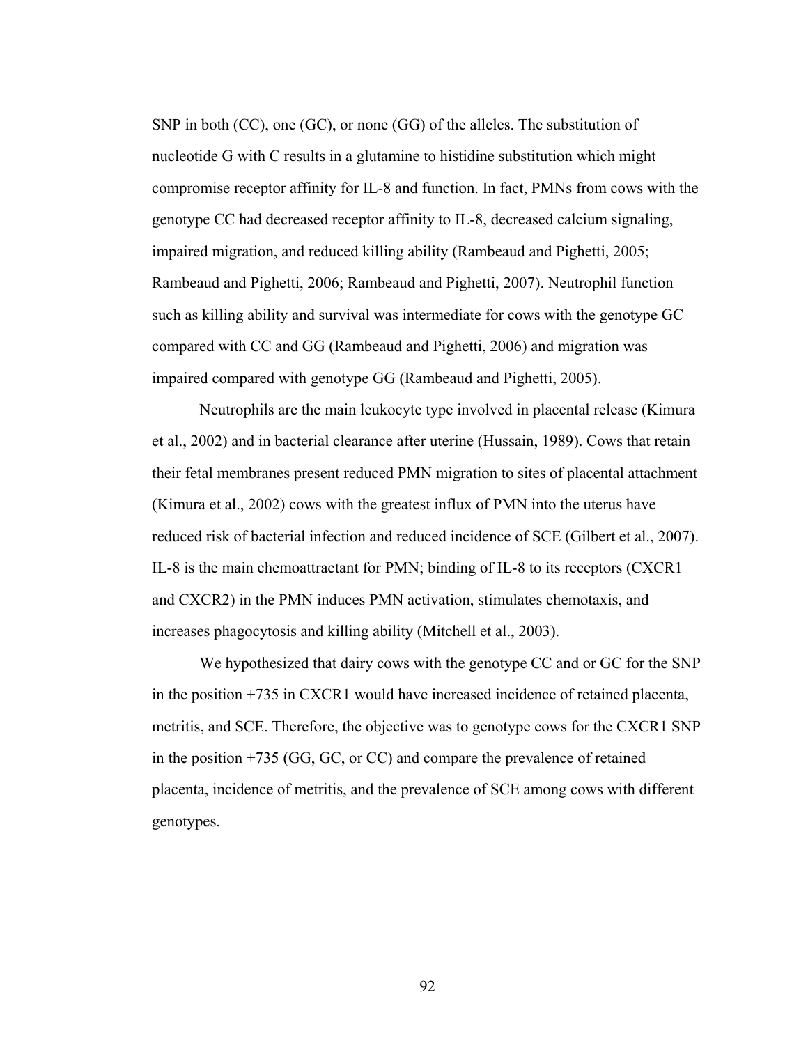SNP in both (CC), one (GC), or none (GG) of the alleles. The substitution of nucleotide G with C results in a glutamine to histidine substitution which might compromise receptor affinity for IL-8 and function. In fact, PMNs from cows with the genotype CC had decreased receptor affinity to IL-8, decreased calcium signaling, impaired migration, and reduced killing ability (Rambeaud and Pighetti, 2005; Rambeaud and Pighetti, 2006; Rambeaud and Pighetti, 2007). Neutrophil function such as killing ability and survival was intermediate for cows with the genotype GC compared with CC and GG (Rambeaud and Pighetti, 2006) and migration was impaired compared with genotype GG (Rambeaud and Pighetti, 2005).

Neutrophils are the main leukocyte type involved in placental release (Kimura et al., 2002) and in bacterial clearance after uterine (Hussain, 1989). Cows that retain their fetal membranes present reduced PMN migration to sites of placental attachment (Kimura et al., 2002) cows with the greatest influx of PMN into the uterus have reduced risk of bacterial infection and reduced incidence of SCE (Gilbert et al., 2007). IL-8 is the main chemoattractant for PMN; binding of IL-8 to its receptors (CXCR1 and CXCR2) in the PMN induces PMN activation, stimulates chemotaxis, and increases phagocytosis and killing ability (Mitchell et al., 2003).

We hypothesized that dairy cows with the genotype CC and or GC for the SNP in the position +735 in CXCR1 would have increased incidence of retained placenta, metritis, and SCE. Therefore, the objective was to genotype cows for the CXCR1 SNP in the position +735 (GG, GC, or CC) and compare the prevalence of retained placenta, incidence of metritis, and the prevalence of SCE among cows with different genotypes.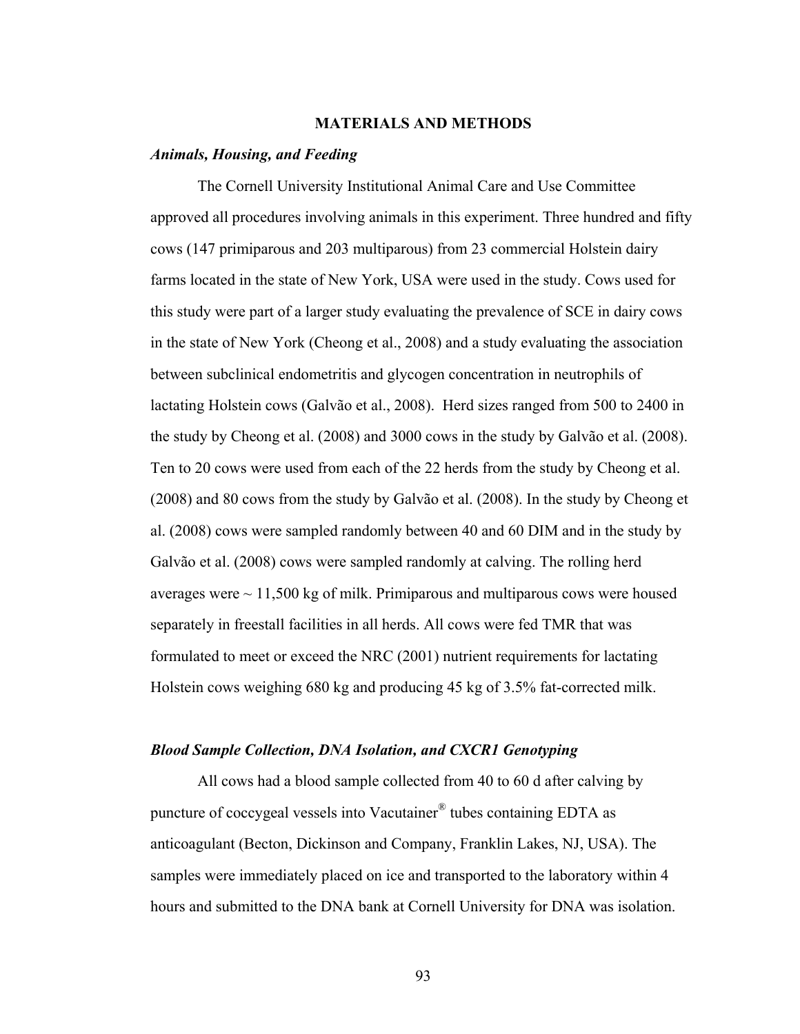## MATERIALS AND METHODS

### *Animals, Housing, and Feeding*

The Cornell University Institutional Animal Care and Use Committee approved all procedures involving animals in this experiment. Three hundred and fifty cows (147 primiparous and 203 multiparous) from 23 commercial Holstein dairy farms located in the state of New York, USA were used in the study. Cows used for this study were part of a larger study evaluating the prevalence of SCE in dairy cows in the state of New York (Cheong et al., 2008) and a study evaluating the association between subclinical endometritis and glycogen concentration in neutrophils of lactating Holstein cows (Galvão et al., 2008). Herd sizes ranged from 500 to 2400 in the study by Cheong et al. (2008) and 3000 cows in the study by Galvão et al. (2008). Ten to 20 cows were used from each of the 22 herds from the study by Cheong et al. (2008) and 80 cows from the study by Galvão et al. (2008). In the study by Cheong et al. (2008) cows were sampled randomly between 40 and 60 DIM and in the study by Galvão et al. (2008) cows were sampled randomly at calving. The rolling herd averages were ~ 11,500 kg of milk. Primiparous and multiparous cows were housed separately in freestall facilities in all herds. All cows were fed TMR that was formulated to meet or exceed the NRC (2001) nutrient requirements for lactating Holstein cows weighing 680 kg and producing 45 kg of 3.5% fat-corrected milk.

### *Blood Sample Collection, DNA Isolation, and CXCR1 Genotyping*

All cows had a blood sample collected from 40 to 60 d after calving by puncture of coccygeal vessels into Vacutainer® tubes containing EDTA as anticoagulant (Becton, Dickinson and Company, Franklin Lakes, NJ, USA). The samples were immediately placed on ice and transported to the laboratory within 4 hours and submitted to the DNA bank at Cornell University for DNA was isolation.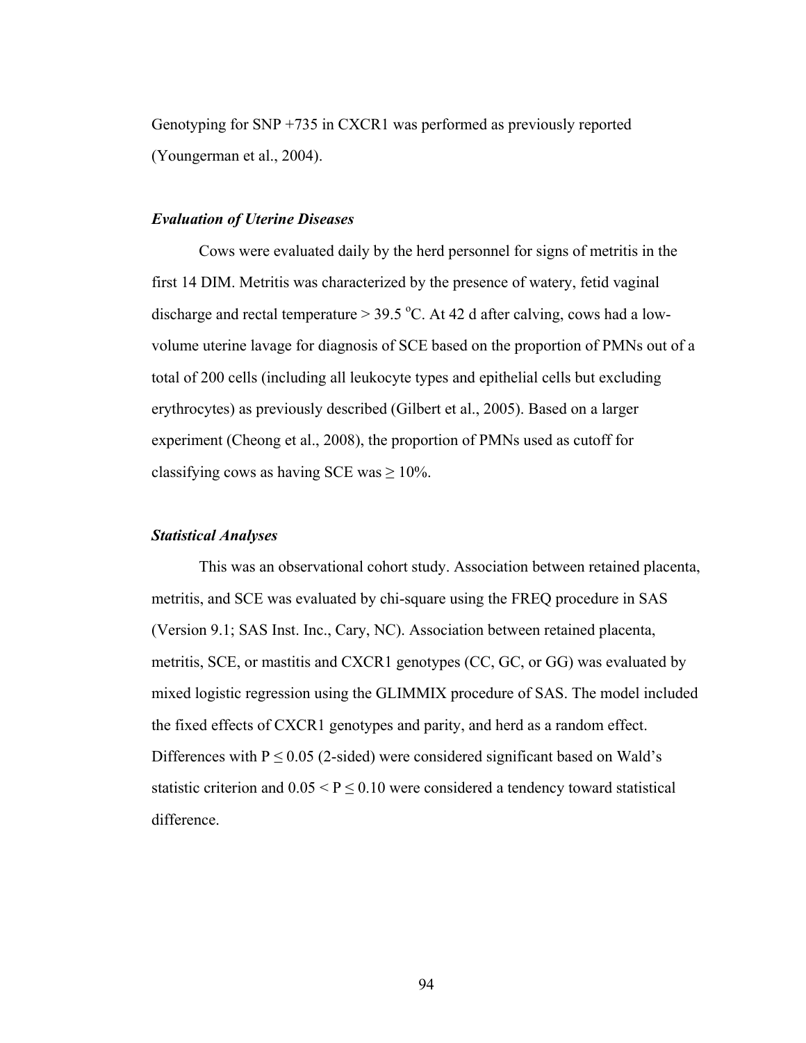Genotyping for SNP +735 in CXCR1 was performed as previously reported (Youngerman et al., 2004).

### *Evaluation of Uterine Diseases*

Cows were evaluated daily by the herd personnel for signs of metritis in the first 14 DIM. Metritis was characterized by the presence of watery, fetid vaginal discharge and rectal temperature > 39.5 $^{o}$C. At 42 d after calving, cows had a low-volume uterine lavage for diagnosis of SCE based on the proportion of PMNs out of a total of 200 cells (including all leukocyte types and epithelial cells but excluding erythrocytes) as previously described (Gilbert et al., 2005). Based on a larger experiment (Cheong et al., 2008), the proportion of PMNs used as cutoff for classifying cows as having SCE was ≥ 10%.

### *Statistical Analyses*

This was an observational cohort study. Association between retained placenta, metritis, and SCE was evaluated by chi-square using the FREQ procedure in SAS (Version 9.1; SAS Inst. Inc., Cary, NC). Association between retained placenta, metritis, SCE, or mastitis and CXCR1 genotypes (CC, GC, or GG) was evaluated by mixed logistic regression using the GLIMMIX procedure of SAS. The model included the fixed effects of CXCR1 genotypes and parity, and herd as a random effect. Differences with $P \leq 0.05$ (2-sided) were considered significant based on Wald's statistic criterion and $0.05 < P \leq 0.10$ were considered a tendency toward statistical difference.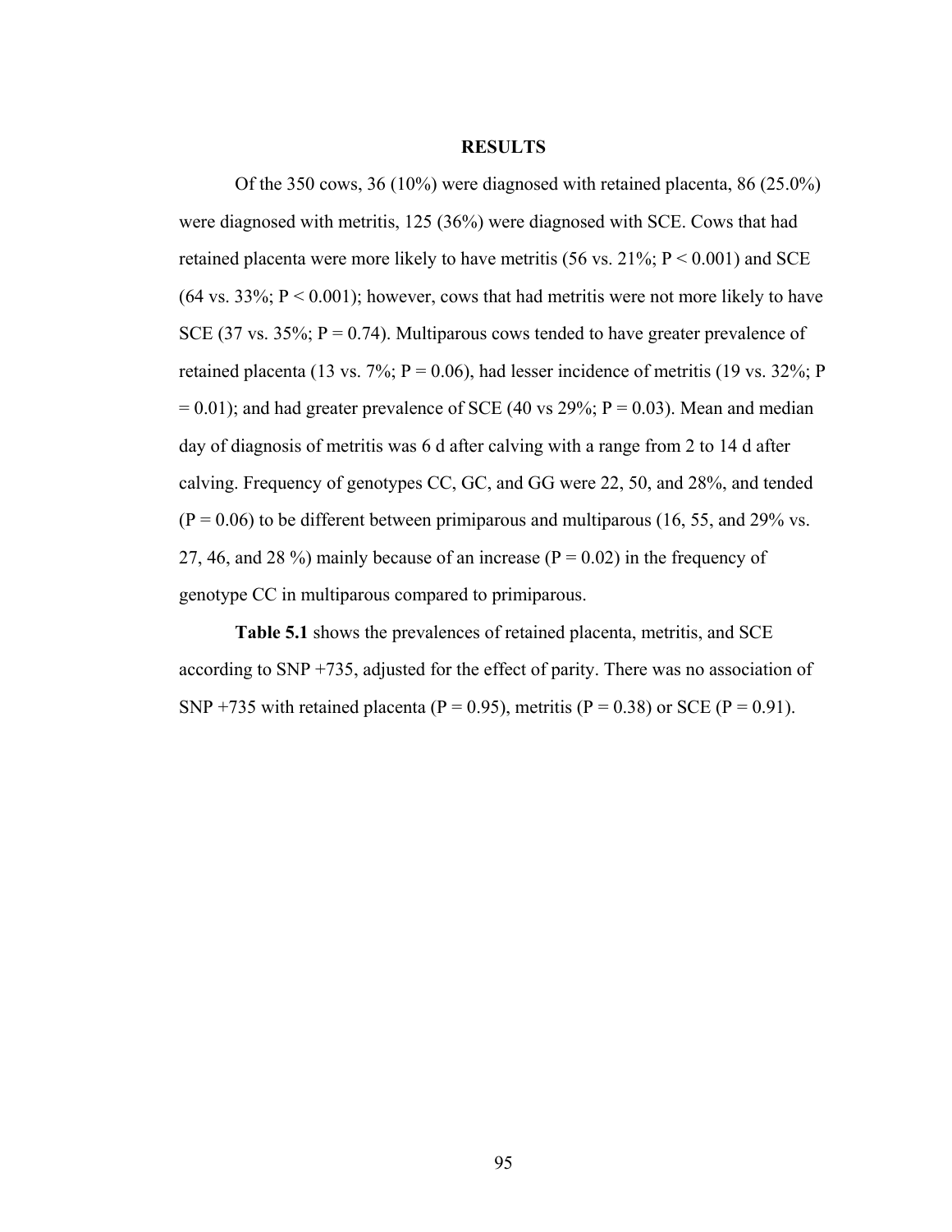## RESULTS

Of the 350 cows, 36 (10%) were diagnosed with retained placenta, 86 (25.0%) were diagnosed with metritis, 125 (36%) were diagnosed with SCE. Cows that had retained placenta were more likely to have metritis (56 vs. 21%; $P < 0.001$) and SCE (64 vs. 33%; $P < 0.001$); however, cows that had metritis were not more likely to have SCE (37 vs. 35%; $P = 0.74$). Multiparous cows tended to have greater prevalence of retained placenta (13 vs. 7%; $P = 0.06$), had lesser incidence of metritis (19 vs. 32%; $P = 0.01$); and had greater prevalence of SCE (40 vs 29%; $P = 0.03$). Mean and median day of diagnosis of metritis was 6 d after calving with a range from 2 to 14 d after calving. Frequency of genotypes CC, GC, and GG were 22, 50, and 28%, and tended ($P = 0.06$) to be different between primiparous and multiparous (16, 55, and 29% vs. 27, 46, and 28 %) mainly because of an increase ($P = 0.02$) in the frequency of genotype CC in multiparous compared to primiparous.

**Table 5.1** shows the prevalences of retained placenta, metritis, and SCE according to SNP +735, adjusted for the effect of parity. There was no association of SNP +735 with retained placenta ($P = 0.95$), metritis ($P = 0.38$) or SCE ($P = 0.91$).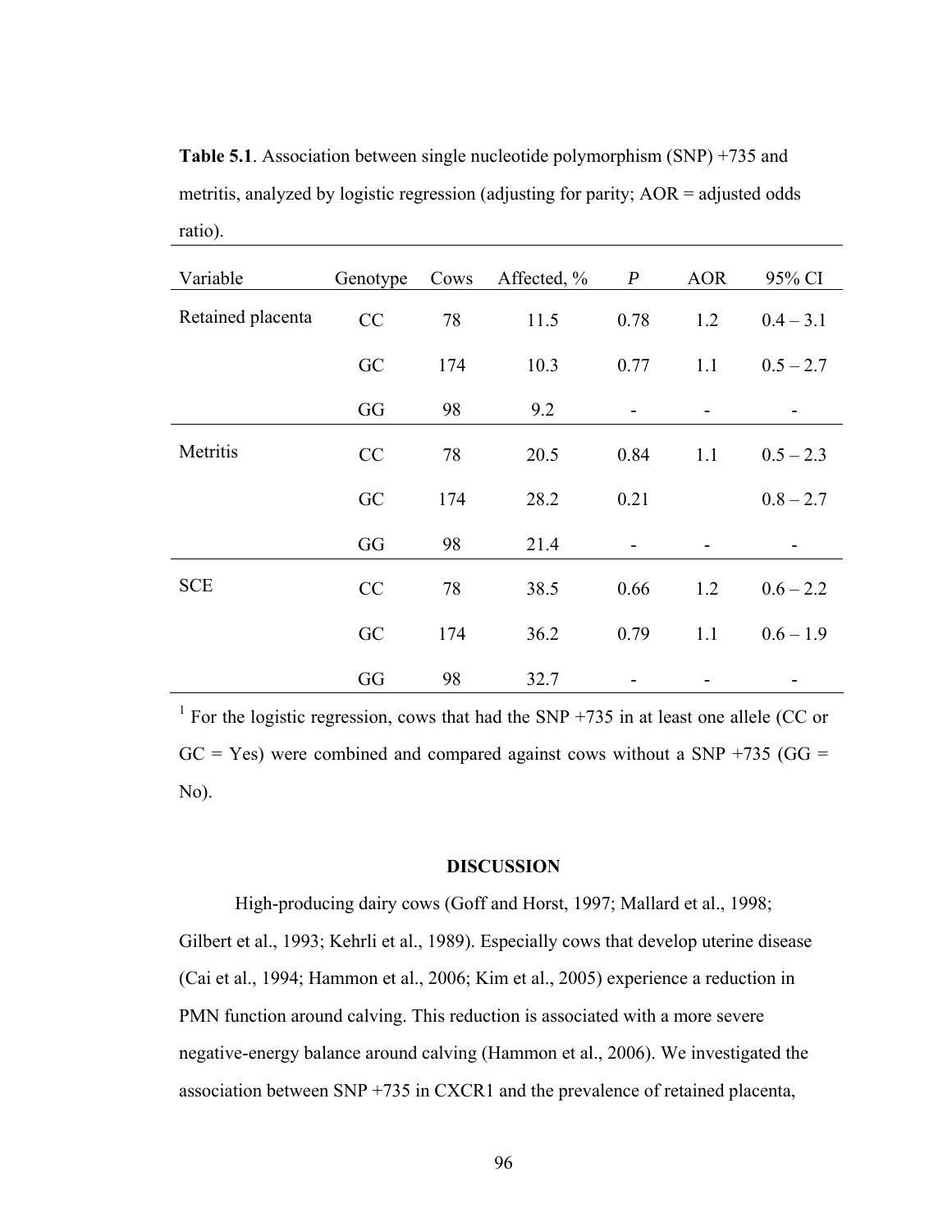**Table 5.1**. Association between single nucleotide polymorphism (SNP) +735 and metritis, analyzed by logistic regression (adjusting for parity; AOR = adjusted odds ratio).

| Variable | Genotype | Cows | Affected, % | *P* | AOR | 95% CI |
|---|---|---|---|---|---|---|
| Retained placenta | CC | 78 | 11.5 | 0.78 | 1.2 | 0.4 – 3.1 |
| | GC | 174 | 10.3 | 0.77 | 1.1 | 0.5 – 2.7 |
| | GG | 98 | 9.2 | - | - | - |
| Metritis | CC | 78 | 20.5 | 0.84 | 1.1 | 0.5 – 2.3 |
| | GC | 174 | 28.2 | 0.21 | | 0.8 – 2.7 |
| | GG | 98 | 21.4 | - | - | - |
| SCE | CC | 78 | 38.5 | 0.66 | 1.2 | 0.6 – 2.2 |
| | GC | 174 | 36.2 | 0.79 | 1.1 | 0.6 – 1.9 |
| | GG | 98 | 32.7 | - | - | - |

[1] For the logistic regression, cows that had the SNP +735 in at least one allele (CC or GC = Yes) were combined and compared against cows without a SNP +735 (GG = No).

## DISCUSSION

High-producing dairy cows (Goff and Horst, 1997; Mallard et al., 1998; Gilbert et al., 1993; Kehrli et al., 1989). Especially cows that develop uterine disease (Cai et al., 1994; Hammon et al., 2006; Kim et al., 2005) experience a reduction in PMN function around calving. This reduction is associated with a more severe negative-energy balance around calving (Hammon et al., 2006). We investigated the association between SNP +735 in CXCR1 and the prevalence of retained placenta,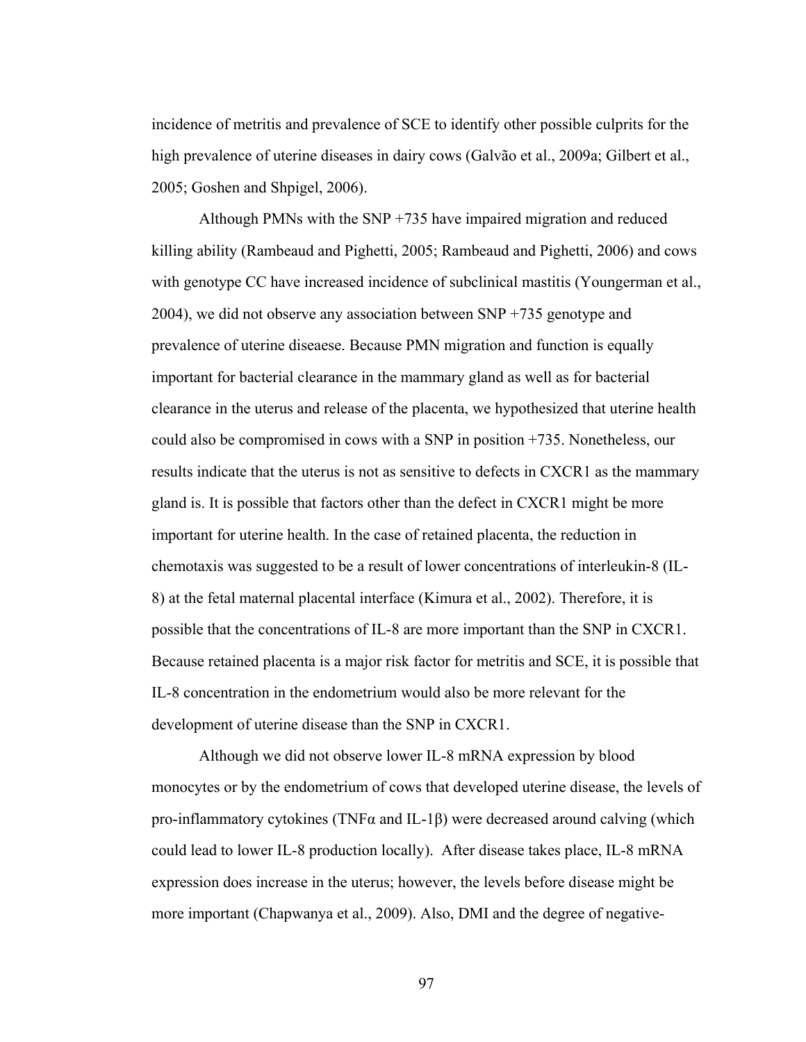incidence of metritis and prevalence of SCE to identify other possible culprits for the high prevalence of uterine diseases in dairy cows (Galvão et al., 2009a; Gilbert et al., 2005; Goshen and Shpigel, 2006).

Although PMNs with the SNP +735 have impaired migration and reduced killing ability (Rambeaud and Pighetti, 2005; Rambeaud and Pighetti, 2006) and cows with genotype CC have increased incidence of subclinical mastitis (Youngerman et al., 2004), we did not observe any association between SNP +735 genotype and prevalence of uterine diseaese. Because PMN migration and function is equally important for bacterial clearance in the mammary gland as well as for bacterial clearance in the uterus and release of the placenta, we hypothesized that uterine health could also be compromised in cows with a SNP in position +735. Nonetheless, our results indicate that the uterus is not as sensitive to defects in CXCR1 as the mammary gland is. It is possible that factors other than the defect in CXCR1 might be more important for uterine health. In the case of retained placenta, the reduction in chemotaxis was suggested to be a result of lower concentrations of interleukin-8 (IL-8) at the fetal maternal placental interface (Kimura et al., 2002). Therefore, it is possible that the concentrations of IL-8 are more important than the SNP in CXCR1. Because retained placenta is a major risk factor for metritis and SCE, it is possible that IL-8 concentration in the endometrium would also be more relevant for the development of uterine disease than the SNP in CXCR1.

Although we did not observe lower IL-8 mRNA expression by blood monocytes or by the endometrium of cows that developed uterine disease, the levels of pro-inflammatory cytokines (TNFα and IL-1β) were decreased around calving (which could lead to lower IL-8 production locally). After disease takes place, IL-8 mRNA expression does increase in the uterus; however, the levels before disease might be more important (Chapwanya et al., 2009). Also, DMI and the degree of negative-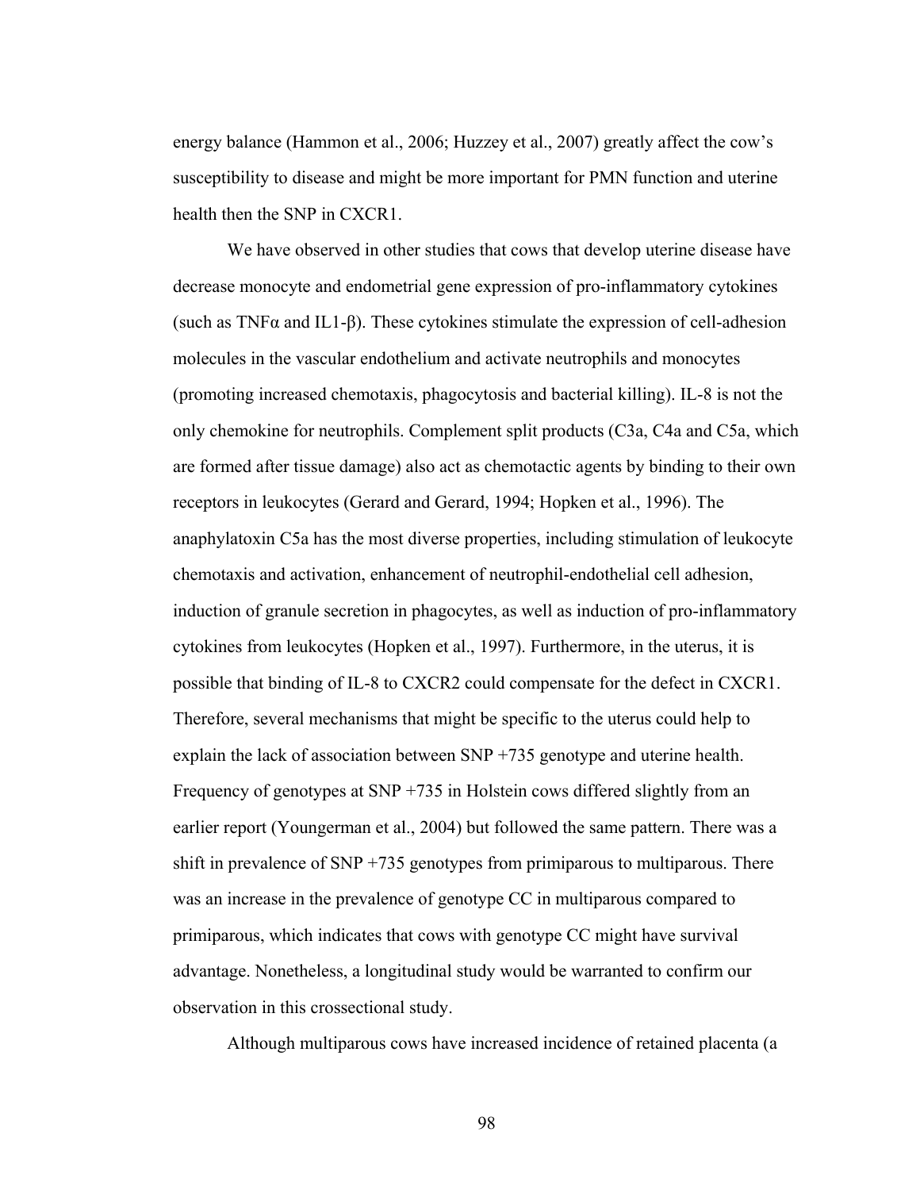energy balance (Hammon et al., 2006; Huzzey et al., 2007) greatly affect the cow's susceptibility to disease and might be more important for PMN function and uterine health then the SNP in CXCR1.

We have observed in other studies that cows that develop uterine disease have decrease monocyte and endometrial gene expression of pro-inflammatory cytokines (such as TNFα and IL1-β). These cytokines stimulate the expression of cell-adhesion molecules in the vascular endothelium and activate neutrophils and monocytes (promoting increased chemotaxis, phagocytosis and bacterial killing). IL-8 is not the only chemokine for neutrophils. Complement split products (C3a, C4a and C5a, which are formed after tissue damage) also act as chemotactic agents by binding to their own receptors in leukocytes (Gerard and Gerard, 1994; Hopken et al., 1996). The anaphylatoxin C5a has the most diverse properties, including stimulation of leukocyte chemotaxis and activation, enhancement of neutrophil-endothelial cell adhesion, induction of granule secretion in phagocytes, as well as induction of pro-inflammatory cytokines from leukocytes (Hopken et al., 1997). Furthermore, in the uterus, it is possible that binding of IL-8 to CXCR2 could compensate for the defect in CXCR1. Therefore, several mechanisms that might be specific to the uterus could help to explain the lack of association between SNP +735 genotype and uterine health. Frequency of genotypes at SNP +735 in Holstein cows differed slightly from an earlier report (Youngerman et al., 2004) but followed the same pattern. There was a shift in prevalence of SNP +735 genotypes from primiparous to multiparous. There was an increase in the prevalence of genotype CC in multiparous compared to primiparous, which indicates that cows with genotype CC might have survival advantage. Nonetheless, a longitudinal study would be warranted to confirm our observation in this crossectional study.

Although multiparous cows have increased incidence of retained placenta (a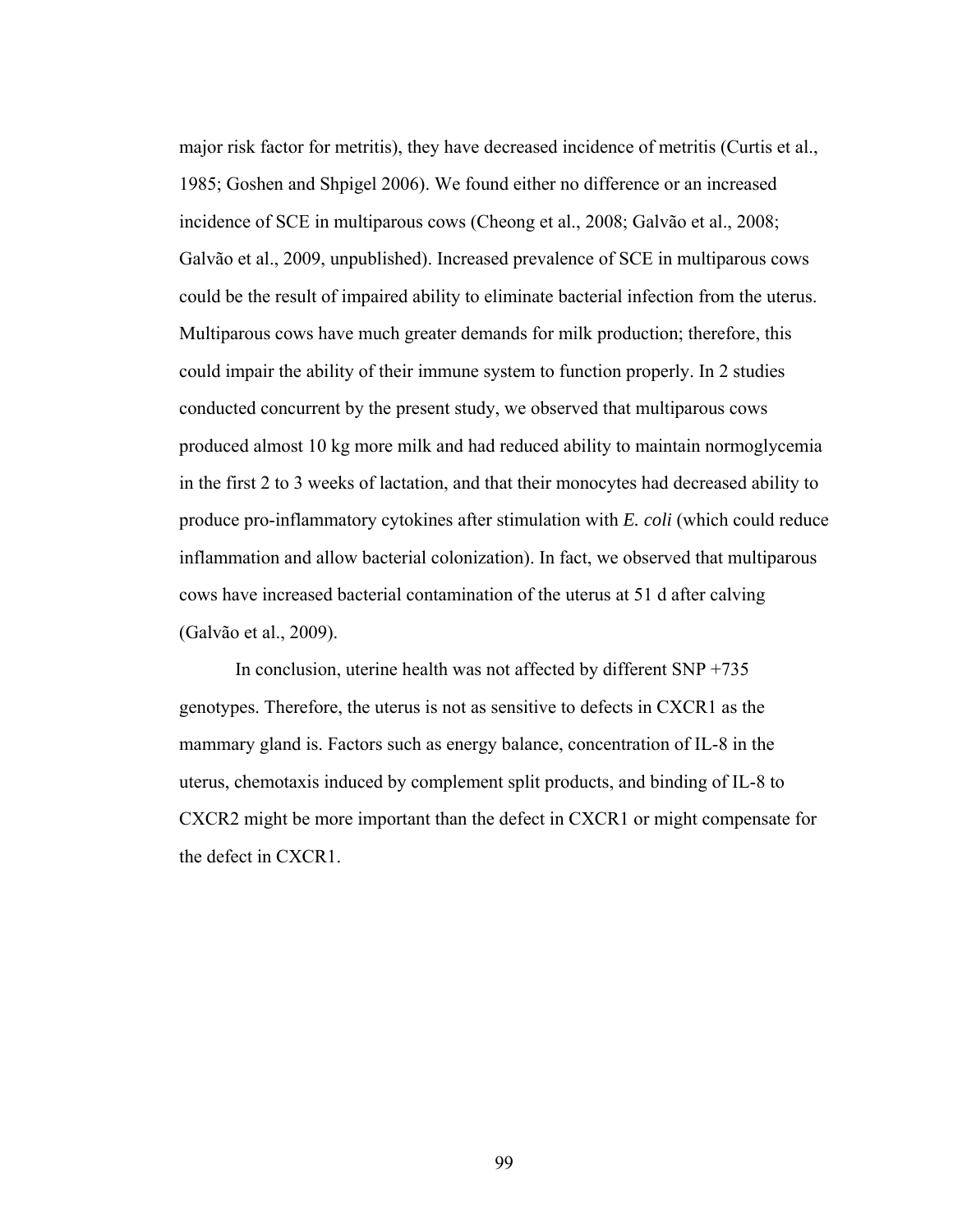major risk factor for metritis), they have decreased incidence of metritis (Curtis et al., 1985; Goshen and Shpigel 2006). We found either no difference or an increased incidence of SCE in multiparous cows (Cheong et al., 2008; Galvão et al., 2008; Galvão et al., 2009, unpublished). Increased prevalence of SCE in multiparous cows could be the result of impaired ability to eliminate bacterial infection from the uterus. Multiparous cows have much greater demands for milk production; therefore, this could impair the ability of their immune system to function properly. In 2 studies conducted concurrent by the present study, we observed that multiparous cows produced almost 10 kg more milk and had reduced ability to maintain normoglycemia in the first 2 to 3 weeks of lactation, and that their monocytes had decreased ability to produce pro-inflammatory cytokines after stimulation with *E. coli* (which could reduce inflammation and allow bacterial colonization). In fact, we observed that multiparous cows have increased bacterial contamination of the uterus at 51 d after calving (Galvão et al., 2009).

In conclusion, uterine health was not affected by different SNP +735 genotypes. Therefore, the uterus is not as sensitive to defects in CXCR1 as the mammary gland is. Factors such as energy balance, concentration of IL-8 in the uterus, chemotaxis induced by complement split products, and binding of IL-8 to CXCR2 might be more important than the defect in CXCR1 or might compensate for the defect in CXCR1.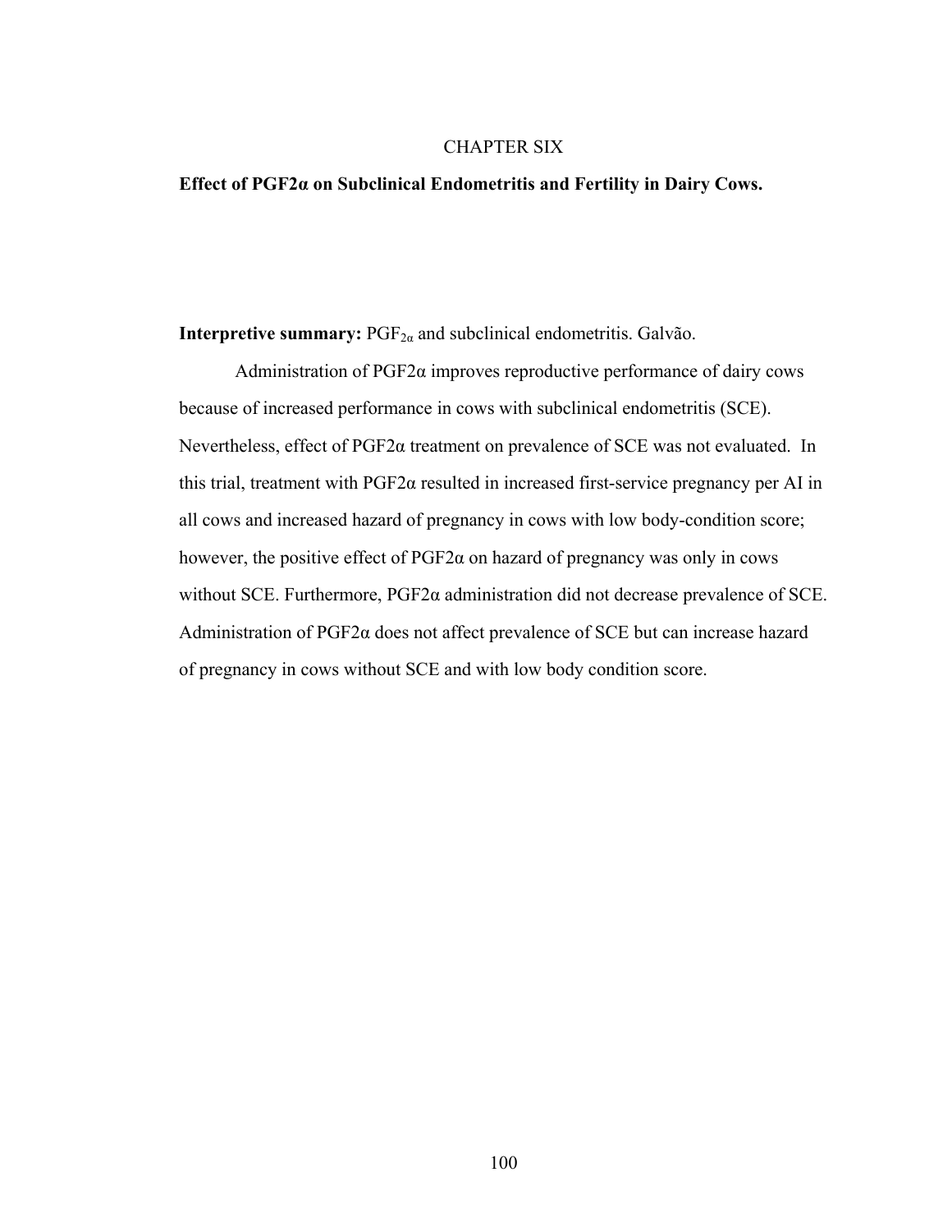# CHAPTER SIX

## Effect of PGF2α on Subclinical Endometritis and Fertility in Dairy Cows.

**Interpretive summary:** $PGF_{2\alpha}$ and subclinical endometritis. Galvão.

Administration of PGF2α improves reproductive performance of dairy cows because of increased performance in cows with subclinical endometritis (SCE). Nevertheless, effect of PGF2α treatment on prevalence of SCE was not evaluated. In this trial, treatment with PGF2α resulted in increased first-service pregnancy per AI in all cows and increased hazard of pregnancy in cows with low body-condition score; however, the positive effect of PGF2α on hazard of pregnancy was only in cows without SCE. Furthermore, PGF2α administration did not decrease prevalence of SCE. Administration of PGF2α does not affect prevalence of SCE but can increase hazard of pregnancy in cows without SCE and with low body condition score.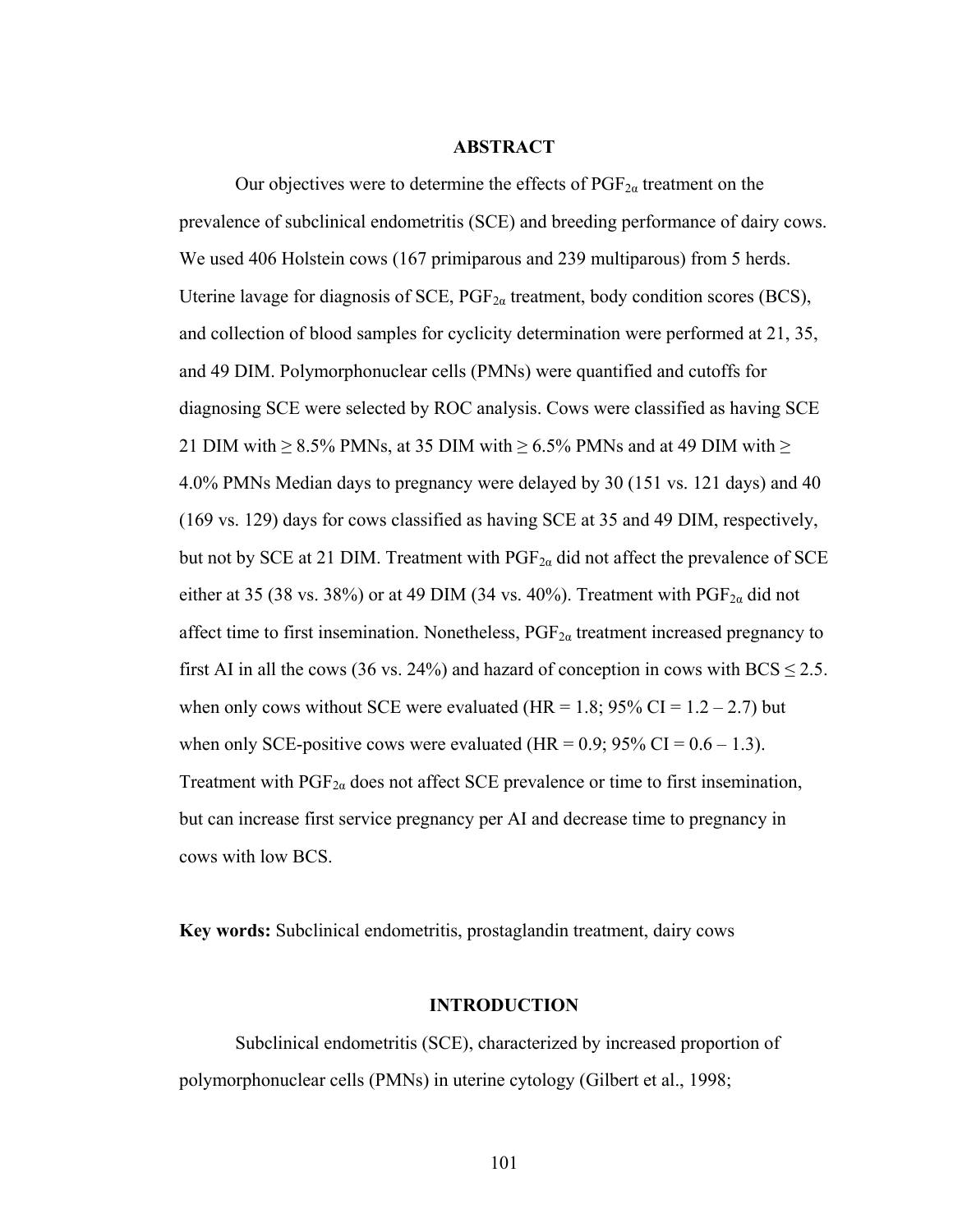## ABSTRACT

Our objectives were to determine the effects of $PGF_{2\alpha}$ treatment on the prevalence of subclinical endometritis (SCE) and breeding performance of dairy cows. We used 406 Holstein cows (167 primiparous and 239 multiparous) from 5 herds. Uterine lavage for diagnosis of SCE, $PGF_{2\alpha}$ treatment, body condition scores (BCS), and collection of blood samples for cyclicity determination were performed at 21, 35, and 49 DIM. Polymorphonuclear cells (PMNs) were quantified and cutoffs for diagnosing SCE were selected by ROC analysis. Cows were classified as having SCE 21 DIM with ≥ 8.5% PMNs, at 35 DIM with ≥ 6.5% PMNs and at 49 DIM with ≥ 4.0% PMNs Median days to pregnancy were delayed by 30 (151 vs. 121 days) and 40 (169 vs. 129) days for cows classified as having SCE at 35 and 49 DIM, respectively, but not by SCE at 21 DIM. Treatment with $PGF_{2\alpha}$ did not affect the prevalence of SCE either at 35 (38 vs. 38%) or at 49 DIM (34 vs. 40%). Treatment with $PGF_{2\alpha}$ did not affect time to first insemination. Nonetheless, $PGF_{2\alpha}$ treatment increased pregnancy to first AI in all the cows (36 vs. 24%) and hazard of conception in cows with BCS ≤ 2.5. when only cows without SCE were evaluated (HR = 1.8; 95% CI = 1.2 – 2.7) but when only SCE-positive cows were evaluated (HR = 0.9; 95% CI = 0.6 – 1.3). Treatment with $PGF_{2\alpha}$ does not affect SCE prevalence or time to first insemination, but can increase first service pregnancy per AI and decrease time to pregnancy in cows with low BCS.

**Key words:** Subclinical endometritis, prostaglandin treatment, dairy cows

## INTRODUCTION

Subclinical endometritis (SCE), characterized by increased proportion of polymorphonuclear cells (PMNs) in uterine cytology (Gilbert et al., 1998;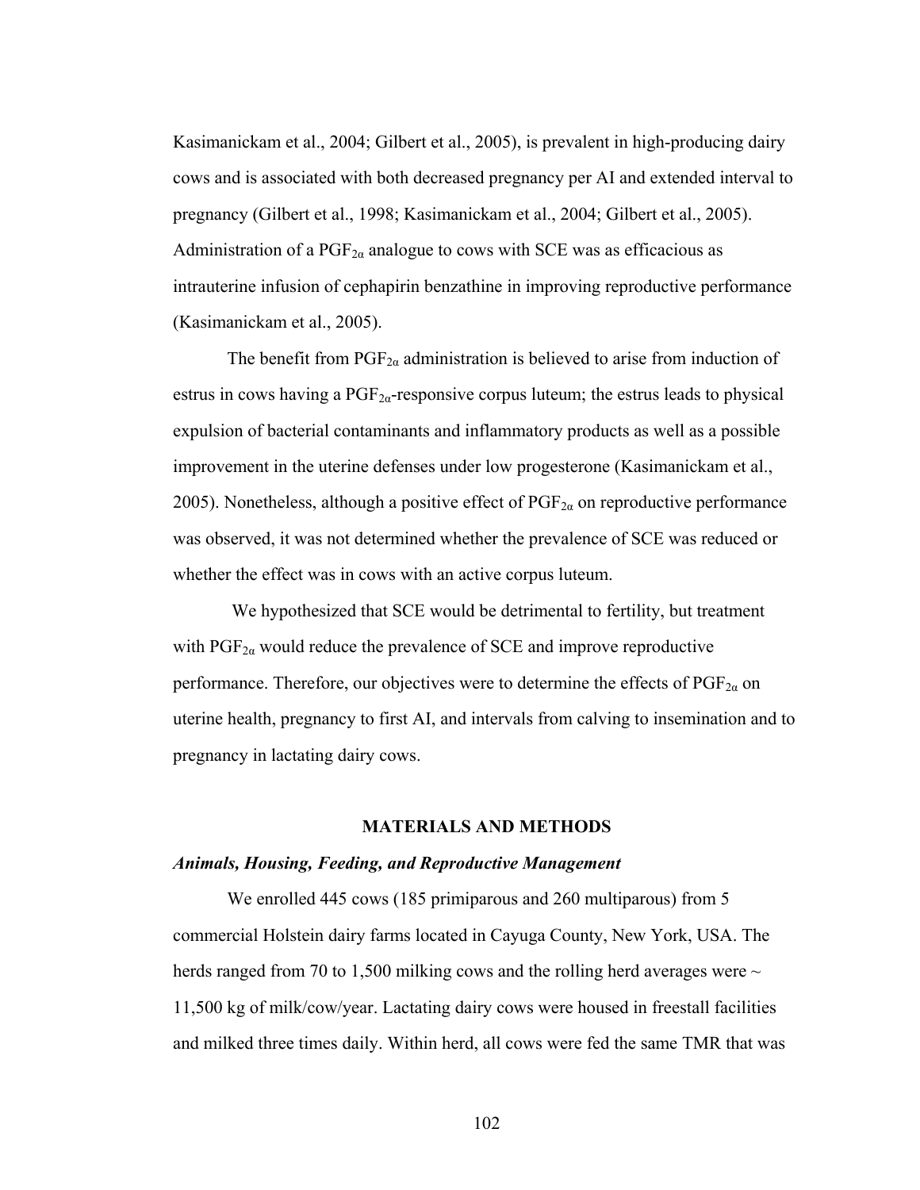Kasimanickam et al., 2004; Gilbert et al., 2005), is prevalent in high-producing dairy cows and is associated with both decreased pregnancy per AI and extended interval to pregnancy (Gilbert et al., 1998; Kasimanickam et al., 2004; Gilbert et al., 2005). Administration of a $PGF_{2\alpha}$ analogue to cows with SCE was as efficacious as intrauterine infusion of cephapirin benzathine in improving reproductive performance (Kasimanickam et al., 2005).

The benefit from $PGF_{2\alpha}$ administration is believed to arise from induction of estrus in cows having a $PGF_{2\alpha}$-responsive corpus luteum; the estrus leads to physical expulsion of bacterial contaminants and inflammatory products as well as a possible improvement in the uterine defenses under low progesterone (Kasimanickam et al., 2005). Nonetheless, although a positive effect of $PGF_{2\alpha}$ on reproductive performance was observed, it was not determined whether the prevalence of SCE was reduced or whether the effect was in cows with an active corpus luteum.

We hypothesized that SCE would be detrimental to fertility, but treatment with $PGF_{2\alpha}$ would reduce the prevalence of SCE and improve reproductive performance. Therefore, our objectives were to determine the effects of $PGF_{2\alpha}$ on uterine health, pregnancy to first AI, and intervals from calving to insemination and to pregnancy in lactating dairy cows.

## MATERIALS AND METHODS

### *Animals, Housing, Feeding, and Reproductive Management*

We enrolled 445 cows (185 primiparous and 260 multiparous) from 5 commercial Holstein dairy farms located in Cayuga County, New York, USA. The herds ranged from 70 to 1,500 milking cows and the rolling herd averages were ~ 11,500 kg of milk/cow/year. Lactating dairy cows were housed in freestall facilities and milked three times daily. Within herd, all cows were fed the same TMR that was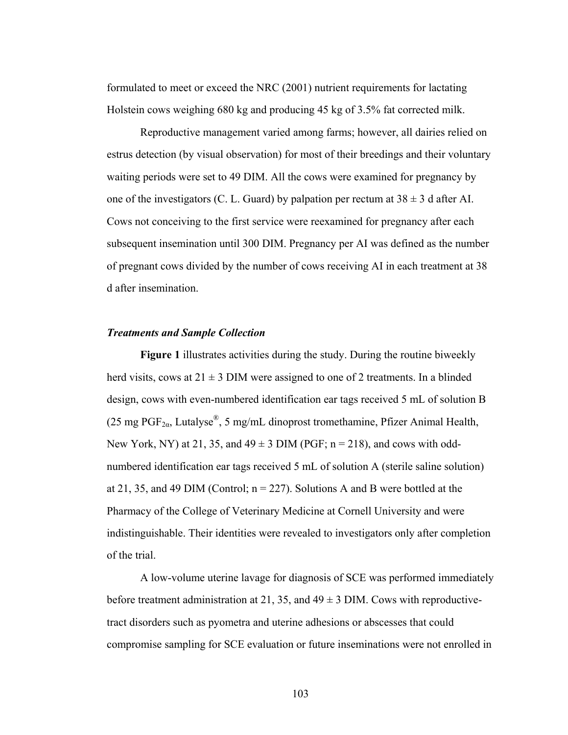formulated to meet or exceed the NRC (2001) nutrient requirements for lactating Holstein cows weighing 680 kg and producing 45 kg of 3.5% fat corrected milk.

Reproductive management varied among farms; however, all dairies relied on estrus detection (by visual observation) for most of their breedings and their voluntary waiting periods were set to 49 DIM. All the cows were examined for pregnancy by one of the investigators (C. L. Guard) by palpation per rectum at 38 ± 3 d after AI. Cows not conceiving to the first service were reexamined for pregnancy after each subsequent insemination until 300 DIM. Pregnancy per AI was defined as the number of pregnant cows divided by the number of cows receiving AI in each treatment at 38 d after insemination.

### *Treatments and Sample Collection*

**Figure 1** illustrates activities during the study. During the routine biweekly herd visits, cows at 21 ± 3 DIM were assigned to one of 2 treatments. In a blinded design, cows with even-numbered identification ear tags received 5 mL of solution B (25 mg $PGF_{2\alpha}$, Lutalyse®, 5 mg/mL dinoprost tromethamine, Pfizer Animal Health, New York, NY) at 21, 35, and 49 ± 3 DIM (PGF; n = 218), and cows with odd-numbered identification ear tags received 5 mL of solution A (sterile saline solution) at 21, 35, and 49 DIM (Control; n = 227). Solutions A and B were bottled at the Pharmacy of the College of Veterinary Medicine at Cornell University and were indistinguishable. Their identities were revealed to investigators only after completion of the trial.

A low-volume uterine lavage for diagnosis of SCE was performed immediately before treatment administration at 21, 35, and 49 ± 3 DIM. Cows with reproductive-tract disorders such as pyometra and uterine adhesions or abscesses that could compromise sampling for SCE evaluation or future inseminations were not enrolled in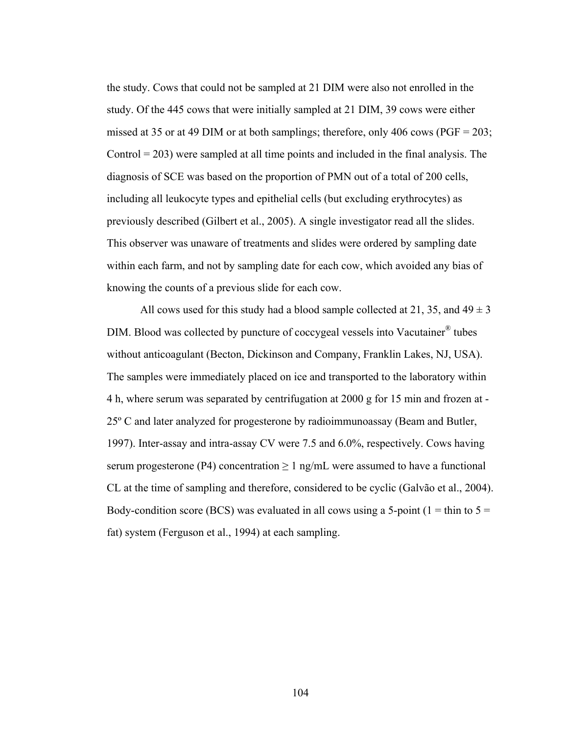the study. Cows that could not be sampled at 21 DIM were also not enrolled in the study. Of the 445 cows that were initially sampled at 21 DIM, 39 cows were either missed at 35 or at 49 DIM or at both samplings; therefore, only 406 cows (PGF = 203; Control = 203) were sampled at all time points and included in the final analysis. The diagnosis of SCE was based on the proportion of PMN out of a total of 200 cells, including all leukocyte types and epithelial cells (but excluding erythrocytes) as previously described (Gilbert et al., 2005). A single investigator read all the slides. This observer was unaware of treatments and slides were ordered by sampling date within each farm, and not by sampling date for each cow, which avoided any bias of knowing the counts of a previous slide for each cow.

All cows used for this study had a blood sample collected at 21, 35, and 49 ± 3 DIM. Blood was collected by puncture of coccygeal vessels into Vacutainer® tubes without anticoagulant (Becton, Dickinson and Company, Franklin Lakes, NJ, USA). The samples were immediately placed on ice and transported to the laboratory within 4 h, where serum was separated by centrifugation at 2000 g for 15 min and frozen at -25º C and later analyzed for progesterone by radioimmunoassay (Beam and Butler, 1997). Inter-assay and intra-assay CV were 7.5 and 6.0%, respectively. Cows having serum progesterone (P4) concentration ≥ 1 ng/mL were assumed to have a functional CL at the time of sampling and therefore, considered to be cyclic (Galvão et al., 2004). Body-condition score (BCS) was evaluated in all cows using a 5-point (1 = thin to 5 = fat) system (Ferguson et al., 1994) at each sampling.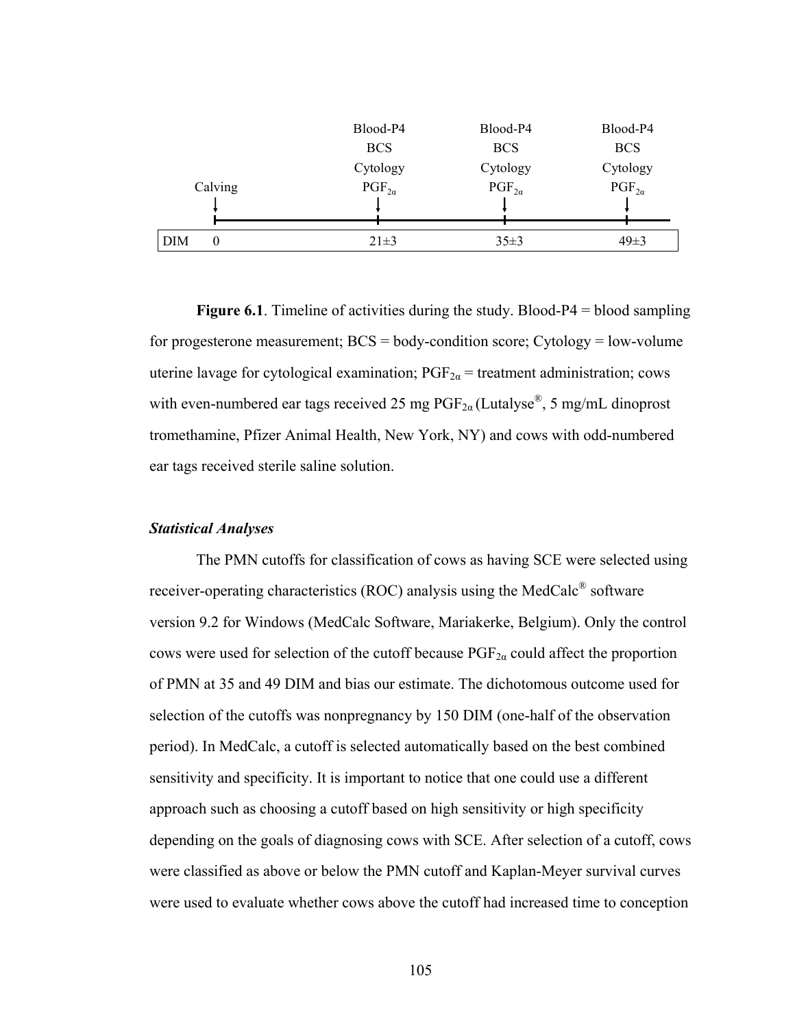| | Calving | Blood-P4<br>BCS<br>Cytology<br>$PGF_{2\alpha}$ | Blood-P4<br>BCS<br>Cytology<br>$PGF_{2\alpha}$ | Blood-P4<br>BCS<br>Cytology<br>$PGF_{2\alpha}$ |
|---|---|---|---|---|
| DIM | 0 | 21±3 | 35±3 | 49±3 |

**Figure 6.1**. Timeline of activities during the study. Blood-P4 = blood sampling for progesterone measurement; BCS = body-condition score; Cytology = low-volume uterine lavage for cytological examination; $PGF_{2\alpha}$ = treatment administration; cows with even-numbered ear tags received 25 mg $PGF_{2\alpha}$ (Lutalyse®, 5 mg/mL dinoprost tromethamine, Pfizer Animal Health, New York, NY) and cows with odd-numbered ear tags received sterile saline solution.

### *Statistical Analyses*

The PMN cutoffs for classification of cows as having SCE were selected using receiver-operating characteristics (ROC) analysis using the MedCalc® software version 9.2 for Windows (MedCalc Software, Mariakerke, Belgium). Only the control cows were used for selection of the cutoff because $PGF_{2\alpha}$ could affect the proportion of PMN at 35 and 49 DIM and bias our estimate. The dichotomous outcome used for selection of the cutoffs was nonpregnancy by 150 DIM (one-half of the observation period). In MedCalc, a cutoff is selected automatically based on the best combined sensitivity and specificity. It is important to notice that one could use a different approach such as choosing a cutoff based on high sensitivity or high specificity depending on the goals of diagnosing cows with SCE. After selection of a cutoff, cows were classified as above or below the PMN cutoff and Kaplan-Meyer survival curves were used to evaluate whether cows above the cutoff had increased time to conception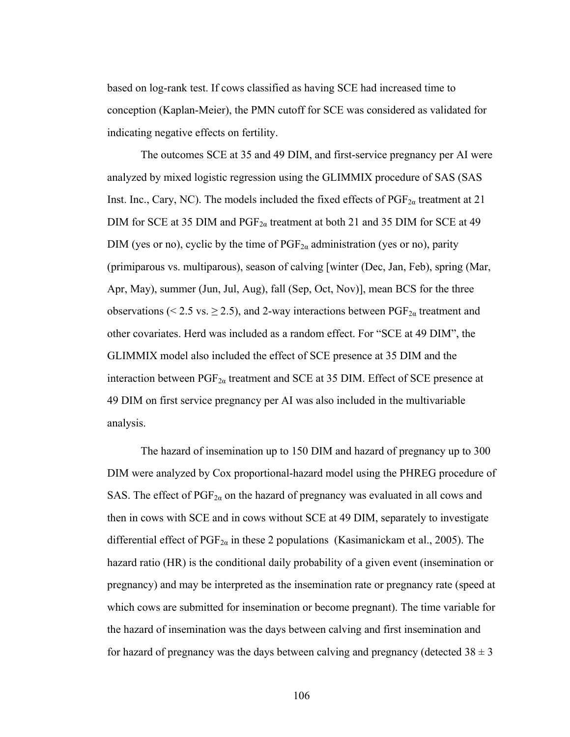based on log-rank test. If cows classified as having SCE had increased time to conception (Kaplan-Meier), the PMN cutoff for SCE was considered as validated for indicating negative effects on fertility.

The outcomes SCE at 35 and 49 DIM, and first-service pregnancy per AI were analyzed by mixed logistic regression using the GLIMMIX procedure of SAS (SAS Inst. Inc., Cary, NC). The models included the fixed effects of $PGF_{2\alpha}$ treatment at 21 DIM for SCE at 35 DIM and $PGF_{2\alpha}$ treatment at both 21 and 35 DIM for SCE at 49 DIM (yes or no), cyclic by the time of $PGF_{2\alpha}$ administration (yes or no), parity (primiparous vs. multiparous), season of calving [winter (Dec, Jan, Feb), spring (Mar, Apr, May), summer (Jun, Jul, Aug), fall (Sep, Oct, Nov)], mean BCS for the three observations ($< 2.5$ vs. $\geq 2.5$), and 2-way interactions between $PGF_{2\alpha}$ treatment and other covariates. Herd was included as a random effect. For "SCE at 49 DIM", the GLIMMIX model also included the effect of SCE presence at 35 DIM and the interaction between $PGF_{2\alpha}$ treatment and SCE at 35 DIM. Effect of SCE presence at 49 DIM on first service pregnancy per AI was also included in the multivariable analysis.

The hazard of insemination up to 150 DIM and hazard of pregnancy up to 300 DIM were analyzed by Cox proportional-hazard model using the PHREG procedure of SAS. The effect of $PGF_{2\alpha}$ on the hazard of pregnancy was evaluated in all cows and then in cows with SCE and in cows without SCE at 49 DIM, separately to investigate differential effect of $PGF_{2\alpha}$ in these 2 populations (Kasimanickam et al., 2005). The hazard ratio (HR) is the conditional daily probability of a given event (insemination or pregnancy) and may be interpreted as the insemination rate or pregnancy rate (speed at which cows are submitted for insemination or become pregnant). The time variable for the hazard of insemination was the days between calving and first insemination and for hazard of pregnancy was the days between calving and pregnancy (detected $38 \pm 3$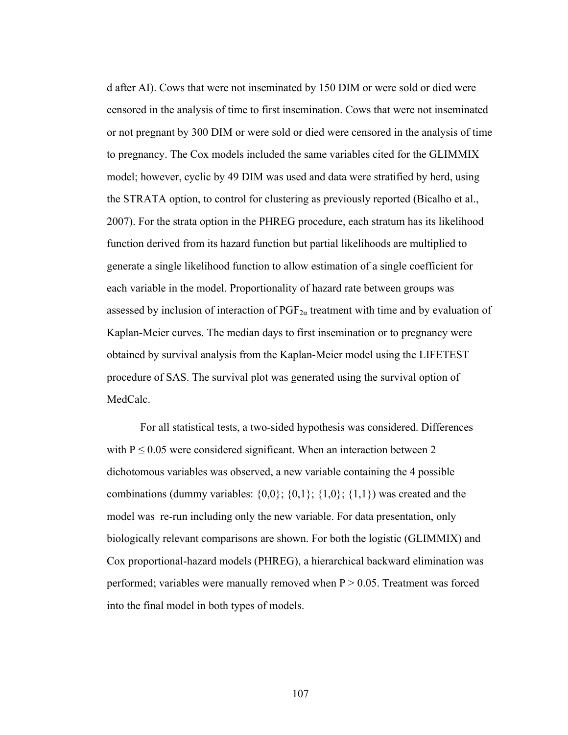d after AI). Cows that were not inseminated by 150 DIM or were sold or died were censored in the analysis of time to first insemination. Cows that were not inseminated or not pregnant by 300 DIM or were sold or died were censored in the analysis of time to pregnancy. The Cox models included the same variables cited for the GLIMMIX model; however, cyclic by 49 DIM was used and data were stratified by herd, using the STRATA option, to control for clustering as previously reported (Bicalho et al., 2007). For the strata option in the PHREG procedure, each stratum has its likelihood function derived from its hazard function but partial likelihoods are multiplied to generate a single likelihood function to allow estimation of a single coefficient for each variable in the model. Proportionality of hazard rate between groups was assessed by inclusion of interaction of $PGF_{2\alpha}$ treatment with time and by evaluation of Kaplan-Meier curves. The median days to first insemination or to pregnancy were obtained by survival analysis from the Kaplan-Meier model using the LIFETEST procedure of SAS. The survival plot was generated using the survival option of MedCalc.

For all statistical tests, a two-sided hypothesis was considered. Differences with $P \leq 0.05$ were considered significant. When an interaction between 2 dichotomous variables was observed, a new variable containing the 4 possible combinations (dummy variables: {0,0}; {0,1}; {1,0}; {1,1}) was created and the model was re-run including only the new variable. For data presentation, only biologically relevant comparisons are shown. For both the logistic (GLIMMIX) and Cox proportional-hazard models (PHREG), a hierarchical backward elimination was performed; variables were manually removed when $P > 0.05$. Treatment was forced into the final model in both types of models.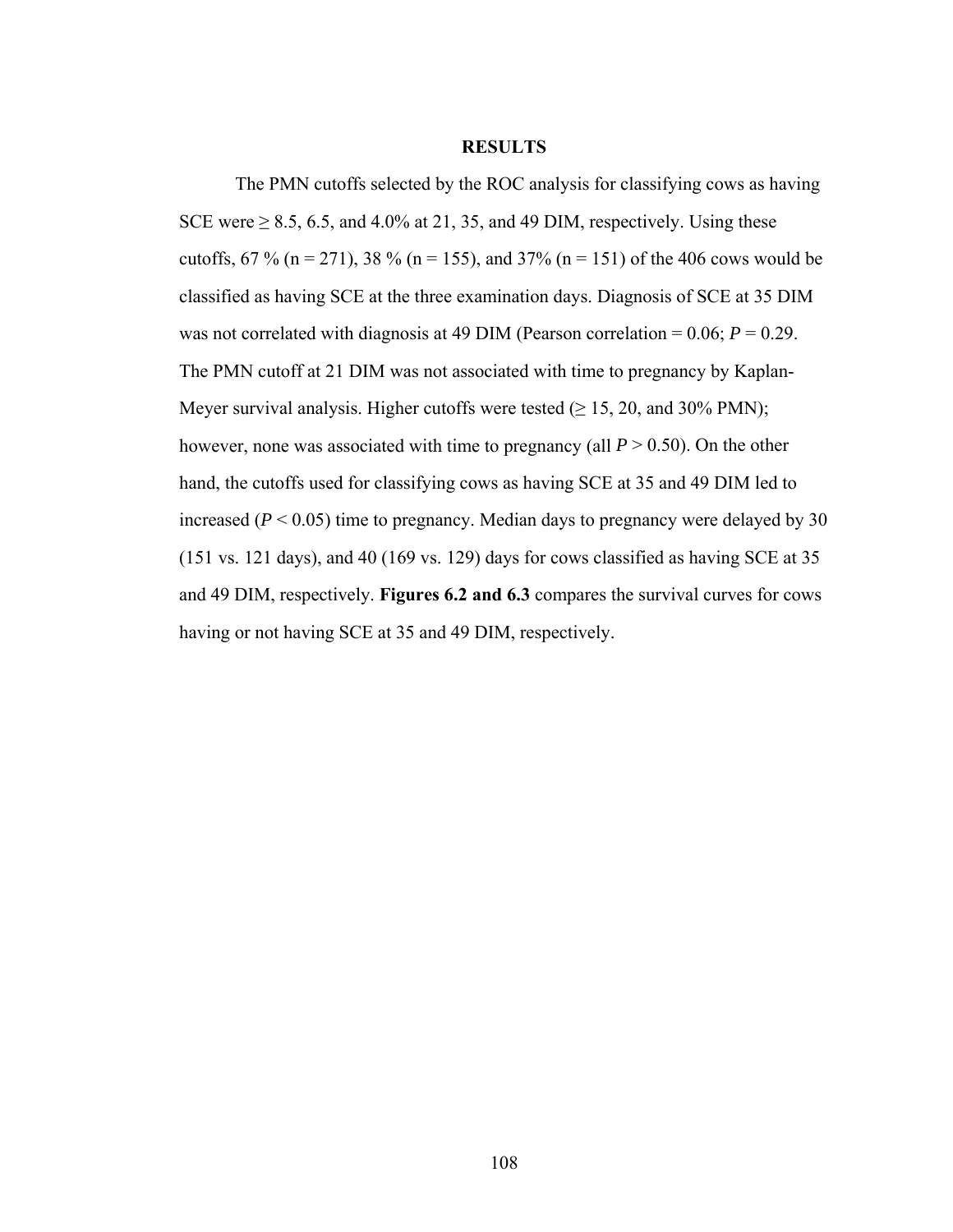## RESULTS

The PMN cutoffs selected by the ROC analysis for classifying cows as having SCE were ≥ 8.5, 6.5, and 4.0% at 21, 35, and 49 DIM, respectively. Using these cutoffs, 67 % (n = 271), 38 % (n = 155), and 37% (n = 151) of the 406 cows would be classified as having SCE at the three examination days. Diagnosis of SCE at 35 DIM was not correlated with diagnosis at 49 DIM (Pearson correlation = 0.06; *P* = 0.29. The PMN cutoff at 21 DIM was not associated with time to pregnancy by Kaplan-Meyer survival analysis. Higher cutoffs were tested (≥ 15, 20, and 30% PMN); however, none was associated with time to pregnancy (all *P* > 0.50). On the other hand, the cutoffs used for classifying cows as having SCE at 35 and 49 DIM led to increased (*P* < 0.05) time to pregnancy. Median days to pregnancy were delayed by 30 (151 vs. 121 days), and 40 (169 vs. 129) days for cows classified as having SCE at 35 and 49 DIM, respectively. **Figures 6.2 and 6.3** compares the survival curves for cows having or not having SCE at 35 and 49 DIM, respectively.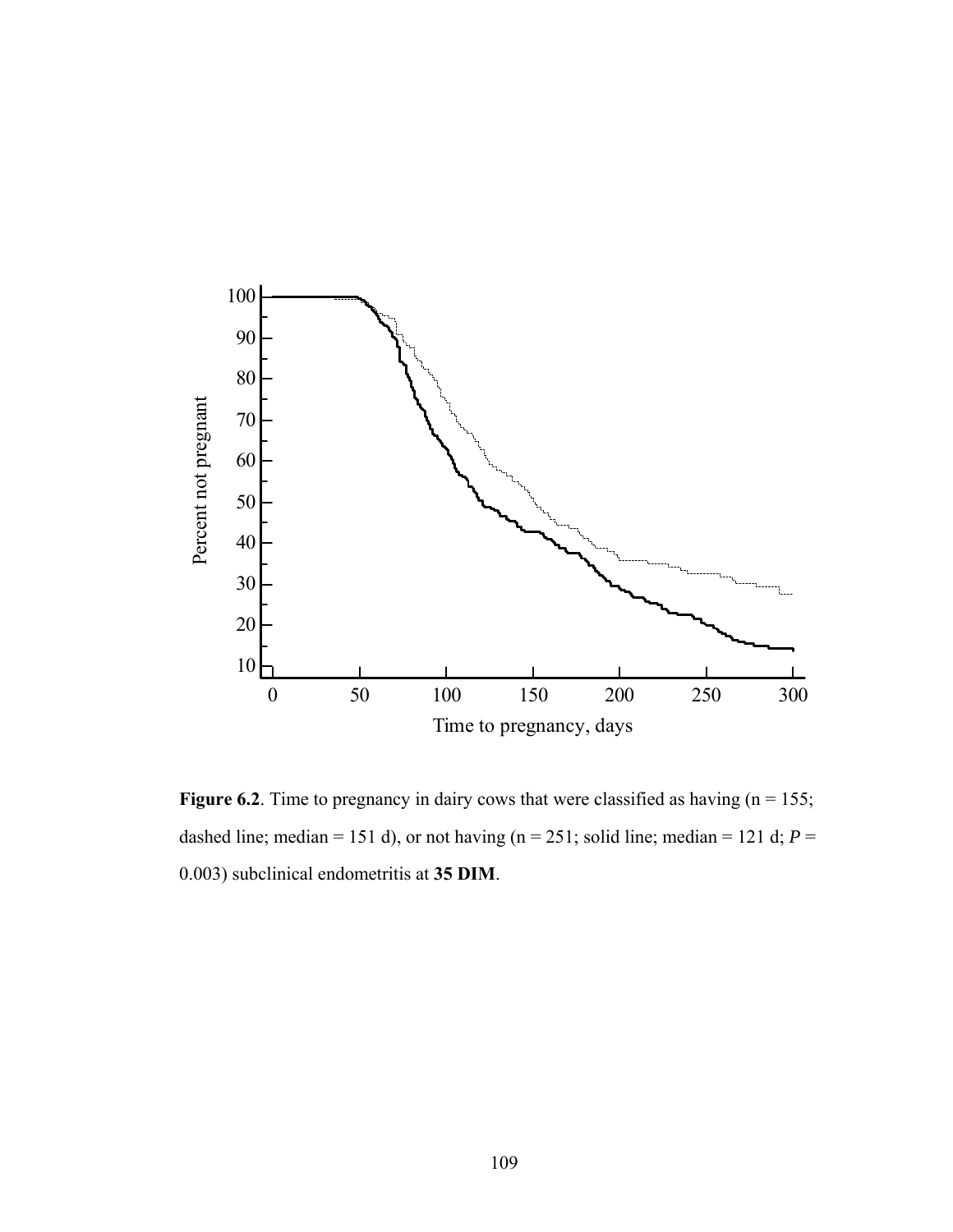**Figure 6.2**. Time to pregnancy in dairy cows that were classified as having (n = 155; dashed line; median = 151 d), or not having (n = 251; solid line; median = 121 d; *P* = 0.003) subclinical endometritis at **35 DIM**.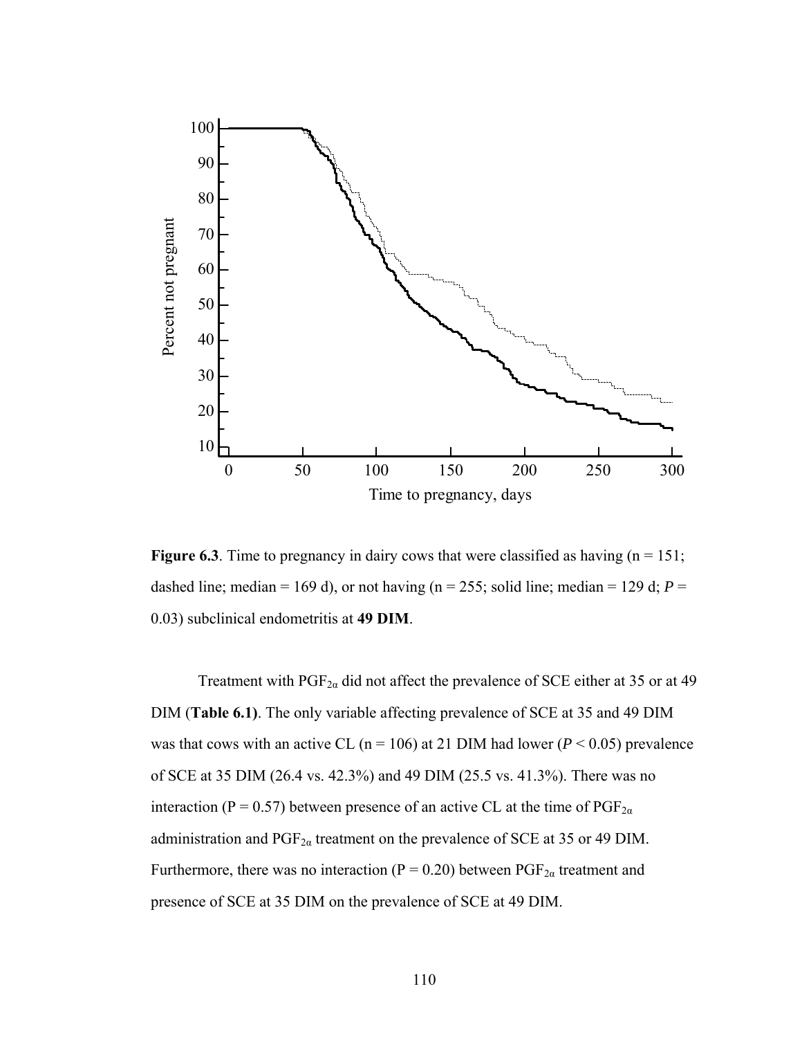**Figure 6.3**. Time to pregnancy in dairy cows that were classified as having (n = 151; dashed line; median = 169 d), or not having (n = 255; solid line; median = 129 d; *P* = 0.03) subclinical endometritis at **49 DIM**.

Treatment with $PGF_{2\alpha}$ did not affect the prevalence of SCE either at 35 or at 49 DIM (**Table 6.1)**. The only variable affecting prevalence of SCE at 35 and 49 DIM was that cows with an active CL (n = 106) at 21 DIM had lower ($P < 0.05$) prevalence of SCE at 35 DIM (26.4 vs. 42.3%) and 49 DIM (25.5 vs. 41.3%). There was no interaction (P = 0.57) between presence of an active CL at the time of $PGF_{2\alpha}$ administration and $PGF_{2\alpha}$ treatment on the prevalence of SCE at 35 or 49 DIM. Furthermore, there was no interaction (P = 0.20) between $PGF_{2\alpha}$ treatment and presence of SCE at 35 DIM on the prevalence of SCE at 49 DIM.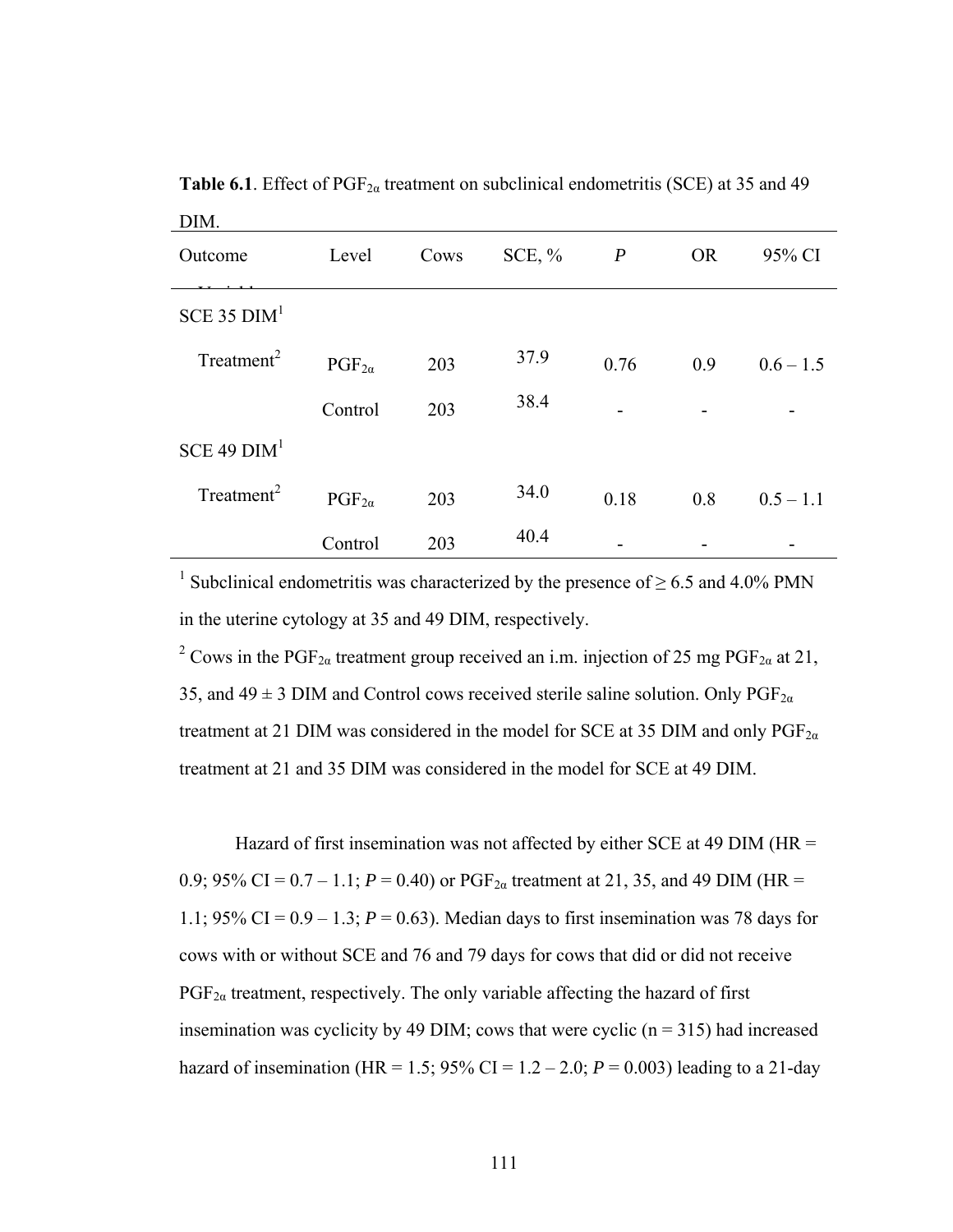**Table 6.1**. Effect of $PGF_{2\alpha}$ treatment on subclinical endometritis (SCE) at 35 and 49 DIM.

| Outcome Variable | Level | Cows | SCE, % | *P* | OR | 95% CI |
|---|---|---|---|---|---|---|
| SCE 35 DIM[1] | | | | | | |
| Treatment[2] | $PGF_{2\alpha}$ | 203 | 37.9 | 0.76 | 0.9 | 0.6 – 1.5 |
| | Control | 203 | 38.4 | - | - | - |
| SCE 49 DIM[1] | | | | | | |
| Treatment[2] | $PGF_{2\alpha}$ | 203 | 34.0 | 0.18 | 0.8 | 0.5 – 1.1 |
| | Control | 203 | 40.4 | - | - | - |

[1] Subclinical endometritis was characterized by the presence of ≥ 6.5 and 4.0% PMN in the uterine cytology at 35 and 49 DIM, respectively.

[2] Cows in the $PGF_{2\alpha}$ treatment group received an i.m. injection of 25 mg $PGF_{2\alpha}$ at 21, 35, and 49 ± 3 DIM and Control cows received sterile saline solution. Only $PGF_{2\alpha}$ treatment at 21 DIM was considered in the model for SCE at 35 DIM and only $PGF_{2\alpha}$ treatment at 21 and 35 DIM was considered in the model for SCE at 49 DIM.

Hazard of first insemination was not affected by either SCE at 49 DIM (HR = 0.9; 95% CI = 0.7 – 1.1; $P = 0.40$) or $PGF_{2\alpha}$ treatment at 21, 35, and 49 DIM (HR = 1.1; 95% CI = 0.9 – 1.3; $P = 0.63$). Median days to first insemination was 78 days for cows with or without SCE and 76 and 79 days for cows that did or did not receive $PGF_{2\alpha}$ treatment, respectively. The only variable affecting the hazard of first insemination was cyclicity by 49 DIM; cows that were cyclic (n = 315) had increased hazard of insemination (HR = 1.5; 95% CI = 1.2 – 2.0; $P = 0.003$) leading to a 21-day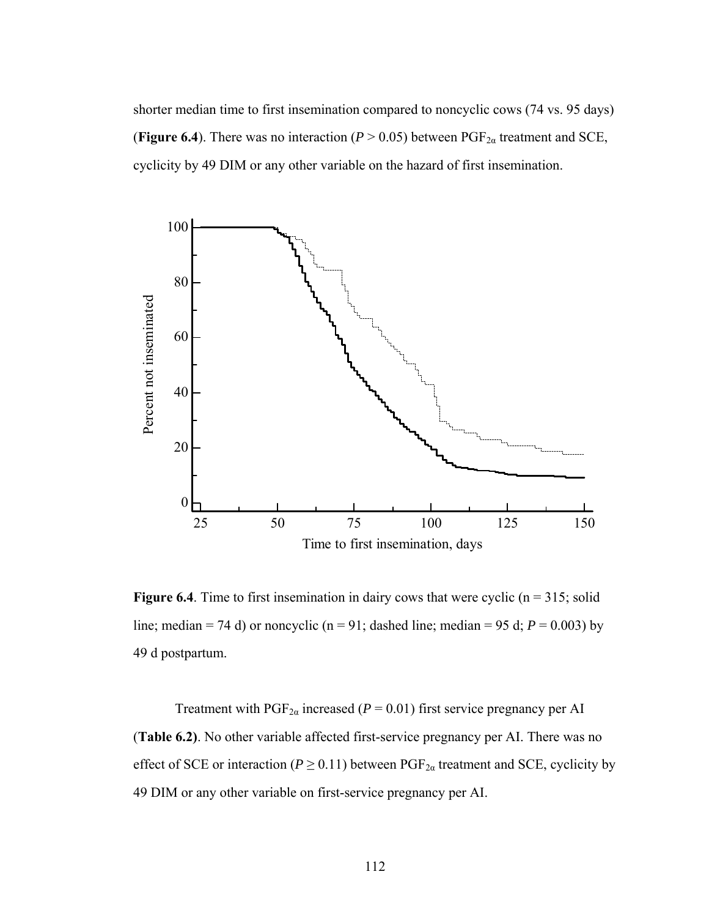shorter median time to first insemination compared to noncyclic cows (74 vs. 95 days) (**Figure 6.4**). There was no interaction ($P > 0.05$) between $PGF_{2\alpha}$ treatment and SCE, cyclicity by 49 DIM or any other variable on the hazard of first insemination.

**Figure 6.4**. Time to first insemination in dairy cows that were cyclic (n = 315; solid line; median = 74 d) or noncyclic (n = 91; dashed line; median = 95 d; $P = 0.003$) by 49 d postpartum.

Treatment with $PGF_{2\alpha}$ increased ($P = 0.01$) first service pregnancy per AI (**Table 6.2**). No other variable affected first-service pregnancy per AI. There was no effect of SCE or interaction ($P \geq 0.11$) between $PGF_{2\alpha}$ treatment and SCE, cyclicity by 49 DIM or any other variable on first-service pregnancy per AI.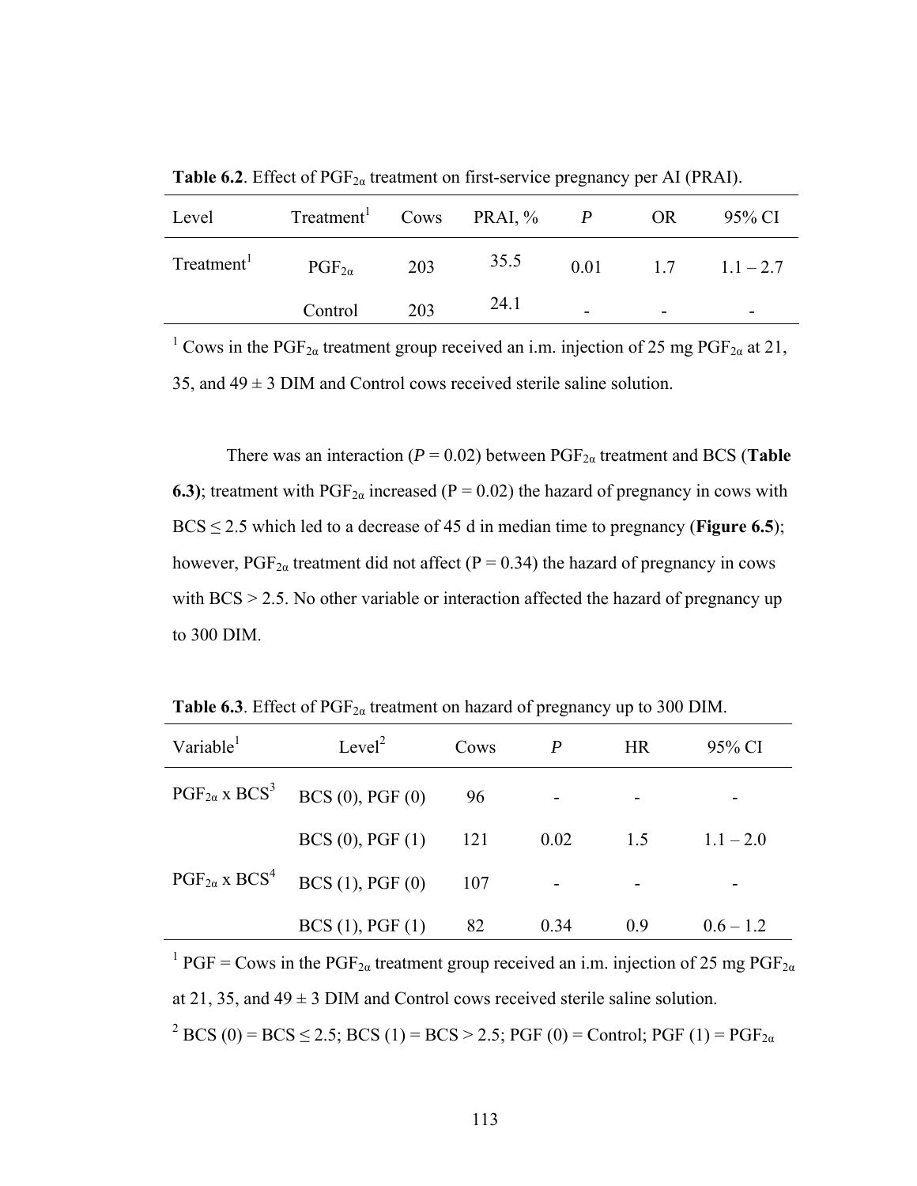**Table 6.2**. Effect of $PGF_{2\alpha}$ treatment on first-service pregnancy per AI (PRAI).

| Level | Treatment[1] | Cows | PRAI, % | *P* | OR | 95% CI |
|---|---|---|---|---|---|---|
| Treatment[1] | $PGF_{2\alpha}$ | 203 | 35.5 | 0.01 | 1.7 | 1.1 – 2.7 |
| | Control | 203 | 24.1 | - | - | - |

[1] Cows in the $PGF_{2\alpha}$ treatment group received an i.m. injection of 25 mg $PGF_{2\alpha}$ at 21, 35, and 49 ± 3 DIM and Control cows received sterile saline solution.

There was an interaction ($P = 0.02$) between $PGF_{2\alpha}$ treatment and BCS (**Table 6.3)**; treatment with $PGF_{2\alpha}$ increased ($P = 0.02$) the hazard of pregnancy in cows with BCS ≤ 2.5 which led to a decrease of 45 d in median time to pregnancy (**Figure 6.5**); however, $PGF_{2\alpha}$ treatment did not affect ($P = 0.34$) the hazard of pregnancy in cows with BCS > 2.5. No other variable or interaction affected the hazard of pregnancy up to 300 DIM.

**Table 6.3**. Effect of $PGF_{2\alpha}$ treatment on hazard of pregnancy up to 300 DIM.

| Variable[1] | Level[2] | Cows | *P* | HR | 95% CI |
|---|---|---|---|---|---|
| $PGF_{2\alpha}$ x BCS[3] | BCS (0), PGF (0) | 96 | - | - | - |
| | BCS (0), PGF (1) | 121 | 0.02 | 1.5 | 1.1 – 2.0 |
| $PGF_{2\alpha}$ x BCS[4] | BCS (1), PGF (0) | 107 | - | - | - |
| | BCS (1), PGF (1) | 82 | 0.34 | 0.9 | 0.6 – 1.2 |

[1] PGF = Cows in the $PGF_{2\alpha}$ treatment group received an i.m. injection of 25 mg $PGF_{2\alpha}$ at 21, 35, and 49 ± 3 DIM and Control cows received sterile saline solution.

[2] BCS (0) = BCS ≤ 2.5; BCS (1) = BCS > 2.5; PGF (0) = Control; PGF (1) = $PGF_{2\alpha}$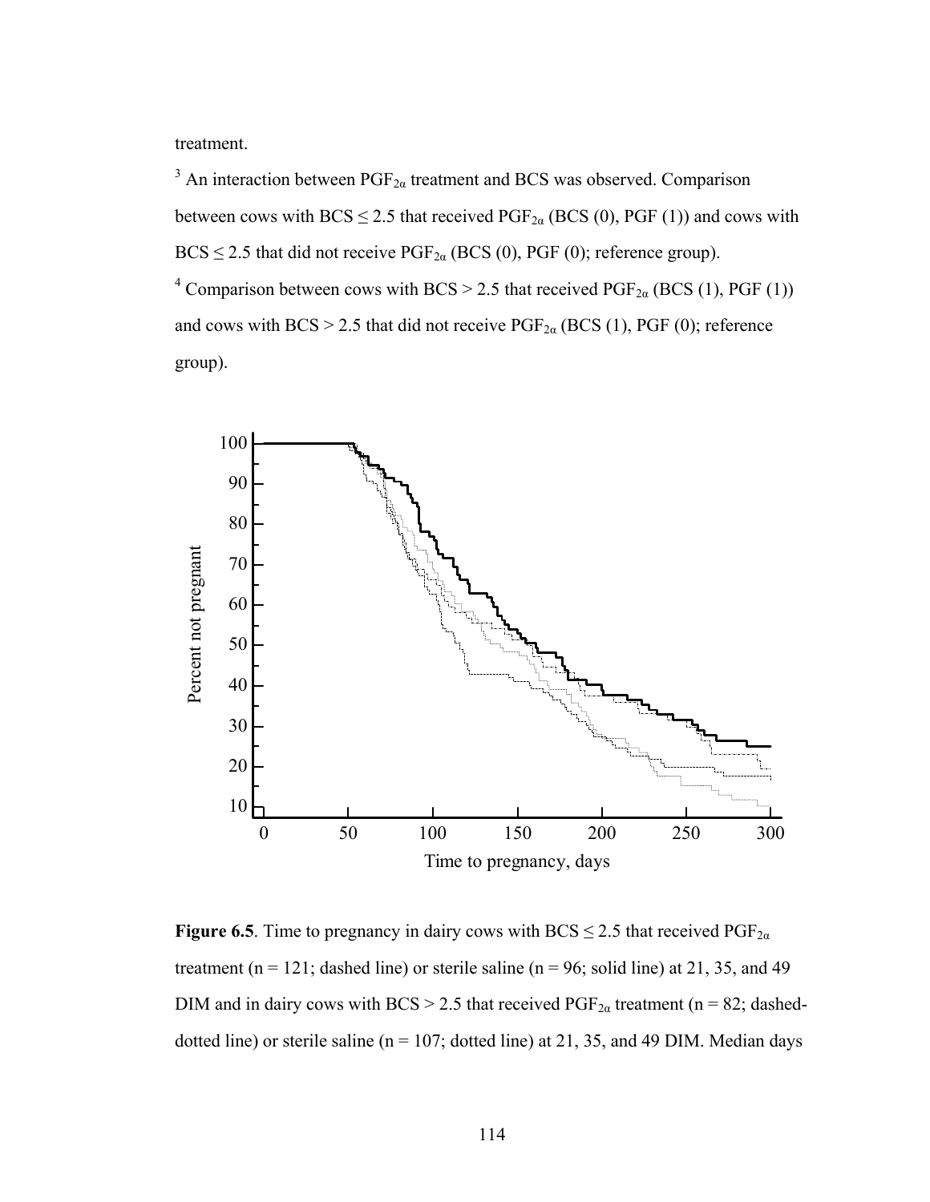treatment.

[3] An interaction between $PGF_{2\alpha}$ treatment and BCS was observed. Comparison between cows with BCS ≤ 2.5 that received $PGF_{2\alpha}$ (BCS (0), PGF (1)) and cows with BCS ≤ 2.5 that did not receive $PGF_{2\alpha}$ (BCS (0), PGF (0); reference group).

[4] Comparison between cows with BCS > 2.5 that received $PGF_{2\alpha}$ (BCS (1), PGF (1)) and cows with BCS > 2.5 that did not receive $PGF_{2\alpha}$ (BCS (1), PGF (0); reference group).

**Figure 6.5**. Time to pregnancy in dairy cows with BCS ≤ 2.5 that received $PGF_{2\alpha}$ treatment (n = 121; dashed line) or sterile saline (n = 96; solid line) at 21, 35, and 49 DIM and in dairy cows with BCS > 2.5 that received $PGF_{2\alpha}$ treatment (n = 82; dashed-dotted line) or sterile saline (n = 107; dotted line) at 21, 35, and 49 DIM. Median days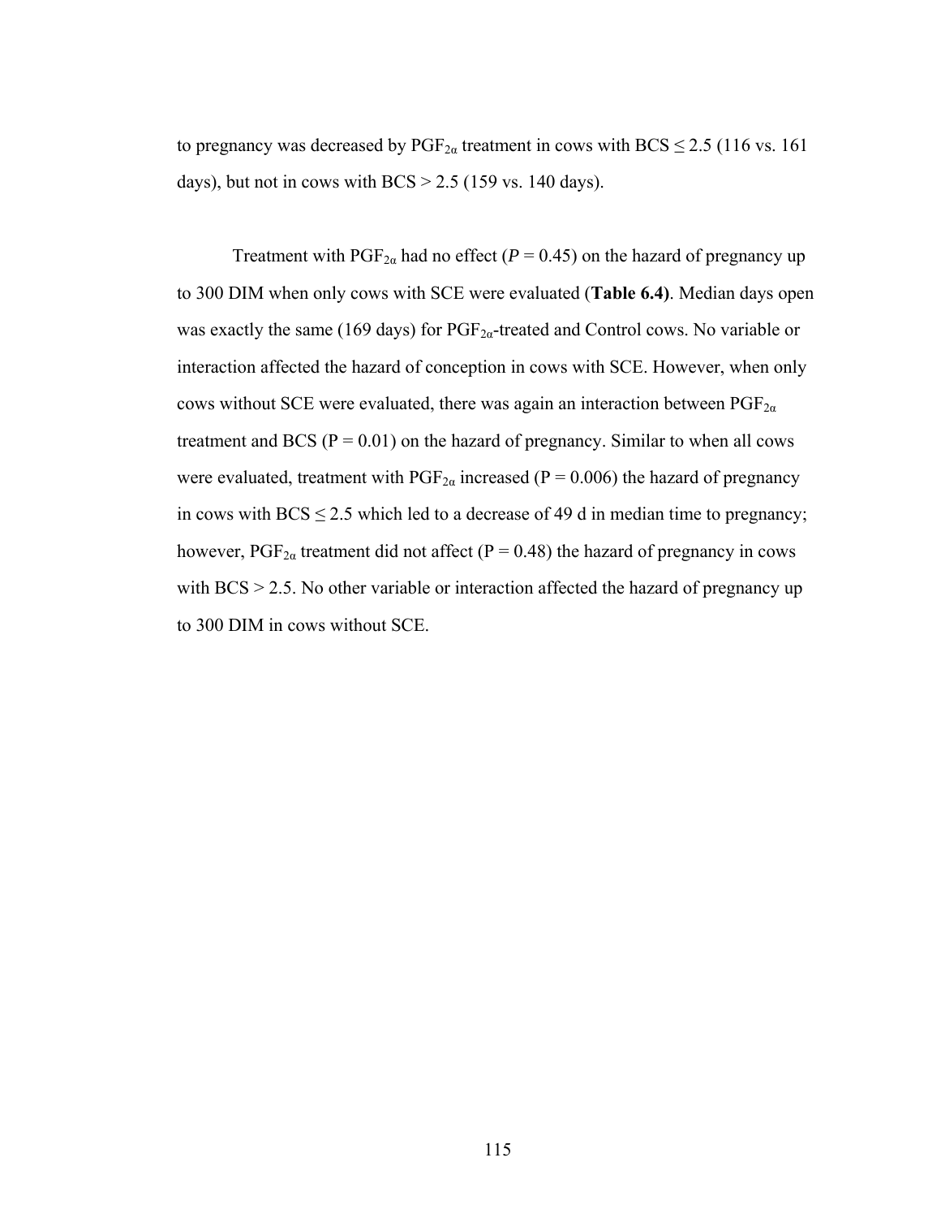to pregnancy was decreased by $PGF_{2\alpha}$ treatment in cows with BCS ≤ 2.5 (116 vs. 161 days), but not in cows with BCS > 2.5 (159 vs. 140 days).

Treatment with $PGF_{2\alpha}$ had no effect ($P = 0.45$) on the hazard of pregnancy up to 300 DIM when only cows with SCE were evaluated (**Table 6.4)**. Median days open was exactly the same (169 days) for $PGF_{2\alpha}$-treated and Control cows. No variable or interaction affected the hazard of conception in cows with SCE. However, when only cows without SCE were evaluated, there was again an interaction between $PGF_{2\alpha}$ treatment and BCS ($P = 0.01$) on the hazard of pregnancy. Similar to when all cows were evaluated, treatment with $PGF_{2\alpha}$ increased ($P = 0.006$) the hazard of pregnancy in cows with BCS ≤ 2.5 which led to a decrease of 49 d in median time to pregnancy; however, $PGF_{2\alpha}$ treatment did not affect ($P = 0.48$) the hazard of pregnancy in cows with BCS > 2.5. No other variable or interaction affected the hazard of pregnancy up to 300 DIM in cows without SCE.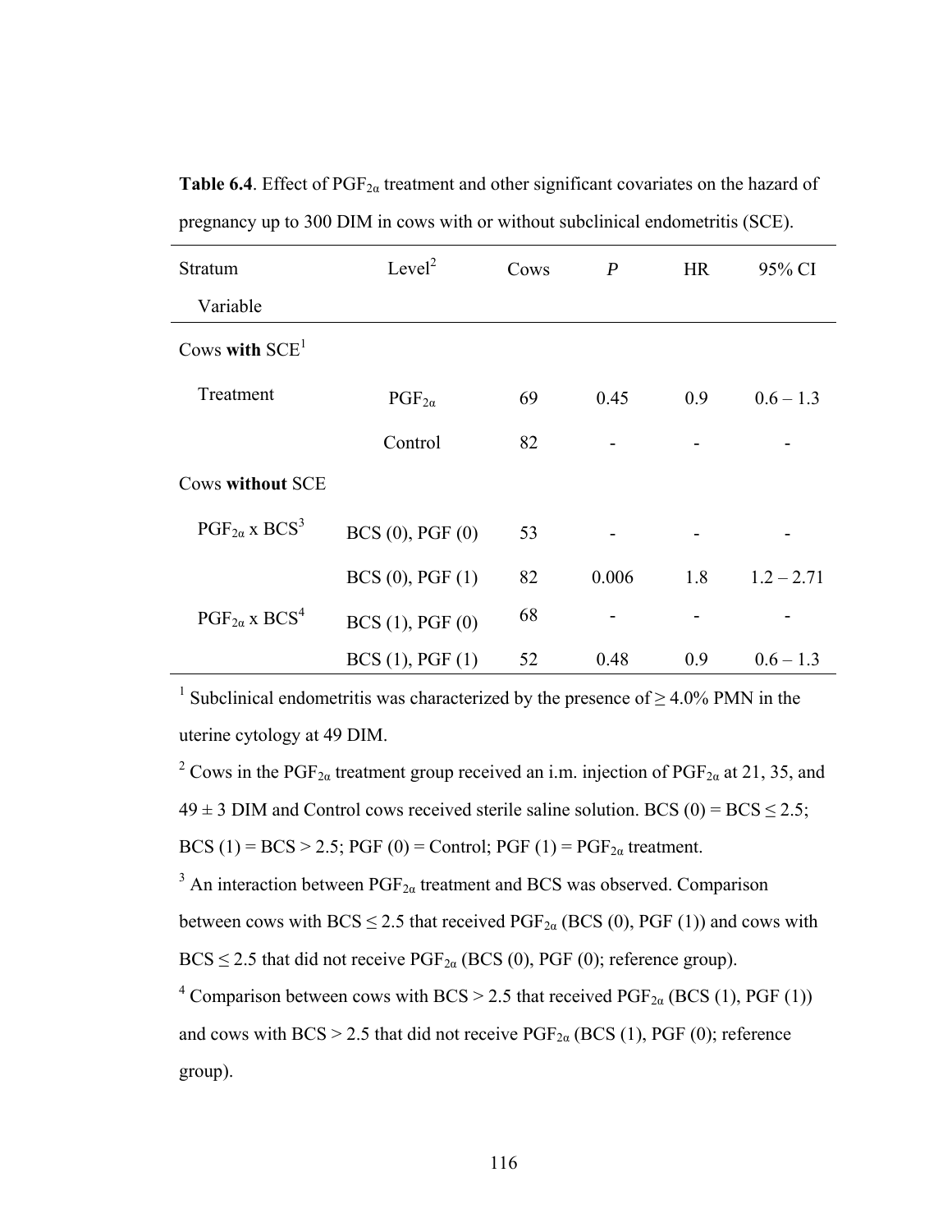**Table 6.4**. Effect of $PGF_{2\alpha}$ treatment and other significant covariates on the hazard of pregnancy up to 300 DIM in cows with or without subclinical endometritis (SCE).

| Stratum<br>Variable | Level[2] | Cows | *P* | HR | 95% CI |
|---|---|---|---|---|---|
| Cows **with** SCE[1] | | | | | |
| Treatment | $PGF_{2\alpha}$ | 69 | 0.45 | 0.9 | 0.6 – 1.3 |
| | Control | 82 | - | - | - |
| Cows **without** SCE | | | | | |
| $PGF_{2\alpha}$ x BCS[3] | BCS (0), PGF (0) | 53 | - | - | - |
| | BCS (0), PGF (1) | 82 | 0.006 | 1.8 | 1.2 – 2.71 |
| $PGF_{2\alpha}$ x BCS[4] | BCS (1), PGF (0) | 68 | - | - | - |
| | BCS (1), PGF (1) | 52 | 0.48 | 0.9 | 0.6 – 1.3 |

[1] Subclinical endometritis was characterized by the presence of ≥ 4.0% PMN in the uterine cytology at 49 DIM.

[2] Cows in the $PGF_{2\alpha}$ treatment group received an i.m. injection of $PGF_{2\alpha}$ at 21, 35, and 49 ± 3 DIM and Control cows received sterile saline solution. BCS (0) = BCS ≤ 2.5; BCS (1) = BCS > 2.5; PGF (0) = Control; PGF (1) = $PGF_{2\alpha}$ treatment.

[3] An interaction between $PGF_{2\alpha}$ treatment and BCS was observed. Comparison between cows with BCS ≤ 2.5 that received $PGF_{2\alpha}$ (BCS (0), PGF (1)) and cows with BCS ≤ 2.5 that did not receive $PGF_{2\alpha}$ (BCS (0), PGF (0); reference group).

[4] Comparison between cows with BCS > 2.5 that received $PGF_{2\alpha}$ (BCS (1), PGF (1)) and cows with BCS > 2.5 that did not receive $PGF_{2\alpha}$ (BCS (1), PGF (0); reference group).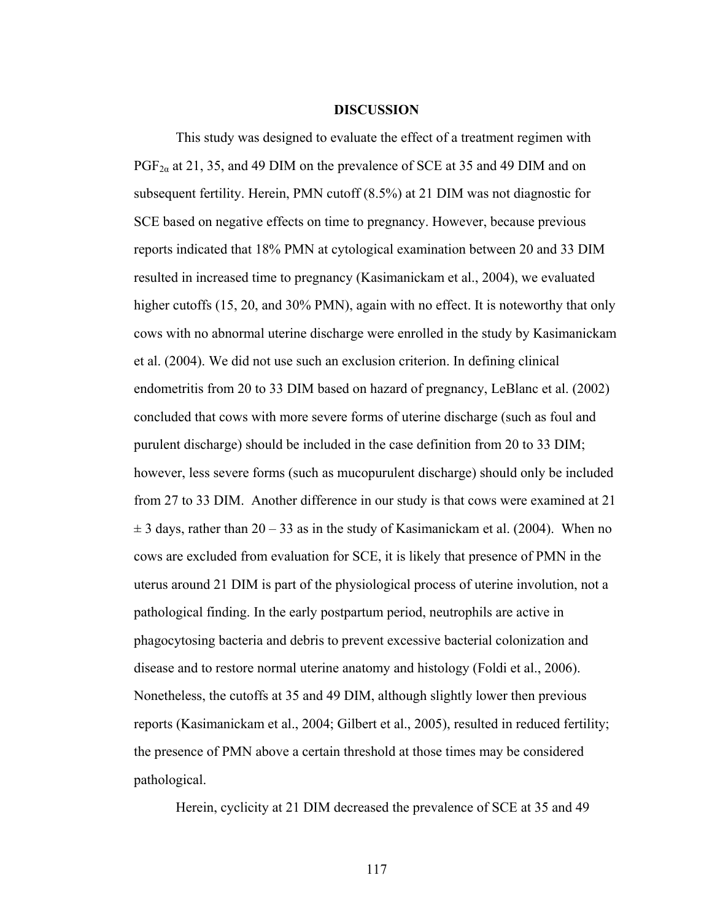# DISCUSSION

This study was designed to evaluate the effect of a treatment regimen with $PGF_{2\alpha}$ at 21, 35, and 49 DIM on the prevalence of SCE at 35 and 49 DIM and on subsequent fertility. Herein, PMN cutoff (8.5%) at 21 DIM was not diagnostic for SCE based on negative effects on time to pregnancy. However, because previous reports indicated that 18% PMN at cytological examination between 20 and 33 DIM resulted in increased time to pregnancy (Kasimanickam et al., 2004), we evaluated higher cutoffs (15, 20, and 30% PMN), again with no effect. It is noteworthy that only cows with no abnormal uterine discharge were enrolled in the study by Kasimanickam et al. (2004). We did not use such an exclusion criterion. In defining clinical endometritis from 20 to 33 DIM based on hazard of pregnancy, LeBlanc et al. (2002) concluded that cows with more severe forms of uterine discharge (such as foul and purulent discharge) should be included in the case definition from 20 to 33 DIM; however, less severe forms (such as mucopurulent discharge) should only be included from 27 to 33 DIM. Another difference in our study is that cows were examined at 21 $\pm$ 3 days, rather than 20 – 33 as in the study of Kasimanickam et al. (2004). When no cows are excluded from evaluation for SCE, it is likely that presence of PMN in the uterus around 21 DIM is part of the physiological process of uterine involution, not a pathological finding. In the early postpartum period, neutrophils are active in phagocytosing bacteria and debris to prevent excessive bacterial colonization and disease and to restore normal uterine anatomy and histology (Foldi et al., 2006). Nonetheless, the cutoffs at 35 and 49 DIM, although slightly lower then previous reports (Kasimanickam et al., 2004; Gilbert et al., 2005), resulted in reduced fertility; the presence of PMN above a certain threshold at those times may be considered pathological.

Herein, cyclicity at 21 DIM decreased the prevalence of SCE at 35 and 49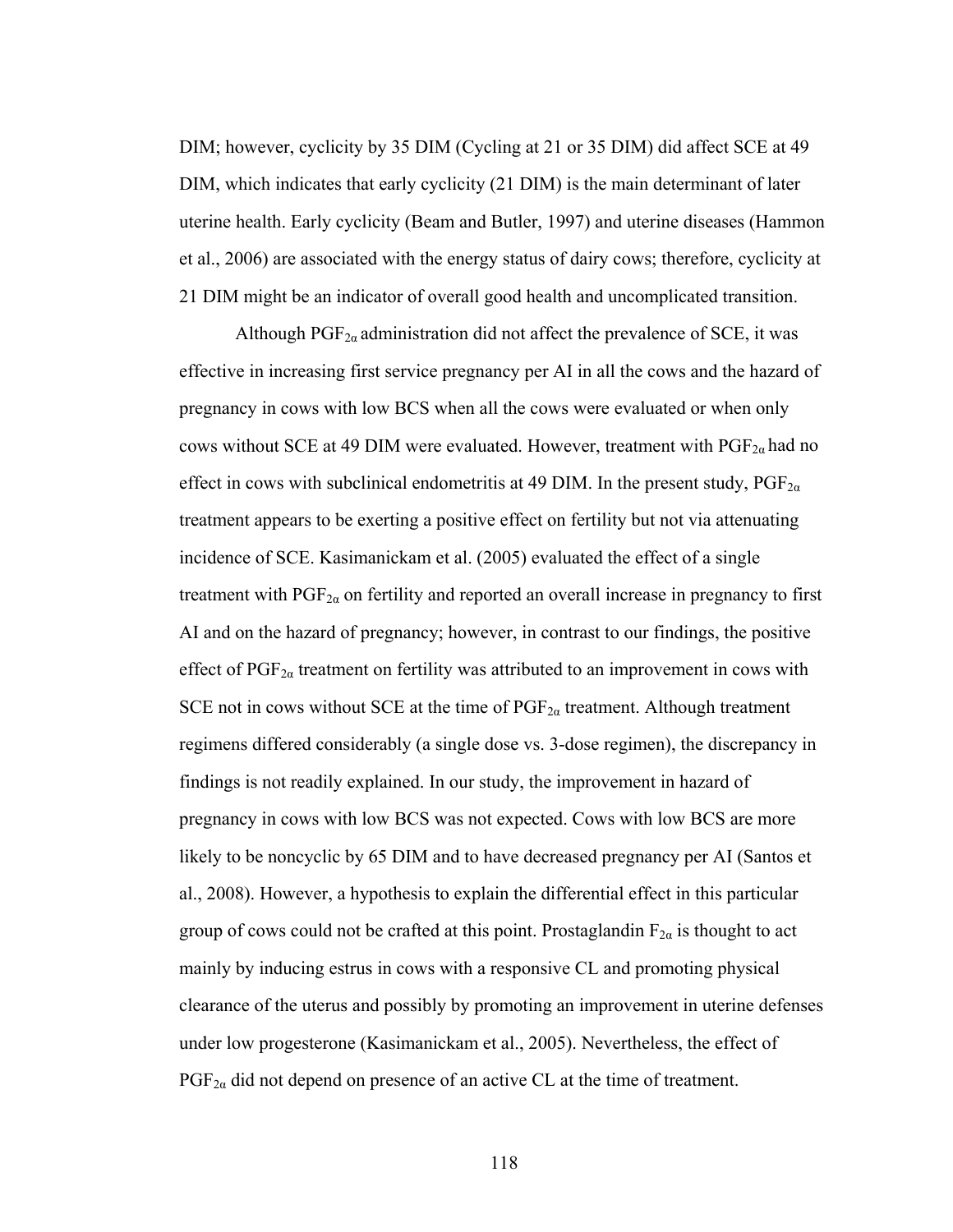DIM; however, cyclicity by 35 DIM (Cycling at 21 or 35 DIM) did affect SCE at 49 DIM, which indicates that early cyclicity (21 DIM) is the main determinant of later uterine health. Early cyclicity (Beam and Butler, 1997) and uterine diseases (Hammon et al., 2006) are associated with the energy status of dairy cows; therefore, cyclicity at 21 DIM might be an indicator of overall good health and uncomplicated transition.

Although $PGF_{2\alpha}$ administration did not affect the prevalence of SCE, it was effective in increasing first service pregnancy per AI in all the cows and the hazard of pregnancy in cows with low BCS when all the cows were evaluated or when only cows without SCE at 49 DIM were evaluated. However, treatment with $PGF_{2\alpha}$ had no effect in cows with subclinical endometritis at 49 DIM. In the present study, $PGF_{2\alpha}$ treatment appears to be exerting a positive effect on fertility but not via attenuating incidence of SCE. Kasimanickam et al. (2005) evaluated the effect of a single treatment with $PGF_{2\alpha}$ on fertility and reported an overall increase in pregnancy to first AI and on the hazard of pregnancy; however, in contrast to our findings, the positive effect of $PGF_{2\alpha}$ treatment on fertility was attributed to an improvement in cows with SCE not in cows without SCE at the time of $PGF_{2\alpha}$ treatment. Although treatment regimens differed considerably (a single dose vs. 3-dose regimen), the discrepancy in findings is not readily explained. In our study, the improvement in hazard of pregnancy in cows with low BCS was not expected. Cows with low BCS are more likely to be noncyclic by 65 DIM and to have decreased pregnancy per AI (Santos et al., 2008). However, a hypothesis to explain the differential effect in this particular group of cows could not be crafted at this point. Prostaglandin $F_{2\alpha}$ is thought to act mainly by inducing estrus in cows with a responsive CL and promoting physical clearance of the uterus and possibly by promoting an improvement in uterine defenses under low progesterone (Kasimanickam et al., 2005). Nevertheless, the effect of $PGF_{2\alpha}$ did not depend on presence of an active CL at the time of treatment.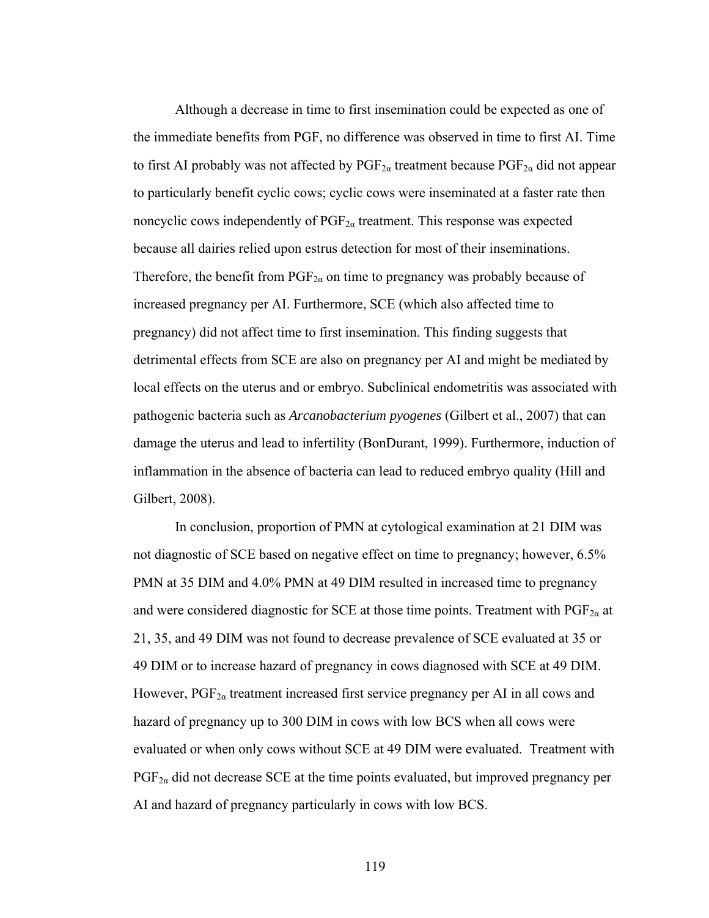Although a decrease in time to first insemination could be expected as one of the immediate benefits from PGF, no difference was observed in time to first AI. Time to first AI probably was not affected by $PGF_{2\alpha}$ treatment because $PGF_{2\alpha}$ did not appear to particularly benefit cyclic cows; cyclic cows were inseminated at a faster rate then noncyclic cows independently of $PGF_{2\alpha}$ treatment. This response was expected because all dairies relied upon estrus detection for most of their inseminations. Therefore, the benefit from $PGF_{2\alpha}$ on time to pregnancy was probably because of increased pregnancy per AI. Furthermore, SCE (which also affected time to pregnancy) did not affect time to first insemination. This finding suggests that detrimental effects from SCE are also on pregnancy per AI and might be mediated by local effects on the uterus and or embryo. Subclinical endometritis was associated with pathogenic bacteria such as *Arcanobacterium pyogenes* (Gilbert et al., 2007) that can damage the uterus and lead to infertility (BonDurant, 1999). Furthermore, induction of inflammation in the absence of bacteria can lead to reduced embryo quality (Hill and Gilbert, 2008).

In conclusion, proportion of PMN at cytological examination at 21 DIM was not diagnostic of SCE based on negative effect on time to pregnancy; however, 6.5% PMN at 35 DIM and 4.0% PMN at 49 DIM resulted in increased time to pregnancy and were considered diagnostic for SCE at those time points. Treatment with $PGF_{2\alpha}$ at 21, 35, and 49 DIM was not found to decrease prevalence of SCE evaluated at 35 or 49 DIM or to increase hazard of pregnancy in cows diagnosed with SCE at 49 DIM. However, $PGF_{2\alpha}$ treatment increased first service pregnancy per AI in all cows and hazard of pregnancy up to 300 DIM in cows with low BCS when all cows were evaluated or when only cows without SCE at 49 DIM were evaluated. Treatment with $PGF_{2\alpha}$ did not decrease SCE at the time points evaluated, but improved pregnancy per AI and hazard of pregnancy particularly in cows with low BCS.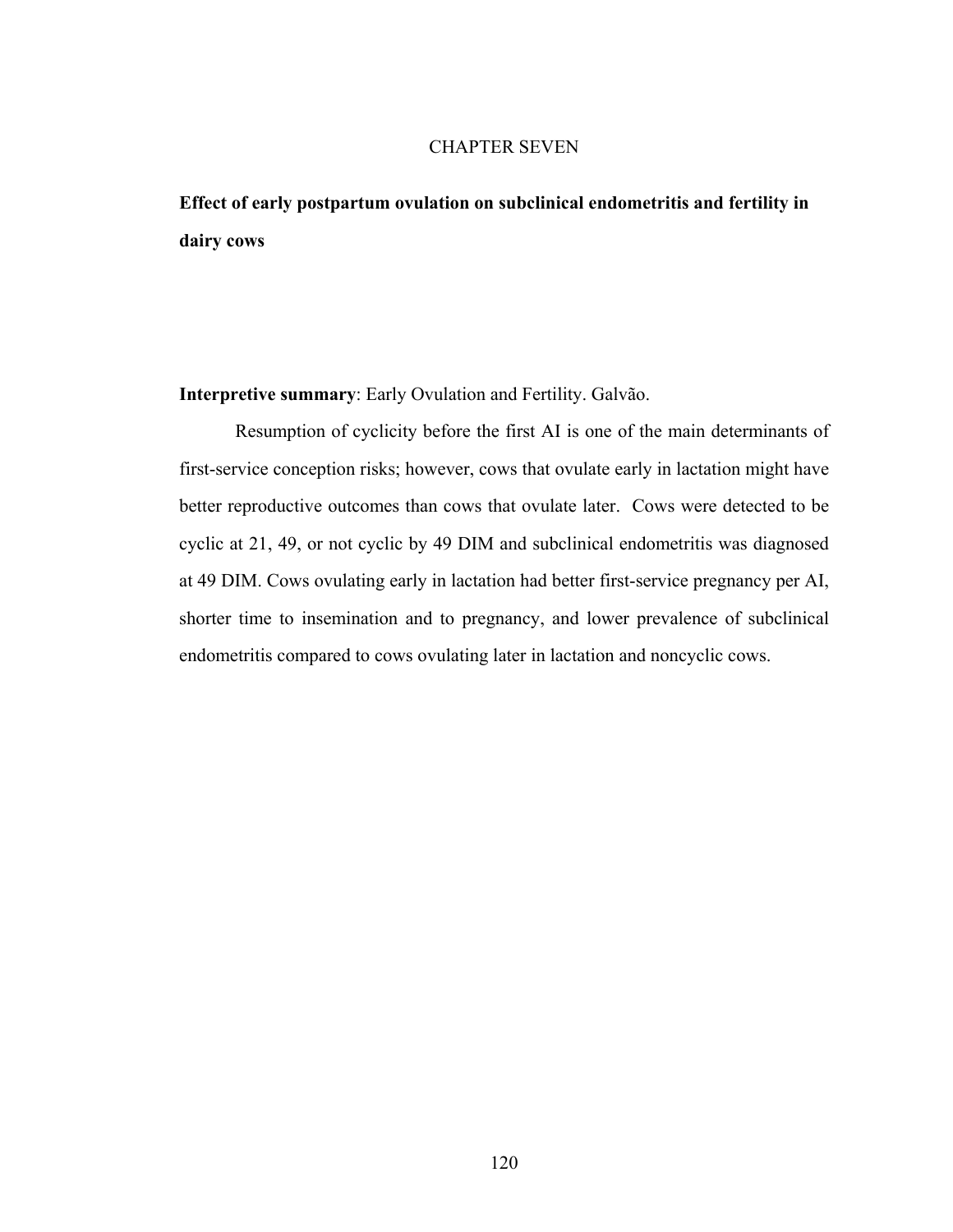# CHAPTER SEVEN

## Effect of early postpartum ovulation on subclinical endometritis and fertility in dairy cows

**Interpretive summary**: Early Ovulation and Fertility. Galvão.

Resumption of cyclicity before the first AI is one of the main determinants of first-service conception risks; however, cows that ovulate early in lactation might have better reproductive outcomes than cows that ovulate later. Cows were detected to be cyclic at 21, 49, or not cyclic by 49 DIM and subclinical endometritis was diagnosed at 49 DIM. Cows ovulating early in lactation had better first-service pregnancy per AI, shorter time to insemination and to pregnancy, and lower prevalence of subclinical endometritis compared to cows ovulating later in lactation and noncyclic cows.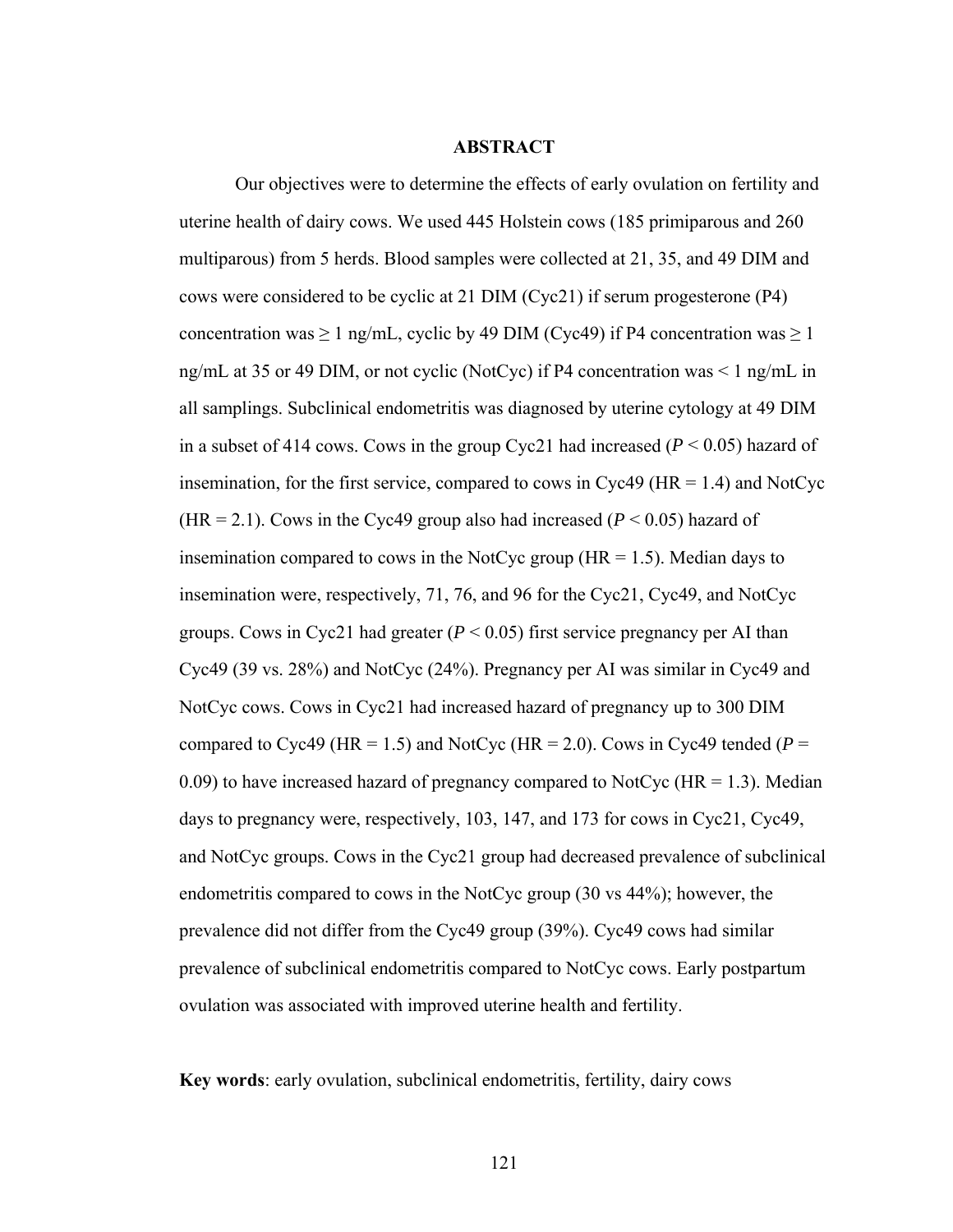## ABSTRACT

Our objectives were to determine the effects of early ovulation on fertility and uterine health of dairy cows. We used 445 Holstein cows (185 primiparous and 260 multiparous) from 5 herds. Blood samples were collected at 21, 35, and 49 DIM and cows were considered to be cyclic at 21 DIM (Cyc21) if serum progesterone (P4) concentration was ≥ 1 ng/mL, cyclic by 49 DIM (Cyc49) if P4 concentration was ≥ 1 ng/mL at 35 or 49 DIM, or not cyclic (NotCyc) if P4 concentration was < 1 ng/mL in all samplings. Subclinical endometritis was diagnosed by uterine cytology at 49 DIM in a subset of 414 cows. Cows in the group Cyc21 had increased ($P < 0.05$) hazard of insemination, for the first service, compared to cows in Cyc49 (HR = 1.4) and NotCyc (HR = 2.1). Cows in the Cyc49 group also had increased ($P < 0.05$) hazard of insemination compared to cows in the NotCyc group (HR = 1.5). Median days to insemination were, respectively, 71, 76, and 96 for the Cyc21, Cyc49, and NotCyc groups. Cows in Cyc21 had greater ($P < 0.05$) first service pregnancy per AI than Cyc49 (39 vs. 28%) and NotCyc (24%). Pregnancy per AI was similar in Cyc49 and NotCyc cows. Cows in Cyc21 had increased hazard of pregnancy up to 300 DIM compared to Cyc49 (HR = 1.5) and NotCyc (HR = 2.0). Cows in Cyc49 tended ($P = 0.09$) to have increased hazard of pregnancy compared to NotCyc (HR = 1.3). Median days to pregnancy were, respectively, 103, 147, and 173 for cows in Cyc21, Cyc49, and NotCyc groups. Cows in the Cyc21 group had decreased prevalence of subclinical endometritis compared to cows in the NotCyc group (30 vs 44%); however, the prevalence did not differ from the Cyc49 group (39%). Cyc49 cows had similar prevalence of subclinical endometritis compared to NotCyc cows. Early postpartum ovulation was associated with improved uterine health and fertility.

**Key words**: early ovulation, subclinical endometritis, fertility, dairy cows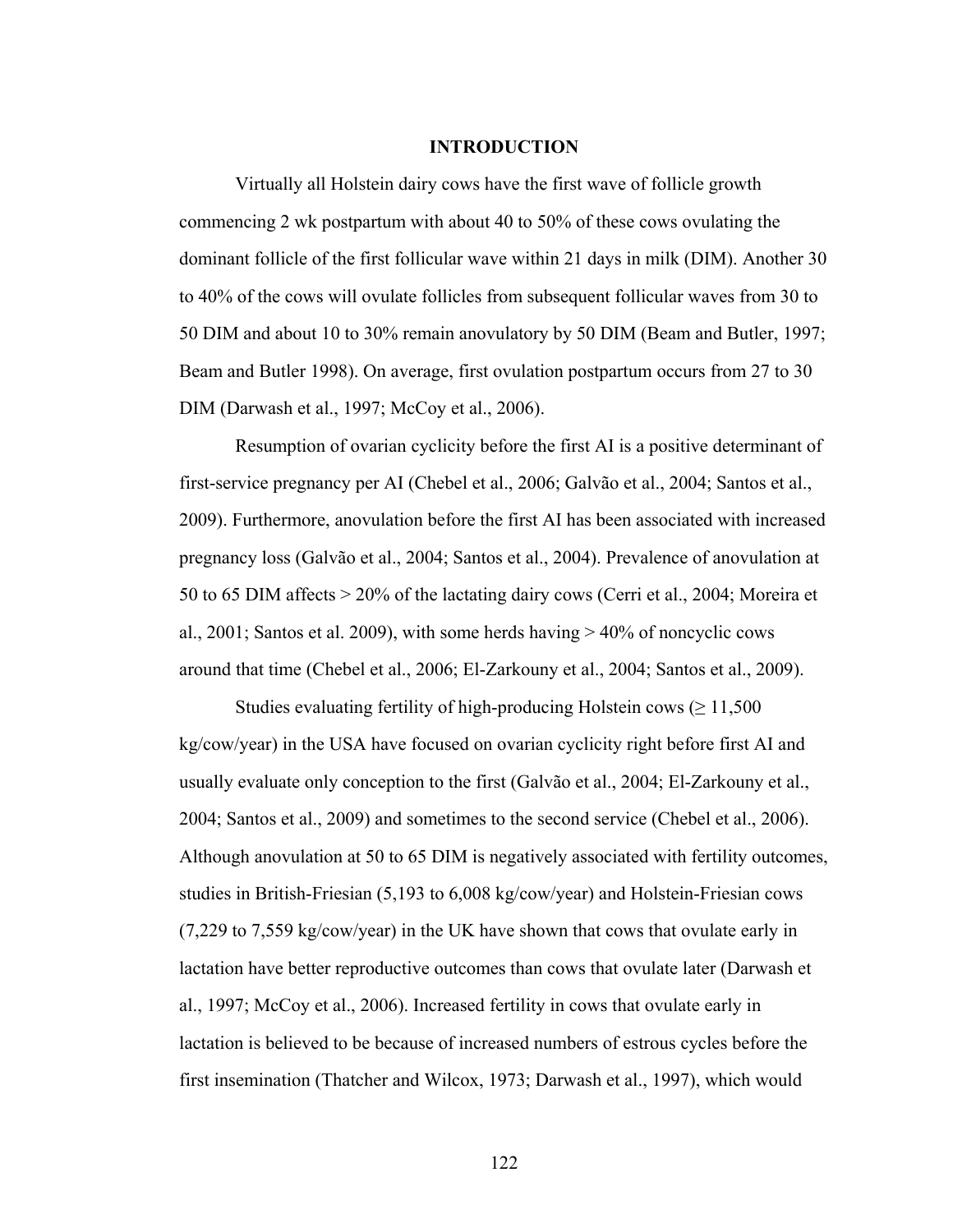## INTRODUCTION

Virtually all Holstein dairy cows have the first wave of follicle growth commencing 2 wk postpartum with about 40 to 50% of these cows ovulating the dominant follicle of the first follicular wave within 21 days in milk (DIM). Another 30 to 40% of the cows will ovulate follicles from subsequent follicular waves from 30 to 50 DIM and about 10 to 30% remain anovulatory by 50 DIM (Beam and Butler, 1997; Beam and Butler 1998). On average, first ovulation postpartum occurs from 27 to 30 DIM (Darwash et al., 1997; McCoy et al., 2006).

Resumption of ovarian cyclicity before the first AI is a positive determinant of first-service pregnancy per AI (Chebel et al., 2006; Galvão et al., 2004; Santos et al., 2009). Furthermore, anovulation before the first AI has been associated with increased pregnancy loss (Galvão et al., 2004; Santos et al., 2004). Prevalence of anovulation at 50 to 65 DIM affects > 20% of the lactating dairy cows (Cerri et al., 2004; Moreira et al., 2001; Santos et al. 2009), with some herds having > 40% of noncyclic cows around that time (Chebel et al., 2006; El-Zarkouny et al., 2004; Santos et al., 2009).

Studies evaluating fertility of high-producing Holstein cows (≥ 11,500 kg/cow/year) in the USA have focused on ovarian cyclicity right before first AI and usually evaluate only conception to the first (Galvão et al., 2004; El-Zarkouny et al., 2004; Santos et al., 2009) and sometimes to the second service (Chebel et al., 2006). Although anovulation at 50 to 65 DIM is negatively associated with fertility outcomes, studies in British-Friesian (5,193 to 6,008 kg/cow/year) and Holstein-Friesian cows (7,229 to 7,559 kg/cow/year) in the UK have shown that cows that ovulate early in lactation have better reproductive outcomes than cows that ovulate later (Darwash et al., 1997; McCoy et al., 2006). Increased fertility in cows that ovulate early in lactation is believed to be because of increased numbers of estrous cycles before the first insemination (Thatcher and Wilcox, 1973; Darwash et al., 1997), which would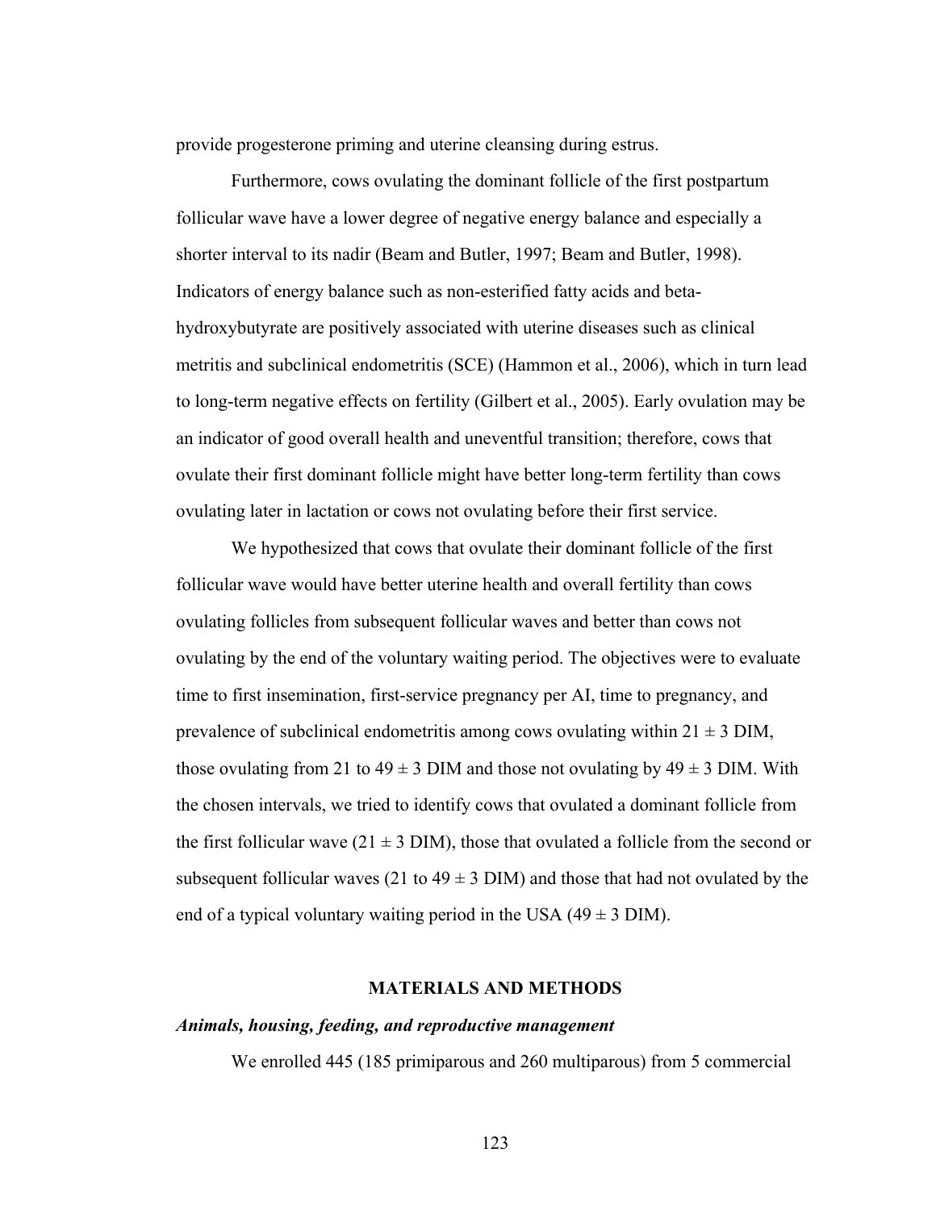provide progesterone priming and uterine cleansing during estrus.

Furthermore, cows ovulating the dominant follicle of the first postpartum follicular wave have a lower degree of negative energy balance and especially a shorter interval to its nadir (Beam and Butler, 1997; Beam and Butler, 1998). Indicators of energy balance such as non-esterified fatty acids and beta-hydroxybutyrate are positively associated with uterine diseases such as clinical metritis and subclinical endometritis (SCE) (Hammon et al., 2006), which in turn lead to long-term negative effects on fertility (Gilbert et al., 2005). Early ovulation may be an indicator of good overall health and uneventful transition; therefore, cows that ovulate their first dominant follicle might have better long-term fertility than cows ovulating later in lactation or cows not ovulating before their first service.

We hypothesized that cows that ovulate their dominant follicle of the first follicular wave would have better uterine health and overall fertility than cows ovulating follicles from subsequent follicular waves and better than cows not ovulating by the end of the voluntary waiting period. The objectives were to evaluate time to first insemination, first-service pregnancy per AI, time to pregnancy, and prevalence of subclinical endometritis among cows ovulating within $21 \pm 3$ DIM, those ovulating from 21 to $49 \pm 3$ DIM and those not ovulating by $49 \pm 3$ DIM. With the chosen intervals, we tried to identify cows that ovulated a dominant follicle from the first follicular wave ($21 \pm 3$ DIM), those that ovulated a follicle from the second or subsequent follicular waves (21 to $49 \pm 3$ DIM) and those that had not ovulated by the end of a typical voluntary waiting period in the USA ($49 \pm 3$ DIM).

## MATERIALS AND METHODS

### *Animals, housing, feeding, and reproductive management*

We enrolled 445 (185 primiparous and 260 multiparous) from 5 commercial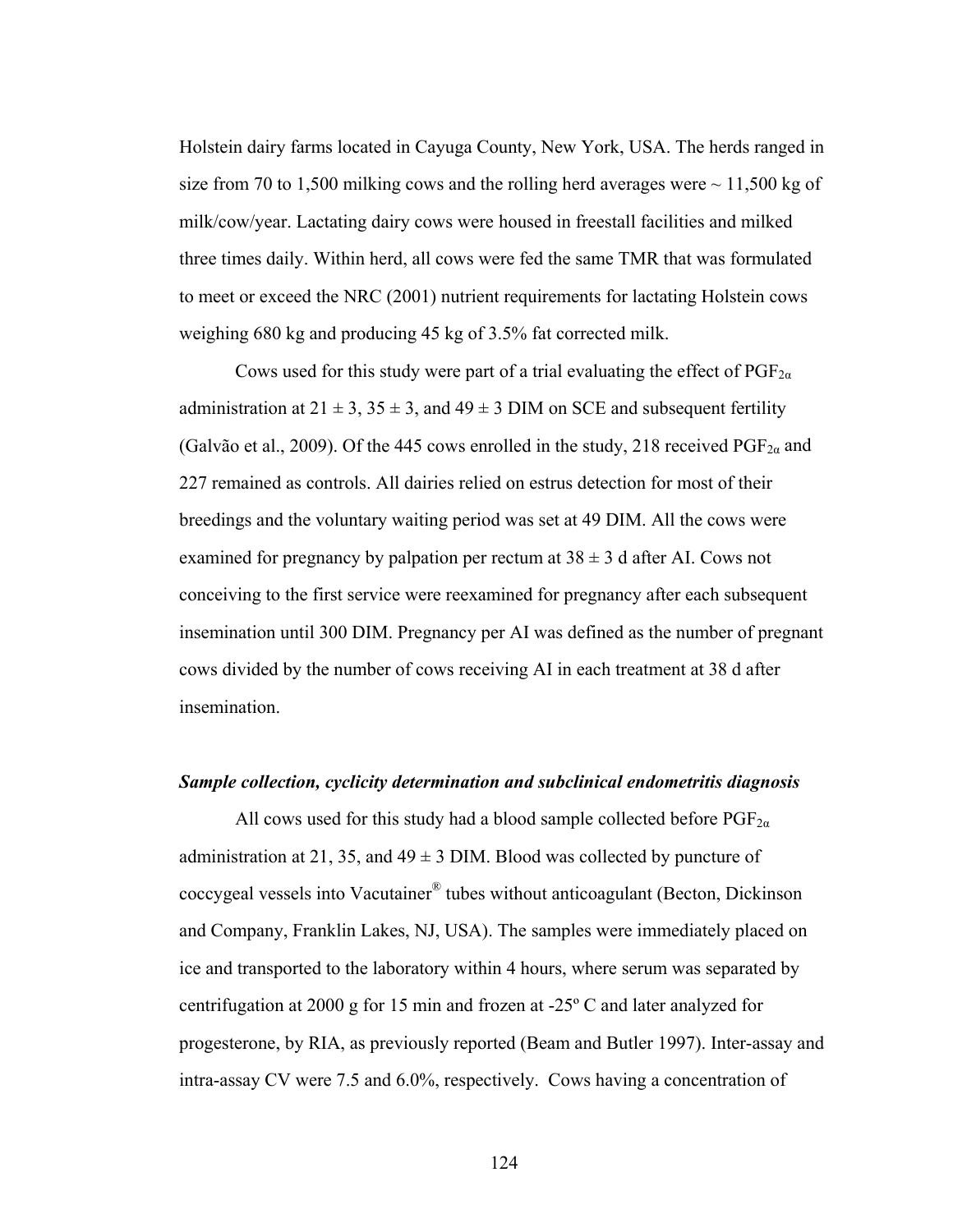Holstein dairy farms located in Cayuga County, New York, USA. The herds ranged in size from 70 to 1,500 milking cows and the rolling herd averages were ~ 11,500 kg of milk/cow/year. Lactating dairy cows were housed in freestall facilities and milked three times daily. Within herd, all cows were fed the same TMR that was formulated to meet or exceed the NRC (2001) nutrient requirements for lactating Holstein cows weighing 680 kg and producing 45 kg of 3.5% fat corrected milk.

Cows used for this study were part of a trial evaluating the effect of $PGF_{2\alpha}$ administration at 21 ± 3, 35 ± 3, and 49 ± 3 DIM on SCE and subsequent fertility (Galvão et al., 2009). Of the 445 cows enrolled in the study, 218 received $PGF_{2\alpha}$ and 227 remained as controls. All dairies relied on estrus detection for most of their breedings and the voluntary waiting period was set at 49 DIM. All the cows were examined for pregnancy by palpation per rectum at 38 ± 3 d after AI. Cows not conceiving to the first service were reexamined for pregnancy after each subsequent insemination until 300 DIM. Pregnancy per AI was defined as the number of pregnant cows divided by the number of cows receiving AI in each treatment at 38 d after insemination.

### *Sample collection, cyclicity determination and subclinical endometritis diagnosis*

All cows used for this study had a blood sample collected before $PGF_{2\alpha}$ administration at 21, 35, and 49 ± 3 DIM. Blood was collected by puncture of coccygeal vessels into Vacutainer® tubes without anticoagulant (Becton, Dickinson and Company, Franklin Lakes, NJ, USA). The samples were immediately placed on ice and transported to the laboratory within 4 hours, where serum was separated by centrifugation at 2000 g for 15 min and frozen at -25º C and later analyzed for progesterone, by RIA, as previously reported (Beam and Butler 1997). Inter-assay and intra-assay CV were 7.5 and 6.0%, respectively. Cows having a concentration of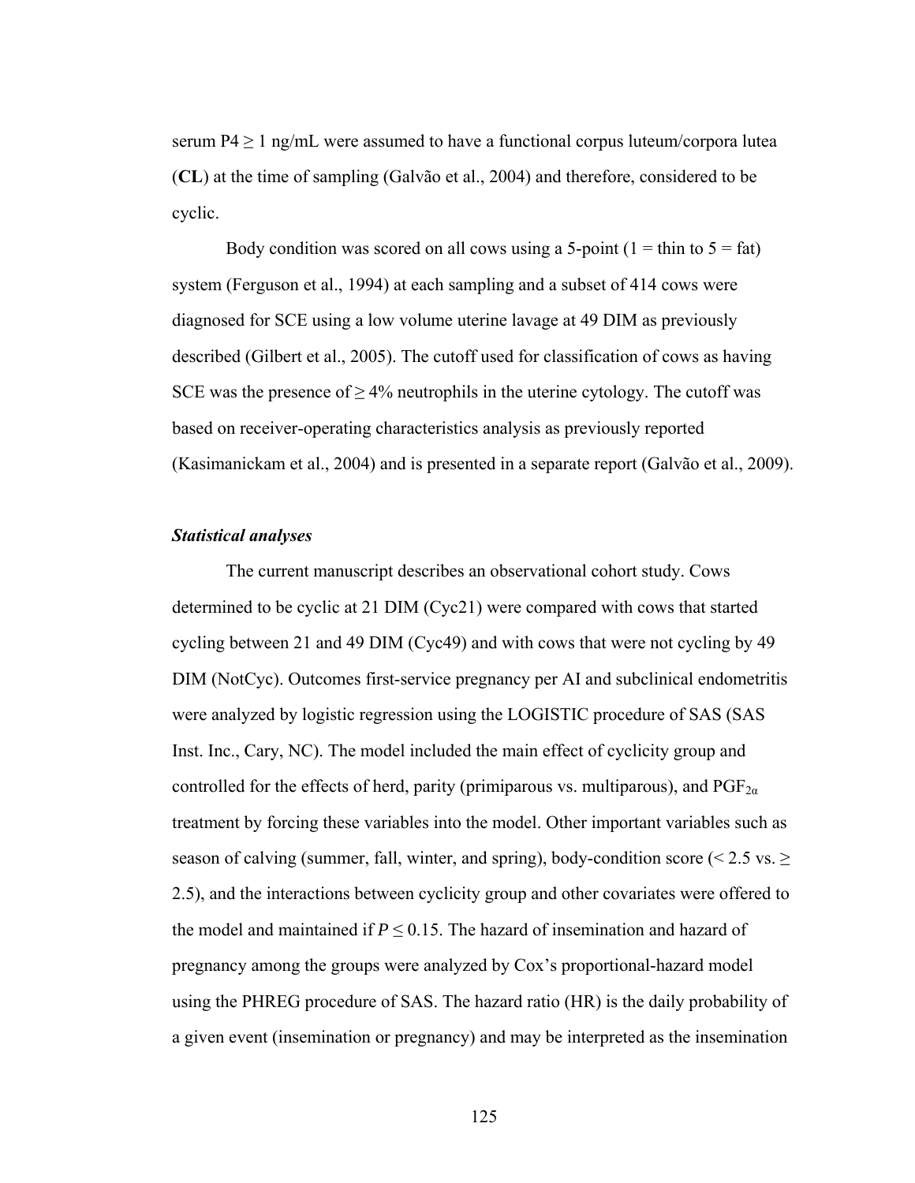serum P4 $\geq$ 1 ng/mL were assumed to have a functional corpus luteum/corpora lutea (**CL**) at the time of sampling (Galvão et al., 2004) and therefore, considered to be cyclic.

Body condition was scored on all cows using a 5-point (1 = thin to 5 = fat) system (Ferguson et al., 1994) at each sampling and a subset of 414 cows were diagnosed for SCE using a low volume uterine lavage at 49 DIM as previously described (Gilbert et al., 2005). The cutoff used for classification of cows as having SCE was the presence of $\geq$ 4% neutrophils in the uterine cytology. The cutoff was based on receiver-operating characteristics analysis as previously reported (Kasimanickam et al., 2004) and is presented in a separate report (Galvão et al., 2009).

### *Statistical analyses*

The current manuscript describes an observational cohort study. Cows determined to be cyclic at 21 DIM (Cyc21) were compared with cows that started cycling between 21 and 49 DIM (Cyc49) and with cows that were not cycling by 49 DIM (NotCyc). Outcomes first-service pregnancy per AI and subclinical endometritis were analyzed by logistic regression using the LOGISTIC procedure of SAS (SAS Inst. Inc., Cary, NC). The model included the main effect of cyclicity group and controlled for the effects of herd, parity (primiparous vs. multiparous), and $PGF_{2\alpha}$ treatment by forcing these variables into the model. Other important variables such as season of calving (summer, fall, winter, and spring), body-condition score (< 2.5 vs. $\geq$ 2.5), and the interactions between cyclicity group and other covariates were offered to the model and maintained if $P \leq 0.15$. The hazard of insemination and hazard of pregnancy among the groups were analyzed by Cox's proportional-hazard model using the PHREG procedure of SAS. The hazard ratio (HR) is the daily probability of a given event (insemination or pregnancy) and may be interpreted as the insemination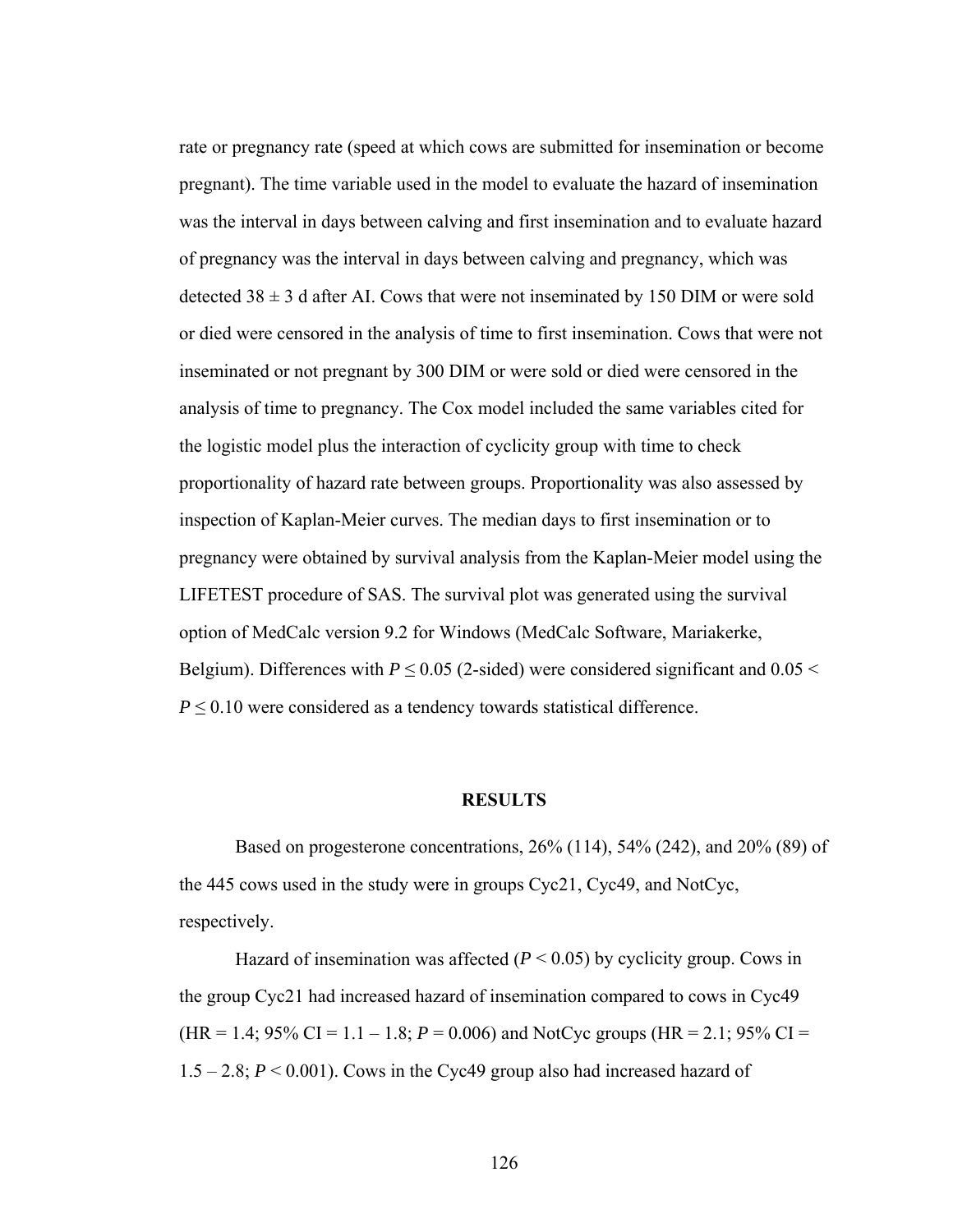rate or pregnancy rate (speed at which cows are submitted for insemination or become pregnant). The time variable used in the model to evaluate the hazard of insemination was the interval in days between calving and first insemination and to evaluate hazard of pregnancy was the interval in days between calving and pregnancy, which was detected 38 ± 3 d after AI. Cows that were not inseminated by 150 DIM or were sold or died were censored in the analysis of time to first insemination. Cows that were not inseminated or not pregnant by 300 DIM or were sold or died were censored in the analysis of time to pregnancy. The Cox model included the same variables cited for the logistic model plus the interaction of cyclicity group with time to check proportionality of hazard rate between groups. Proportionality was also assessed by inspection of Kaplan-Meier curves. The median days to first insemination or to pregnancy were obtained by survival analysis from the Kaplan-Meier model using the LIFETEST procedure of SAS. The survival plot was generated using the survival option of MedCalc version 9.2 for Windows (MedCalc Software, Mariakerke, Belgium). Differences with $P \leq 0.05$ (2-sided) were considered significant and $0.05 < P \leq 0.10$ were considered as a tendency towards statistical difference.

## RESULTS

Based on progesterone concentrations, 26% (114), 54% (242), and 20% (89) of the 445 cows used in the study were in groups Cyc21, Cyc49, and NotCyc, respectively.

Hazard of insemination was affected ($P < 0.05$) by cyclicity group. Cows in the group Cyc21 had increased hazard of insemination compared to cows in Cyc49 (HR = 1.4; 95% CI = 1.1 – 1.8; $P = 0.006$) and NotCyc groups (HR = 2.1; 95% CI = 1.5 – 2.8; $P < 0.001$). Cows in the Cyc49 group also had increased hazard of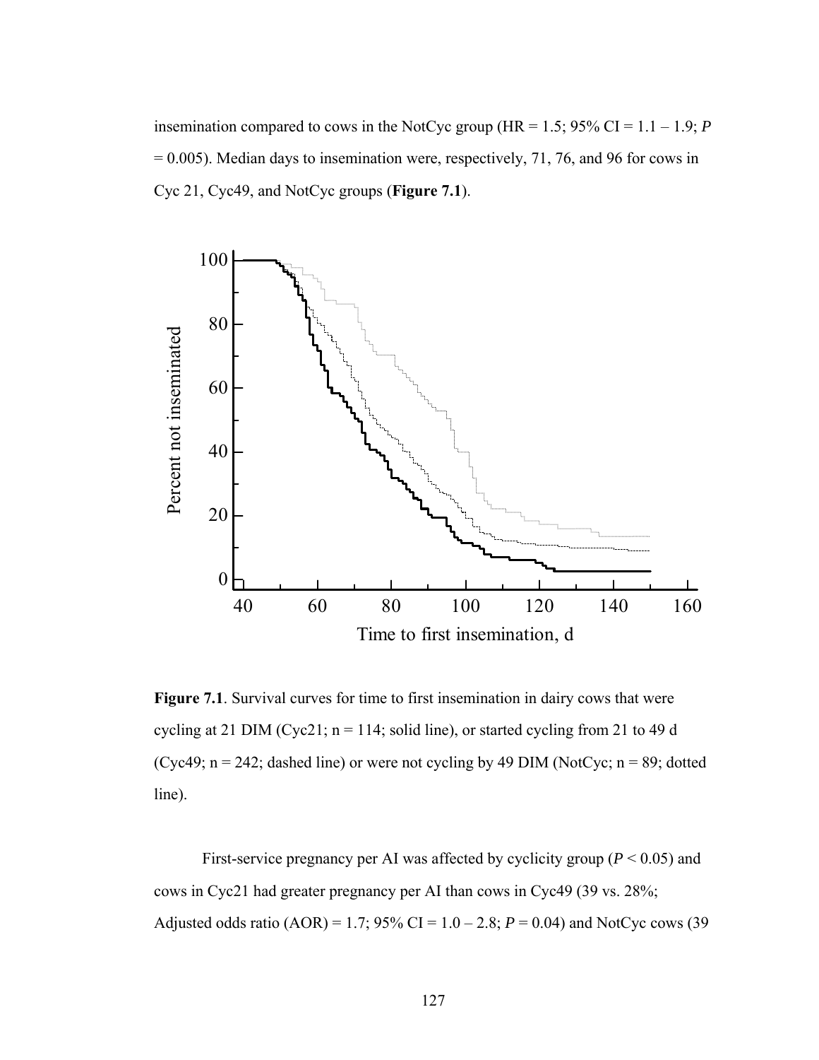insemination compared to cows in the NotCyc group (HR = 1.5; 95% CI = 1.1 – 1.9; *P* = 0.005). Median days to insemination were, respectively, 71, 76, and 96 for cows in Cyc 21, Cyc49, and NotCyc groups (**Figure 7.1**).

**Figure 7.1**. Survival curves for time to first insemination in dairy cows that were cycling at 21 DIM (Cyc21; n = 114; solid line), or started cycling from 21 to 49 d (Cyc49; n = 242; dashed line) or were not cycling by 49 DIM (NotCyc; n = 89; dotted line).

First-service pregnancy per AI was affected by cyclicity group (*P* < 0.05) and cows in Cyc21 had greater pregnancy per AI than cows in Cyc49 (39 vs. 28%; Adjusted odds ratio (AOR) = 1.7; 95% CI = 1.0 – 2.8; *P* = 0.04) and NotCyc cows (39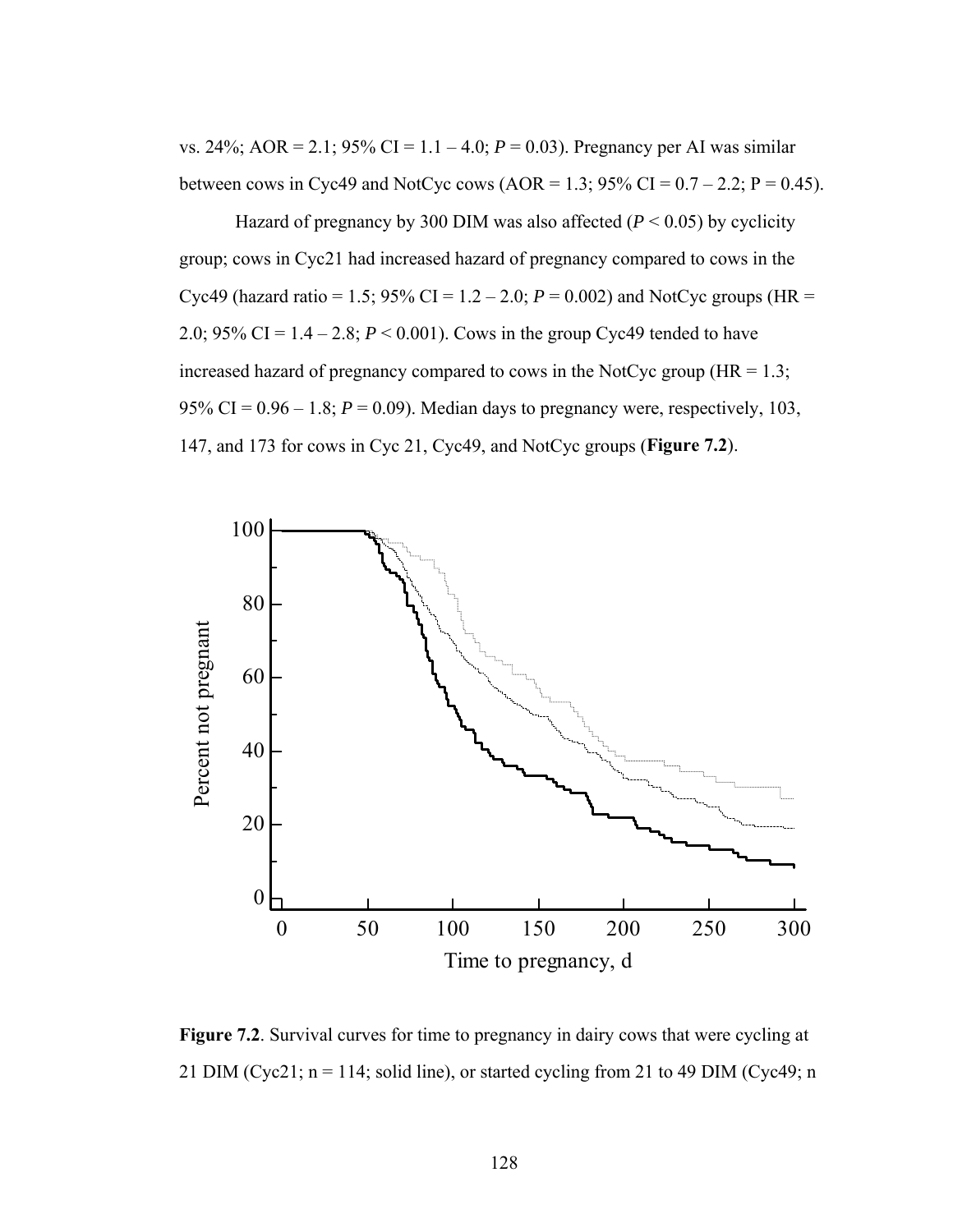vs. 24%; AOR = 2.1; 95% CI = 1.1 – 4.0; *P* = 0.03). Pregnancy per AI was similar between cows in Cyc49 and NotCyc cows (AOR = 1.3; 95% CI = 0.7 – 2.2; P = 0.45).

Hazard of pregnancy by 300 DIM was also affected (*P* < 0.05) by cyclicity group; cows in Cyc21 had increased hazard of pregnancy compared to cows in the Cyc49 (hazard ratio = 1.5; 95% CI = 1.2 – 2.0; *P* = 0.002) and NotCyc groups (HR = 2.0; 95% CI = 1.4 – 2.8; *P* < 0.001). Cows in the group Cyc49 tended to have increased hazard of pregnancy compared to cows in the NotCyc group (HR = 1.3; 95% CI = 0.96 – 1.8; *P* = 0.09). Median days to pregnancy were, respectively, 103, 147, and 173 for cows in Cyc 21, Cyc49, and NotCyc groups (**Figure 7.2**).

**Figure 7.2**. Survival curves for time to pregnancy in dairy cows that were cycling at 21 DIM (Cyc21; n = 114; solid line), or started cycling from 21 to 49 DIM (Cyc49; n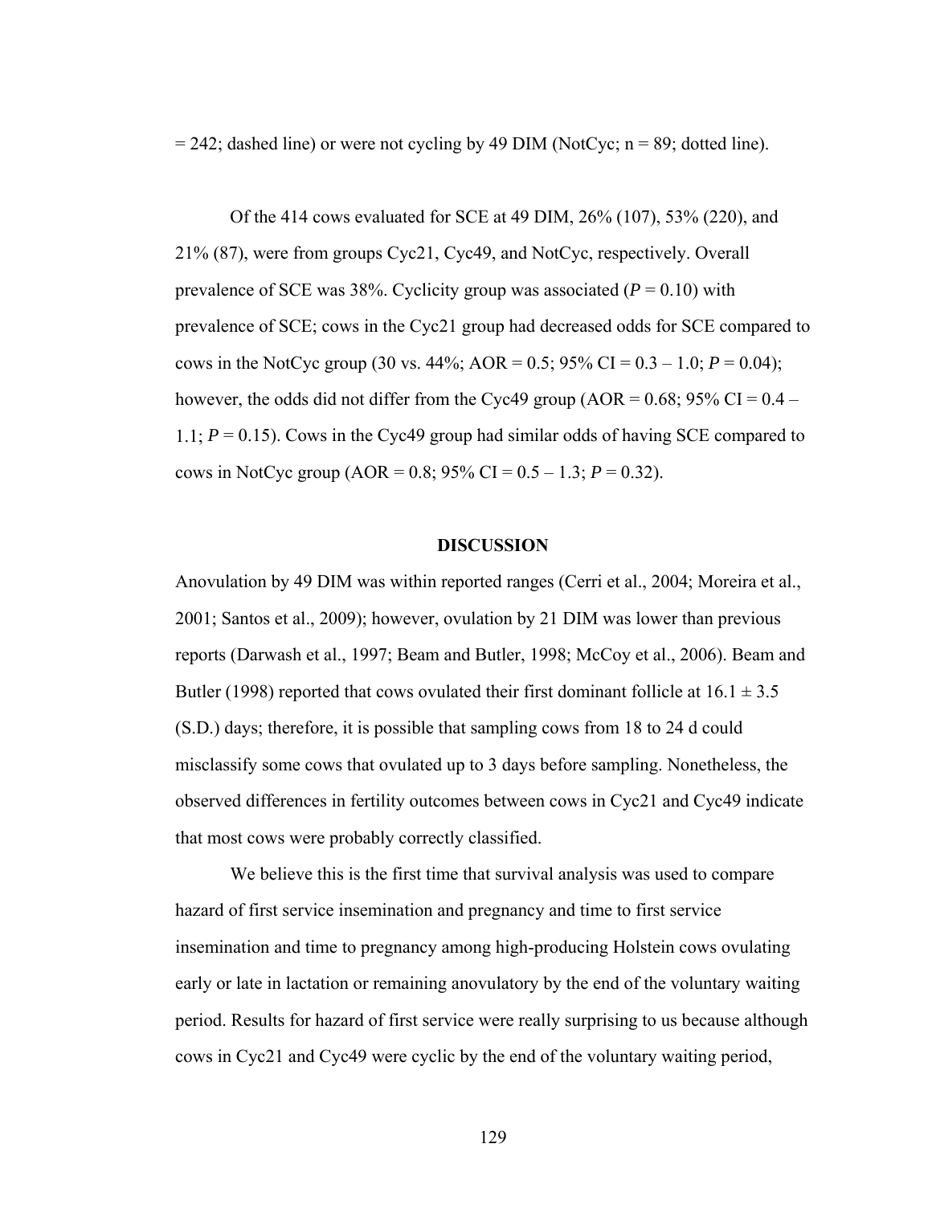= 242; dashed line) or were not cycling by 49 DIM (NotCyc; n = 89; dotted line).

Of the 414 cows evaluated for SCE at 49 DIM, 26% (107), 53% (220), and 21% (87), were from groups Cyc21, Cyc49, and NotCyc, respectively. Overall prevalence of SCE was 38%. Cyclicity group was associated ($P = 0.10$) with prevalence of SCE; cows in the Cyc21 group had decreased odds for SCE compared to cows in the NotCyc group (30 vs. 44%; AOR = 0.5; 95% CI = 0.3 – 1.0; $P = 0.04$); however, the odds did not differ from the Cyc49 group (AOR = 0.68; 95% CI = 0.4 – 1.1; $P = 0.15$). Cows in the Cyc49 group had similar odds of having SCE compared to cows in NotCyc group (AOR = 0.8; 95% CI = 0.5 – 1.3; $P = 0.32$).

## DISCUSSION

Anovulation by 49 DIM was within reported ranges (Cerri et al., 2004; Moreira et al., 2001; Santos et al., 2009); however, ovulation by 21 DIM was lower than previous reports (Darwash et al., 1997; Beam and Butler, 1998; McCoy et al., 2006). Beam and Butler (1998) reported that cows ovulated their first dominant follicle at 16.1 ± 3.5 (S.D.) days; therefore, it is possible that sampling cows from 18 to 24 d could misclassify some cows that ovulated up to 3 days before sampling. Nonetheless, the observed differences in fertility outcomes between cows in Cyc21 and Cyc49 indicate that most cows were probably correctly classified.

We believe this is the first time that survival analysis was used to compare hazard of first service insemination and pregnancy and time to first service insemination and time to pregnancy among high-producing Holstein cows ovulating early or late in lactation or remaining anovulatory by the end of the voluntary waiting period. Results for hazard of first service were really surprising to us because although cows in Cyc21 and Cyc49 were cyclic by the end of the voluntary waiting period,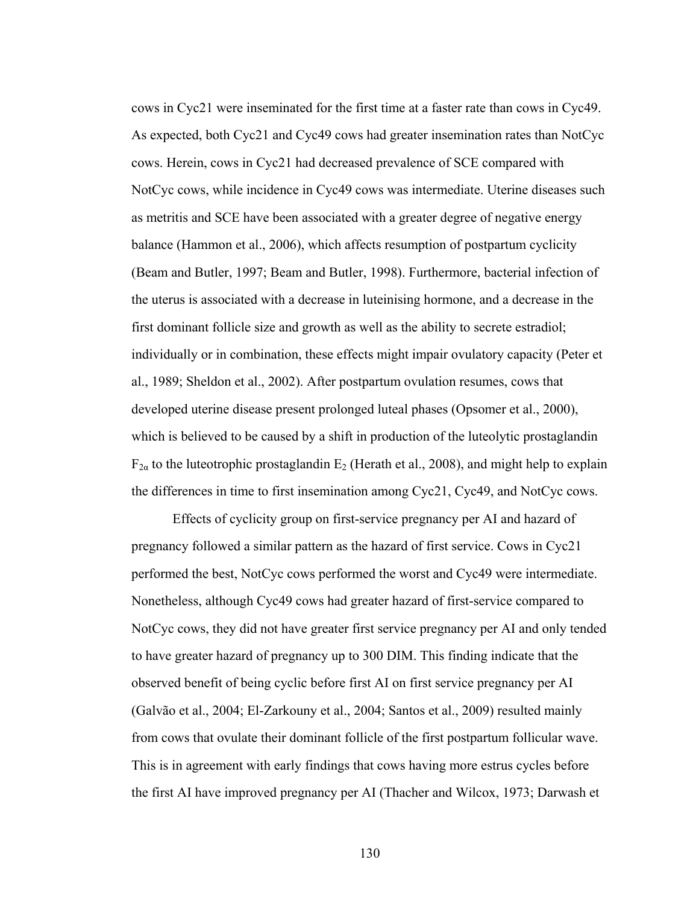cows in Cyc21 were inseminated for the first time at a faster rate than cows in Cyc49. As expected, both Cyc21 and Cyc49 cows had greater insemination rates than NotCyc cows. Herein, cows in Cyc21 had decreased prevalence of SCE compared with NotCyc cows, while incidence in Cyc49 cows was intermediate. Uterine diseases such as metritis and SCE have been associated with a greater degree of negative energy balance (Hammon et al., 2006), which affects resumption of postpartum cyclicity (Beam and Butler, 1997; Beam and Butler, 1998). Furthermore, bacterial infection of the uterus is associated with a decrease in luteinising hormone, and a decrease in the first dominant follicle size and growth as well as the ability to secrete estradiol; individually or in combination, these effects might impair ovulatory capacity (Peter et al., 1989; Sheldon et al., 2002). After postpartum ovulation resumes, cows that developed uterine disease present prolonged luteal phases (Opsomer et al., 2000), which is believed to be caused by a shift in production of the luteolytic prostaglandin $F_{2\alpha}$ to the luteotrophic prostaglandin $E_2$ (Herath et al., 2008), and might help to explain the differences in time to first insemination among Cyc21, Cyc49, and NotCyc cows.

Effects of cyclicity group on first-service pregnancy per AI and hazard of pregnancy followed a similar pattern as the hazard of first service. Cows in Cyc21 performed the best, NotCyc cows performed the worst and Cyc49 were intermediate. Nonetheless, although Cyc49 cows had greater hazard of first-service compared to NotCyc cows, they did not have greater first service pregnancy per AI and only tended to have greater hazard of pregnancy up to 300 DIM. This finding indicate that the observed benefit of being cyclic before first AI on first service pregnancy per AI (Galvão et al., 2004; El-Zarkouny et al., 2004; Santos et al., 2009) resulted mainly from cows that ovulate their dominant follicle of the first postpartum follicular wave. This is in agreement with early findings that cows having more estrus cycles before the first AI have improved pregnancy per AI (Thacher and Wilcox, 1973; Darwash et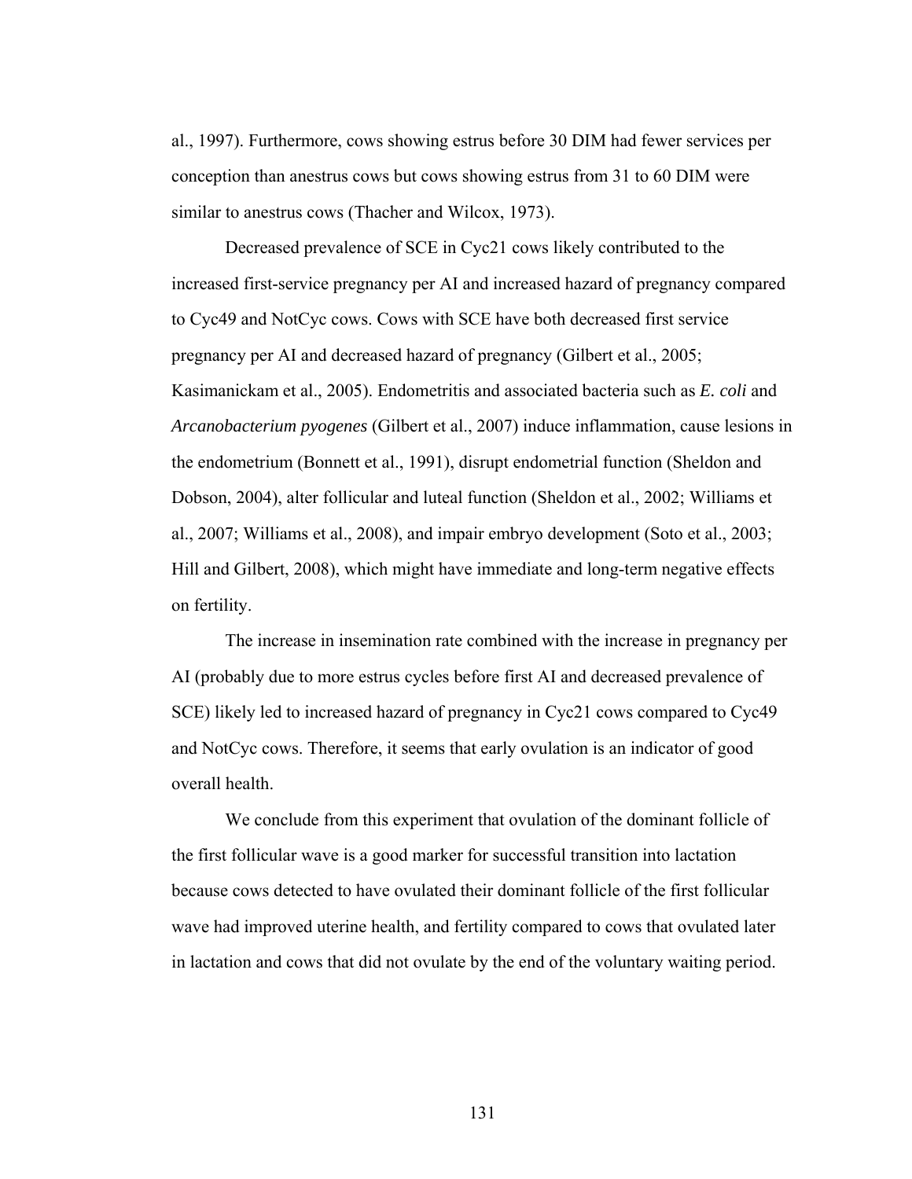al., 1997). Furthermore, cows showing estrus before 30 DIM had fewer services per conception than anestrus cows but cows showing estrus from 31 to 60 DIM were similar to anestrus cows (Thacher and Wilcox, 1973).

Decreased prevalence of SCE in Cyc21 cows likely contributed to the increased first-service pregnancy per AI and increased hazard of pregnancy compared to Cyc49 and NotCyc cows. Cows with SCE have both decreased first service pregnancy per AI and decreased hazard of pregnancy (Gilbert et al., 2005; Kasimanickam et al., 2005). Endometritis and associated bacteria such as *E. coli* and *Arcanobacterium pyogenes* (Gilbert et al., 2007) induce inflammation, cause lesions in the endometrium (Bonnett et al., 1991), disrupt endometrial function (Sheldon and Dobson, 2004), alter follicular and luteal function (Sheldon et al., 2002; Williams et al., 2007; Williams et al., 2008), and impair embryo development (Soto et al., 2003; Hill and Gilbert, 2008), which might have immediate and long-term negative effects on fertility.

The increase in insemination rate combined with the increase in pregnancy per AI (probably due to more estrus cycles before first AI and decreased prevalence of SCE) likely led to increased hazard of pregnancy in Cyc21 cows compared to Cyc49 and NotCyc cows. Therefore, it seems that early ovulation is an indicator of good overall health.

We conclude from this experiment that ovulation of the dominant follicle of the first follicular wave is a good marker for successful transition into lactation because cows detected to have ovulated their dominant follicle of the first follicular wave had improved uterine health, and fertility compared to cows that ovulated later in lactation and cows that did not ovulate by the end of the voluntary waiting period.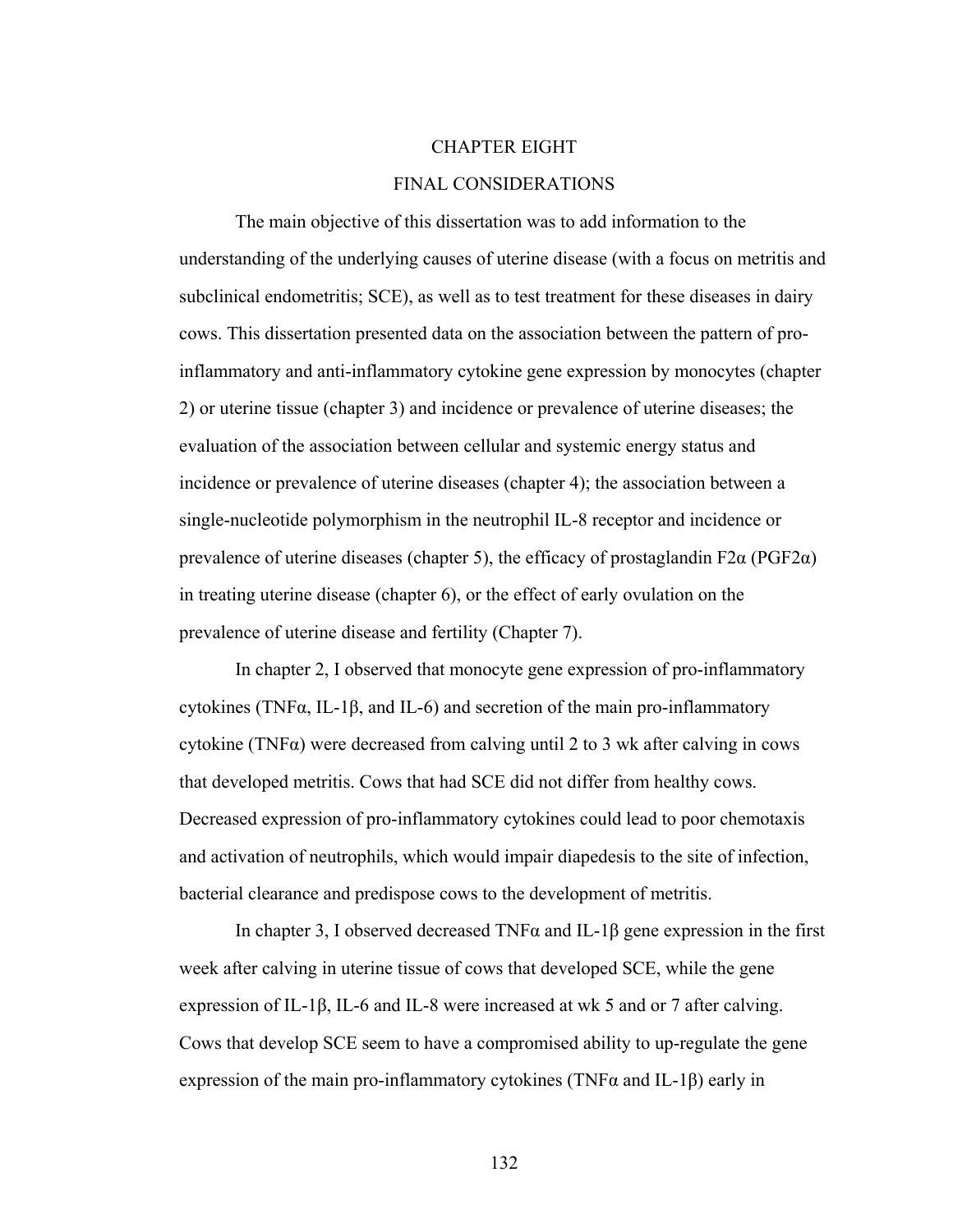# CHAPTER EIGHT

## FINAL CONSIDERATIONS

The main objective of this dissertation was to add information to the understanding of the underlying causes of uterine disease (with a focus on metritis and subclinical endometritis; SCE), as well as to test treatment for these diseases in dairy cows. This dissertation presented data on the association between the pattern of pro-inflammatory and anti-inflammatory cytokine gene expression by monocytes (chapter 2) or uterine tissue (chapter 3) and incidence or prevalence of uterine diseases; the evaluation of the association between cellular and systemic energy status and incidence or prevalence of uterine diseases (chapter 4); the association between a single-nucleotide polymorphism in the neutrophil IL-8 receptor and incidence or prevalence of uterine diseases (chapter 5), the efficacy of prostaglandin F2α (PGF2α) in treating uterine disease (chapter 6), or the effect of early ovulation on the prevalence of uterine disease and fertility (Chapter 7).

In chapter 2, I observed that monocyte gene expression of pro-inflammatory cytokines (TNFα, IL-1β, and IL-6) and secretion of the main pro-inflammatory cytokine (TNFα) were decreased from calving until 2 to 3 wk after calving in cows that developed metritis. Cows that had SCE did not differ from healthy cows. Decreased expression of pro-inflammatory cytokines could lead to poor chemotaxis and activation of neutrophils, which would impair diapedesis to the site of infection, bacterial clearance and predispose cows to the development of metritis.

In chapter 3, I observed decreased TNFα and IL-1β gene expression in the first week after calving in uterine tissue of cows that developed SCE, while the gene expression of IL-1β, IL-6 and IL-8 were increased at wk 5 and or 7 after calving. Cows that develop SCE seem to have a compromised ability to up-regulate the gene expression of the main pro-inflammatory cytokines (TNFα and IL-1β) early in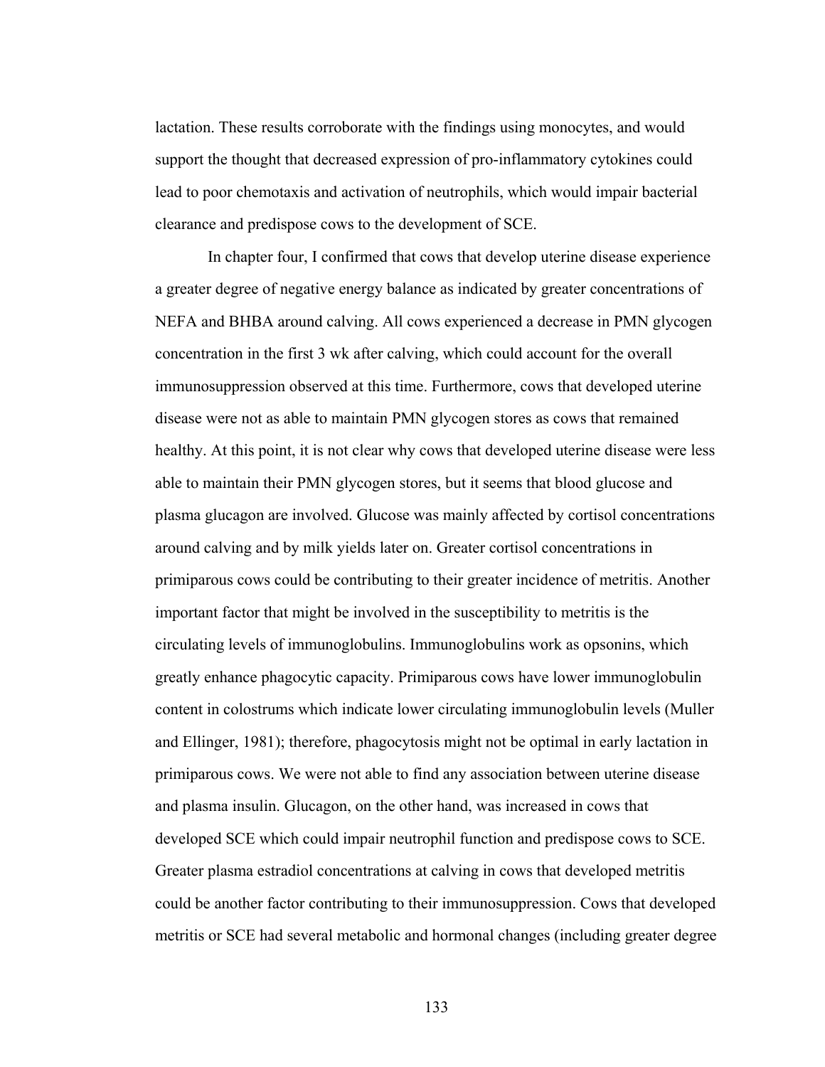lactation. These results corroborate with the findings using monocytes, and would support the thought that decreased expression of pro-inflammatory cytokines could lead to poor chemotaxis and activation of neutrophils, which would impair bacterial clearance and predispose cows to the development of SCE.

In chapter four, I confirmed that cows that develop uterine disease experience a greater degree of negative energy balance as indicated by greater concentrations of NEFA and BHBA around calving. All cows experienced a decrease in PMN glycogen concentration in the first 3 wk after calving, which could account for the overall immunosuppression observed at this time. Furthermore, cows that developed uterine disease were not as able to maintain PMN glycogen stores as cows that remained healthy. At this point, it is not clear why cows that developed uterine disease were less able to maintain their PMN glycogen stores, but it seems that blood glucose and plasma glucagon are involved. Glucose was mainly affected by cortisol concentrations around calving and by milk yields later on. Greater cortisol concentrations in primiparous cows could be contributing to their greater incidence of metritis. Another important factor that might be involved in the susceptibility to metritis is the circulating levels of immunoglobulins. Immunoglobulins work as opsonins, which greatly enhance phagocytic capacity. Primiparous cows have lower immunoglobulin content in colostrums which indicate lower circulating immunoglobulin levels (Muller and Ellinger, 1981); therefore, phagocytosis might not be optimal in early lactation in primiparous cows. We were not able to find any association between uterine disease and plasma insulin. Glucagon, on the other hand, was increased in cows that developed SCE which could impair neutrophil function and predispose cows to SCE. Greater plasma estradiol concentrations at calving in cows that developed metritis could be another factor contributing to their immunosuppression. Cows that developed metritis or SCE had several metabolic and hormonal changes (including greater degree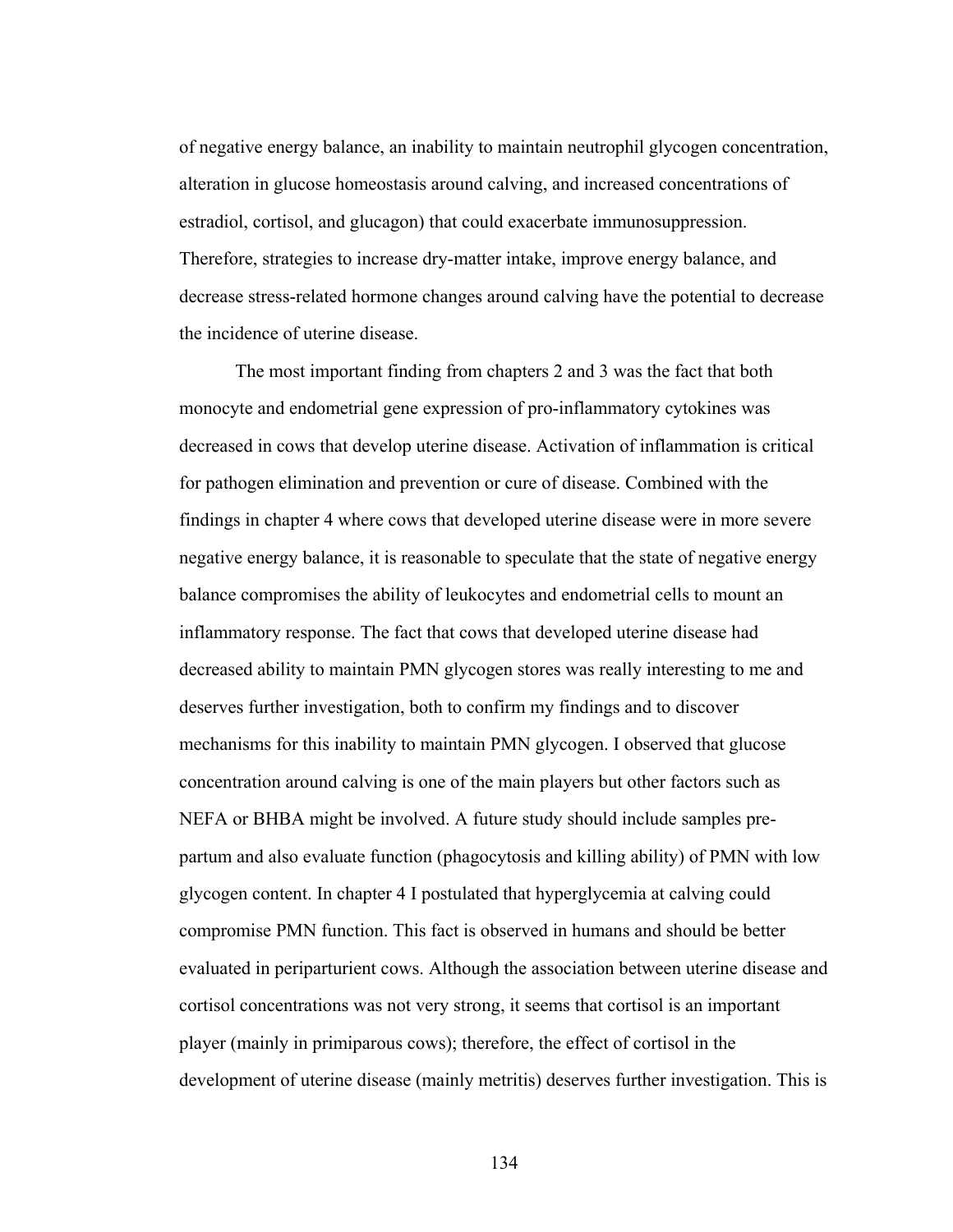of negative energy balance, an inability to maintain neutrophil glycogen concentration, alteration in glucose homeostasis around calving, and increased concentrations of estradiol, cortisol, and glucagon) that could exacerbate immunosuppression. Therefore, strategies to increase dry-matter intake, improve energy balance, and decrease stress-related hormone changes around calving have the potential to decrease the incidence of uterine disease.

The most important finding from chapters 2 and 3 was the fact that both monocyte and endometrial gene expression of pro-inflammatory cytokines was decreased in cows that develop uterine disease. Activation of inflammation is critical for pathogen elimination and prevention or cure of disease. Combined with the findings in chapter 4 where cows that developed uterine disease were in more severe negative energy balance, it is reasonable to speculate that the state of negative energy balance compromises the ability of leukocytes and endometrial cells to mount an inflammatory response. The fact that cows that developed uterine disease had decreased ability to maintain PMN glycogen stores was really interesting to me and deserves further investigation, both to confirm my findings and to discover mechanisms for this inability to maintain PMN glycogen. I observed that glucose concentration around calving is one of the main players but other factors such as NEFA or BHBA might be involved. A future study should include samples pre-partum and also evaluate function (phagocytosis and killing ability) of PMN with low glycogen content. In chapter 4 I postulated that hyperglycemia at calving could compromise PMN function. This fact is observed in humans and should be better evaluated in periparturient cows. Although the association between uterine disease and cortisol concentrations was not very strong, it seems that cortisol is an important player (mainly in primiparous cows); therefore, the effect of cortisol in the development of uterine disease (mainly metritis) deserves further investigation. This is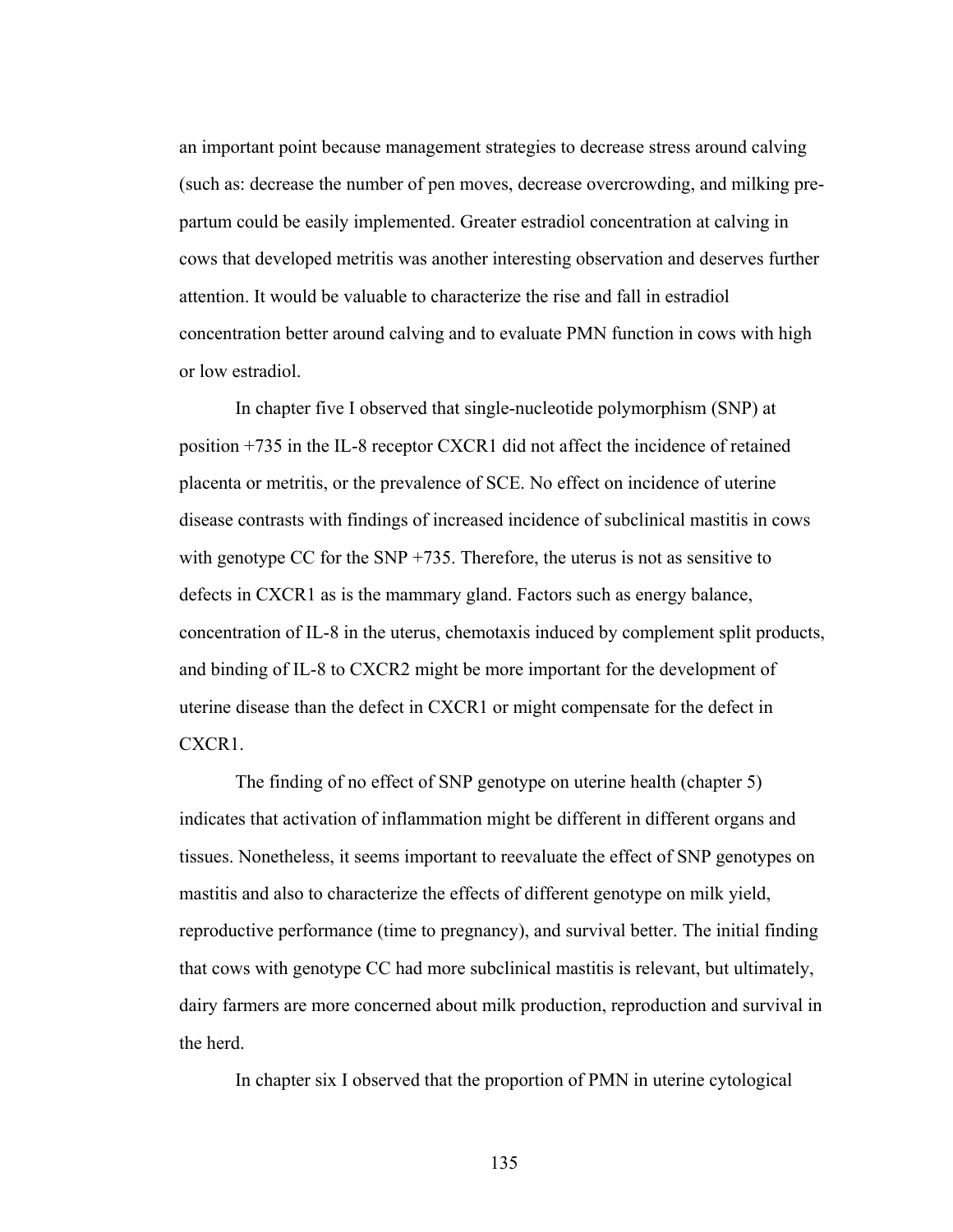an important point because management strategies to decrease stress around calving (such as: decrease the number of pen moves, decrease overcrowding, and milking pre-partum could be easily implemented. Greater estradiol concentration at calving in cows that developed metritis was another interesting observation and deserves further attention. It would be valuable to characterize the rise and fall in estradiol concentration better around calving and to evaluate PMN function in cows with high or low estradiol.

In chapter five I observed that single-nucleotide polymorphism (SNP) at position +735 in the IL-8 receptor CXCR1 did not affect the incidence of retained placenta or metritis, or the prevalence of SCE. No effect on incidence of uterine disease contrasts with findings of increased incidence of subclinical mastitis in cows with genotype CC for the SNP +735. Therefore, the uterus is not as sensitive to defects in CXCR1 as is the mammary gland. Factors such as energy balance, concentration of IL-8 in the uterus, chemotaxis induced by complement split products, and binding of IL-8 to CXCR2 might be more important for the development of uterine disease than the defect in CXCR1 or might compensate for the defect in CXCR1.

The finding of no effect of SNP genotype on uterine health (chapter 5) indicates that activation of inflammation might be different in different organs and tissues. Nonetheless, it seems important to reevaluate the effect of SNP genotypes on mastitis and also to characterize the effects of different genotype on milk yield, reproductive performance (time to pregnancy), and survival better. The initial finding that cows with genotype CC had more subclinical mastitis is relevant, but ultimately, dairy farmers are more concerned about milk production, reproduction and survival in the herd.

In chapter six I observed that the proportion of PMN in uterine cytological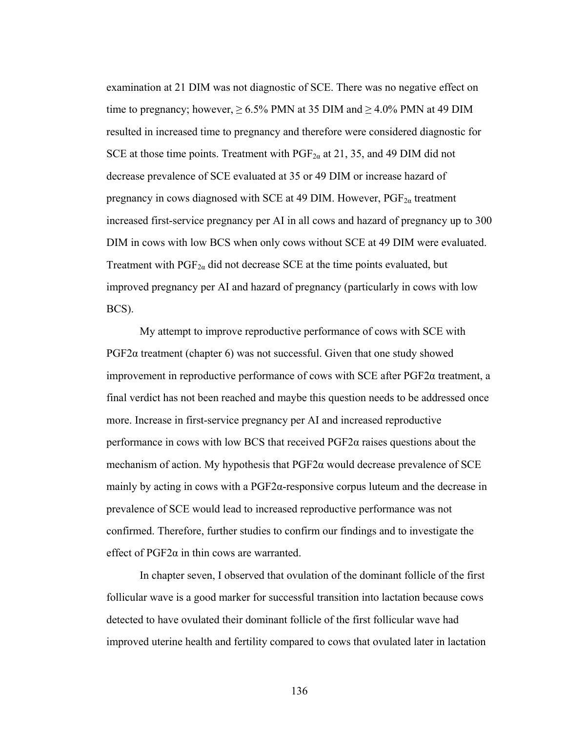examination at 21 DIM was not diagnostic of SCE. There was no negative effect on time to pregnancy; however, ≥ 6.5% PMN at 35 DIM and ≥ 4.0% PMN at 49 DIM resulted in increased time to pregnancy and therefore were considered diagnostic for SCE at those time points. Treatment with $PGF_{2\alpha}$ at 21, 35, and 49 DIM did not decrease prevalence of SCE evaluated at 35 or 49 DIM or increase hazard of pregnancy in cows diagnosed with SCE at 49 DIM. However, $PGF_{2\alpha}$ treatment increased first-service pregnancy per AI in all cows and hazard of pregnancy up to 300 DIM in cows with low BCS when only cows without SCE at 49 DIM were evaluated. Treatment with $PGF_{2\alpha}$ did not decrease SCE at the time points evaluated, but improved pregnancy per AI and hazard of pregnancy (particularly in cows with low BCS).

My attempt to improve reproductive performance of cows with SCE with PGF2α treatment (chapter 6) was not successful. Given that one study showed improvement in reproductive performance of cows with SCE after PGF2α treatment, a final verdict has not been reached and maybe this question needs to be addressed once more. Increase in first-service pregnancy per AI and increased reproductive performance in cows with low BCS that received PGF2α raises questions about the mechanism of action. My hypothesis that PGF2α would decrease prevalence of SCE mainly by acting in cows with a PGF2α-responsive corpus luteum and the decrease in prevalence of SCE would lead to increased reproductive performance was not confirmed. Therefore, further studies to confirm our findings and to investigate the effect of PGF2α in thin cows are warranted.

In chapter seven, I observed that ovulation of the dominant follicle of the first follicular wave is a good marker for successful transition into lactation because cows detected to have ovulated their dominant follicle of the first follicular wave had improved uterine health and fertility compared to cows that ovulated later in lactation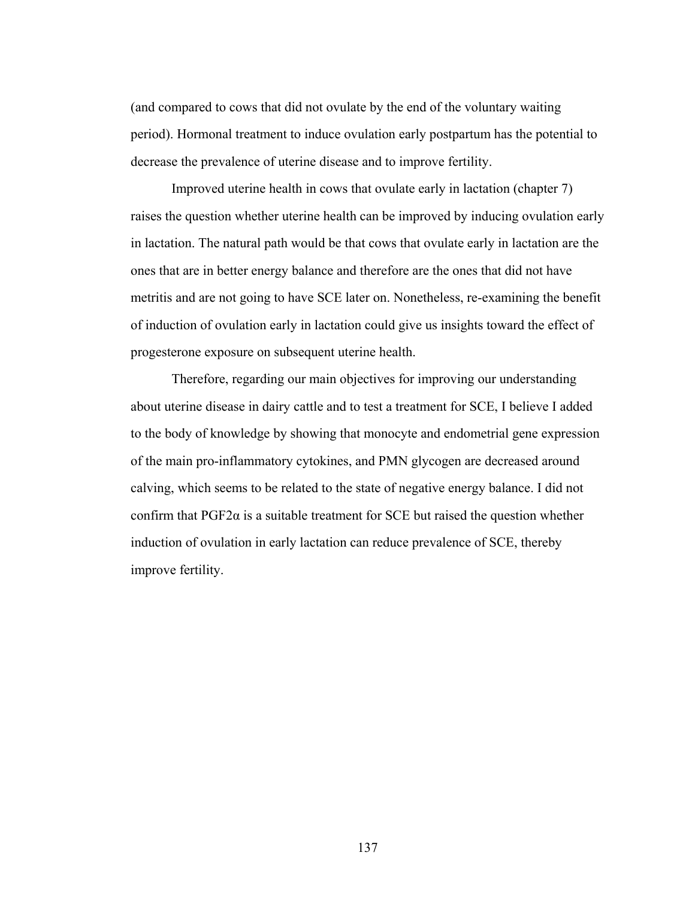(and compared to cows that did not ovulate by the end of the voluntary waiting period). Hormonal treatment to induce ovulation early postpartum has the potential to decrease the prevalence of uterine disease and to improve fertility.

Improved uterine health in cows that ovulate early in lactation (chapter 7) raises the question whether uterine health can be improved by inducing ovulation early in lactation. The natural path would be that cows that ovulate early in lactation are the ones that are in better energy balance and therefore are the ones that did not have metritis and are not going to have SCE later on. Nonetheless, re-examining the benefit of induction of ovulation early in lactation could give us insights toward the effect of progesterone exposure on subsequent uterine health.

Therefore, regarding our main objectives for improving our understanding about uterine disease in dairy cattle and to test a treatment for SCE, I believe I added to the body of knowledge by showing that monocyte and endometrial gene expression of the main pro-inflammatory cytokines, and PMN glycogen are decreased around calving, which seems to be related to the state of negative energy balance. I did not confirm that $PGF2\alpha$ is a suitable treatment for SCE but raised the question whether induction of ovulation in early lactation can reduce prevalence of SCE, thereby improve fertility.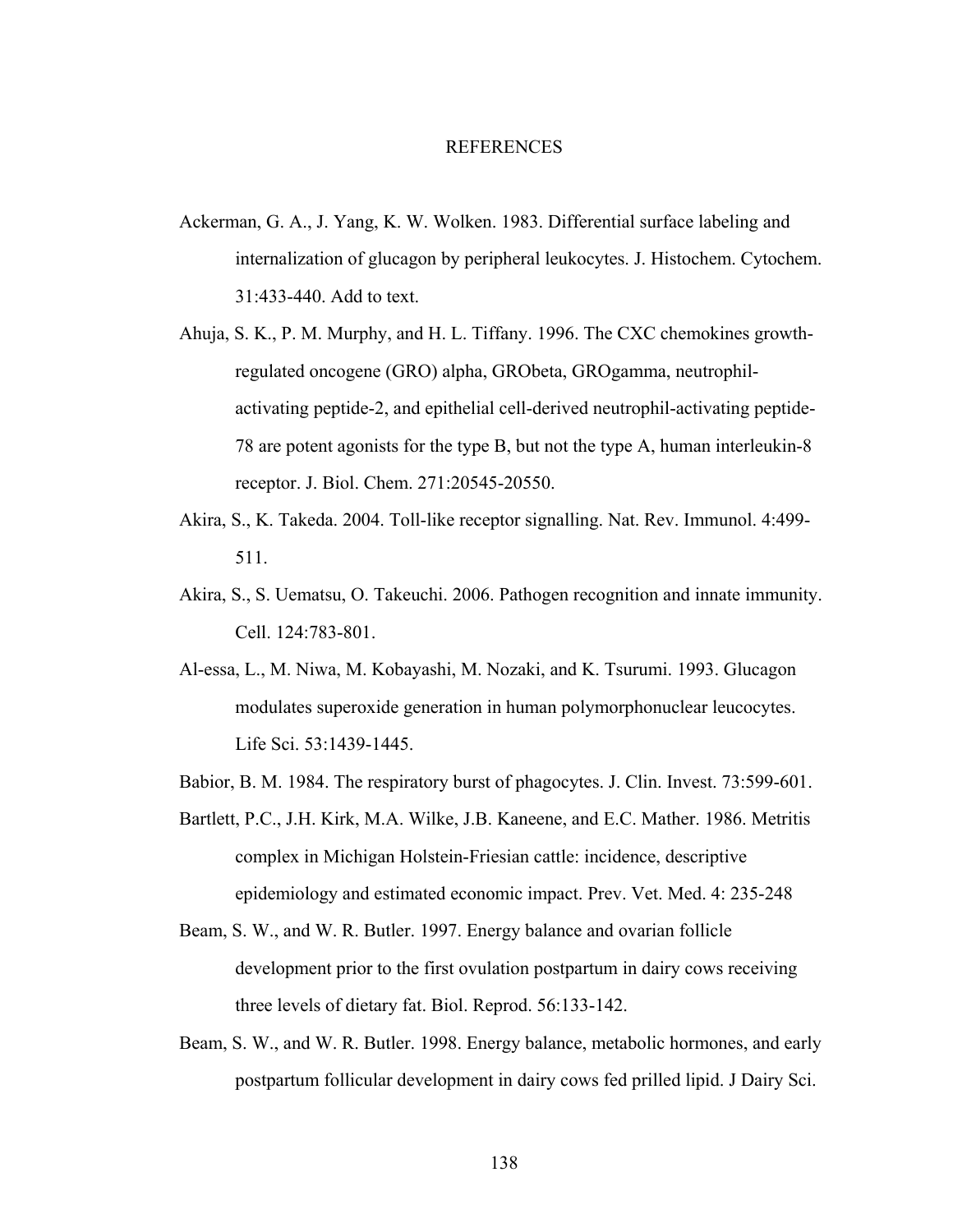# REFERENCES

Ackerman, G. A., J. Yang, K. W. Wolken. 1983. Differential surface labeling and internalization of glucagon by peripheral leukocytes. J. Histochem. Cytochem. 31:433-440. Add to text.

Ahuja, S. K., P. M. Murphy, and H. L. Tiffany. 1996. The CXC chemokines growth-regulated oncogene (GRO) alpha, GRObeta, GROgamma, neutrophil-activating peptide-2, and epithelial cell-derived neutrophil-activating peptide-78 are potent agonists for the type B, but not the type A, human interleukin-8 receptor. J. Biol. Chem. 271:20545-20550.

Akira, S., K. Takeda. 2004. Toll-like receptor signalling. Nat. Rev. Immunol. 4:499-511.

Akira, S., S. Uematsu, O. Takeuchi. 2006. Pathogen recognition and innate immunity. Cell. 124:783-801.

Al-essa, L., M. Niwa, M. Kobayashi, M. Nozaki, and K. Tsurumi. 1993. Glucagon modulates superoxide generation in human polymorphonuclear leucocytes. Life Sci. 53:1439-1445.

Babior, B. M. 1984. The respiratory burst of phagocytes. J. Clin. Invest. 73:599-601.

Bartlett, P.C., J.H. Kirk, M.A. Wilke, J.B. Kaneene, and E.C. Mather. 1986. Metritis complex in Michigan Holstein-Friesian cattle: incidence, descriptive epidemiology and estimated economic impact. Prev. Vet. Med. 4: 235-248

Beam, S. W., and W. R. Butler. 1997. Energy balance and ovarian follicle development prior to the first ovulation postpartum in dairy cows receiving three levels of dietary fat. Biol. Reprod. 56:133-142.

Beam, S. W., and W. R. Butler. 1998. Energy balance, metabolic hormones, and early postpartum follicular development in dairy cows fed prilled lipid. J Dairy Sci.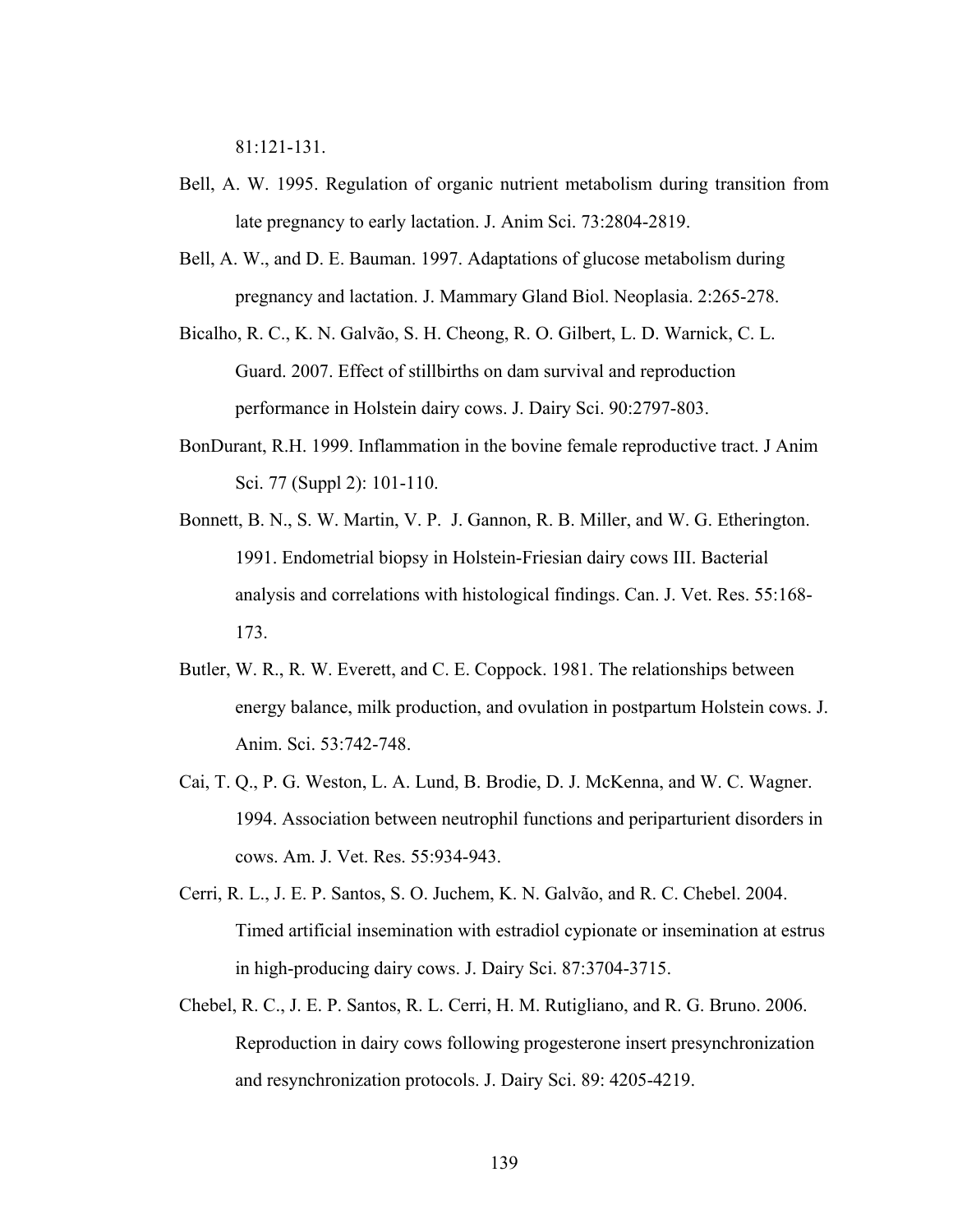81:121-131.

Bell, A. W. 1995. Regulation of organic nutrient metabolism during transition from late pregnancy to early lactation. J. Anim Sci. 73:2804-2819.

Bell, A. W., and D. E. Bauman. 1997. Adaptations of glucose metabolism during pregnancy and lactation. J. Mammary Gland Biol. Neoplasia. 2:265-278.

Bicalho, R. C., K. N. Galvão, S. H. Cheong, R. O. Gilbert, L. D. Warnick, C. L. Guard. 2007. Effect of stillbirths on dam survival and reproduction performance in Holstein dairy cows. J. Dairy Sci. 90:2797-803.

BonDurant, R.H. 1999. Inflammation in the bovine female reproductive tract. J Anim Sci. 77 (Suppl 2): 101-110.

Bonnett, B. N., S. W. Martin, V. P. J. Gannon, R. B. Miller, and W. G. Etherington. 1991. Endometrial biopsy in Holstein-Friesian dairy cows III. Bacterial analysis and correlations with histological findings. Can. J. Vet. Res. 55:168-173.

Butler, W. R., R. W. Everett, and C. E. Coppock. 1981. The relationships between energy balance, milk production, and ovulation in postpartum Holstein cows. J. Anim. Sci. 53:742-748.

Cai, T. Q., P. G. Weston, L. A. Lund, B. Brodie, D. J. McKenna, and W. C. Wagner. 1994. Association between neutrophil functions and periparturient disorders in cows. Am. J. Vet. Res. 55:934-943.

Cerri, R. L., J. E. P. Santos, S. O. Juchem, K. N. Galvão, and R. C. Chebel. 2004. Timed artificial insemination with estradiol cypionate or insemination at estrus in high-producing dairy cows. J. Dairy Sci. 87:3704-3715.

Chebel, R. C., J. E. P. Santos, R. L. Cerri, H. M. Rutigliano, and R. G. Bruno. 2006. Reproduction in dairy cows following progesterone insert presynchronization and resynchronization protocols. J. Dairy Sci. 89: 4205-4219.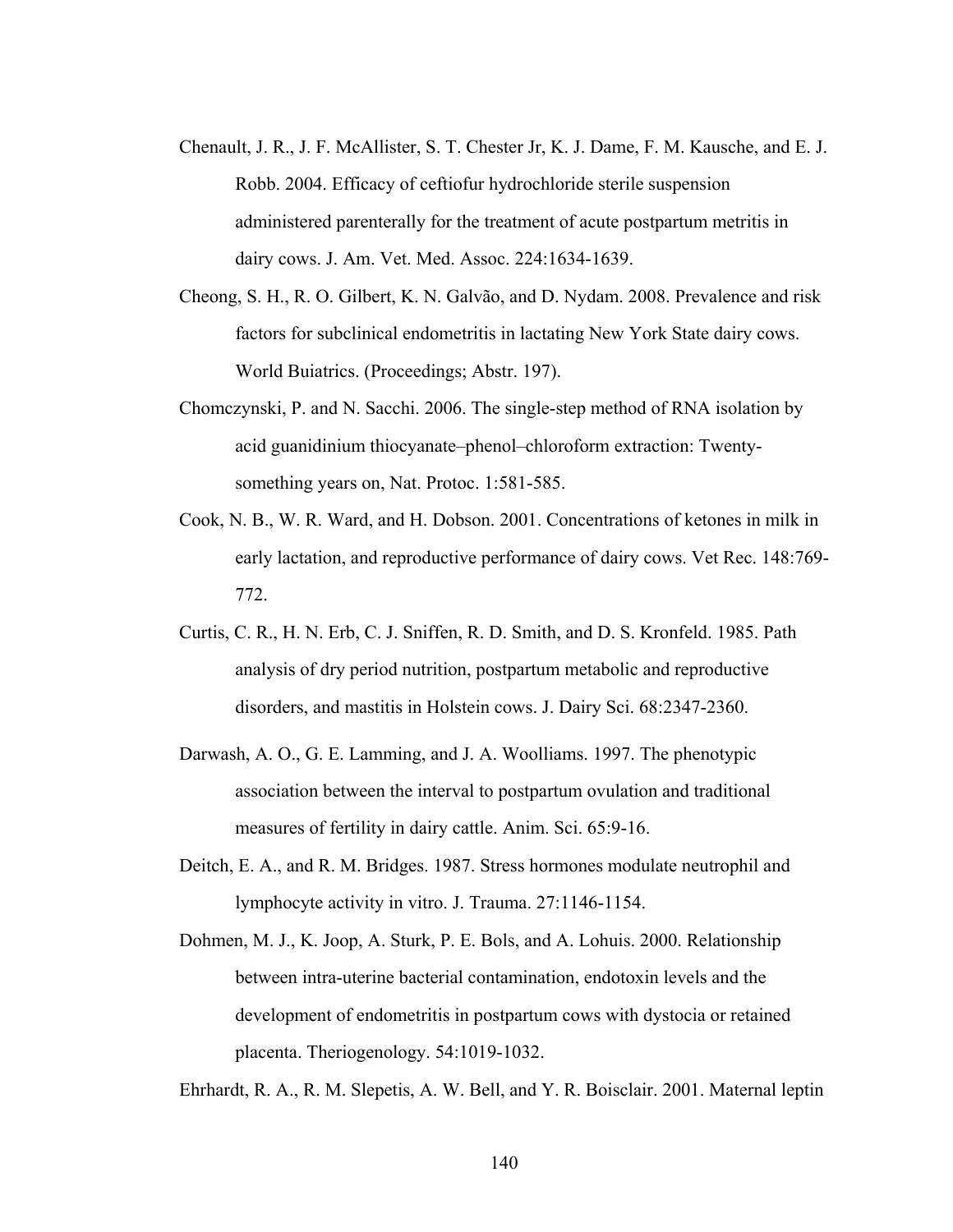Chenault, J. R., J. F. McAllister, S. T. Chester Jr, K. J. Dame, F. M. Kausche, and E. J. Robb. 2004. Efficacy of ceftiofur hydrochloride sterile suspension administered parenterally for the treatment of acute postpartum metritis in dairy cows. J. Am. Vet. Med. Assoc. 224:1634-1639.

Cheong, S. H., R. O. Gilbert, K. N. Galvão, and D. Nydam. 2008. Prevalence and risk factors for subclinical endometritis in lactating New York State dairy cows. World Buiatrics. (Proceedings; Abstr. 197).

Chomczynski, P. and N. Sacchi. 2006. The single-step method of RNA isolation by acid guanidinium thiocyanate–phenol–chloroform extraction: Twenty-something years on, Nat. Protoc. 1:581-585.

Cook, N. B., W. R. Ward, and H. Dobson. 2001. Concentrations of ketones in milk in early lactation, and reproductive performance of dairy cows. Vet Rec. 148:769-772.

Curtis, C. R., H. N. Erb, C. J. Sniffen, R. D. Smith, and D. S. Kronfeld. 1985. Path analysis of dry period nutrition, postpartum metabolic and reproductive disorders, and mastitis in Holstein cows. J. Dairy Sci. 68:2347-2360.

Darwash, A. O., G. E. Lamming, and J. A. Woolliams. 1997. The phenotypic association between the interval to postpartum ovulation and traditional measures of fertility in dairy cattle. Anim. Sci. 65:9-16.

Deitch, E. A., and R. M. Bridges. 1987. Stress hormones modulate neutrophil and lymphocyte activity in vitro. J. Trauma. 27:1146-1154.

Dohmen, M. J., K. Joop, A. Sturk, P. E. Bols, and A. Lohuis. 2000. Relationship between intra-uterine bacterial contamination, endotoxin levels and the development of endometritis in postpartum cows with dystocia or retained placenta. Theriogenology. 54:1019-1032.

Ehrhardt, R. A., R. M. Slepetis, A. W. Bell, and Y. R. Boisclair. 2001. Maternal leptin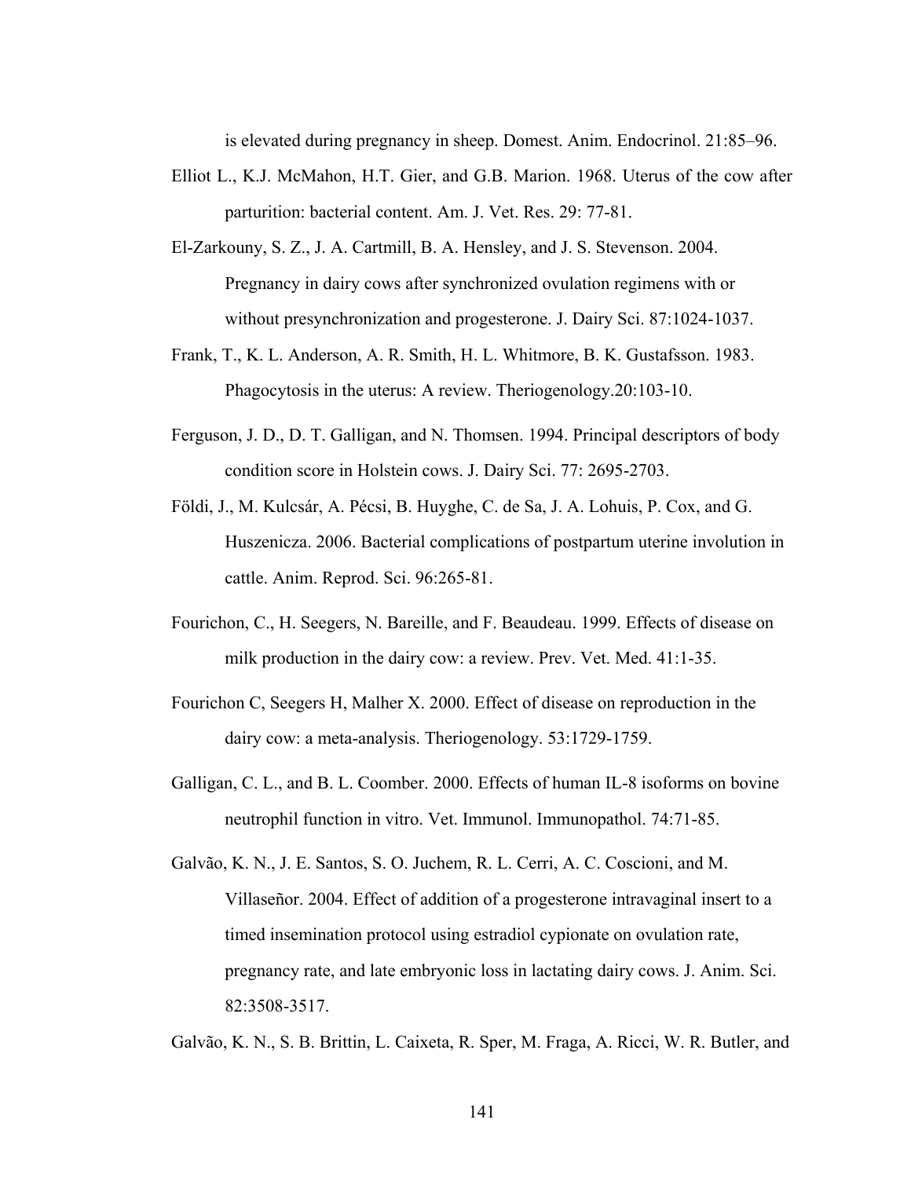is elevated during pregnancy in sheep. Domest. Anim. Endocrinol. 21:85–96.

Elliot L., K.J. McMahon, H.T. Gier, and G.B. Marion. 1968. Uterus of the cow after parturition: bacterial content. Am. J. Vet. Res. 29: 77-81.

El-Zarkouny, S. Z., J. A. Cartmill, B. A. Hensley, and J. S. Stevenson. 2004. Pregnancy in dairy cows after synchronized ovulation regimens with or without presynchronization and progesterone. J. Dairy Sci. 87:1024-1037.

Frank, T., K. L. Anderson, A. R. Smith, H. L. Whitmore, B. K. Gustafsson. 1983. Phagocytosis in the uterus: A review. Theriogenology.20:103-10.

Ferguson, J. D., D. T. Galligan, and N. Thomsen. 1994. Principal descriptors of body condition score in Holstein cows. J. Dairy Sci. 77: 2695-2703.

Földi, J., M. Kulcsár, A. Pécsi, B. Huyghe, C. de Sa, J. A. Lohuis, P. Cox, and G. Huszenicza. 2006. Bacterial complications of postpartum uterine involution in cattle. Anim. Reprod. Sci. 96:265-81.

Fourichon, C., H. Seegers, N. Bareille, and F. Beaudeau. 1999. Effects of disease on milk production in the dairy cow: a review. Prev. Vet. Med. 41:1-35.

Fourichon C, Seegers H, Malher X. 2000. Effect of disease on reproduction in the dairy cow: a meta-analysis. Theriogenology. 53:1729-1759.

Galligan, C. L., and B. L. Coomber. 2000. Effects of human IL-8 isoforms on bovine neutrophil function in vitro. Vet. Immunol. Immunopathol. 74:71-85.

Galvão, K. N., J. E. Santos, S. O. Juchem, R. L. Cerri, A. C. Coscioni, and M. Villaseñor. 2004. Effect of addition of a progesterone intravaginal insert to a timed insemination protocol using estradiol cypionate on ovulation rate, pregnancy rate, and late embryonic loss in lactating dairy cows. J. Anim. Sci. 82:3508-3517.

Galvão, K. N., S. B. Brittin, L. Caixeta, R. Sper, M. Fraga, A. Ricci, W. R. Butler, and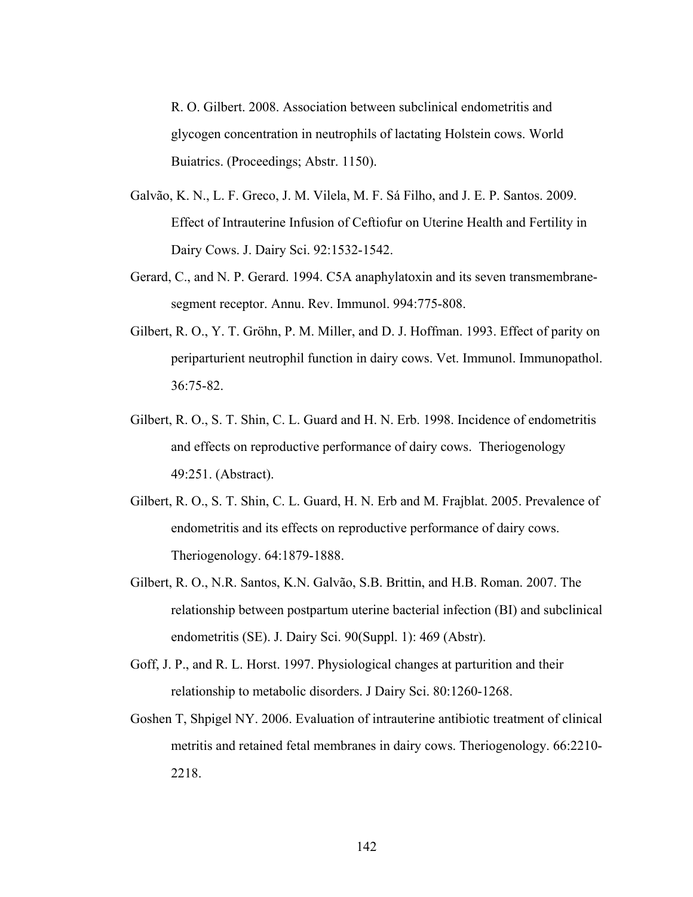R. O. Gilbert. 2008. Association between subclinical endometritis and glycogen concentration in neutrophils of lactating Holstein cows. World Buiatrics. (Proceedings; Abstr. 1150).

Galvão, K. N., L. F. Greco, J. M. Vilela, M. F. Sá Filho, and J. E. P. Santos. 2009. Effect of Intrauterine Infusion of Ceftiofur on Uterine Health and Fertility in Dairy Cows. J. Dairy Sci. 92:1532-1542.

Gerard, C., and N. P. Gerard. 1994. C5A anaphylatoxin and its seven transmembrane-segment receptor. Annu. Rev. Immunol. 994:775-808.

Gilbert, R. O., Y. T. Gröhn, P. M. Miller, and D. J. Hoffman. 1993. Effect of parity on periparturient neutrophil function in dairy cows. Vet. Immunol. Immunopathol. 36:75-82.

Gilbert, R. O., S. T. Shin, C. L. Guard and H. N. Erb. 1998. Incidence of endometritis and effects on reproductive performance of dairy cows. Theriogenology 49:251. (Abstract).

Gilbert, R. O., S. T. Shin, C. L. Guard, H. N. Erb and M. Frajblat. 2005. Prevalence of endometritis and its effects on reproductive performance of dairy cows. Theriogenology. 64:1879-1888.

Gilbert, R. O., N.R. Santos, K.N. Galvão, S.B. Brittin, and H.B. Roman. 2007. The relationship between postpartum uterine bacterial infection (BI) and subclinical endometritis (SE). J. Dairy Sci. 90(Suppl. 1): 469 (Abstr).

Goff, J. P., and R. L. Horst. 1997. Physiological changes at parturition and their relationship to metabolic disorders. J Dairy Sci. 80:1260-1268.

Goshen T, Shpigel NY. 2006. Evaluation of intrauterine antibiotic treatment of clinical metritis and retained fetal membranes in dairy cows. Theriogenology. 66:2210-2218.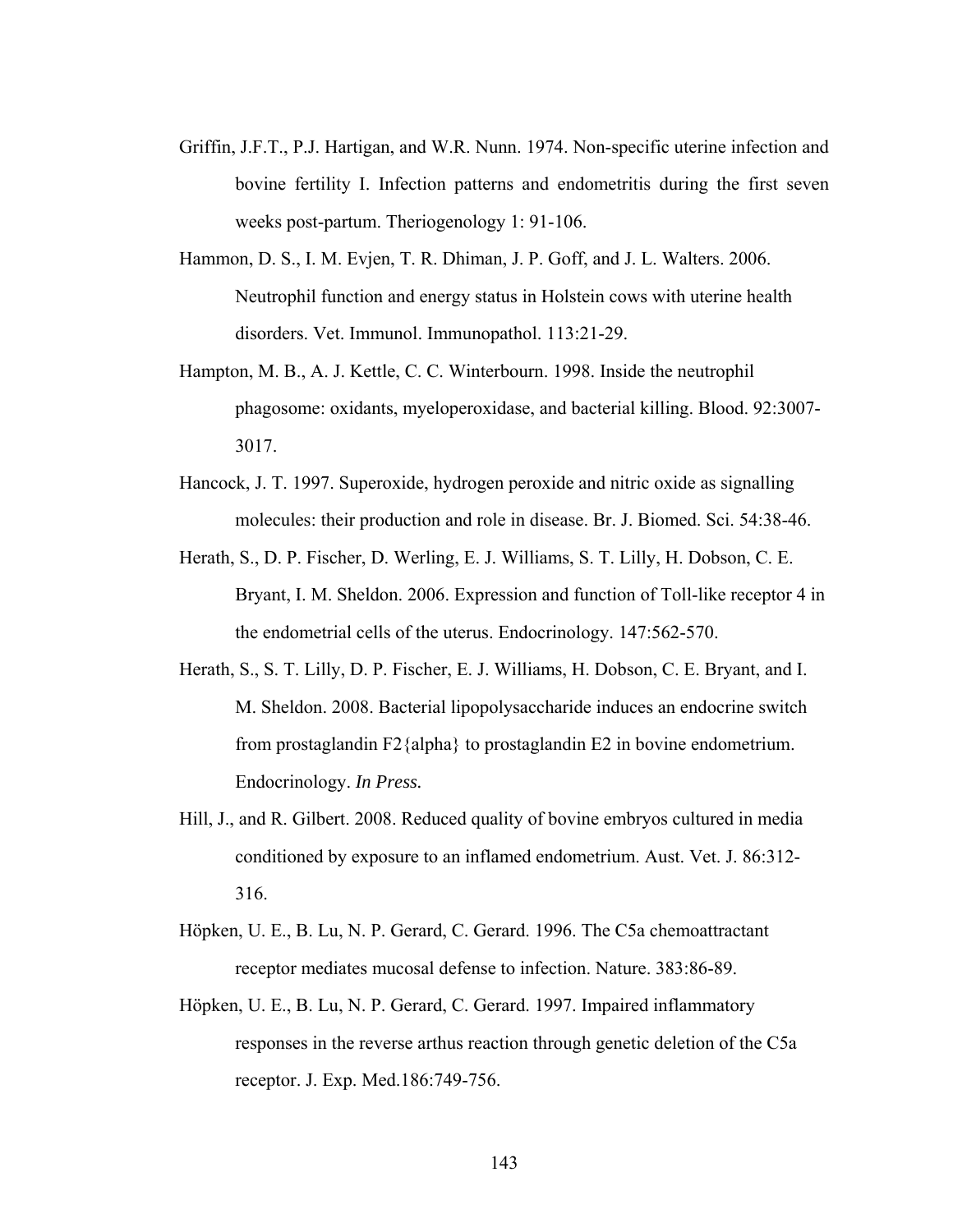Griffin, J.F.T., P.J. Hartigan, and W.R. Nunn. 1974. Non-specific uterine infection and bovine fertility I. Infection patterns and endometritis during the first seven weeks post-partum. Theriogenology 1: 91-106.

Hammon, D. S., I. M. Evjen, T. R. Dhiman, J. P. Goff, and J. L. Walters. 2006. Neutrophil function and energy status in Holstein cows with uterine health disorders. Vet. Immunol. Immunopathol. 113:21-29.

Hampton, M. B., A. J. Kettle, C. C. Winterbourn. 1998. Inside the neutrophil phagosome: oxidants, myeloperoxidase, and bacterial killing. Blood. 92:3007-3017.

Hancock, J. T. 1997. Superoxide, hydrogen peroxide and nitric oxide as signalling molecules: their production and role in disease. Br. J. Biomed. Sci. 54:38-46.

Herath, S., D. P. Fischer, D. Werling, E. J. Williams, S. T. Lilly, H. Dobson, C. E. Bryant, I. M. Sheldon. 2006. Expression and function of Toll-like receptor 4 in the endometrial cells of the uterus. Endocrinology. 147:562-570.

Herath, S., S. T. Lilly, D. P. Fischer, E. J. Williams, H. Dobson, C. E. Bryant, and I. M. Sheldon. 2008. Bacterial lipopolysaccharide induces an endocrine switch from prostaglandin F2{alpha} to prostaglandin E2 in bovine endometrium. Endocrinology. *In Press.*

Hill, J., and R. Gilbert. 2008. Reduced quality of bovine embryos cultured in media conditioned by exposure to an inflamed endometrium. Aust. Vet. J. 86:312-316.

Höpken, U. E., B. Lu, N. P. Gerard, C. Gerard. 1996. The C5a chemoattractant receptor mediates mucosal defense to infection. Nature. 383:86-89.

Höpken, U. E., B. Lu, N. P. Gerard, C. Gerard. 1997. Impaired inflammatory responses in the reverse arthus reaction through genetic deletion of the C5a receptor. J. Exp. Med.186:749-756.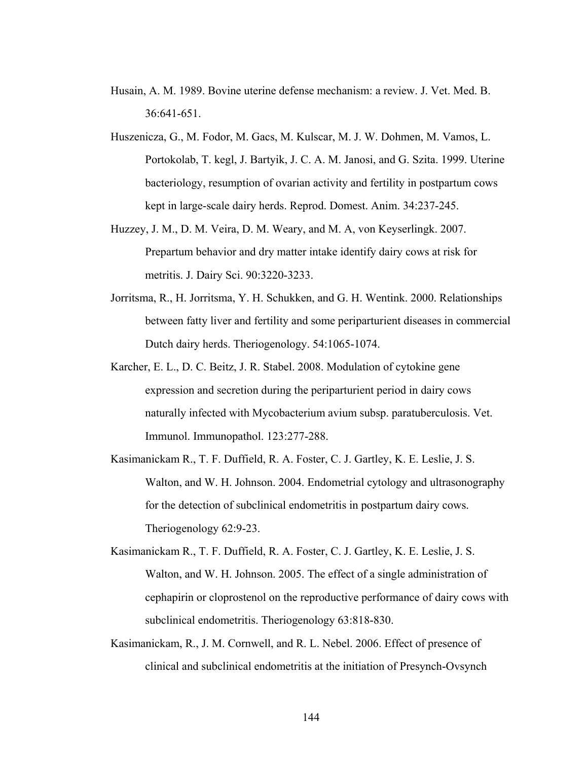Husain, A. M. 1989. Bovine uterine defense mechanism: a review. J. Vet. Med. B. 36:641-651.

Huszenicza, G., M. Fodor, M. Gacs, M. Kulscar, M. J. W. Dohmen, M. Vamos, L. Portokolab, T. kegl, J. Bartyik, J. C. A. M. Janosi, and G. Szita. 1999. Uterine bacteriology, resumption of ovarian activity and fertility in postpartum cows kept in large-scale dairy herds. Reprod. Domest. Anim. 34:237-245.

Huzzey, J. M., D. M. Veira, D. M. Weary, and M. A, von Keyserlingk. 2007. Prepartum behavior and dry matter intake identify dairy cows at risk for metritis. J. Dairy Sci. 90:3220-3233.

Jorritsma, R., H. Jorritsma, Y. H. Schukken, and G. H. Wentink. 2000. Relationships between fatty liver and fertility and some periparturient diseases in commercial Dutch dairy herds. Theriogenology. 54:1065-1074.

Karcher, E. L., D. C. Beitz, J. R. Stabel. 2008. Modulation of cytokine gene expression and secretion during the periparturient period in dairy cows naturally infected with Mycobacterium avium subsp. paratuberculosis. Vet. Immunol. Immunopathol. 123:277-288.

Kasimanickam R., T. F. Duffield, R. A. Foster, C. J. Gartley, K. E. Leslie, J. S. Walton, and W. H. Johnson. 2004. Endometrial cytology and ultrasonography for the detection of subclinical endometritis in postpartum dairy cows. Theriogenology 62:9-23.

Kasimanickam R., T. F. Duffield, R. A. Foster, C. J. Gartley, K. E. Leslie, J. S. Walton, and W. H. Johnson. 2005. The effect of a single administration of cephapirin or cloprostenol on the reproductive performance of dairy cows with subclinical endometritis. Theriogenology 63:818-830.

Kasimanickam, R., J. M. Cornwell, and R. L. Nebel. 2006. Effect of presence of clinical and subclinical endometritis at the initiation of Presynch-Ovsynch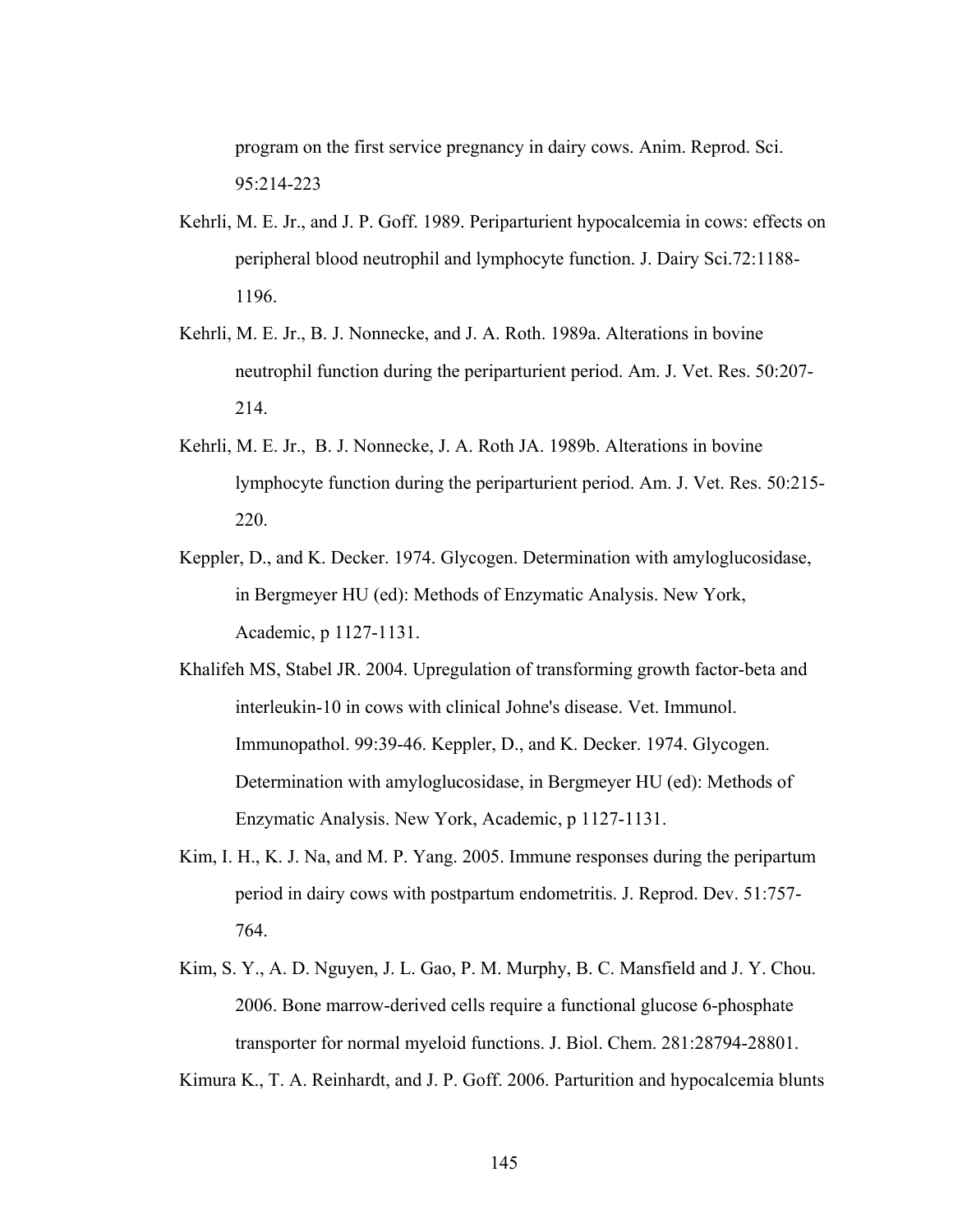program on the first service pregnancy in dairy cows. Anim. Reprod. Sci. 95:214-223

Kehrli, M. E. Jr., and J. P. Goff. 1989. Periparturient hypocalcemia in cows: effects on peripheral blood neutrophil and lymphocyte function. J. Dairy Sci.72:1188-1196.

Kehrli, M. E. Jr., B. J. Nonnecke, and J. A. Roth. 1989a. Alterations in bovine neutrophil function during the periparturient period. Am. J. Vet. Res. 50:207-214.

Kehrli, M. E. Jr., B. J. Nonnecke, J. A. Roth JA. 1989b. Alterations in bovine lymphocyte function during the periparturient period. Am. J. Vet. Res. 50:215-220.

Keppler, D., and K. Decker. 1974. Glycogen. Determination with amyloglucosidase, in Bergmeyer HU (ed): Methods of Enzymatic Analysis. New York, Academic, p 1127-1131.

Khalifeh MS, Stabel JR. 2004. Upregulation of transforming growth factor-beta and interleukin-10 in cows with clinical Johne's disease. Vet. Immunol. Immunopathol. 99:39-46. Keppler, D., and K. Decker. 1974. Glycogen. Determination with amyloglucosidase, in Bergmeyer HU (ed): Methods of Enzymatic Analysis. New York, Academic, p 1127-1131.

Kim, I. H., K. J. Na, and M. P. Yang. 2005. Immune responses during the peripartum period in dairy cows with postpartum endometritis. J. Reprod. Dev. 51:757-764.

Kim, S. Y., A. D. Nguyen, J. L. Gao, P. M. Murphy, B. C. Mansfield and J. Y. Chou. 2006. Bone marrow-derived cells require a functional glucose 6-phosphate transporter for normal myeloid functions. J. Biol. Chem. 281:28794-28801.

Kimura K., T. A. Reinhardt, and J. P. Goff. 2006. Parturition and hypocalcemia blunts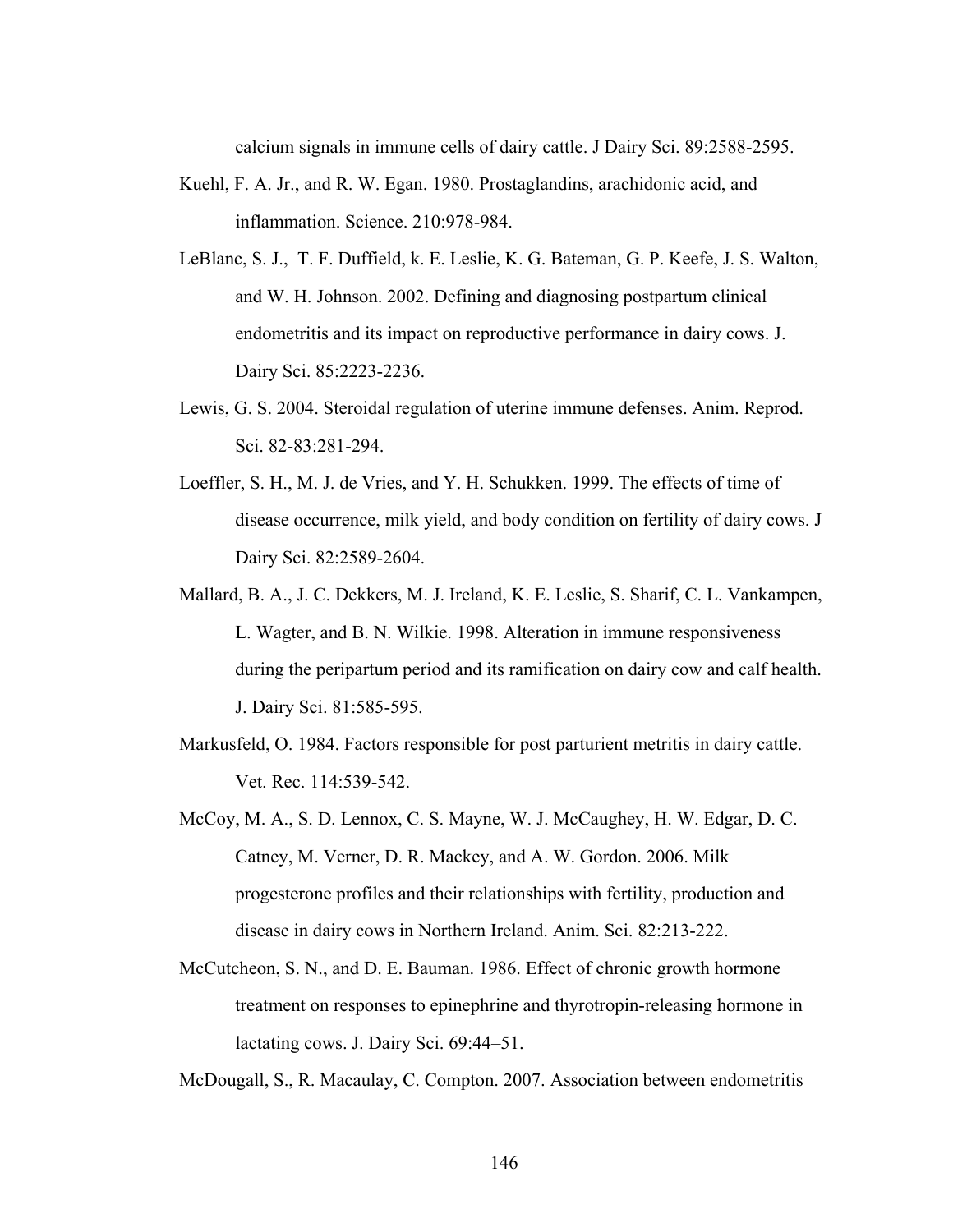calcium signals in immune cells of dairy cattle. J Dairy Sci. 89:2588-2595.

Kuehl, F. A. Jr., and R. W. Egan. 1980. Prostaglandins, arachidonic acid, and inflammation. Science. 210:978-984.

LeBlanc, S. J., T. F. Duffield, k. E. Leslie, K. G. Bateman, G. P. Keefe, J. S. Walton, and W. H. Johnson. 2002. Defining and diagnosing postpartum clinical endometritis and its impact on reproductive performance in dairy cows. J. Dairy Sci. 85:2223-2236.

Lewis, G. S. 2004. Steroidal regulation of uterine immune defenses. Anim. Reprod. Sci. 82-83:281-294.

Loeffler, S. H., M. J. de Vries, and Y. H. Schukken. 1999. The effects of time of disease occurrence, milk yield, and body condition on fertility of dairy cows. J Dairy Sci. 82:2589-2604.

Mallard, B. A., J. C. Dekkers, M. J. Ireland, K. E. Leslie, S. Sharif, C. L. Vankampen, L. Wagter, and B. N. Wilkie. 1998. Alteration in immune responsiveness during the peripartum period and its ramification on dairy cow and calf health. J. Dairy Sci. 81:585-595.

Markusfeld, O. 1984. Factors responsible for post parturient metritis in dairy cattle. Vet. Rec. 114:539-542.

McCoy, M. A., S. D. Lennox, C. S. Mayne, W. J. McCaughey, H. W. Edgar, D. C. Catney, M. Verner, D. R. Mackey, and A. W. Gordon. 2006. Milk progesterone profiles and their relationships with fertility, production and disease in dairy cows in Northern Ireland. Anim. Sci. 82:213-222.

McCutcheon, S. N., and D. E. Bauman. 1986. Effect of chronic growth hormone treatment on responses to epinephrine and thyrotropin-releasing hormone in lactating cows. J. Dairy Sci. 69:44–51.

McDougall, S., R. Macaulay, C. Compton. 2007. Association between endometritis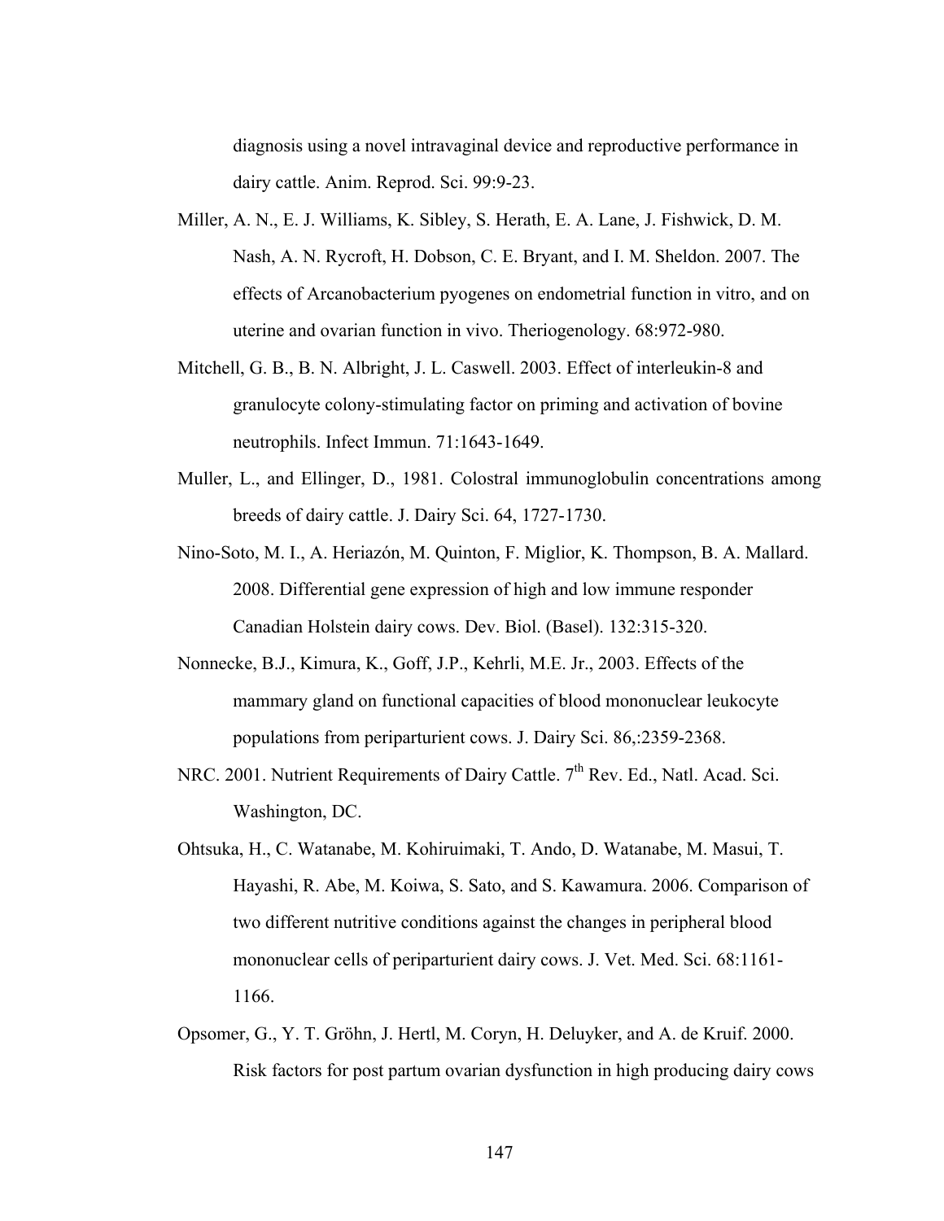diagnosis using a novel intravaginal device and reproductive performance in dairy cattle. Anim. Reprod. Sci. 99:9-23.

Miller, A. N., E. J. Williams, K. Sibley, S. Herath, E. A. Lane, J. Fishwick, D. M. Nash, A. N. Rycroft, H. Dobson, C. E. Bryant, and I. M. Sheldon. 2007. The effects of Arcanobacterium pyogenes on endometrial function in vitro, and on uterine and ovarian function in vivo. Theriogenology. 68:972-980.

Mitchell, G. B., B. N. Albright, J. L. Caswell. 2003. Effect of interleukin-8 and granulocyte colony-stimulating factor on priming and activation of bovine neutrophils. Infect Immun. 71:1643-1649.

Muller, L., and Ellinger, D., 1981. Colostral immunoglobulin concentrations among breeds of dairy cattle. J. Dairy Sci. 64, 1727-1730.

Nino-Soto, M. I., A. Heriazón, M. Quinton, F. Miglior, K. Thompson, B. A. Mallard. 2008. Differential gene expression of high and low immune responder Canadian Holstein dairy cows. Dev. Biol. (Basel). 132:315-320.

Nonnecke, B.J., Kimura, K., Goff, J.P., Kehrli, M.E. Jr., 2003. Effects of the mammary gland on functional capacities of blood mononuclear leukocyte populations from periparturient cows. J. Dairy Sci. 86,:2359-2368.

NRC. 2001. Nutrient Requirements of Dairy Cattle. 7th Rev. Ed., Natl. Acad. Sci. Washington, DC.

Ohtsuka, H., C. Watanabe, M. Kohiruimaki, T. Ando, D. Watanabe, M. Masui, T. Hayashi, R. Abe, M. Koiwa, S. Sato, and S. Kawamura. 2006. Comparison of two different nutritive conditions against the changes in peripheral blood mononuclear cells of periparturient dairy cows. J. Vet. Med. Sci. 68:1161-1166.

Opsomer, G., Y. T. Gröhn, J. Hertl, M. Coryn, H. Deluyker, and A. de Kruif. 2000. Risk factors for post partum ovarian dysfunction in high producing dairy cows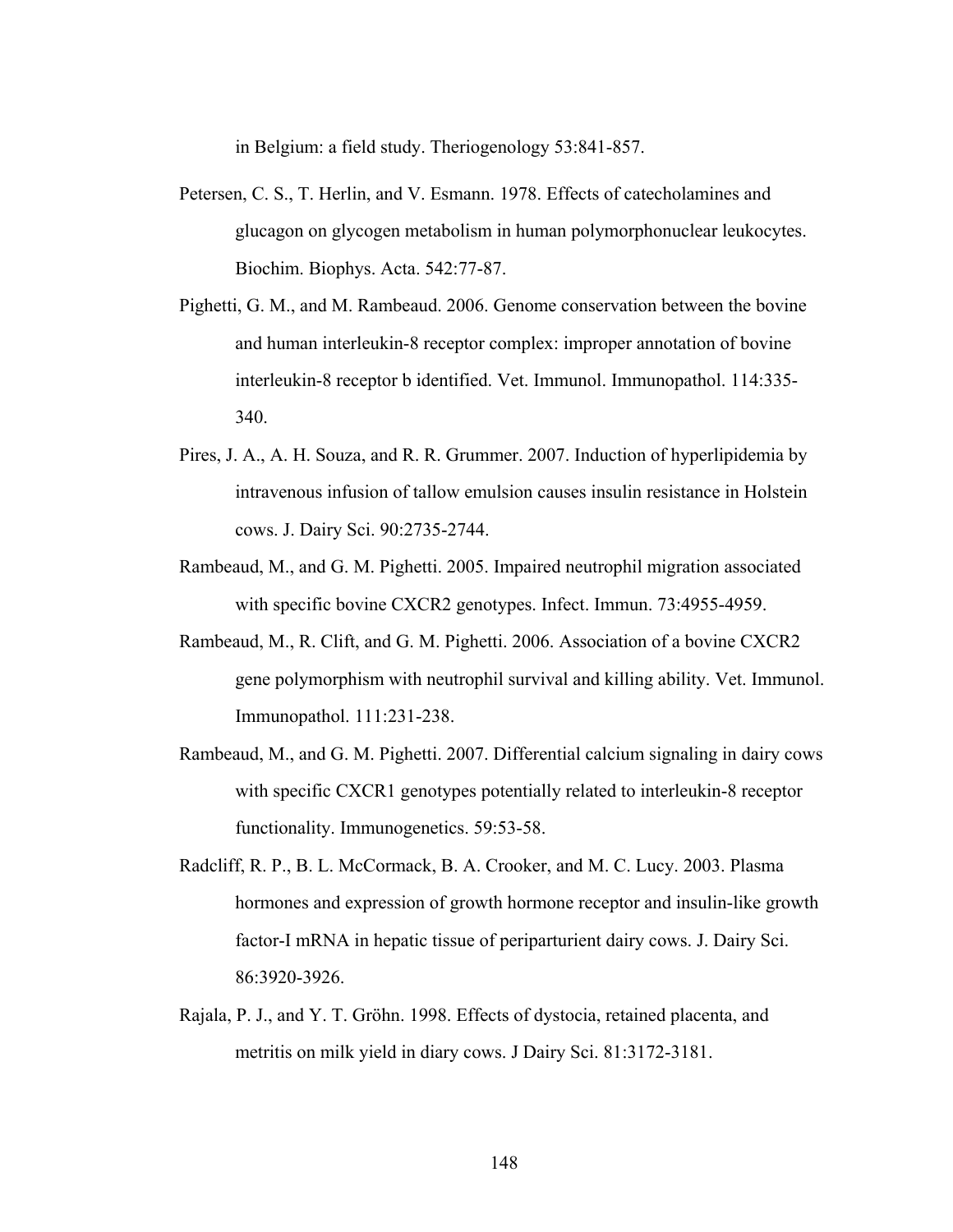in Belgium: a field study. Theriogenology 53:841-857.

Petersen, C. S., T. Herlin, and V. Esmann. 1978. Effects of catecholamines and glucagon on glycogen metabolism in human polymorphonuclear leukocytes. Biochim. Biophys. Acta. 542:77-87.

Pighetti, G. M., and M. Rambeaud. 2006. Genome conservation between the bovine and human interleukin-8 receptor complex: improper annotation of bovine interleukin-8 receptor b identified. Vet. Immunol. Immunopathol. 114:335-340.

Pires, J. A., A. H. Souza, and R. R. Grummer. 2007. Induction of hyperlipidemia by intravenous infusion of tallow emulsion causes insulin resistance in Holstein cows. J. Dairy Sci. 90:2735-2744.

Rambeaud, M., and G. M. Pighetti. 2005. Impaired neutrophil migration associated with specific bovine CXCR2 genotypes. Infect. Immun. 73:4955-4959.

Rambeaud, M., R. Clift, and G. M. Pighetti. 2006. Association of a bovine CXCR2 gene polymorphism with neutrophil survival and killing ability. Vet. Immunol. Immunopathol. 111:231-238.

Rambeaud, M., and G. M. Pighetti. 2007. Differential calcium signaling in dairy cows with specific CXCR1 genotypes potentially related to interleukin-8 receptor functionality. Immunogenetics. 59:53-58.

Radcliff, R. P., B. L. McCormack, B. A. Crooker, and M. C. Lucy. 2003. Plasma hormones and expression of growth hormone receptor and insulin-like growth factor-I mRNA in hepatic tissue of periparturient dairy cows. J. Dairy Sci. 86:3920-3926.

Rajala, P. J., and Y. T. Gröhn. 1998. Effects of dystocia, retained placenta, and metritis on milk yield in diary cows. J Dairy Sci. 81:3172-3181.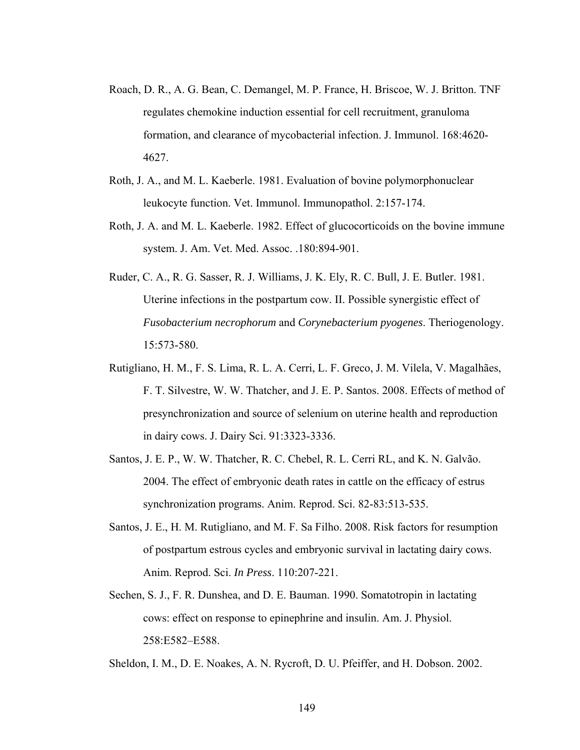Roach, D. R., A. G. Bean, C. Demangel, M. P. France, H. Briscoe, W. J. Britton. TNF regulates chemokine induction essential for cell recruitment, granuloma formation, and clearance of mycobacterial infection. J. Immunol. 168:4620-4627.

Roth, J. A., and M. L. Kaeberle. 1981. Evaluation of bovine polymorphonuclear leukocyte function. Vet. Immunol. Immunopathol. 2:157-174.

Roth, J. A. and M. L. Kaeberle. 1982. Effect of glucocorticoids on the bovine immune system. J. Am. Vet. Med. Assoc. .180:894-901.

Ruder, C. A., R. G. Sasser, R. J. Williams, J. K. Ely, R. C. Bull, J. E. Butler. 1981. Uterine infections in the postpartum cow. II. Possible synergistic effect of *Fusobacterium necrophorum* and *Corynebacterium pyogenes*. Theriogenology. 15:573-580.

Rutigliano, H. M., F. S. Lima, R. L. A. Cerri, L. F. Greco, J. M. Vilela, V. Magalhães, F. T. Silvestre, W. W. Thatcher, and J. E. P. Santos. 2008. Effects of method of presynchronization and source of selenium on uterine health and reproduction in dairy cows. J. Dairy Sci. 91:3323-3336.

Santos, J. E. P., W. W. Thatcher, R. C. Chebel, R. L. Cerri RL, and K. N. Galvão. 2004. The effect of embryonic death rates in cattle on the efficacy of estrus synchronization programs. Anim. Reprod. Sci. 82-83:513-535.

Santos, J. E., H. M. Rutigliano, and M. F. Sa Filho. 2008. Risk factors for resumption of postpartum estrous cycles and embryonic survival in lactating dairy cows. Anim. Reprod. Sci. *In Press*. 110:207-221.

Sechen, S. J., F. R. Dunshea, and D. E. Bauman. 1990. Somatotropin in lactating cows: effect on response to epinephrine and insulin. Am. J. Physiol. 258:E582–E588.

Sheldon, I. M., D. E. Noakes, A. N. Rycroft, D. U. Pfeiffer, and H. Dobson. 2002.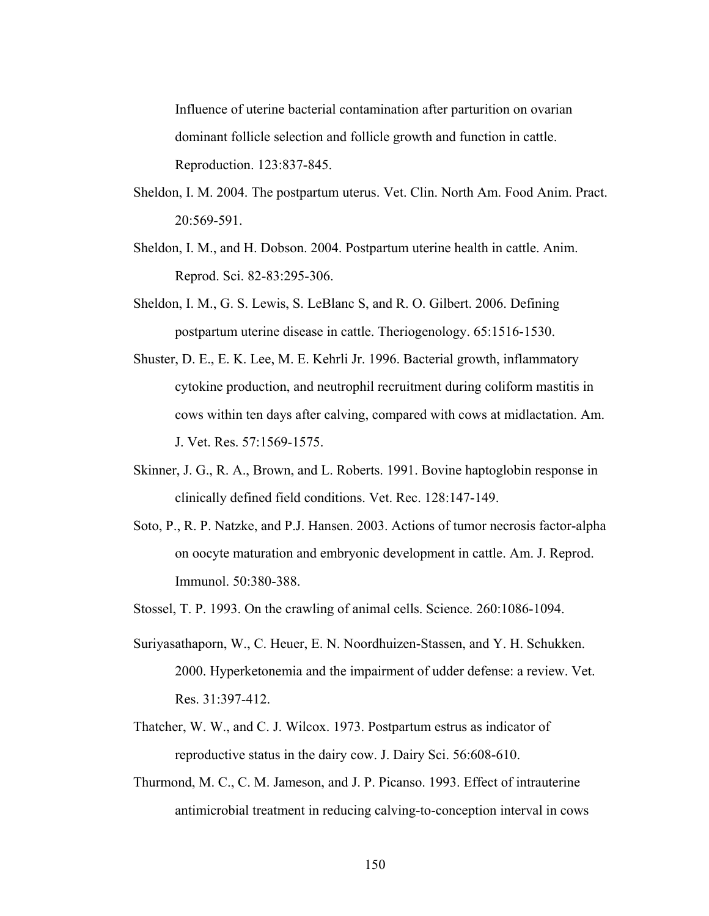Influence of uterine bacterial contamination after parturition on ovarian dominant follicle selection and follicle growth and function in cattle. Reproduction. 123:837-845.

Sheldon, I. M. 2004. The postpartum uterus. Vet. Clin. North Am. Food Anim. Pract. 20:569-591.

Sheldon, I. M., and H. Dobson. 2004. Postpartum uterine health in cattle. Anim. Reprod. Sci. 82-83:295-306.

Sheldon, I. M., G. S. Lewis, S. LeBlanc S, and R. O. Gilbert. 2006. Defining postpartum uterine disease in cattle. Theriogenology. 65:1516-1530.

Shuster, D. E., E. K. Lee, M. E. Kehrli Jr. 1996. Bacterial growth, inflammatory cytokine production, and neutrophil recruitment during coliform mastitis in cows within ten days after calving, compared with cows at midlactation. Am. J. Vet. Res. 57:1569-1575.

Skinner, J. G., R. A., Brown, and L. Roberts. 1991. Bovine haptoglobin response in clinically defined field conditions. Vet. Rec. 128:147-149.

Soto, P., R. P. Natzke, and P.J. Hansen. 2003. Actions of tumor necrosis factor-alpha on oocyte maturation and embryonic development in cattle. Am. J. Reprod. Immunol. 50:380-388.

Stossel, T. P. 1993. On the crawling of animal cells. Science. 260:1086-1094.

Suriyasathaporn, W., C. Heuer, E. N. Noordhuizen-Stassen, and Y. H. Schukken. 2000. Hyperketonemia and the impairment of udder defense: a review. Vet. Res. 31:397-412.

Thatcher, W. W., and C. J. Wilcox. 1973. Postpartum estrus as indicator of reproductive status in the dairy cow. J. Dairy Sci. 56:608-610.

Thurmond, M. C., C. M. Jameson, and J. P. Picanso. 1993. Effect of intrauterine antimicrobial treatment in reducing calving-to-conception interval in cows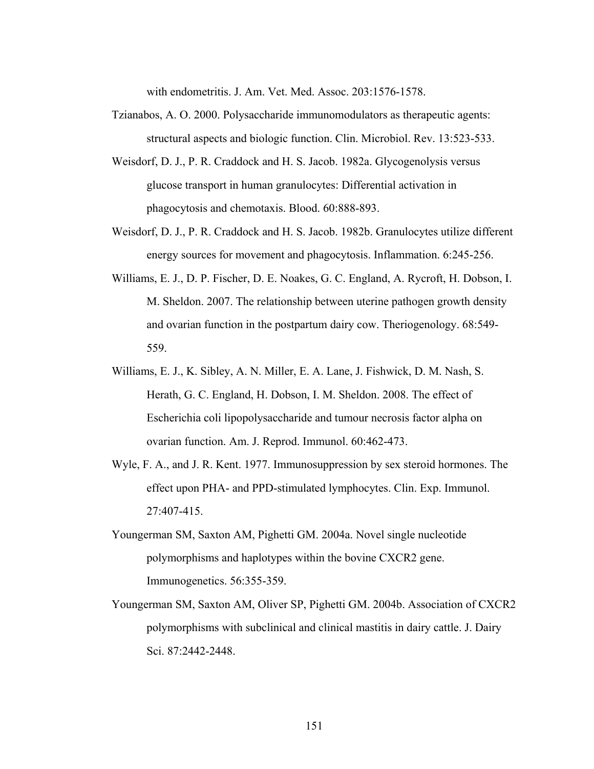with endometritis. J. Am. Vet. Med. Assoc. 203:1576-1578.

Tzianabos, A. O. 2000. Polysaccharide immunomodulators as therapeutic agents: structural aspects and biologic function. Clin. Microbiol. Rev. 13:523-533.

Weisdorf, D. J., P. R. Craddock and H. S. Jacob. 1982a. Glycogenolysis versus glucose transport in human granulocytes: Differential activation in phagocytosis and chemotaxis. Blood. 60:888-893.

Weisdorf, D. J., P. R. Craddock and H. S. Jacob. 1982b. Granulocytes utilize different energy sources for movement and phagocytosis. Inflammation. 6:245-256.

Williams, E. J., D. P. Fischer, D. E. Noakes, G. C. England, A. Rycroft, H. Dobson, I. M. Sheldon. 2007. The relationship between uterine pathogen growth density and ovarian function in the postpartum dairy cow. Theriogenology. 68:549-559.

Williams, E. J., K. Sibley, A. N. Miller, E. A. Lane, J. Fishwick, D. M. Nash, S. Herath, G. C. England, H. Dobson, I. M. Sheldon. 2008. The effect of Escherichia coli lipopolysaccharide and tumour necrosis factor alpha on ovarian function. Am. J. Reprod. Immunol. 60:462-473.

Wyle, F. A., and J. R. Kent. 1977. Immunosuppression by sex steroid hormones. The effect upon PHA- and PPD-stimulated lymphocytes. Clin. Exp. Immunol. 27:407-415.

Youngerman SM, Saxton AM, Pighetti GM. 2004a. Novel single nucleotide polymorphisms and haplotypes within the bovine CXCR2 gene. Immunogenetics. 56:355-359.

Youngerman SM, Saxton AM, Oliver SP, Pighetti GM. 2004b. Association of CXCR2 polymorphisms with subclinical and clinical mastitis in dairy cattle. J. Dairy Sci. 87:2442-2448.